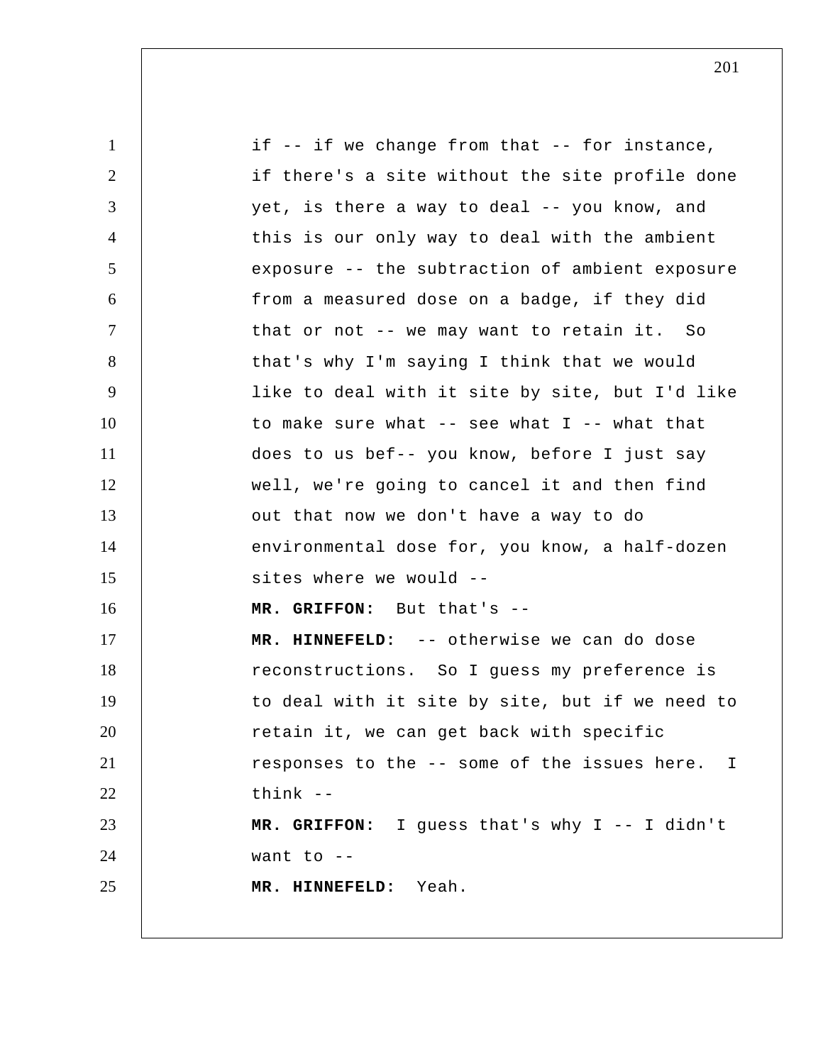if -- if we change from that -- for instance, if there's a site without the site profile done yet, is there a way to deal -- you know, and this is our only way to deal with the ambient exposure -- the subtraction of ambient exposure from a measured dose on a badge, if they did that or not -- we may want to retain it. So that's why I'm saying I think that we would like to deal with it site by site, but I'd like to make sure what -- see what I -- what that does to us bef-- you know, before I just say well, we're going to cancel it and then find out that now we don't have a way to do environmental dose for, you know, a half-dozen sites where we would --

**MR. GRIFFON:** But that's --

**MR. HINNEFELD:** -- otherwise we can do dose reconstructions. So I guess my preference is to deal with it site by site, but if we need to retain it, we can get back with specific responses to the -- some of the issues here. I think --

**MR. GRIFFON:** I guess that's why I -- I didn't want to --

**MR. HINNEFELD:** Yeah.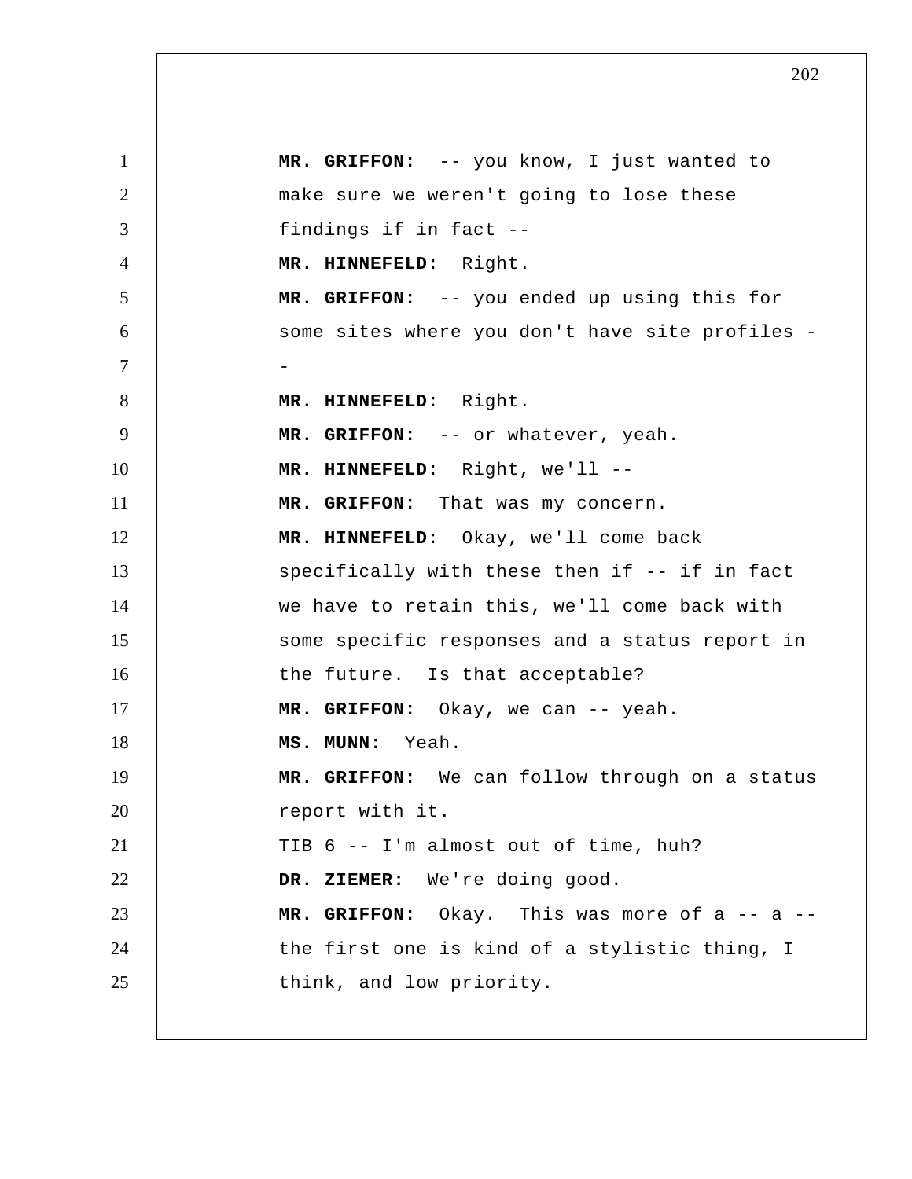**MR. GRIFFON:** -- you know, I just wanted to make sure we weren't going to lose these findings if in fact --

**MR. HINNEFELD:** Right.

**MR. GRIFFON:** -- you ended up using this for some sites where you don't have site profiles --

**MR. HINNEFELD:** Right.

**MR. GRIFFON:** -- or whatever, yeah.

**MR. HINNEFELD:** Right, we'll --

**MR. GRIFFON:** That was my concern.

**MR. HINNEFELD:** Okay, we'll come back specifically with these then if -- if in fact we have to retain this, we'll come back with some specific responses and a status report in the future. Is that acceptable?

**MR. GRIFFON:** Okay, we can -- yeah.

**MS. MUNN:** Yeah.

**MR. GRIFFON:** We can follow through on a status report with it.

TIB 6 -- I'm almost out of time, huh?

**DR. ZIEMER:** We're doing good.

**MR. GRIFFON:** Okay. This was more of a -- a -- the first one is kind of a stylistic thing, I think, and low priority.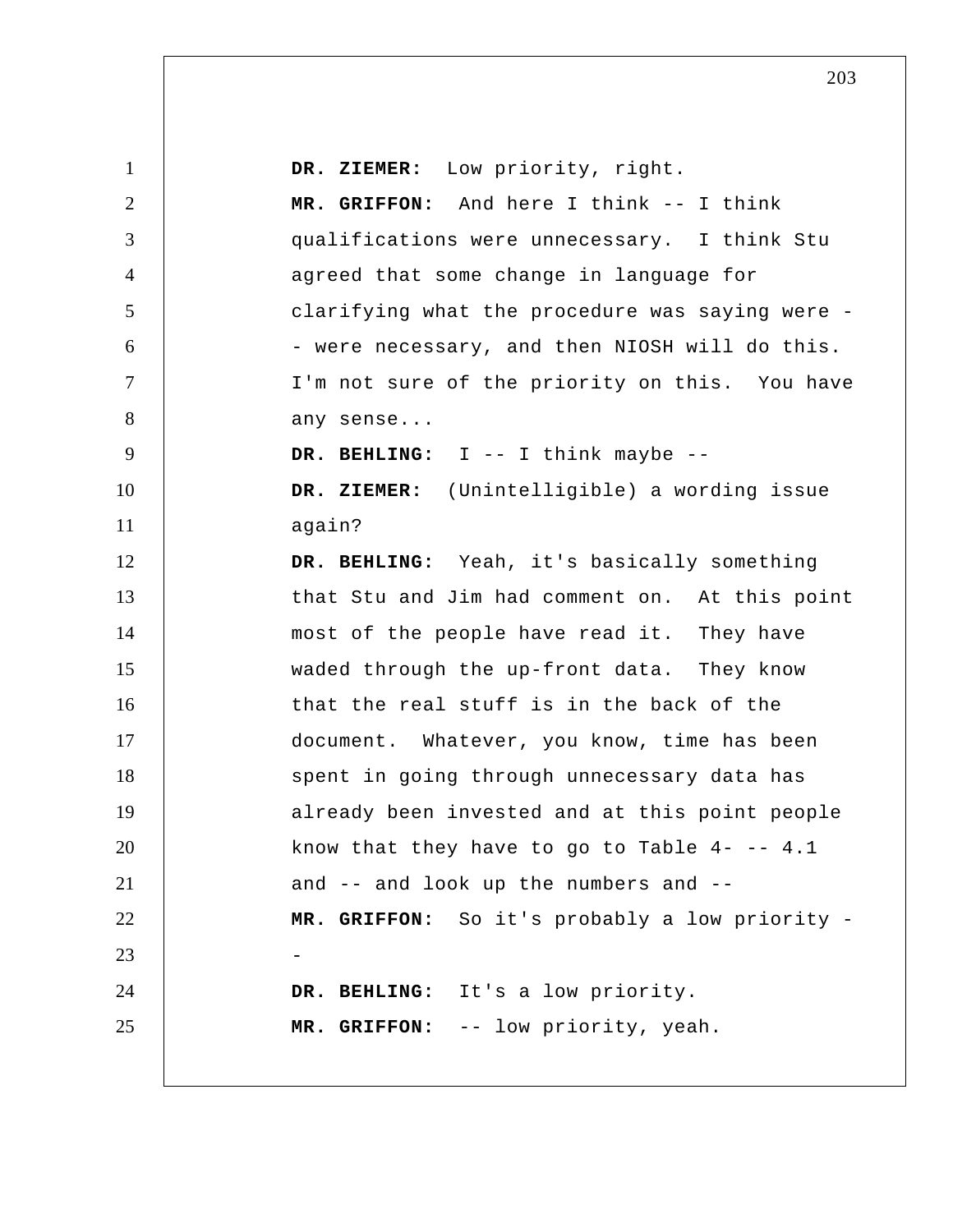**DR. ZIEMER:** Low priority, right.

**MR. GRIFFON:** And here I think -- I think qualifications were unnecessary. I think Stu agreed that some change in language for clarifying what the procedure was saying were -- were necessary, and then NIOSH will do this. I'm not sure of the priority on this. You have any sense...

**DR. BEHLING:** I -- I think maybe --

**DR. ZIEMER:** (Unintelligible) a wording issue again?

**DR. BEHLING:** Yeah, it's basically something that Stu and Jim had comment on. At this point most of the people have read it. They have waded through the up-front data. They know that the real stuff is in the back of the document. Whatever, you know, time has been spent in going through unnecessary data has already been invested and at this point people know that they have to go to Table 4- -- 4.1 and -- and look up the numbers and --

**MR. GRIFFON:** So it's probably a low priority --

**DR. BEHLING:** It's a low priority.

**MR. GRIFFON:** -- low priority, yeah.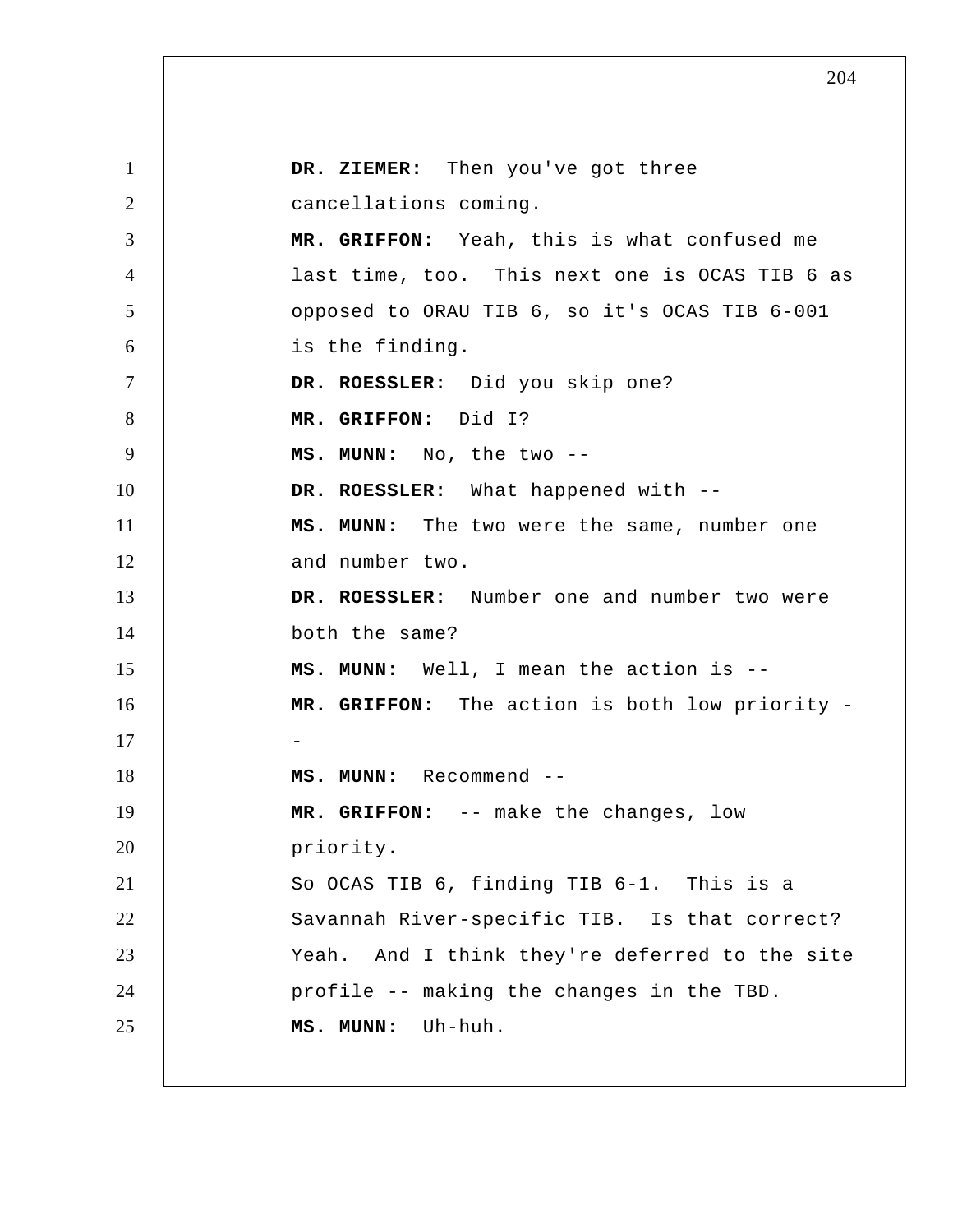**DR. ZIEMER:** Then you've got three cancellations coming.

**MR. GRIFFON:** Yeah, this is what confused me last time, too. This next one is OCAS TIB 6 as opposed to ORAU TIB 6, so it's OCAS TIB 6-001 is the finding.

**DR. ROESSLER:** Did you skip one?

**MR. GRIFFON:** Did I?

**MS. MUNN:** No, the two --

**DR. ROESSLER:** What happened with --

**MS. MUNN:** The two were the same, number one and number two.

**DR. ROESSLER:** Number one and number two were both the same?

**MS. MUNN:** Well, I mean the action is --

**MR. GRIFFON:** The action is both low priority --

**MS. MUNN:** Recommend --

**MR. GRIFFON:** -- make the changes, low priority.

So OCAS TIB 6, finding TIB 6-1. This is a Savannah River-specific TIB. Is that correct? Yeah. And I think they're deferred to the site profile -- making the changes in the TBD.

**MS. MUNN:** Uh-huh.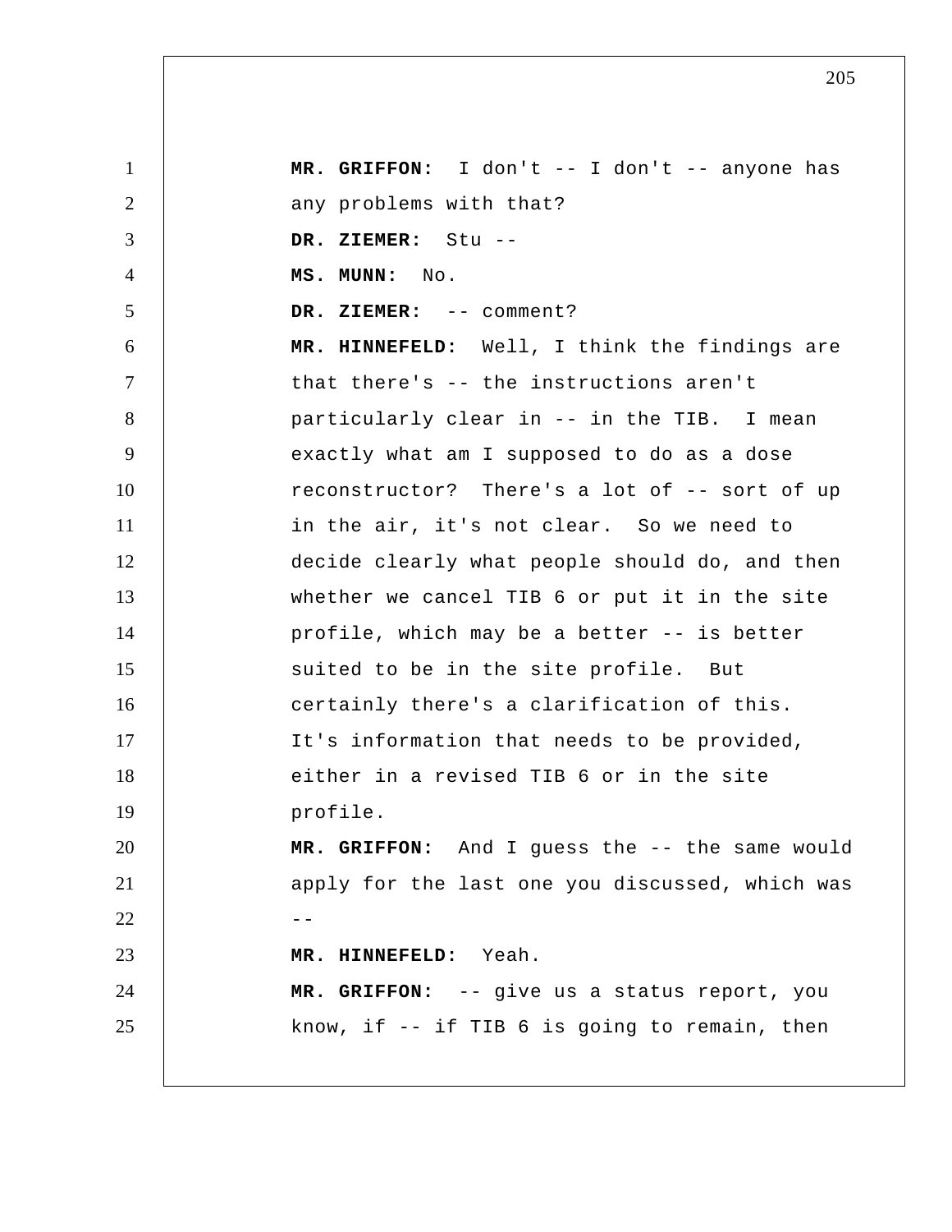**MR. GRIFFON:** I don't -- I don't -- anyone has any problems with that?

**DR. ZIEMER:** Stu --

**MS. MUNN:** No.

**DR. ZIEMER:** -- comment?

**MR. HINNEFELD:** Well, I think the findings are that there's -- the instructions aren't particularly clear in -- in the TIB. I mean exactly what am I supposed to do as a dose reconstructor? There's a lot of -- sort of up in the air, it's not clear. So we need to decide clearly what people should do, and then whether we cancel TIB 6 or put it in the site profile, which may be a better -- is better suited to be in the site profile. But certainly there's a clarification of this. It's information that needs to be provided, either in a revised TIB 6 or in the site profile.

**MR. GRIFFON:** And I guess the -- the same would apply for the last one you discussed, which was --

**MR. HINNEFELD:** Yeah.

**MR. GRIFFON:** -- give us a status report, you know, if -- if TIB 6 is going to remain, then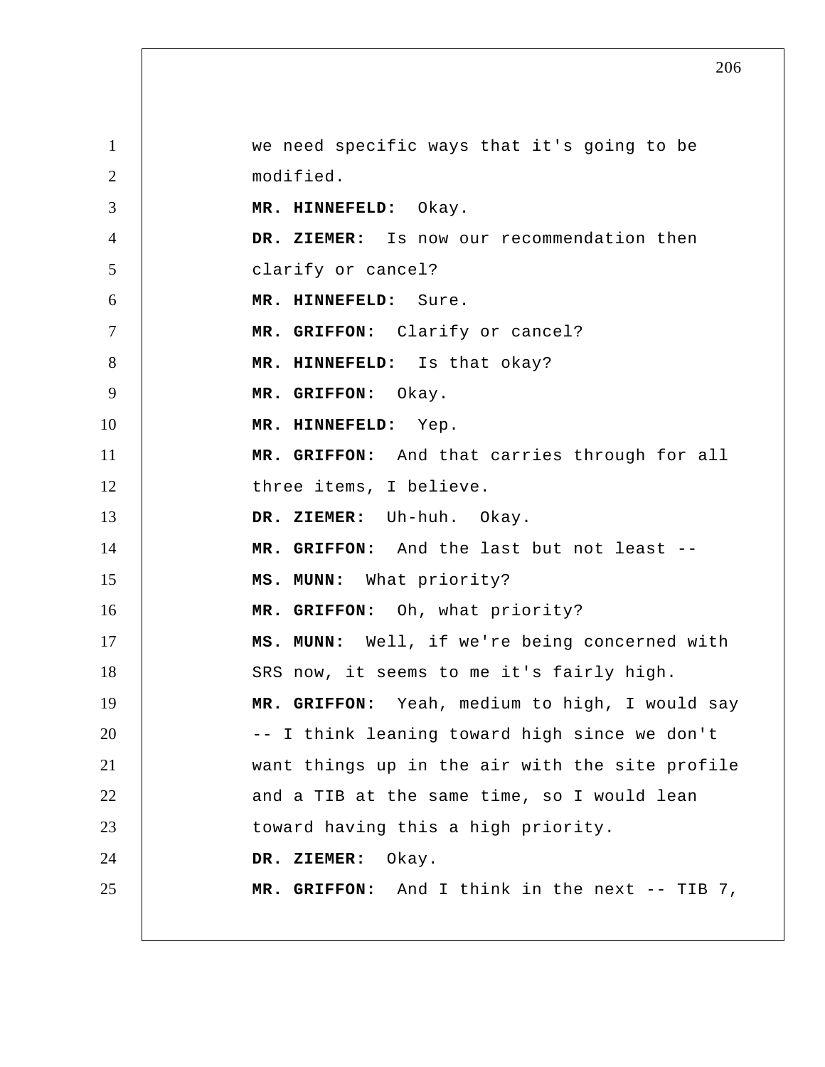we need specific ways that it's going to be modified.

**MR. HINNEFELD:** Okay.

**DR. ZIEMER:** Is now our recommendation then clarify or cancel?

**MR. HINNEFELD:** Sure.

**MR. GRIFFON:** Clarify or cancel?

**MR. HINNEFELD:** Is that okay?

**MR. GRIFFON:** Okay.

**MR. HINNEFELD:** Yep.

**MR. GRIFFON:** And that carries through for all three items, I believe.

**DR. ZIEMER:** Uh-huh. Okay.

**MR. GRIFFON:** And the last but not least --

**MS. MUNN:** What priority?

**MR. GRIFFON:** Oh, what priority?

**MS. MUNN:** Well, if we're being concerned with SRS now, it seems to me it's fairly high.

**MR. GRIFFON:** Yeah, medium to high, I would say -- I think leaning toward high since we don't want things up in the air with the site profile and a TIB at the same time, so I would lean toward having this a high priority.

**DR. ZIEMER:** Okay.

**MR. GRIFFON:** And I think in the next -- TIB 7,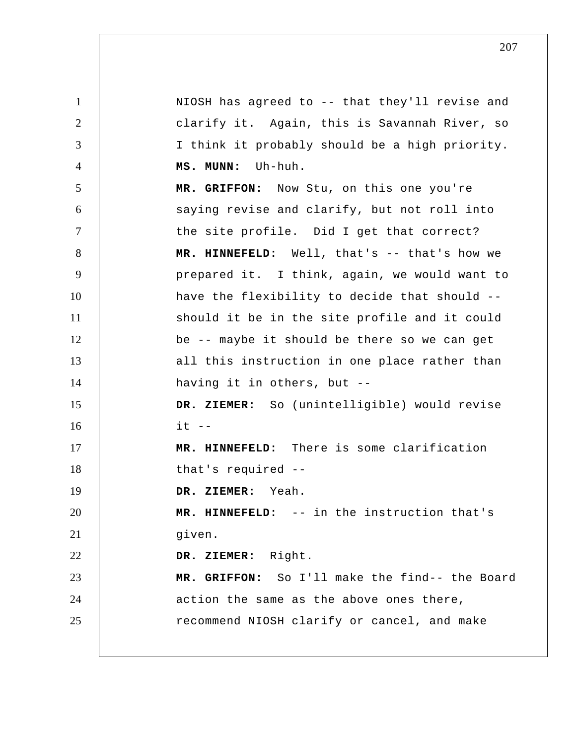NIOSH has agreed to -- that they'll revise and clarify it. Again, this is Savannah River, so I think it probably should be a high priority.

**MS. MUNN:** Uh-huh.

**MR. GRIFFON:** Now Stu, on this one you're saying revise and clarify, but not roll into the site profile. Did I get that correct?

**MR. HINNEFELD:** Well, that's -- that's how we prepared it. I think, again, we would want to have the flexibility to decide that should -- should it be in the site profile and it could be -- maybe it should be there so we can get all this instruction in one place rather than having it in others, but --

**DR. ZIEMER:** So (unintelligible) would revise it --

**MR. HINNEFELD:** There is some clarification that's required --

**DR. ZIEMER:** Yeah.

**MR. HINNEFELD:** -- in the instruction that's given.

**DR. ZIEMER:** Right.

**MR. GRIFFON:** So I'll make the find-- the Board action the same as the above ones there, recommend NIOSH clarify or cancel, and make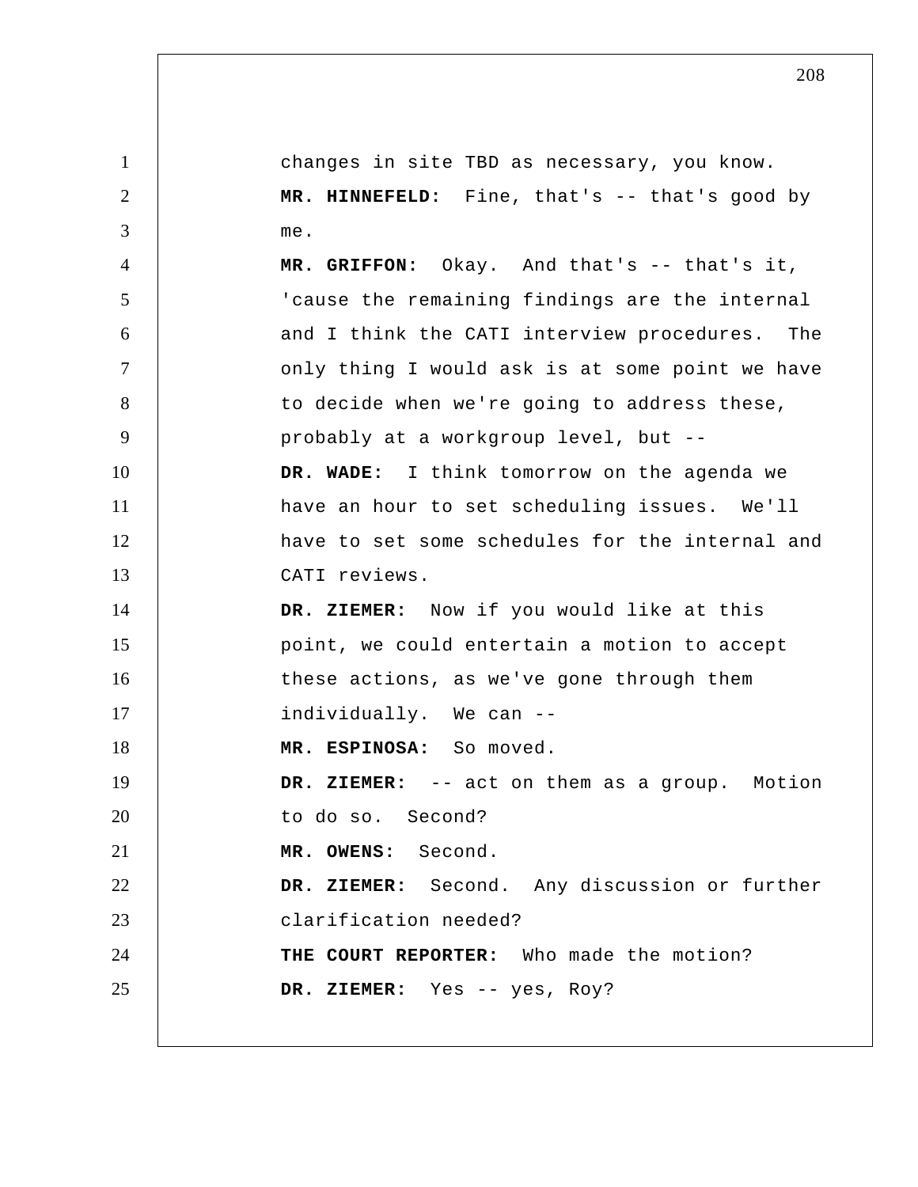changes in site TBD as necessary, you know.

**MR. HINNEFELD:** Fine, that's -- that's good by me.

**MR. GRIFFON:** Okay. And that's -- that's it, 'cause the remaining findings are the internal and I think the CATI interview procedures. The only thing I would ask is at some point we have to decide when we're going to address these, probably at a workgroup level, but --

**DR. WADE:** I think tomorrow on the agenda we have an hour to set scheduling issues. We'll have to set some schedules for the internal and CATI reviews.

**DR. ZIEMER:** Now if you would like at this point, we could entertain a motion to accept these actions, as we've gone through them individually. We can --

**MR. ESPINOSA:** So moved.

**DR. ZIEMER:** -- act on them as a group. Motion to do so. Second?

**MR. OWENS:** Second.

**DR. ZIEMER:** Second. Any discussion or further clarification needed?

**THE COURT REPORTER:** Who made the motion?

**DR. ZIEMER:** Yes -- yes, Roy?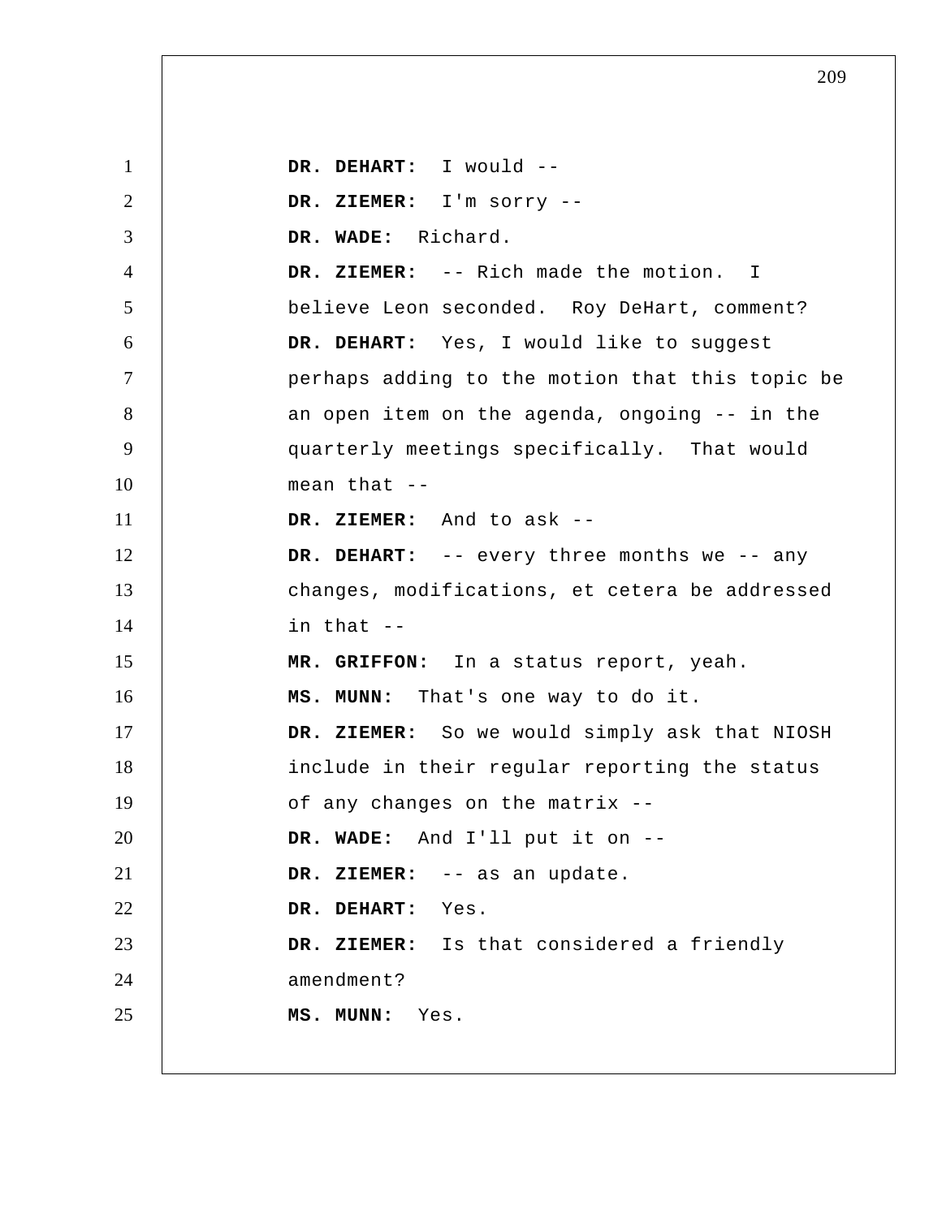**DR. DEHART:** I would --

**DR. ZIEMER:** I'm sorry --

**DR. WADE:** Richard.

**DR. ZIEMER:** -- Rich made the motion. I believe Leon seconded. Roy DeHart, comment?

**DR. DEHART:** Yes, I would like to suggest perhaps adding to the motion that this topic be an open item on the agenda, ongoing -- in the quarterly meetings specifically. That would mean that --

**DR. ZIEMER:** And to ask --

**DR. DEHART:** -- every three months we -- any changes, modifications, et cetera be addressed in that --

**MR. GRIFFON:** In a status report, yeah.

**MS. MUNN:** That's one way to do it.

**DR. ZIEMER:** So we would simply ask that NIOSH include in their regular reporting the status of any changes on the matrix --

**DR. WADE:** And I'll put it on --

**DR. ZIEMER:** -- as an update.

**DR. DEHART:** Yes.

**DR. ZIEMER:** Is that considered a friendly amendment?

**MS. MUNN:** Yes.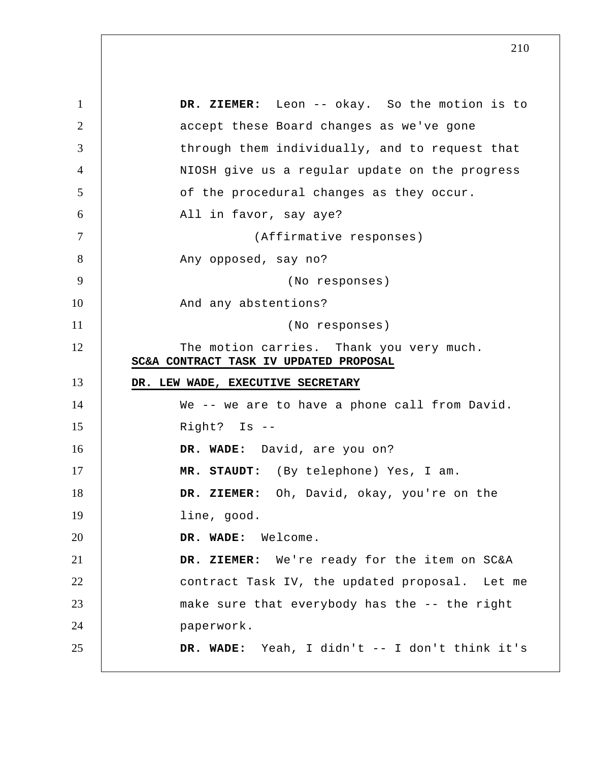**DR. ZIEMER:** Leon -- okay. So the motion is to accept these Board changes as we've gone through them individually, and to request that NIOSH give us a regular update on the progress of the procedural changes as they occur.

All in favor, say aye?

(Affirmative responses)

Any opposed, say no?

(No responses)

And any abstentions?

(No responses)

The motion carries. Thank you very much.

## SC&A CONTRACT TASK IV UPDATED PROPOSAL

## DR. LEW WADE, EXECUTIVE SECRETARY

We -- we are to have a phone call from David. Right? Is --

**DR. WADE:** David, are you on?

**MR. STAUDT:** (By telephone) Yes, I am.

**DR. ZIEMER:** Oh, David, okay, you're on the line, good.

**DR. WADE:** Welcome.

**DR. ZIEMER:** We're ready for the item on SC&A contract Task IV, the updated proposal. Let me make sure that everybody has the -- the right paperwork.

**DR. WADE:** Yeah, I didn't -- I don't think it's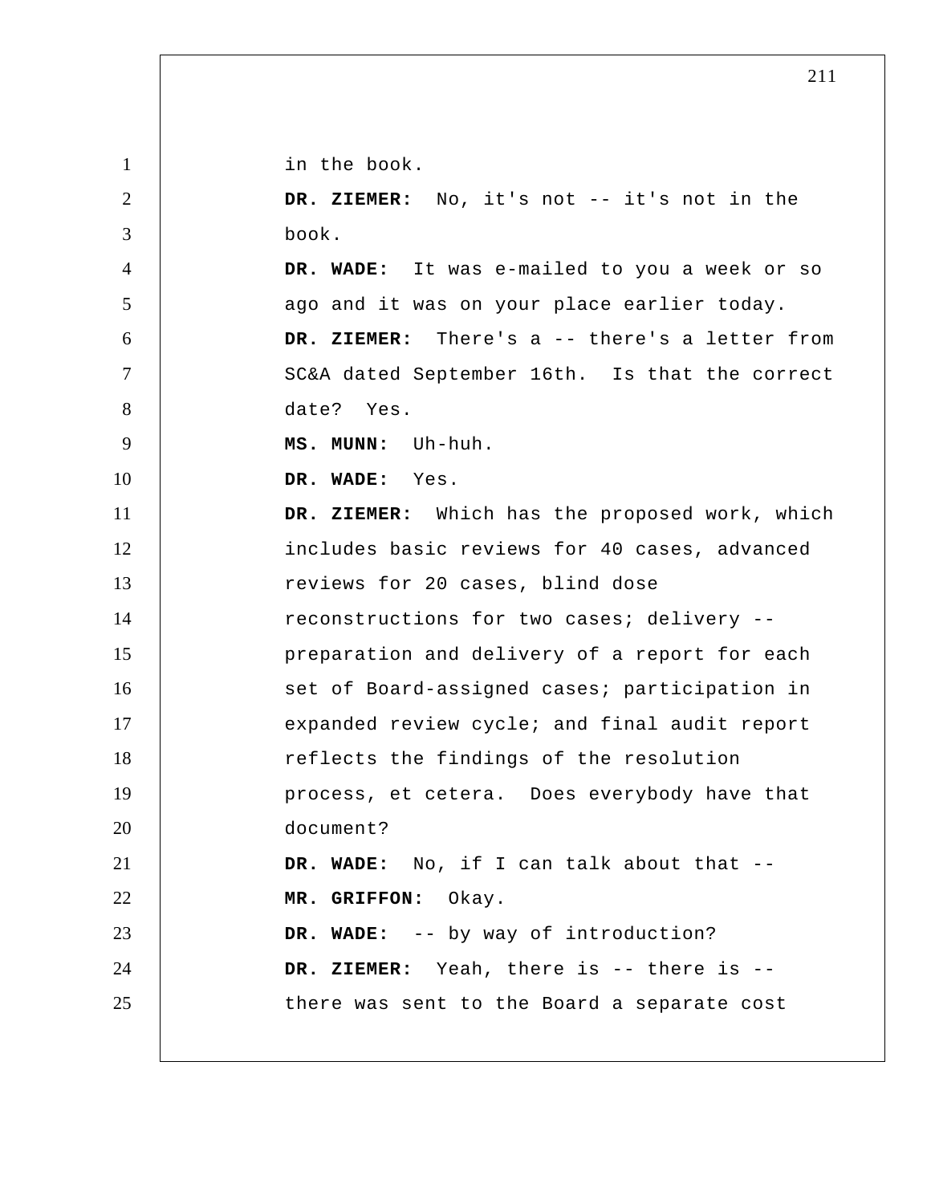in the book.

**DR. ZIEMER:** No, it's not -- it's not in the book.

**DR. WADE:** It was e-mailed to you a week or so ago and it was on your place earlier today.

**DR. ZIEMER:** There's a -- there's a letter from SC&A dated September 16th. Is that the correct date? Yes.

**MS. MUNN:** Uh-huh.

**DR. WADE:** Yes.

**DR. ZIEMER:** Which has the proposed work, which includes basic reviews for 40 cases, advanced reviews for 20 cases, blind dose reconstructions for two cases; delivery -- preparation and delivery of a report for each set of Board-assigned cases; participation in expanded review cycle; and final audit report reflects the findings of the resolution process, et cetera. Does everybody have that document?

**DR. WADE:** No, if I can talk about that --

**MR. GRIFFON:** Okay.

**DR. WADE:** -- by way of introduction?

**DR. ZIEMER:** Yeah, there is -- there is -- there was sent to the Board a separate cost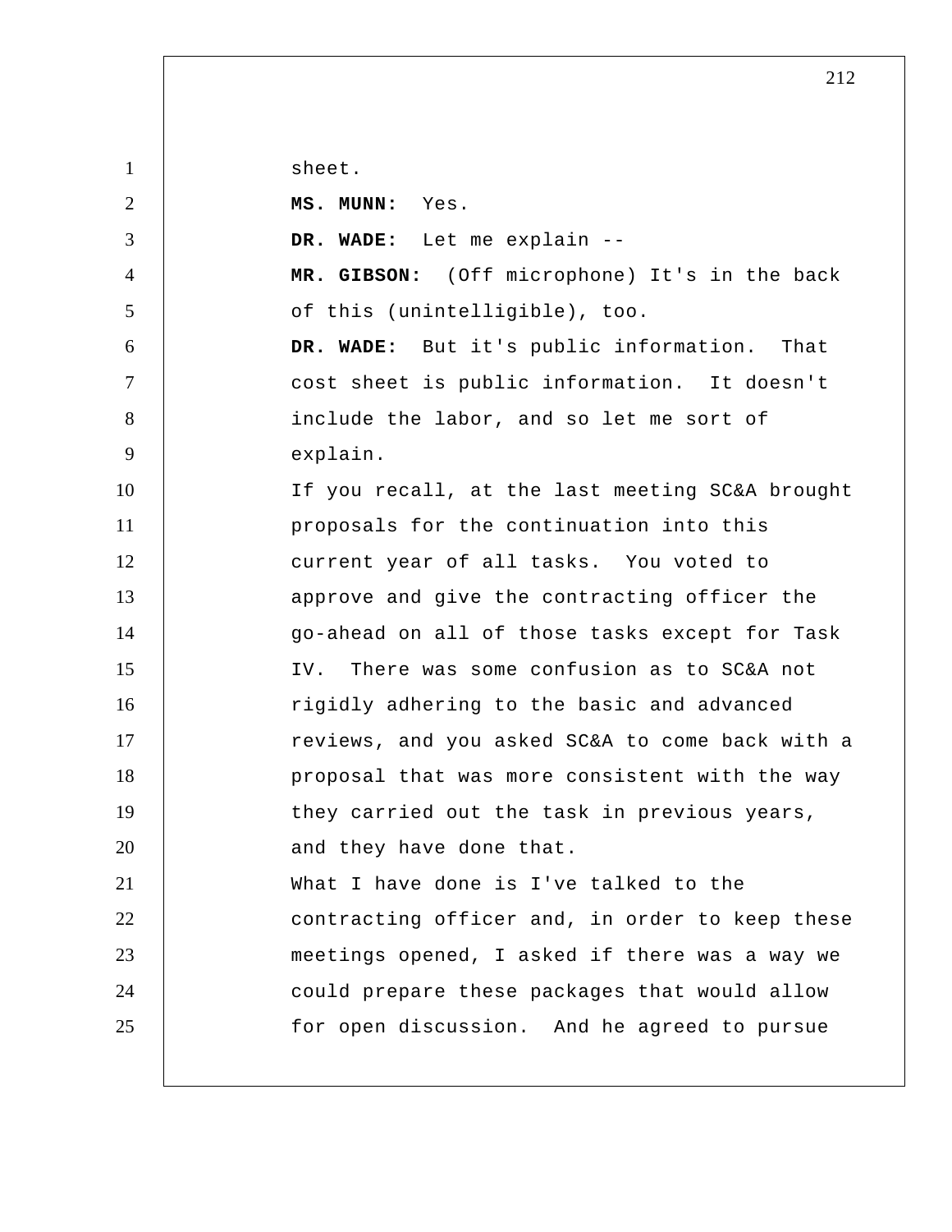sheet.

**MS. MUNN:** Yes.

**DR. WADE:** Let me explain --

**MR. GIBSON:** (Off microphone) It's in the back of this (unintelligible), too.

**DR. WADE:** But it's public information. That cost sheet is public information. It doesn't include the labor, and so let me sort of explain.

If you recall, at the last meeting SC&A brought proposals for the continuation into this current year of all tasks. You voted to approve and give the contracting officer the go-ahead on all of those tasks except for Task IV. There was some confusion as to SC&A not rigidly adhering to the basic and advanced reviews, and you asked SC&A to come back with a proposal that was more consistent with the way they carried out the task in previous years, and they have done that.

What I have done is I've talked to the contracting officer and, in order to keep these meetings opened, I asked if there was a way we could prepare these packages that would allow for open discussion. And he agreed to pursue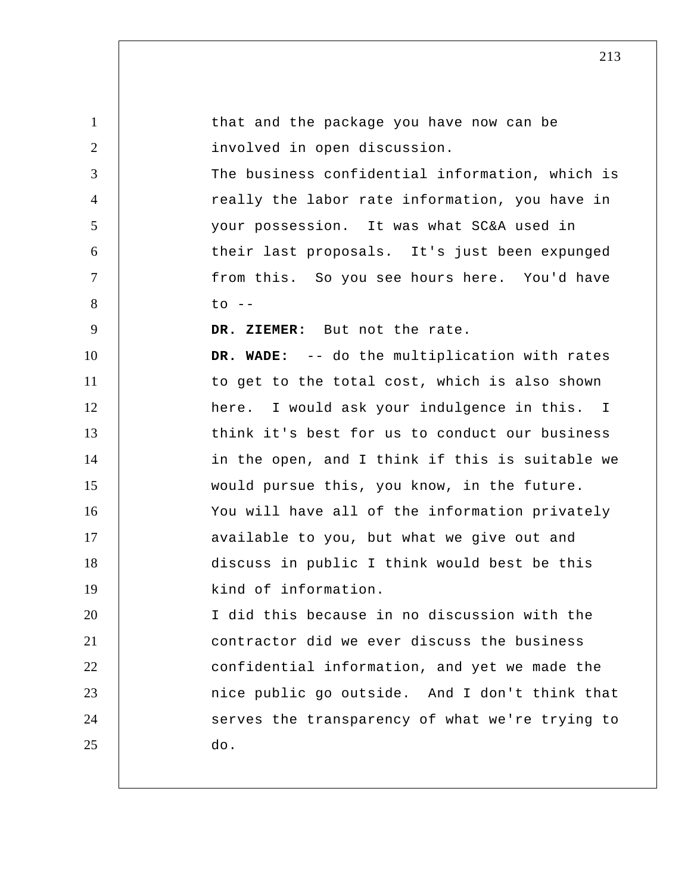that and the package you have now can be involved in open discussion.

The business confidential information, which is really the labor rate information, you have in your possession. It was what SC&A used in their last proposals. It's just been expunged from this. So you see hours here. You'd have to --

**DR. ZIEMER:** But not the rate.

**DR. WADE:** -- do the multiplication with rates to get to the total cost, which is also shown here. I would ask your indulgence in this. I think it's best for us to conduct our business in the open, and I think if this is suitable we would pursue this, you know, in the future. You will have all of the information privately available to you, but what we give out and discuss in public I think would best be this kind of information.

I did this because in no discussion with the contractor did we ever discuss the business confidential information, and yet we made the nice public go outside. And I don't think that serves the transparency of what we're trying to do.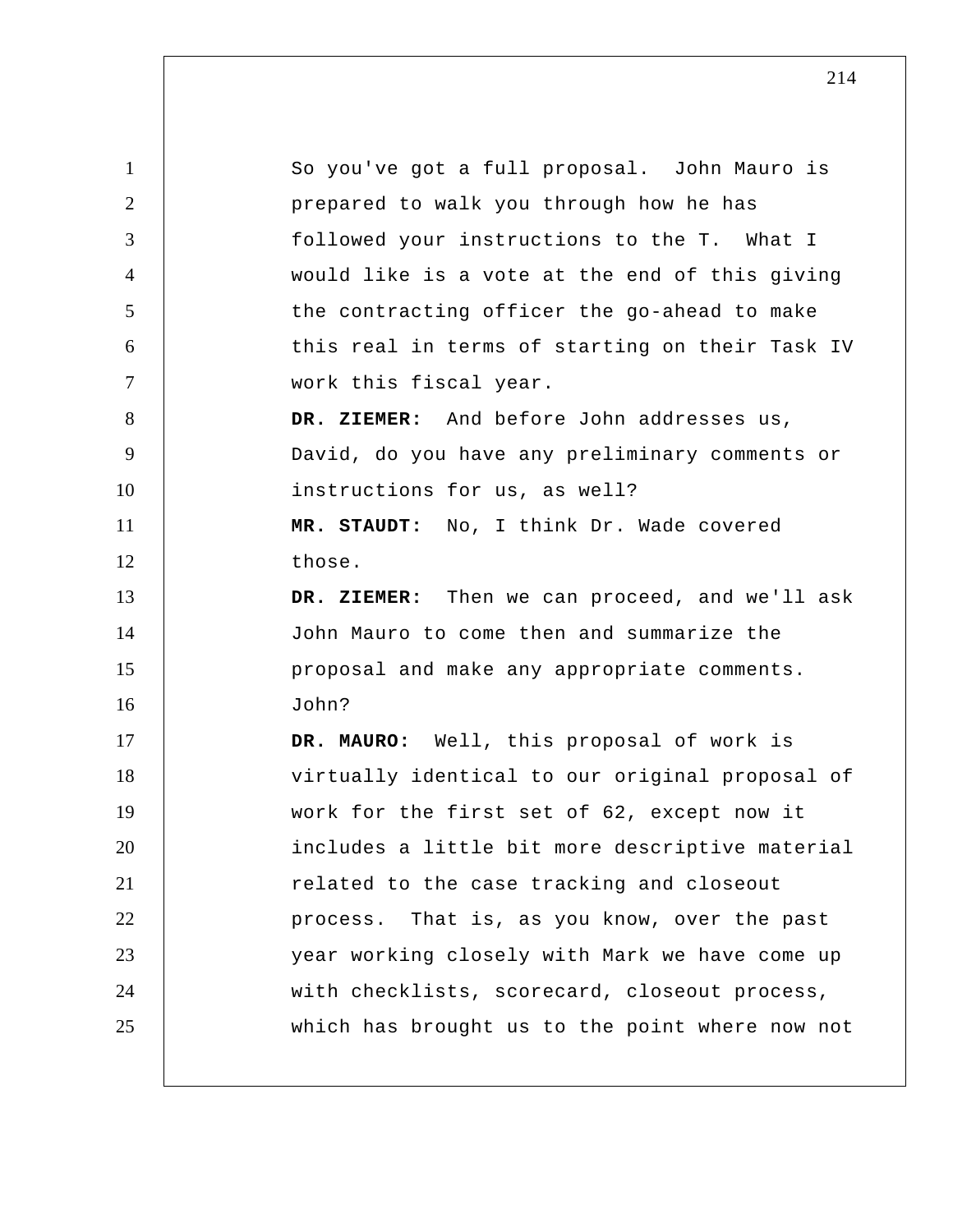So you've got a full proposal. John Mauro is prepared to walk you through how he has followed your instructions to the T. What I would like is a vote at the end of this giving the contracting officer the go-ahead to make this real in terms of starting on their Task IV work this fiscal year.

**DR. ZIEMER:** And before John addresses us, David, do you have any preliminary comments or instructions for us, as well?

**MR. STAUDT:** No, I think Dr. Wade covered those.

**DR. ZIEMER:** Then we can proceed, and we'll ask John Mauro to come then and summarize the proposal and make any appropriate comments. John?

**DR. MAURO:** Well, this proposal of work is virtually identical to our original proposal of work for the first set of 62, except now it includes a little bit more descriptive material related to the case tracking and closeout process. That is, as you know, over the past year working closely with Mark we have come up with checklists, scorecard, closeout process, which has brought us to the point where now not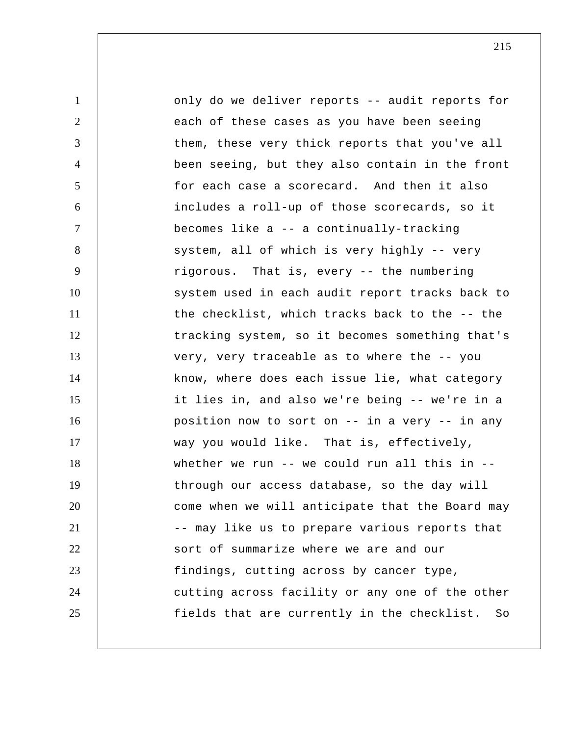only do we deliver reports -- audit reports for each of these cases as you have been seeing them, these very thick reports that you've all been seeing, but they also contain in the front for each case a scorecard. And then it also includes a roll-up of those scorecards, so it becomes like a -- a continually-tracking system, all of which is very highly -- very rigorous. That is, every -- the numbering system used in each audit report tracks back to the checklist, which tracks back to the -- the tracking system, so it becomes something that's very, very traceable as to where the -- you know, where does each issue lie, what category it lies in, and also we're being -- we're in a position now to sort on -- in a very -- in any way you would like. That is, effectively, whether we run -- we could run all this in -- through our access database, so the day will come when we will anticipate that the Board may -- may like us to prepare various reports that sort of summarize where we are and our findings, cutting across by cancer type, cutting across facility or any one of the other fields that are currently in the checklist. So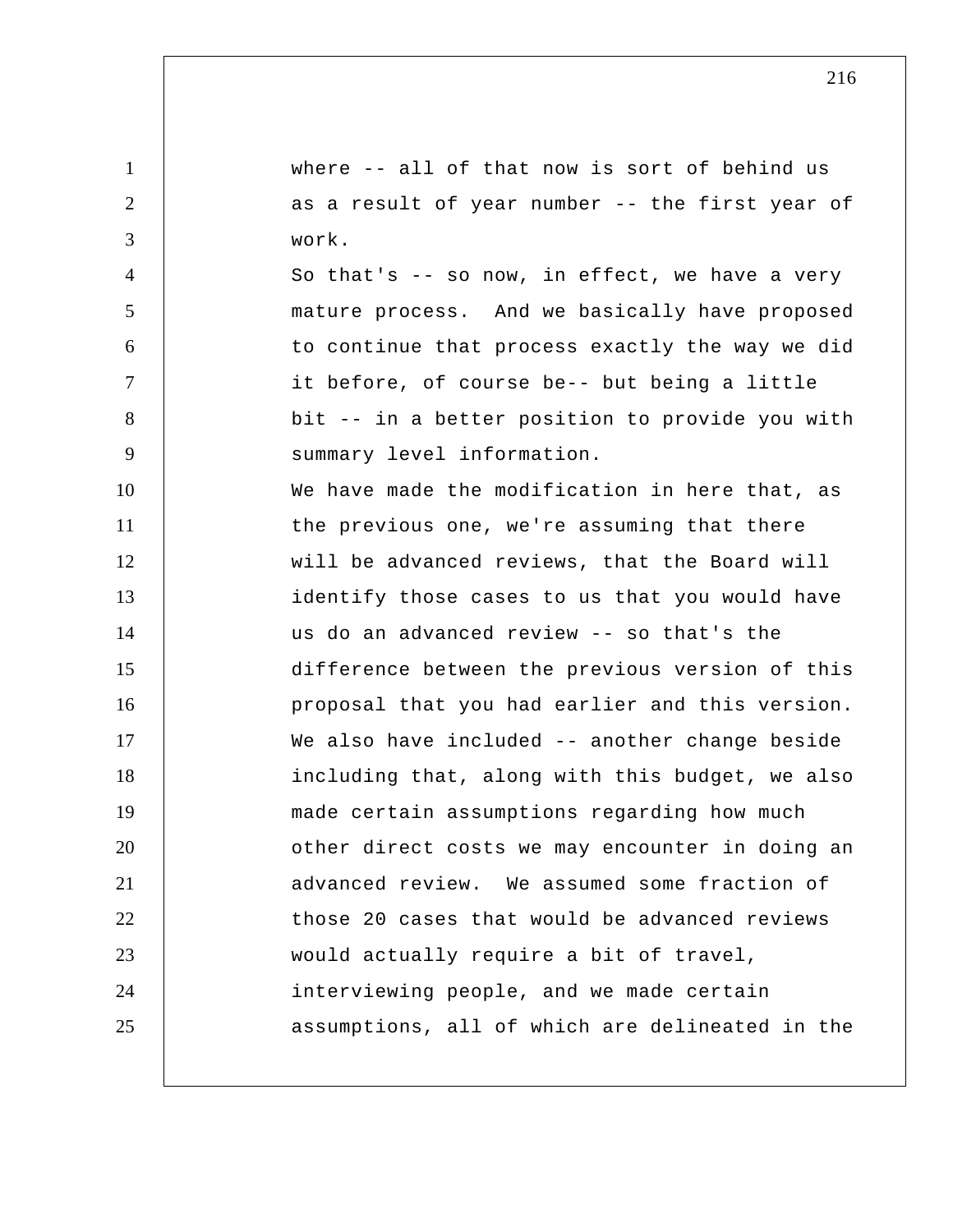where -- all of that now is sort of behind us as a result of year number -- the first year of work.

So that's -- so now, in effect, we have a very mature process. And we basically have proposed to continue that process exactly the way we did it before, of course be-- but being a little bit -- in a better position to provide you with summary level information.

We have made the modification in here that, as the previous one, we're assuming that there will be advanced reviews, that the Board will identify those cases to us that you would have us do an advanced review -- so that's the difference between the previous version of this proposal that you had earlier and this version.

We also have included -- another change beside including that, along with this budget, we also made certain assumptions regarding how much other direct costs we may encounter in doing an advanced review. We assumed some fraction of those 20 cases that would be advanced reviews would actually require a bit of travel, interviewing people, and we made certain assumptions, all of which are delineated in the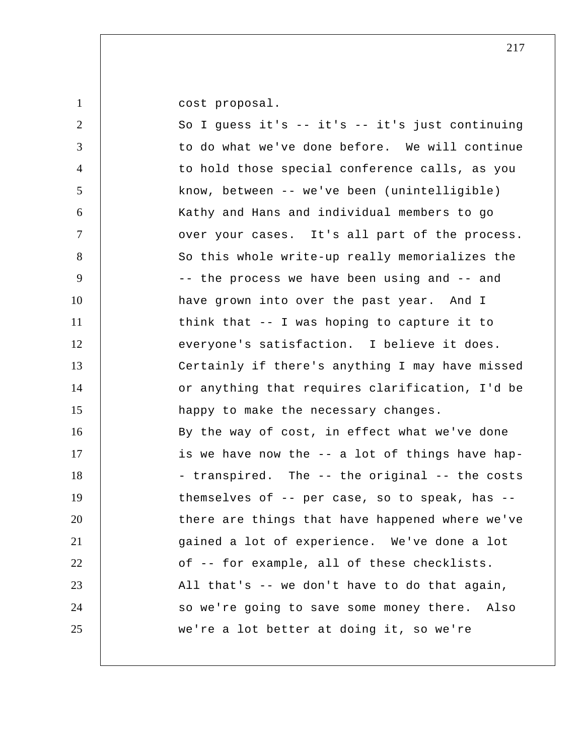cost proposal.

So I guess it's -- it's -- it's just continuing to do what we've done before. We will continue to hold those special conference calls, as you know, between -- we've been (unintelligible) Kathy and Hans and individual members to go over your cases. It's all part of the process. So this whole write-up really memorializes the -- the process we have been using and -- and have grown into over the past year. And I think that -- I was hoping to capture it to everyone's satisfaction. I believe it does. Certainly if there's anything I may have missed or anything that requires clarification, I'd be happy to make the necessary changes.

By the way of cost, in effect what we've done is we have now the -- a lot of things have hap- - transpired. The -- the original -- the costs themselves of -- per case, so to speak, has -- there are things that have happened where we've gained a lot of experience. We've done a lot of -- for example, all of these checklists. All that's -- we don't have to do that again, so we're going to save some money there. Also we're a lot better at doing it, so we're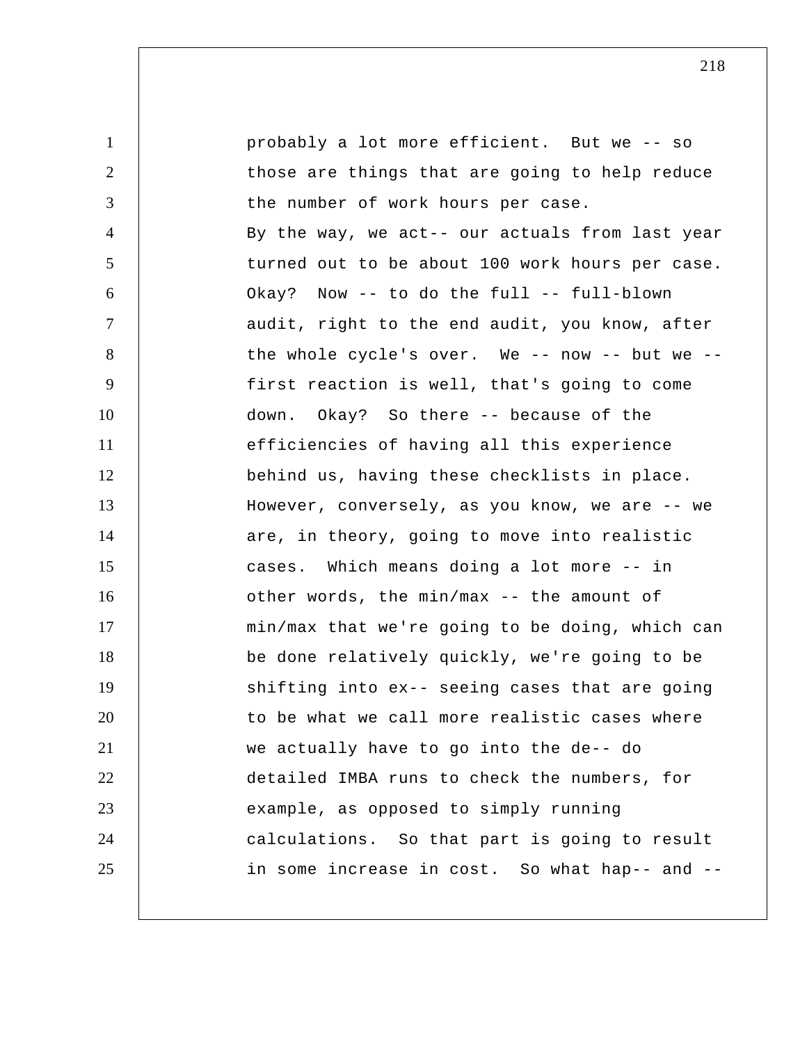probably a lot more efficient. But we -- so those are things that are going to help reduce the number of work hours per case.

By the way, we act-- our actuals from last year turned out to be about 100 work hours per case. Okay? Now -- to do the full -- full-blown audit, right to the end audit, you know, after the whole cycle's over. We -- now -- but we -- first reaction is well, that's going to come down. Okay? So there -- because of the efficiencies of having all this experience behind us, having these checklists in place. However, conversely, as you know, we are -- we are, in theory, going to move into realistic cases. Which means doing a lot more -- in other words, the min/max -- the amount of min/max that we're going to be doing, which can be done relatively quickly, we're going to be shifting into ex-- seeing cases that are going to be what we call more realistic cases where we actually have to go into the de-- do detailed IMBA runs to check the numbers, for example, as opposed to simply running calculations. So that part is going to result in some increase in cost. So what hap-- and --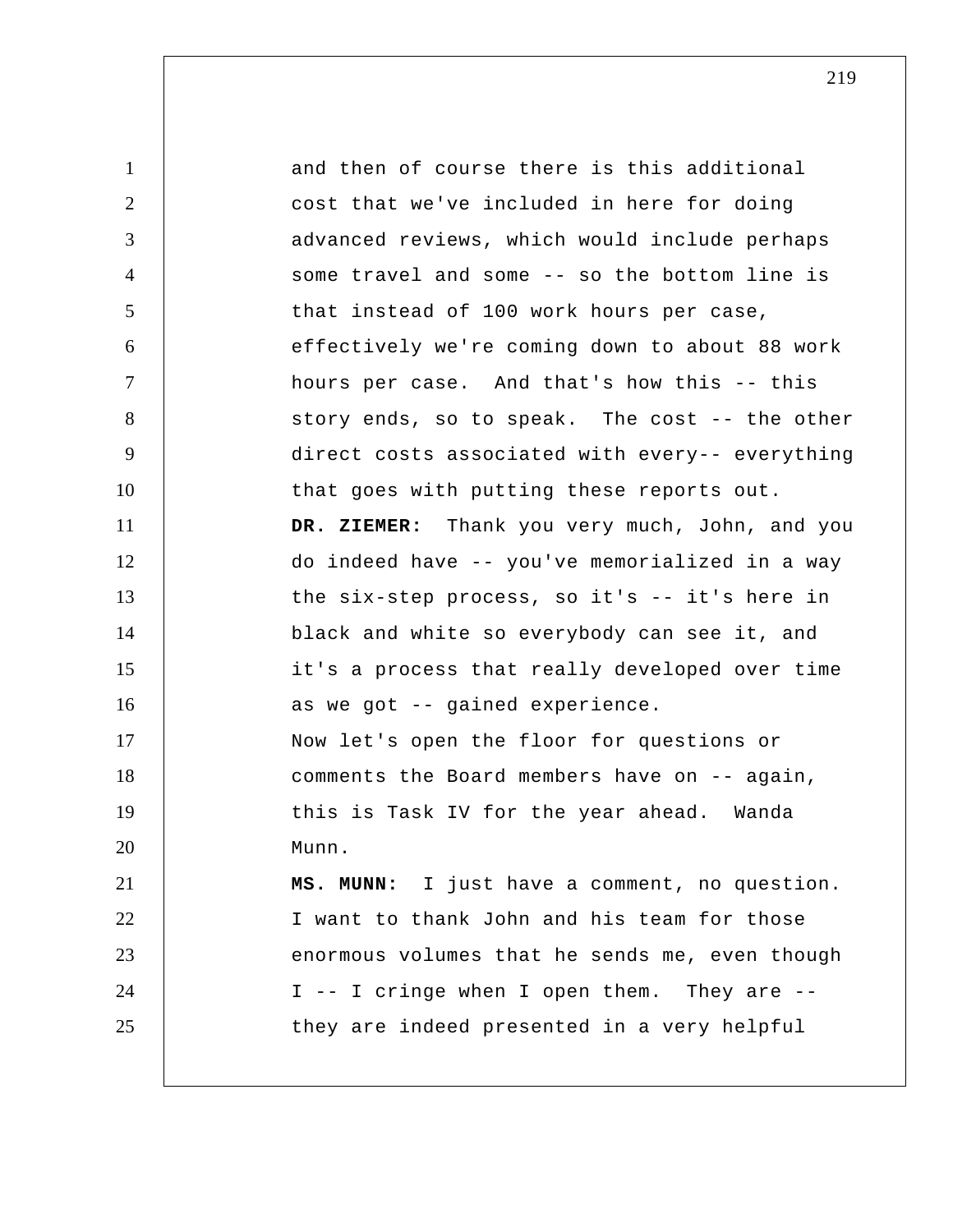and then of course there is this additional cost that we've included in here for doing advanced reviews, which would include perhaps some travel and some -- so the bottom line is that instead of 100 work hours per case, effectively we're coming down to about 88 work hours per case. And that's how this -- this story ends, so to speak. The cost -- the other direct costs associated with every-- everything that goes with putting these reports out.

**DR. ZIEMER:** Thank you very much, John, and you do indeed have -- you've memorialized in a way the six-step process, so it's -- it's here in black and white so everybody can see it, and it's a process that really developed over time as we got -- gained experience.

Now let's open the floor for questions or comments the Board members have on -- again, this is Task IV for the year ahead. Wanda Munn.

**MS. MUNN:** I just have a comment, no question. I want to thank John and his team for those enormous volumes that he sends me, even though I -- I cringe when I open them. They are -- they are indeed presented in a very helpful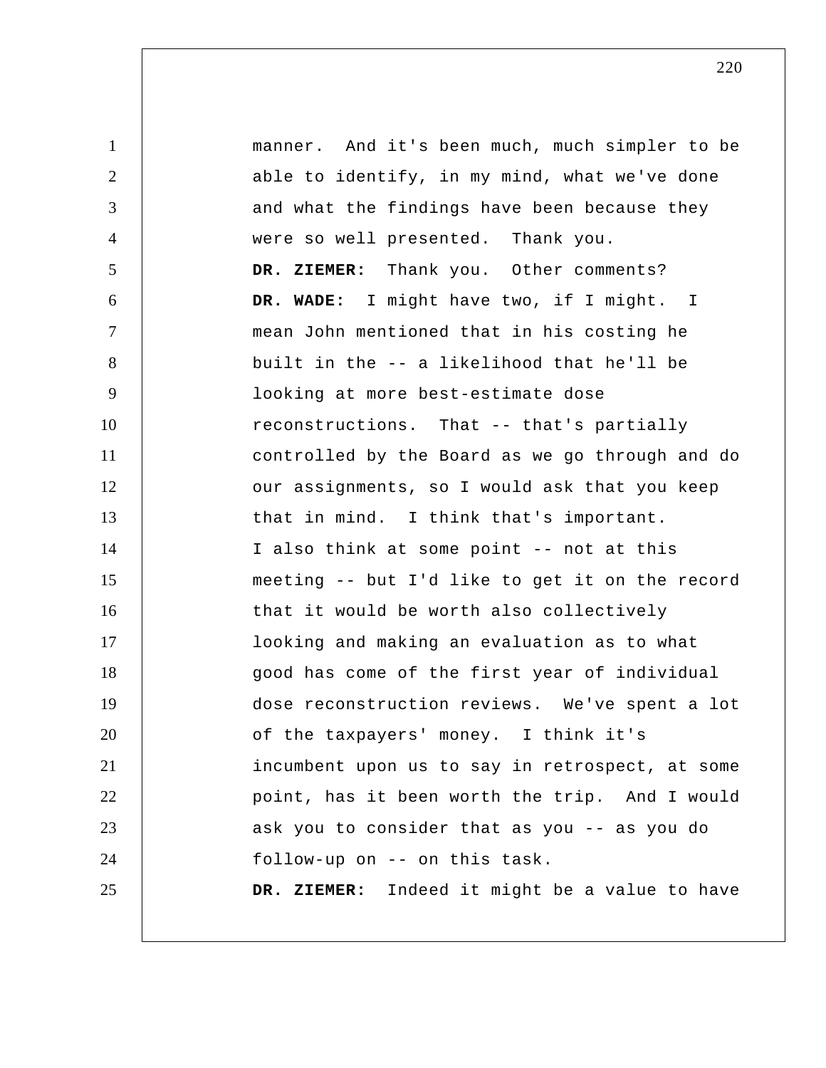manner. And it's been much, much simpler to be able to identify, in my mind, what we've done and what the findings have been because they were so well presented. Thank you.

**DR. ZIEMER:** Thank you. Other comments?

**DR. WADE:** I might have two, if I might. I mean John mentioned that in his costing he built in the -- a likelihood that he'll be looking at more best-estimate dose reconstructions. That -- that's partially controlled by the Board as we go through and do our assignments, so I would ask that you keep that in mind. I think that's important.

I also think at some point -- not at this meeting -- but I'd like to get it on the record that it would be worth also collectively looking and making an evaluation as to what good has come of the first year of individual dose reconstruction reviews. We've spent a lot of the taxpayers' money. I think it's incumbent upon us to say in retrospect, at some point, has it been worth the trip. And I would ask you to consider that as you -- as you do follow-up on -- on this task.

**DR. ZIEMER:** Indeed it might be a value to have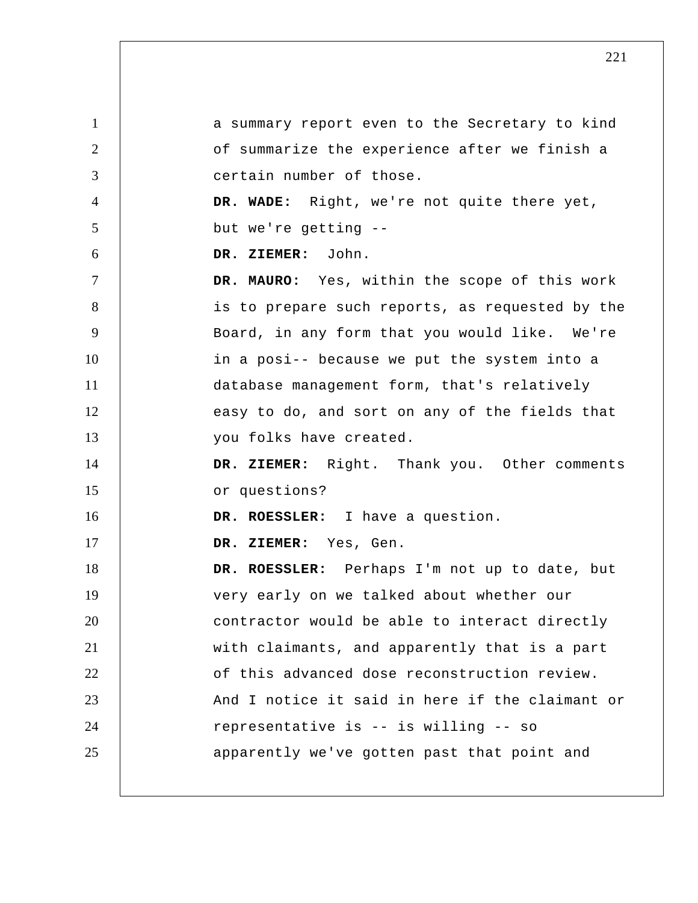a summary report even to the Secretary to kind of summarize the experience after we finish a certain number of those.

**DR. WADE:** Right, we're not quite there yet, but we're getting --

**DR. ZIEMER:** John.

**DR. MAURO:** Yes, within the scope of this work is to prepare such reports, as requested by the Board, in any form that you would like. We're in a posi-- because we put the system into a database management form, that's relatively easy to do, and sort on any of the fields that you folks have created.

**DR. ZIEMER:** Right. Thank you. Other comments or questions?

**DR. ROESSLER:** I have a question.

**DR. ZIEMER:** Yes, Gen.

**DR. ROESSLER:** Perhaps I'm not up to date, but very early on we talked about whether our contractor would be able to interact directly with claimants, and apparently that is a part of this advanced dose reconstruction review. And I notice it said in here if the claimant or representative is -- is willing -- so apparently we've gotten past that point and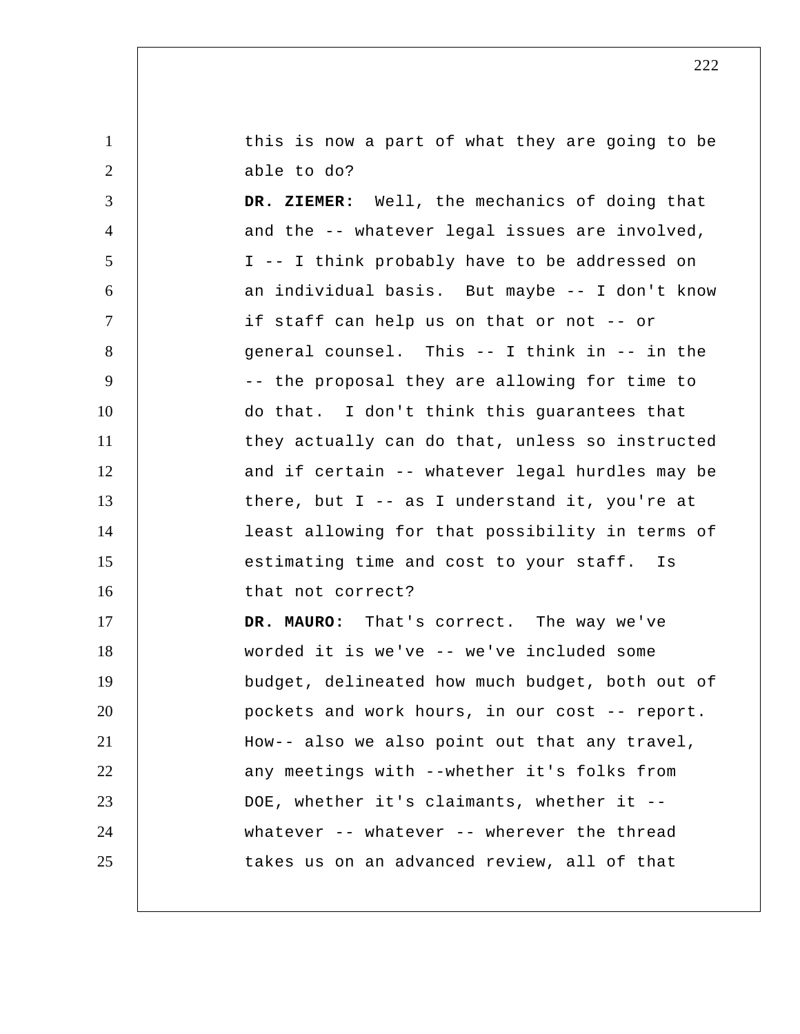this is now a part of what they are going to be able to do?

**DR. ZIEMER:** Well, the mechanics of doing that and the -- whatever legal issues are involved, I -- I think probably have to be addressed on an individual basis. But maybe -- I don't know if staff can help us on that or not -- or general counsel. This -- I think in -- in the -- the proposal they are allowing for time to do that. I don't think this guarantees that they actually can do that, unless so instructed and if certain -- whatever legal hurdles may be there, but I -- as I understand it, you're at least allowing for that possibility in terms of estimating time and cost to your staff. Is that not correct?

**DR. MAURO:** That's correct. The way we've worded it is we've -- we've included some budget, delineated how much budget, both out of pockets and work hours, in our cost -- report. How-- also we also point out that any travel, any meetings with --whether it's folks from DOE, whether it's claimants, whether it -- whatever -- whatever -- wherever the thread takes us on an advanced review, all of that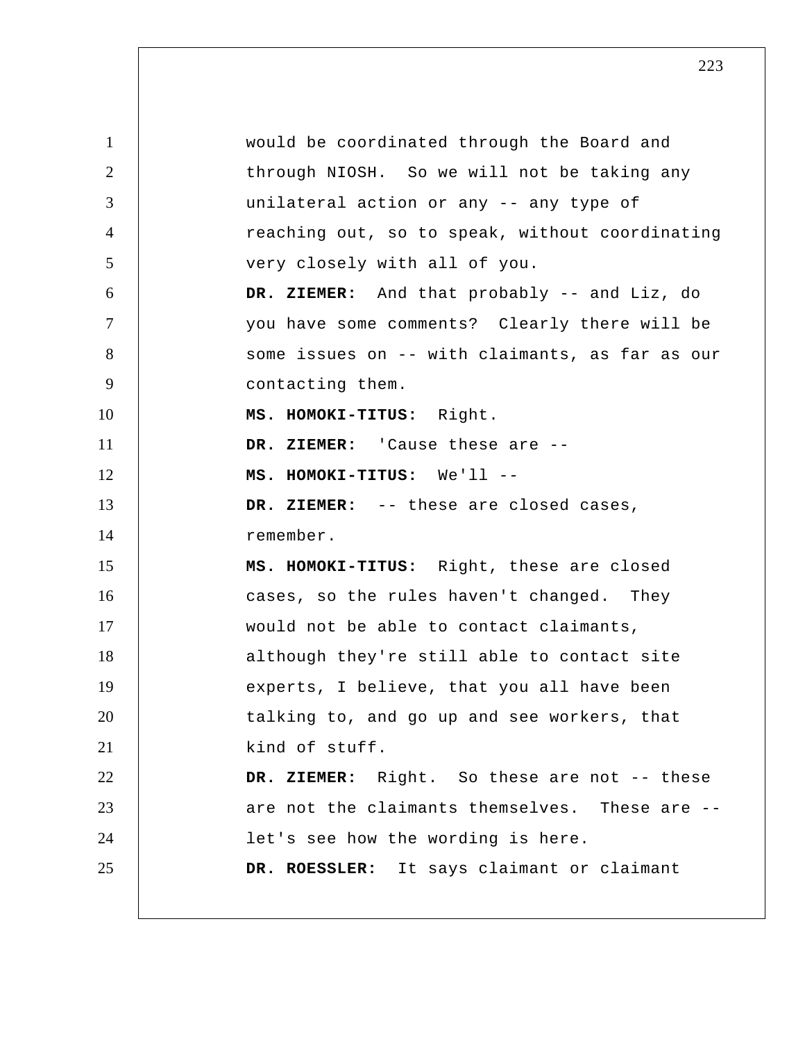would be coordinated through the Board and through NIOSH. So we will not be taking any unilateral action or any -- any type of reaching out, so to speak, without coordinating very closely with all of you.

**DR. ZIEMER:** And that probably -- and Liz, do you have some comments? Clearly there will be some issues on -- with claimants, as far as our contacting them.

**MS. HOMOKI-TITUS:** Right.

**DR. ZIEMER:** 'Cause these are --

**MS. HOMOKI-TITUS:** We'll --

**DR. ZIEMER:** -- these are closed cases, remember.

**MS. HOMOKI-TITUS:** Right, these are closed cases, so the rules haven't changed. They would not be able to contact claimants, although they're still able to contact site experts, I believe, that you all have been talking to, and go up and see workers, that kind of stuff.

**DR. ZIEMER:** Right. So these are not -- these are not the claimants themselves. These are -- let's see how the wording is here.

**DR. ROESSLER:** It says claimant or claimant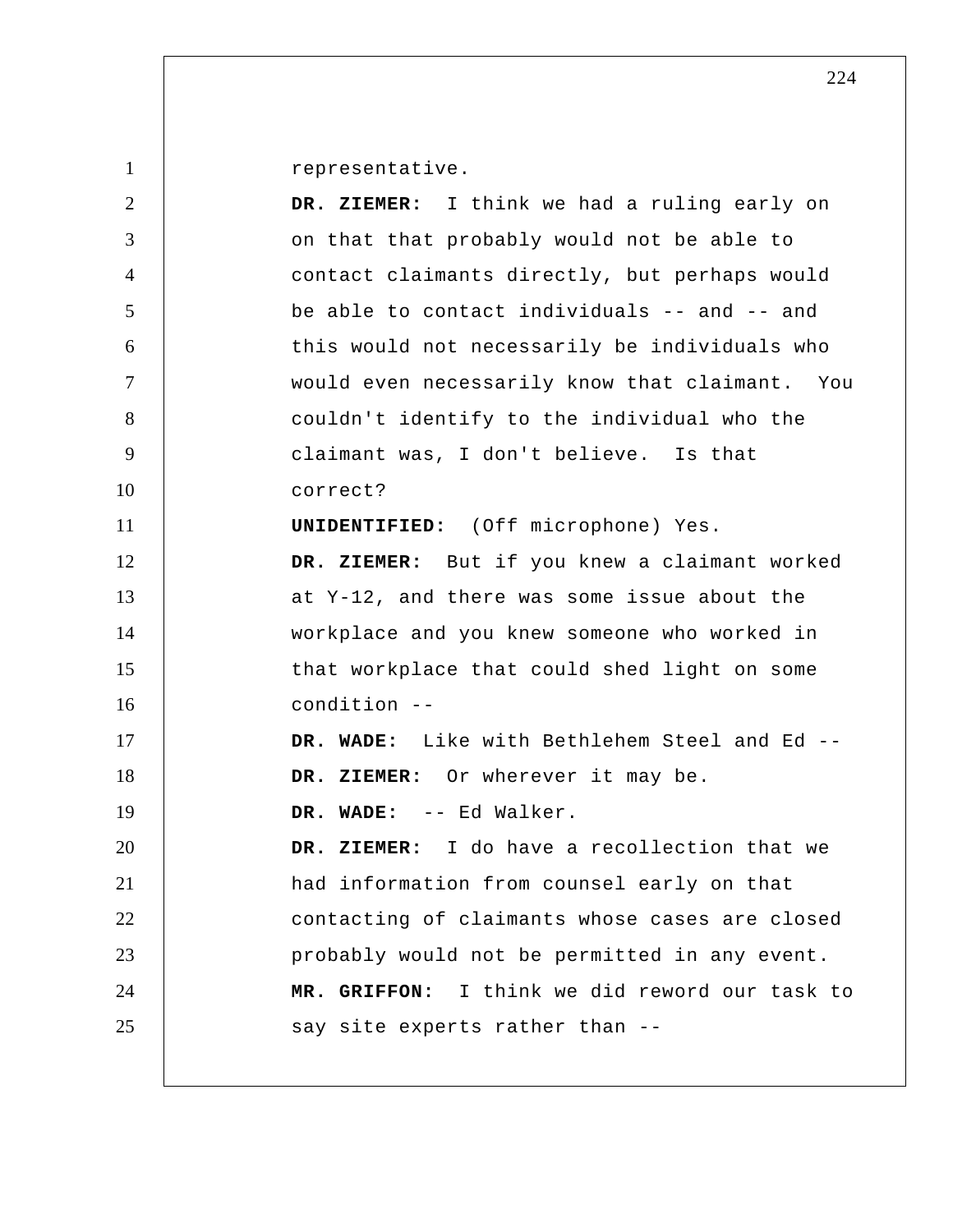representative.

**DR. ZIEMER:** I think we had a ruling early on on that that probably would not be able to contact claimants directly, but perhaps would be able to contact individuals -- and -- and this would not necessarily be individuals who would even necessarily know that claimant. You couldn't identify to the individual who the claimant was, I don't believe. Is that correct?

**UNIDENTIFIED:** (Off microphone) Yes.

**DR. ZIEMER:** But if you knew a claimant worked at Y-12, and there was some issue about the workplace and you knew someone who worked in that workplace that could shed light on some condition --

**DR. WADE:** Like with Bethlehem Steel and Ed --

**DR. ZIEMER:** Or wherever it may be.

**DR. WADE:** -- Ed Walker.

**DR. ZIEMER:** I do have a recollection that we had information from counsel early on that contacting of claimants whose cases are closed probably would not be permitted in any event.

**MR. GRIFFON:** I think we did reword our task to say site experts rather than --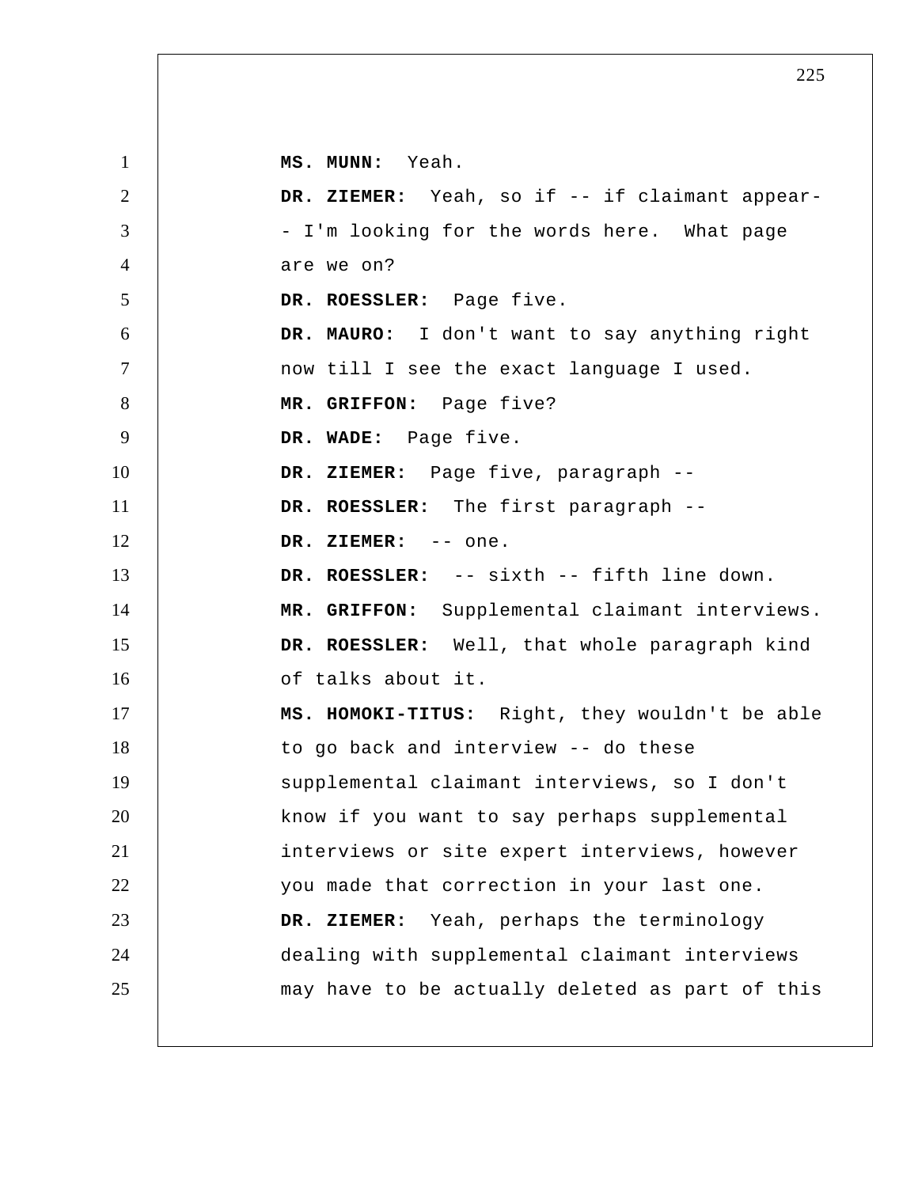**MS. MUNN:** Yeah.

**DR. ZIEMER:** Yeah, so if -- if claimant appear- - I'm looking for the words here. What page are we on?

**DR. ROESSLER:** Page five.

**DR. MAURO:** I don't want to say anything right now till I see the exact language I used.

**MR. GRIFFON:** Page five?

**DR. WADE:** Page five.

**DR. ZIEMER:** Page five, paragraph --

**DR. ROESSLER:** The first paragraph --

**DR. ZIEMER:** -- one.

**DR. ROESSLER:** -- sixth -- fifth line down.

**MR. GRIFFON:** Supplemental claimant interviews.

**DR. ROESSLER:** Well, that whole paragraph kind of talks about it.

**MS. HOMOKI-TITUS:** Right, they wouldn't be able to go back and interview -- do these supplemental claimant interviews, so I don't know if you want to say perhaps supplemental interviews or site expert interviews, however you made that correction in your last one.

**DR. ZIEMER:** Yeah, perhaps the terminology dealing with supplemental claimant interviews may have to be actually deleted as part of this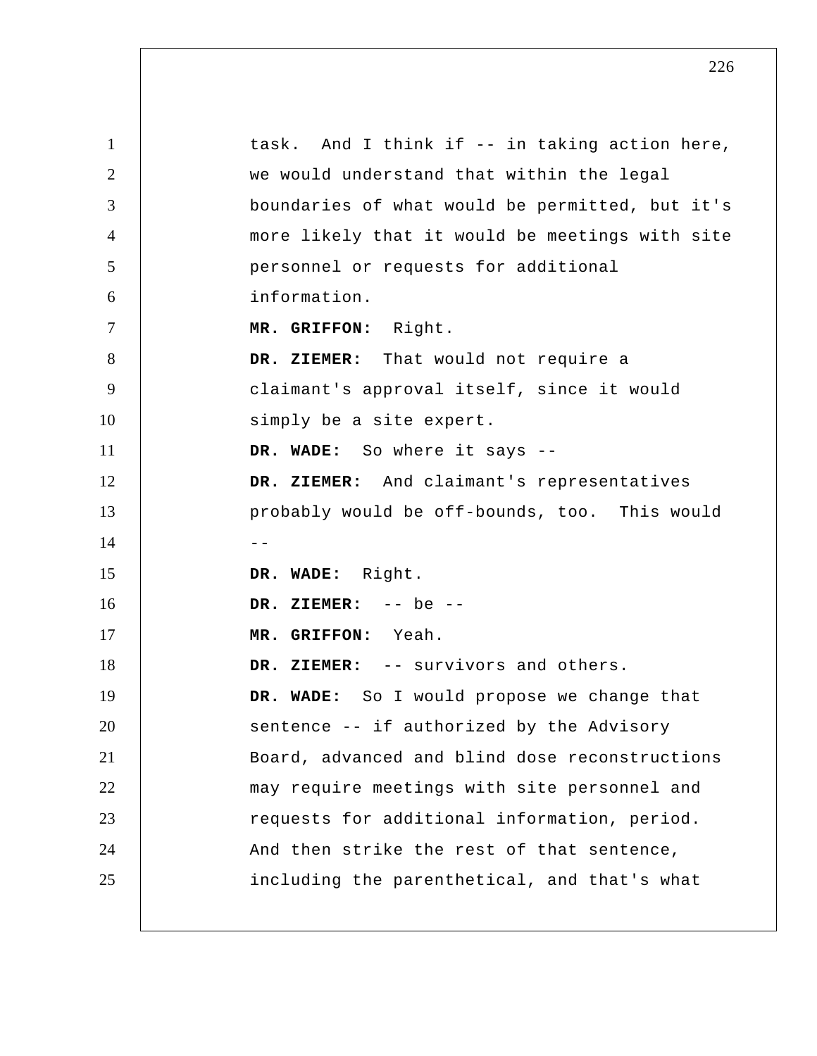task. And I think if -- in taking action here, we would understand that within the legal boundaries of what would be permitted, but it's more likely that it would be meetings with site personnel or requests for additional information.

**MR. GRIFFON:** Right.

**DR. ZIEMER:** That would not require a claimant's approval itself, since it would simply be a site expert.

**DR. WADE:** So where it says --

**DR. ZIEMER:** And claimant's representatives probably would be off-bounds, too. This would --

**DR. WADE:** Right.

**DR. ZIEMER:** -- be --

**MR. GRIFFON:** Yeah.

**DR. ZIEMER:** -- survivors and others.

**DR. WADE:** So I would propose we change that sentence -- if authorized by the Advisory Board, advanced and blind dose reconstructions may require meetings with site personnel and requests for additional information, period. And then strike the rest of that sentence, including the parenthetical, and that's what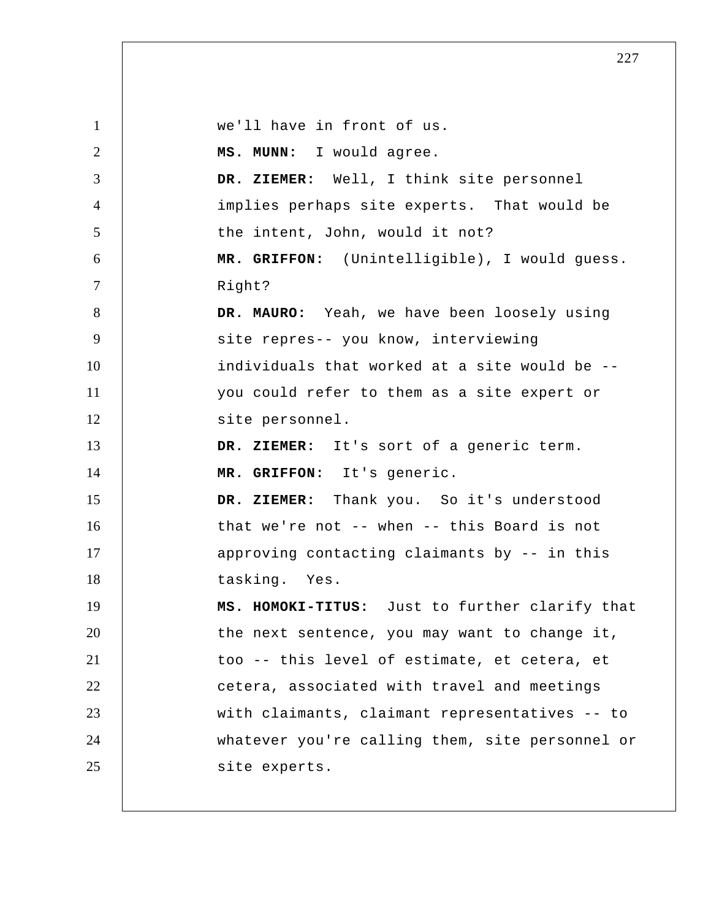we'll have in front of us.

**MS. MUNN:** I would agree.

**DR. ZIEMER:** Well, I think site personnel implies perhaps site experts. That would be the intent, John, would it not?

**MR. GRIFFON:** (Unintelligible), I would guess. Right?

**DR. MAURO:** Yeah, we have been loosely using site repres-- you know, interviewing individuals that worked at a site would be -- you could refer to them as a site expert or site personnel.

**DR. ZIEMER:** It's sort of a generic term.

**MR. GRIFFON:** It's generic.

**DR. ZIEMER:** Thank you. So it's understood that we're not -- when -- this Board is not approving contacting claimants by -- in this tasking. Yes.

**MS. HOMOKI-TITUS:** Just to further clarify that the next sentence, you may want to change it, too -- this level of estimate, et cetera, et cetera, associated with travel and meetings with claimants, claimant representatives -- to whatever you're calling them, site personnel or site experts.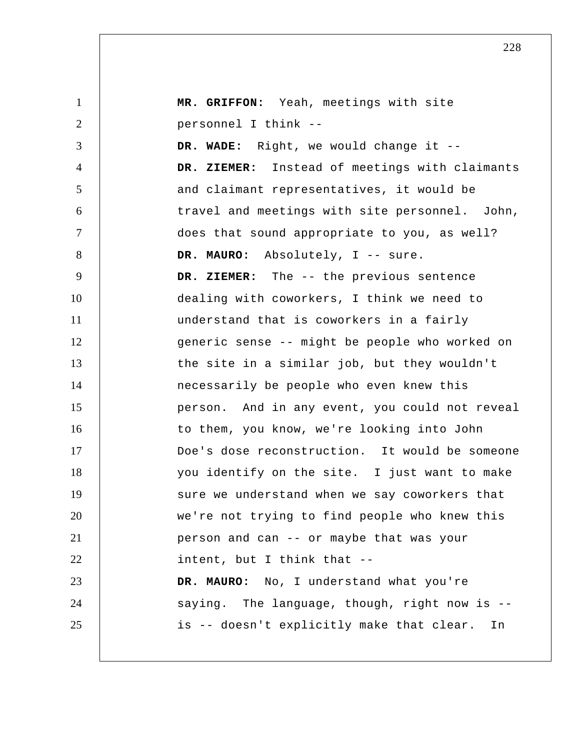**MR. GRIFFON:** Yeah, meetings with site personnel I think --

**DR. WADE:** Right, we would change it --

**DR. ZIEMER:** Instead of meetings with claimants and claimant representatives, it would be travel and meetings with site personnel. John, does that sound appropriate to you, as well?

**DR. MAURO:** Absolutely, I -- sure.

**DR. ZIEMER:** The -- the previous sentence dealing with coworkers, I think we need to understand that is coworkers in a fairly generic sense -- might be people who worked on the site in a similar job, but they wouldn't necessarily be people who even knew this person. And in any event, you could not reveal to them, you know, we're looking into John Doe's dose reconstruction. It would be someone you identify on the site. I just want to make sure we understand when we say coworkers that we're not trying to find people who knew this person and can -- or maybe that was your intent, but I think that --

**DR. MAURO:** No, I understand what you're saying. The language, though, right now is -- is -- doesn't explicitly make that clear. In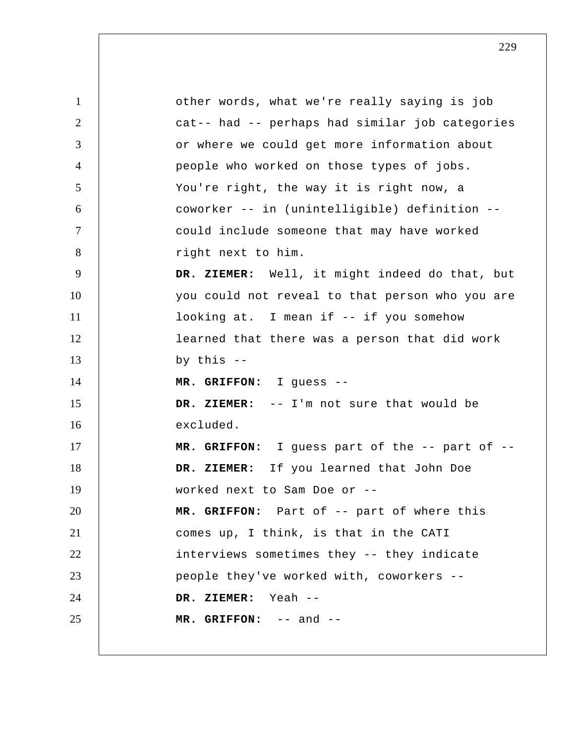other words, what we're really saying is job cat-- had -- perhaps had similar job categories or where we could get more information about people who worked on those types of jobs. You're right, the way it is right now, a coworker -- in (unintelligible) definition -- could include someone that may have worked right next to him.

**DR. ZIEMER:** Well, it might indeed do that, but you could not reveal to that person who you are looking at. I mean if -- if you somehow learned that there was a person that did work by this --

**MR. GRIFFON:** I guess --

**DR. ZIEMER:** -- I'm not sure that would be excluded.

**MR. GRIFFON:** I guess part of the -- part of --

**DR. ZIEMER:** If you learned that John Doe worked next to Sam Doe or --

**MR. GRIFFON:** Part of -- part of where this comes up, I think, is that in the CATI interviews sometimes they -- they indicate people they've worked with, coworkers --

**DR. ZIEMER:** Yeah --

**MR. GRIFFON:** -- and --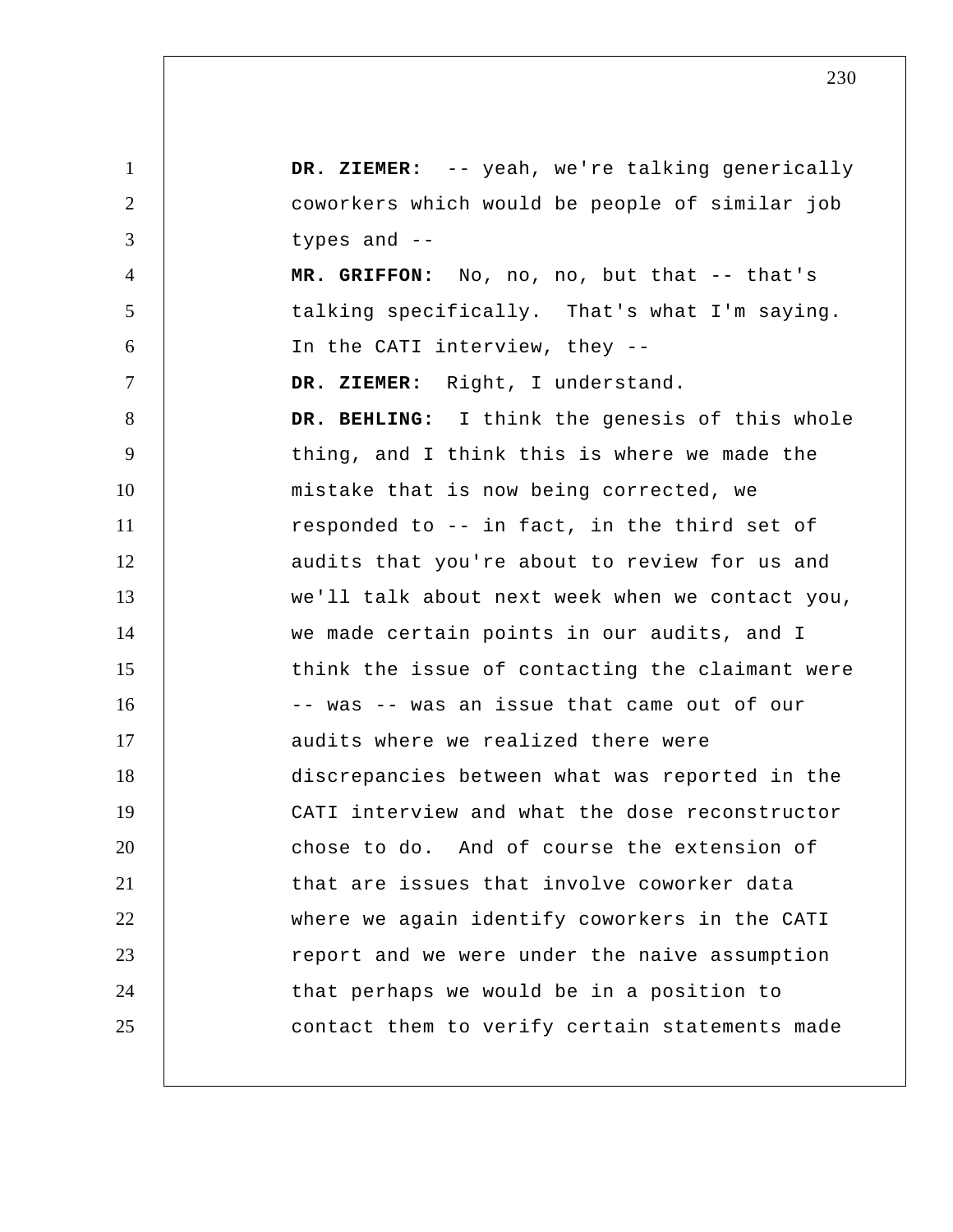**DR. ZIEMER:** -- yeah, we're talking generically coworkers which would be people of similar job types and --

**MR. GRIFFON:** No, no, no, but that -- that's talking specifically. That's what I'm saying. In the CATI interview, they --

**DR. ZIEMER:** Right, I understand.

**DR. BEHLING:** I think the genesis of this whole thing, and I think this is where we made the mistake that is now being corrected, we responded to -- in fact, in the third set of audits that you're about to review for us and we'll talk about next week when we contact you, we made certain points in our audits, and I think the issue of contacting the claimant were -- was -- was an issue that came out of our audits where we realized there were discrepancies between what was reported in the CATI interview and what the dose reconstructor chose to do. And of course the extension of that are issues that involve coworker data where we again identify coworkers in the CATI report and we were under the naive assumption that perhaps we would be in a position to contact them to verify certain statements made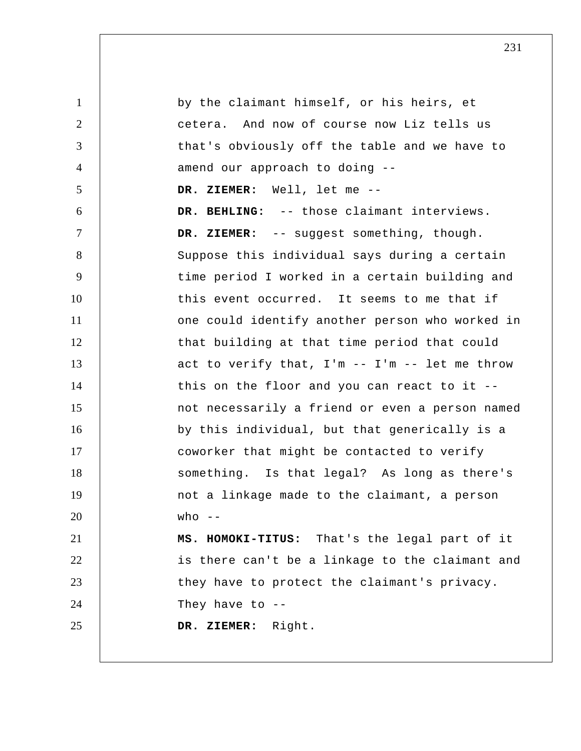by the claimant himself, or his heirs, et cetera. And now of course now Liz tells us that's obviously off the table and we have to amend our approach to doing --

**DR. ZIEMER:** Well, let me --

**DR. BEHLING:** -- those claimant interviews.

**DR. ZIEMER:** -- suggest something, though. Suppose this individual says during a certain time period I worked in a certain building and this event occurred. It seems to me that if one could identify another person who worked in that building at that time period that could act to verify that, I'm -- I'm -- let me throw this on the floor and you can react to it -- not necessarily a friend or even a person named by this individual, but that generically is a coworker that might be contacted to verify something. Is that legal? As long as there's not a linkage made to the claimant, a person who --

**MS. HOMOKI-TITUS:** That's the legal part of it is there can't be a linkage to the claimant and they have to protect the claimant's privacy. They have to --

**DR. ZIEMER:** Right.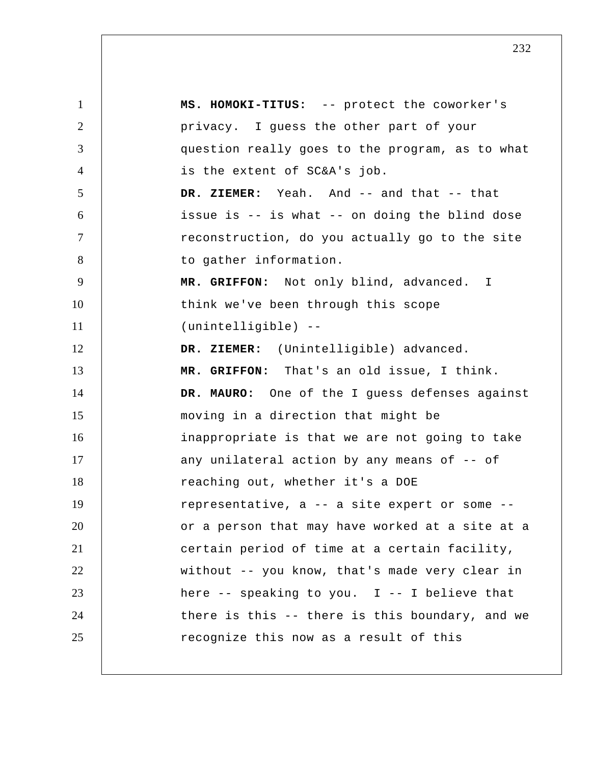**MS. HOMOKI-TITUS:** -- protect the coworker's privacy. I guess the other part of your question really goes to the program, as to what is the extent of SC&A's job.

**DR. ZIEMER:** Yeah. And -- and that -- that issue is -- is what -- on doing the blind dose reconstruction, do you actually go to the site to gather information.

**MR. GRIFFON:** Not only blind, advanced. I think we've been through this scope (unintelligible) --

**DR. ZIEMER:** (Unintelligible) advanced.

**MR. GRIFFON:** That's an old issue, I think.

**DR. MAURO:** One of the I guess defenses against moving in a direction that might be inappropriate is that we are not going to take any unilateral action by any means of -- of reaching out, whether it's a DOE representative, a -- a site expert or some -- or a person that may have worked at a site at a certain period of time at a certain facility, without -- you know, that's made very clear in here -- speaking to you. I -- I believe that there is this -- there is this boundary, and we recognize this now as a result of this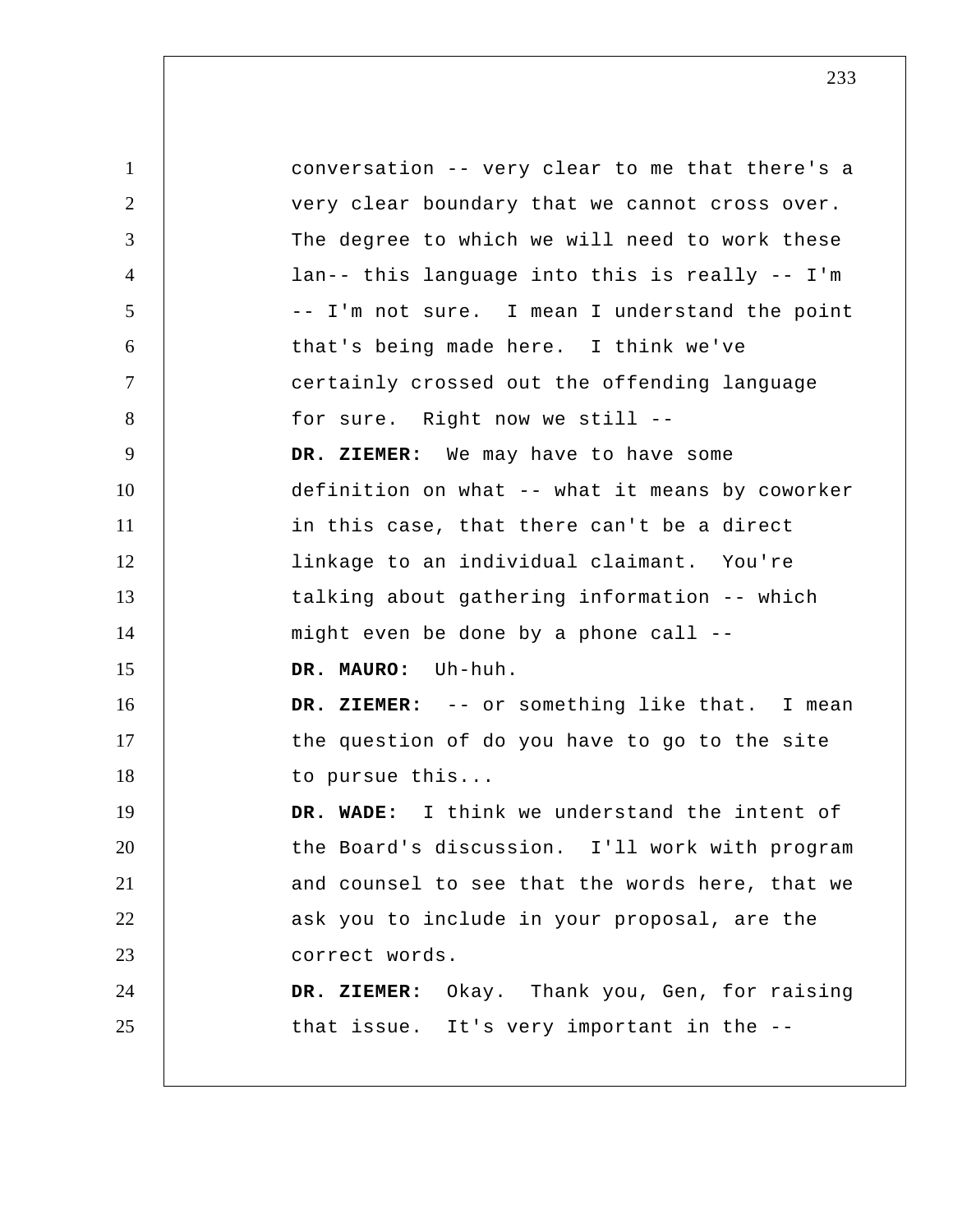conversation -- very clear to me that there's a very clear boundary that we cannot cross over. The degree to which we will need to work these lan-- this language into this is really -- I'm -- I'm not sure. I mean I understand the point that's being made here. I think we've certainly crossed out the offending language for sure. Right now we still --

**DR. ZIEMER:** We may have to have some definition on what -- what it means by coworker in this case, that there can't be a direct linkage to an individual claimant. You're talking about gathering information -- which might even be done by a phone call --

**DR. MAURO:** Uh-huh.

**DR. ZIEMER:** -- or something like that. I mean the question of do you have to go to the site to pursue this...

**DR. WADE:** I think we understand the intent of the Board's discussion. I'll work with program and counsel to see that the words here, that we ask you to include in your proposal, are the correct words.

**DR. ZIEMER:** Okay. Thank you, Gen, for raising that issue. It's very important in the --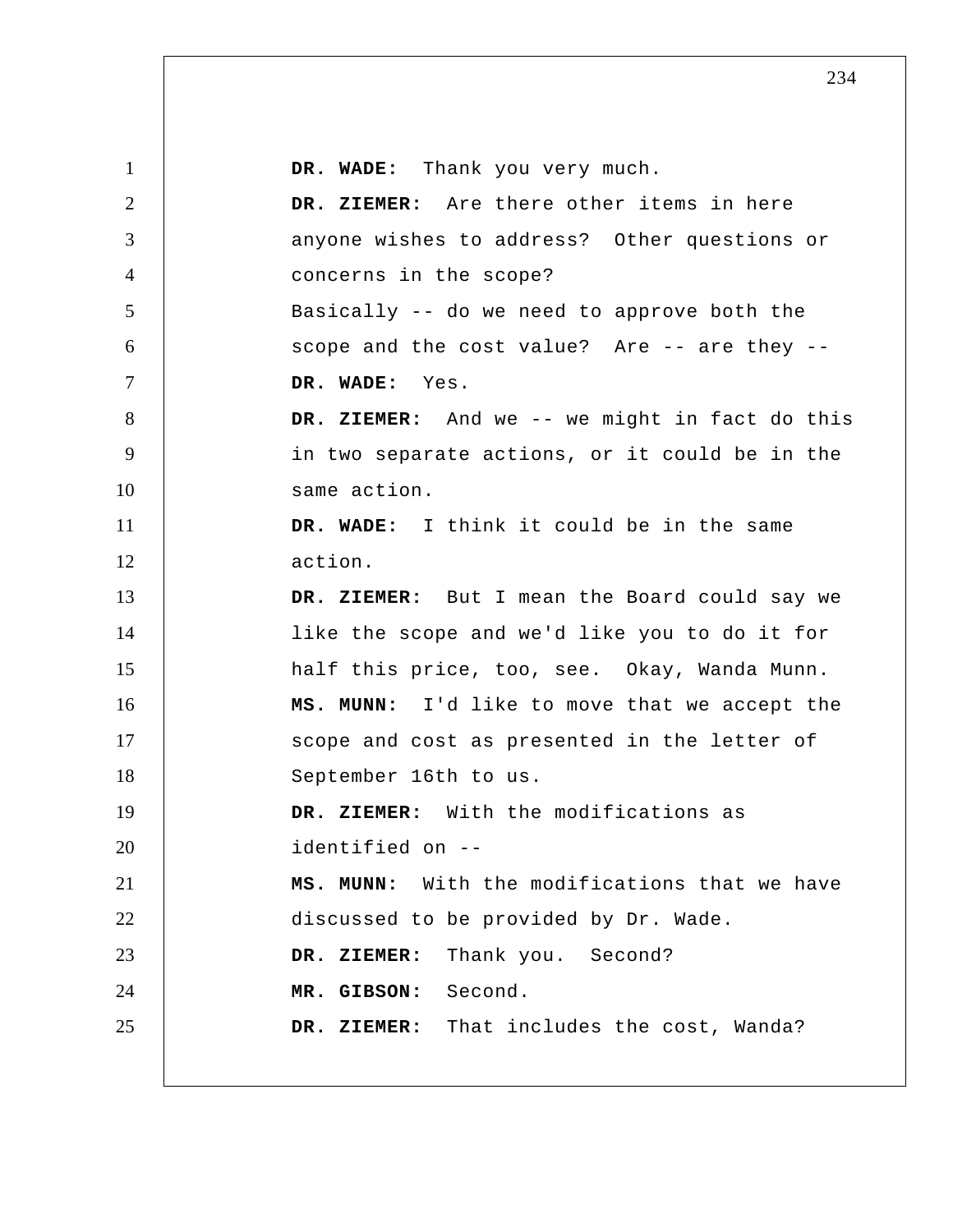**DR. WADE:** Thank you very much.

**DR. ZIEMER:** Are there other items in here anyone wishes to address? Other questions or concerns in the scope?

Basically -- do we need to approve both the scope and the cost value? Are -- are they --

**DR. WADE:** Yes.

**DR. ZIEMER:** And we -- we might in fact do this in two separate actions, or it could be in the same action.

**DR. WADE:** I think it could be in the same action.

**DR. ZIEMER:** But I mean the Board could say we like the scope and we'd like you to do it for half this price, too, see. Okay, Wanda Munn.

**MS. MUNN:** I'd like to move that we accept the scope and cost as presented in the letter of September 16th to us.

**DR. ZIEMER:** With the modifications as identified on --

**MS. MUNN:** With the modifications that we have discussed to be provided by Dr. Wade.

**DR. ZIEMER:** Thank you. Second?

**MR. GIBSON:** Second.

**DR. ZIEMER:** That includes the cost, Wanda?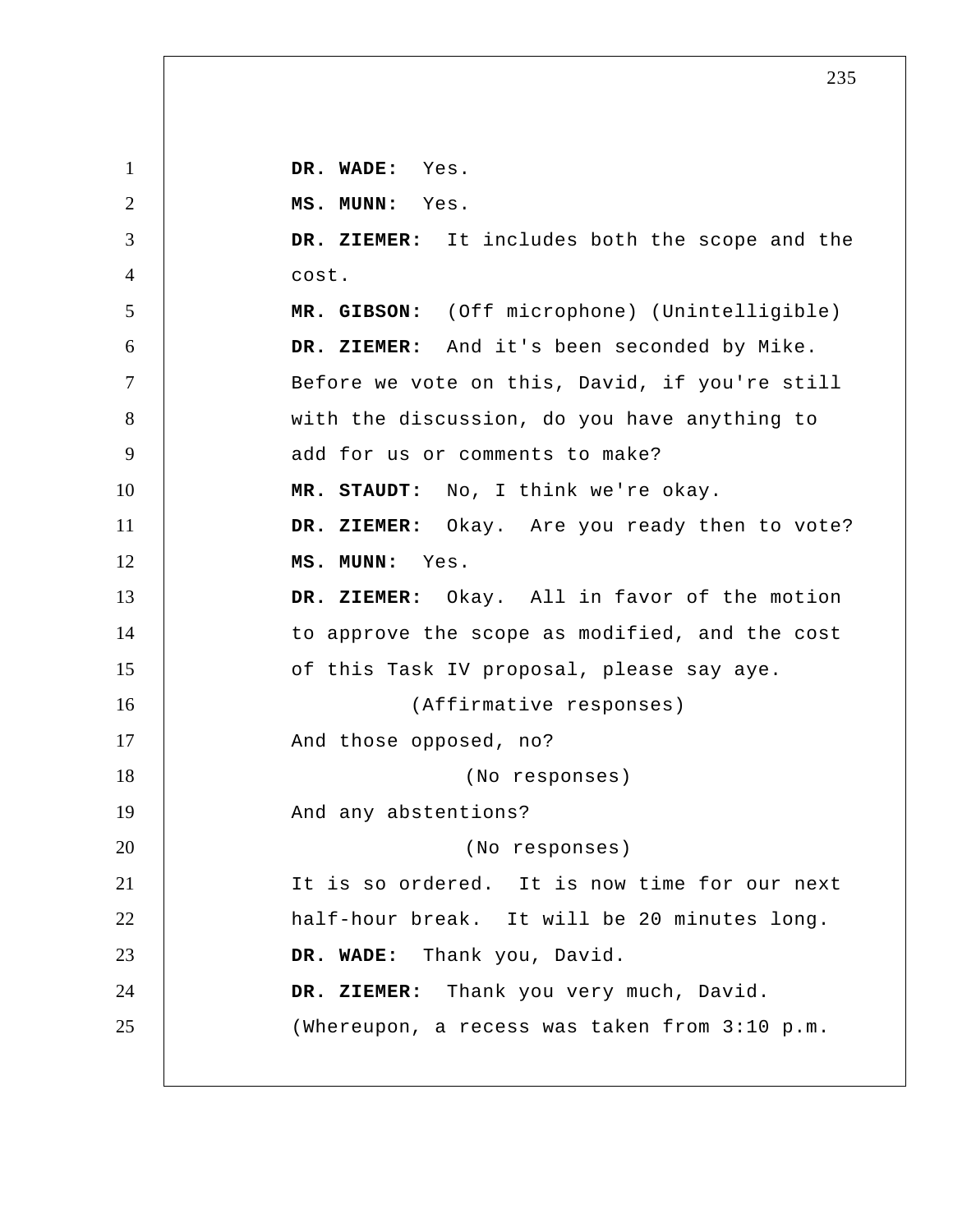**DR. WADE:** Yes.

**MS. MUNN:** Yes.

**DR. ZIEMER:** It includes both the scope and the cost.

**MR. GIBSON:** (Off microphone) (Unintelligible)

**DR. ZIEMER:** And it's been seconded by Mike. Before we vote on this, David, if you're still with the discussion, do you have anything to add for us or comments to make?

**MR. STAUDT:** No, I think we're okay.

**DR. ZIEMER:** Okay. Are you ready then to vote?

**MS. MUNN:** Yes.

**DR. ZIEMER:** Okay. All in favor of the motion to approve the scope as modified, and the cost of this Task IV proposal, please say aye.

(Affirmative responses)

And those opposed, no?

(No responses)

And any abstentions?

(No responses)

It is so ordered. It is now time for our next half-hour break. It will be 20 minutes long.

**DR. WADE:** Thank you, David.

**DR. ZIEMER:** Thank you very much, David.

(Whereupon, a recess was taken from 3:10 p.m.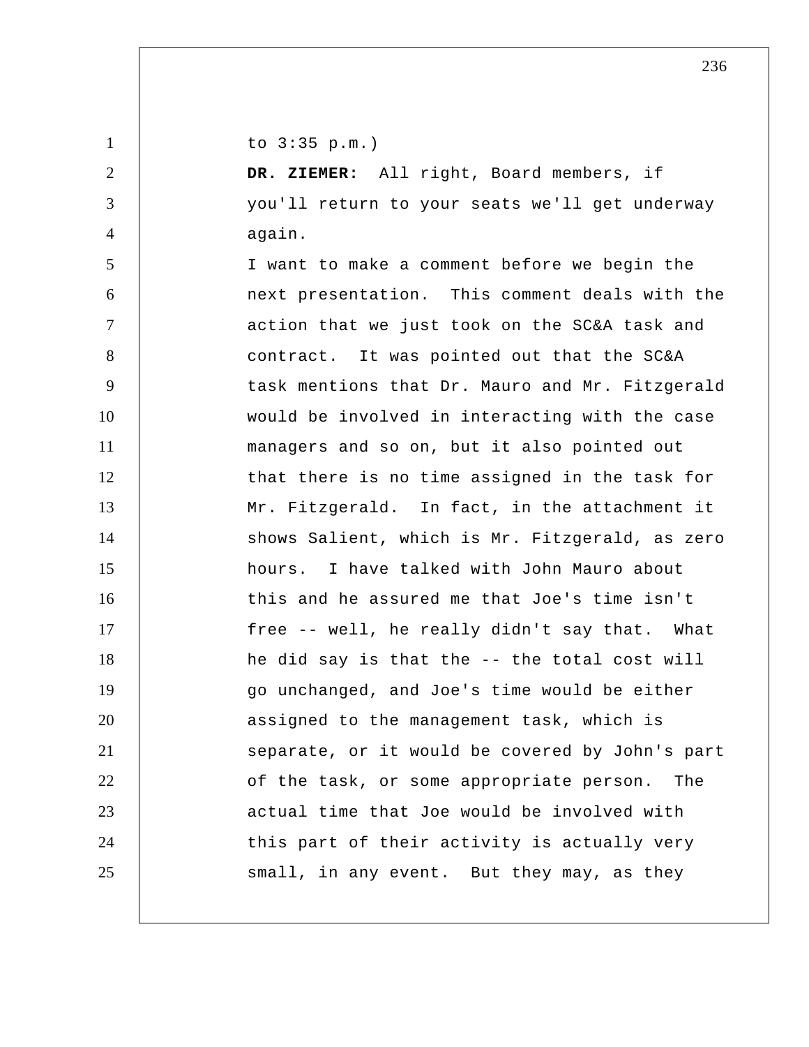to 3:35 p.m.)

**DR. ZIEMER:** All right, Board members, if you'll return to your seats we'll get underway again.

I want to make a comment before we begin the next presentation. This comment deals with the action that we just took on the SC&A task and contract. It was pointed out that the SC&A task mentions that Dr. Mauro and Mr. Fitzgerald would be involved in interacting with the case managers and so on, but it also pointed out that there is no time assigned in the task for Mr. Fitzgerald. In fact, in the attachment it shows Salient, which is Mr. Fitzgerald, as zero hours. I have talked with John Mauro about this and he assured me that Joe's time isn't free -- well, he really didn't say that. What he did say is that the -- the total cost will go unchanged, and Joe's time would be either assigned to the management task, which is separate, or it would be covered by John's part of the task, or some appropriate person. The actual time that Joe would be involved with this part of their activity is actually very small, in any event. But they may, as they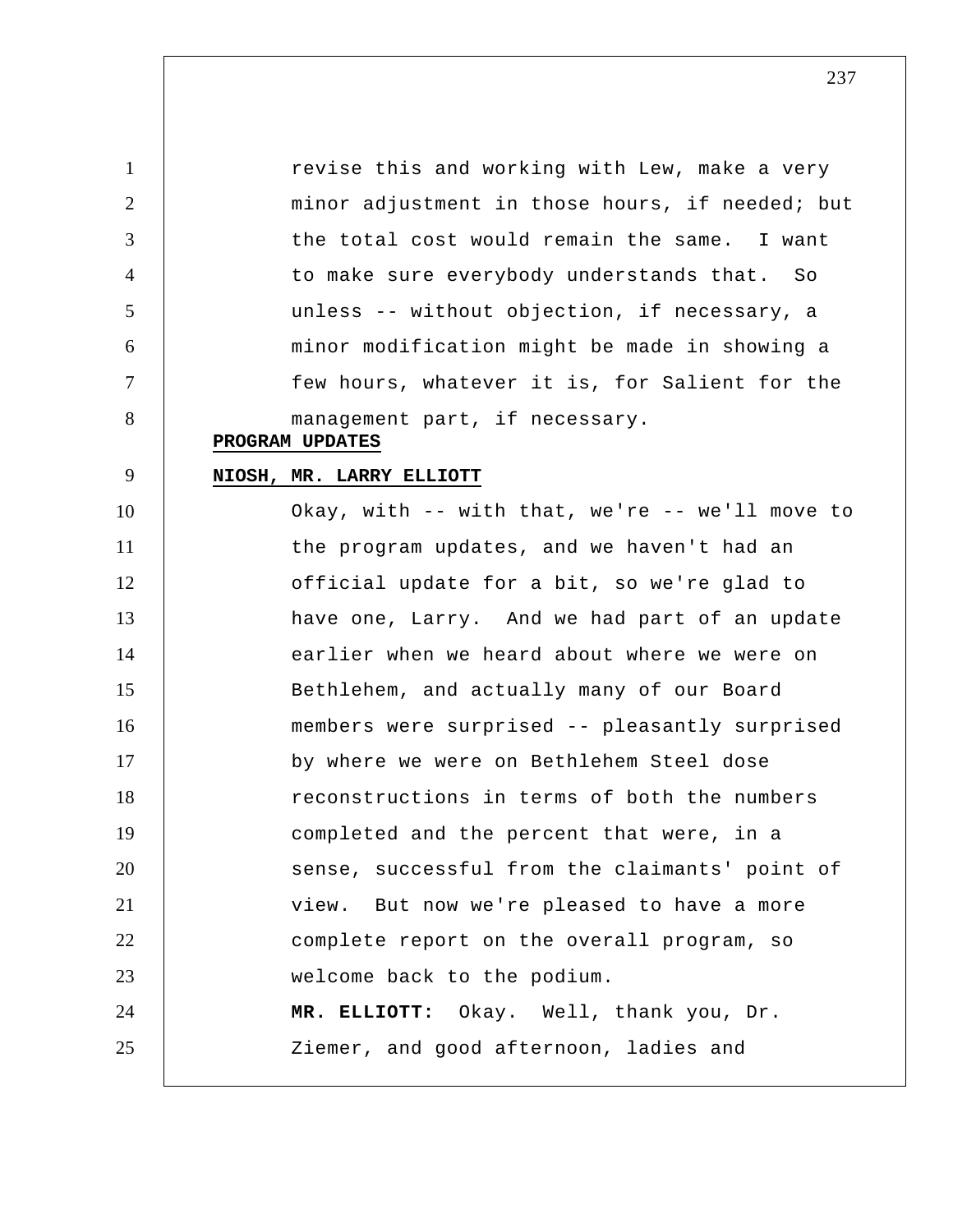revise this and working with Lew, make a very minor adjustment in those hours, if needed; but the total cost would remain the same. I want to make sure everybody understands that. So unless -- without objection, if necessary, a minor modification might be made in showing a few hours, whatever it is, for Salient for the management part, if necessary.

**PROGRAM UPDATES**

**NIOSH, MR. LARRY ELLIOTT**

Okay, with -- with that, we're -- we'll move to the program updates, and we haven't had an official update for a bit, so we're glad to have one, Larry. And we had part of an update earlier when we heard about where we were on Bethlehem, and actually many of our Board members were surprised -- pleasantly surprised by where we were on Bethlehem Steel dose reconstructions in terms of both the numbers completed and the percent that were, in a sense, successful from the claimants' point of view. But now we're pleased to have a more complete report on the overall program, so welcome back to the podium.

**MR. ELLIOTT:** Okay. Well, thank you, Dr. Ziemer, and good afternoon, ladies and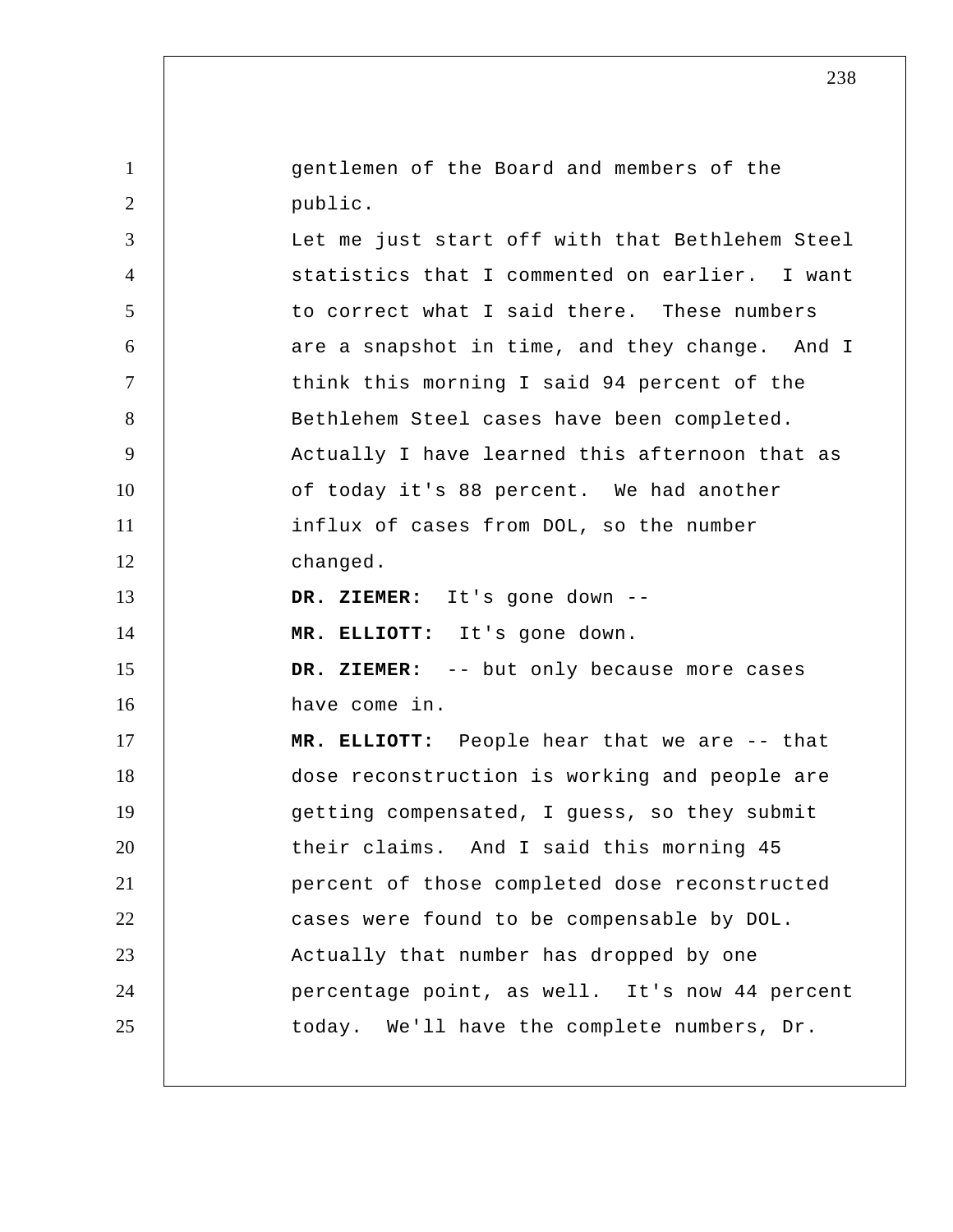gentlemen of the Board and members of the public.

Let me just start off with that Bethlehem Steel statistics that I commented on earlier. I want to correct what I said there. These numbers are a snapshot in time, and they change. And I think this morning I said 94 percent of the Bethlehem Steel cases have been completed. Actually I have learned this afternoon that as of today it's 88 percent. We had another influx of cases from DOL, so the number changed.

**DR. ZIEMER:** It's gone down --

**MR. ELLIOTT:** It's gone down.

**DR. ZIEMER:** -- but only because more cases have come in.

**MR. ELLIOTT:** People hear that we are -- that dose reconstruction is working and people are getting compensated, I guess, so they submit their claims. And I said this morning 45 percent of those completed dose reconstructed cases were found to be compensable by DOL. Actually that number has dropped by one percentage point, as well. It's now 44 percent today. We'll have the complete numbers, Dr.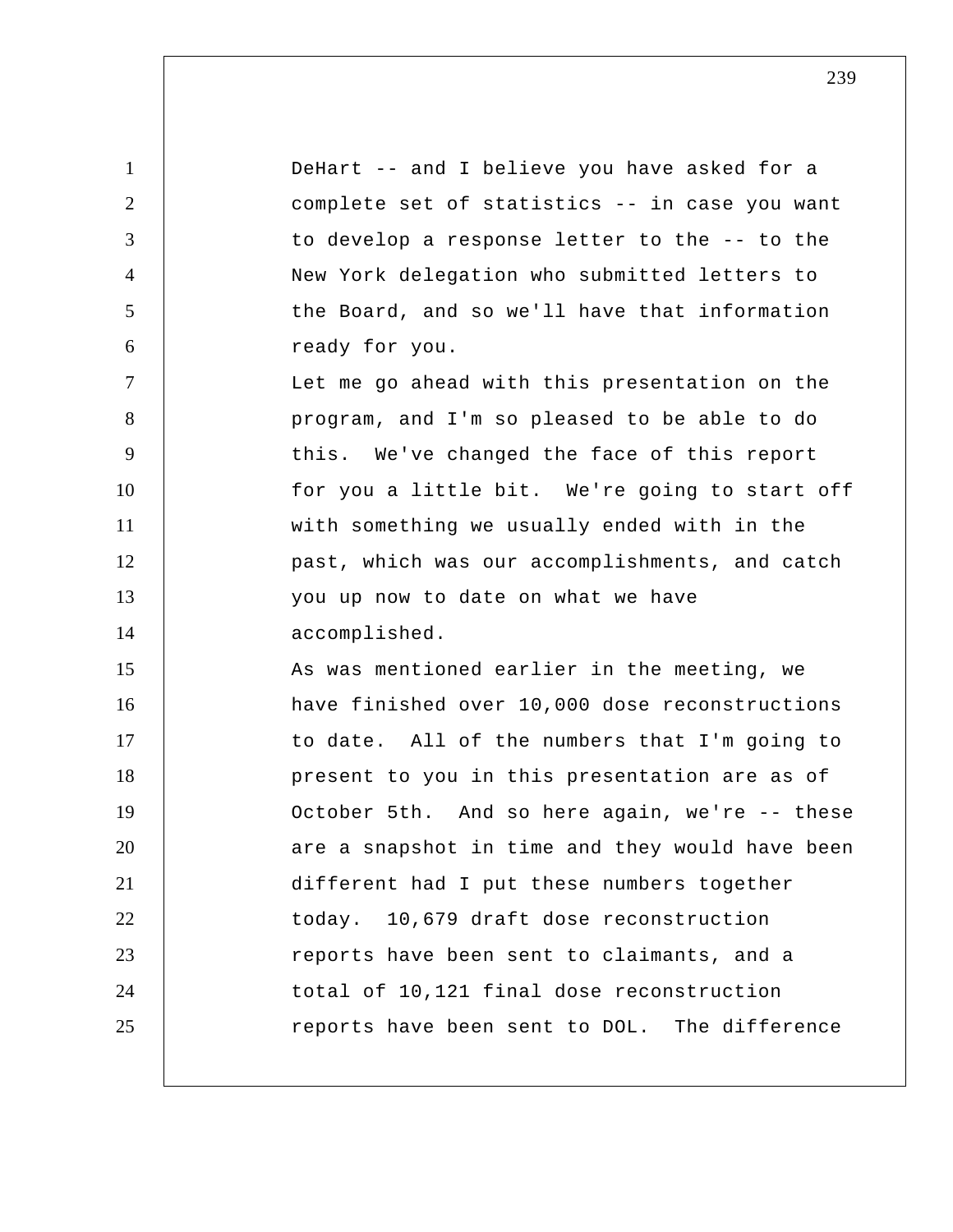DeHart -- and I believe you have asked for a complete set of statistics -- in case you want to develop a response letter to the -- to the New York delegation who submitted letters to the Board, and so we'll have that information ready for you.

Let me go ahead with this presentation on the program, and I'm so pleased to be able to do this. We've changed the face of this report for you a little bit. We're going to start off with something we usually ended with in the past, which was our accomplishments, and catch you up now to date on what we have accomplished.

As was mentioned earlier in the meeting, we have finished over 10,000 dose reconstructions to date. All of the numbers that I'm going to present to you in this presentation are as of October 5th. And so here again, we're -- these are a snapshot in time and they would have been different had I put these numbers together today. 10,679 draft dose reconstruction reports have been sent to claimants, and a total of 10,121 final dose reconstruction reports have been sent to DOL. The difference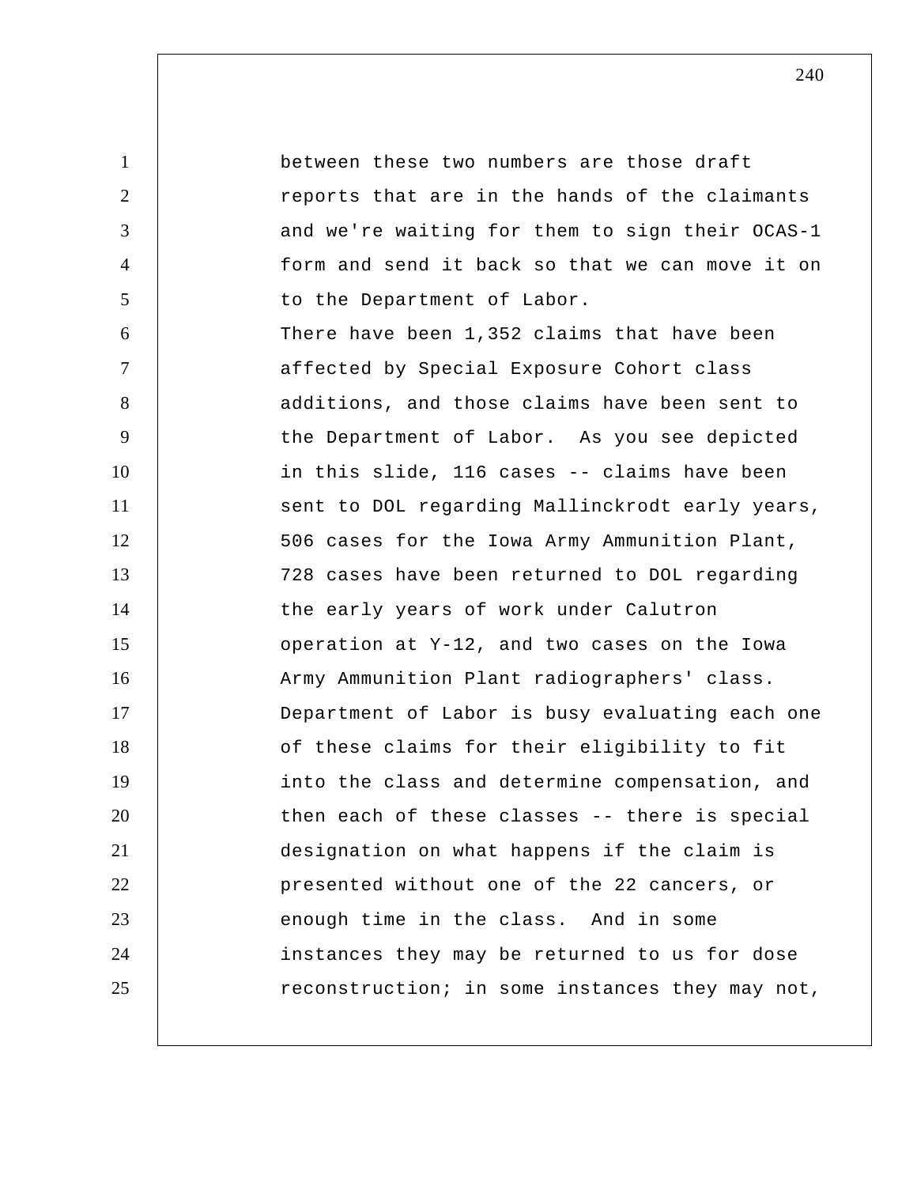between these two numbers are those draft reports that are in the hands of the claimants and we're waiting for them to sign their OCAS-1 form and send it back so that we can move it on to the Department of Labor.

There have been 1,352 claims that have been affected by Special Exposure Cohort class additions, and those claims have been sent to the Department of Labor. As you see depicted in this slide, 116 cases -- claims have been sent to DOL regarding Mallinckrodt early years, 506 cases for the Iowa Army Ammunition Plant, 728 cases have been returned to DOL regarding the early years of work under Calutron operation at Y-12, and two cases on the Iowa Army Ammunition Plant radiographers' class. Department of Labor is busy evaluating each one of these claims for their eligibility to fit into the class and determine compensation, and then each of these classes -- there is special designation on what happens if the claim is presented without one of the 22 cancers, or enough time in the class. And in some instances they may be returned to us for dose reconstruction; in some instances they may not,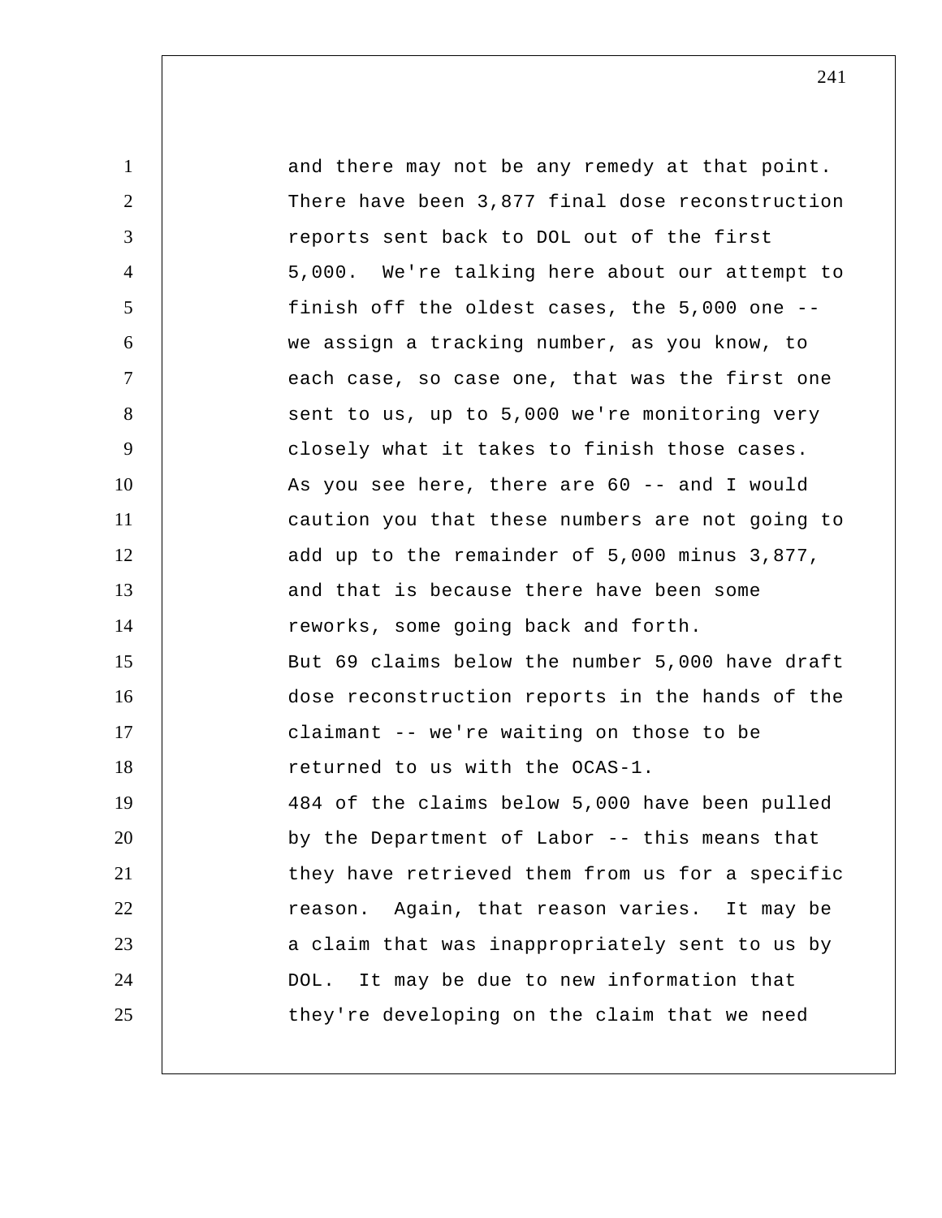and there may not be any remedy at that point. There have been 3,877 final dose reconstruction reports sent back to DOL out of the first 5,000. We're talking here about our attempt to finish off the oldest cases, the 5,000 one -- we assign a tracking number, as you know, to each case, so case one, that was the first one sent to us, up to 5,000 we're monitoring very closely what it takes to finish those cases. As you see here, there are 60 -- and I would caution you that these numbers are not going to add up to the remainder of 5,000 minus 3,877, and that is because there have been some reworks, some going back and forth.

But 69 claims below the number 5,000 have draft dose reconstruction reports in the hands of the claimant -- we're waiting on those to be returned to us with the OCAS-1.

484 of the claims below 5,000 have been pulled by the Department of Labor -- this means that they have retrieved them from us for a specific reason. Again, that reason varies. It may be a claim that was inappropriately sent to us by DOL. It may be due to new information that they're developing on the claim that we need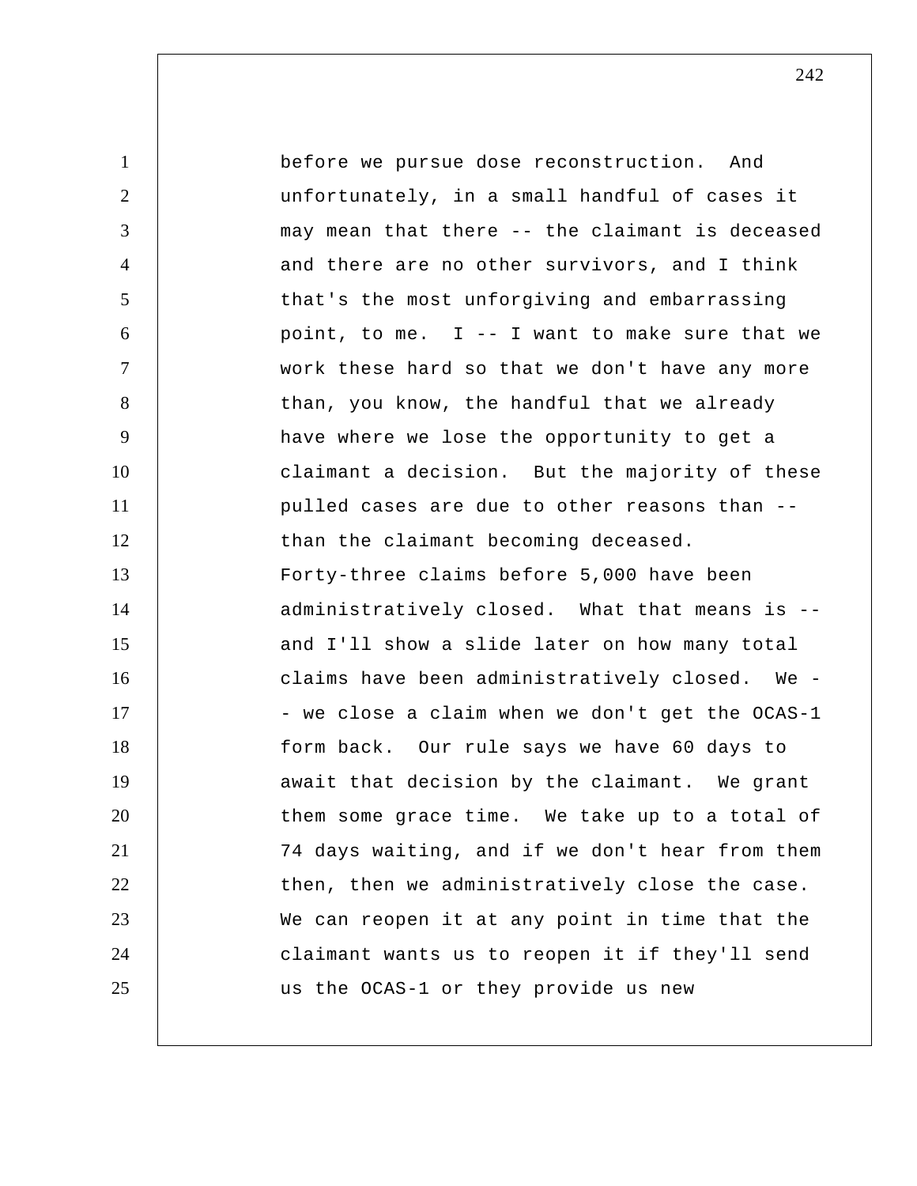before we pursue dose reconstruction. And unfortunately, in a small handful of cases it may mean that there -- the claimant is deceased and there are no other survivors, and I think that's the most unforgiving and embarrassing point, to me. I -- I want to make sure that we work these hard so that we don't have any more than, you know, the handful that we already have where we lose the opportunity to get a claimant a decision. But the majority of these pulled cases are due to other reasons than -- than the claimant becoming deceased.

Forty-three claims before 5,000 have been administratively closed. What that means is -- and I'll show a slide later on how many total claims have been administratively closed. We -- we close a claim when we don't get the OCAS-1 form back. Our rule says we have 60 days to await that decision by the claimant. We grant them some grace time. We take up to a total of 74 days waiting, and if we don't hear from them then, then we administratively close the case. We can reopen it at any point in time that the claimant wants us to reopen it if they'll send us the OCAS-1 or they provide us new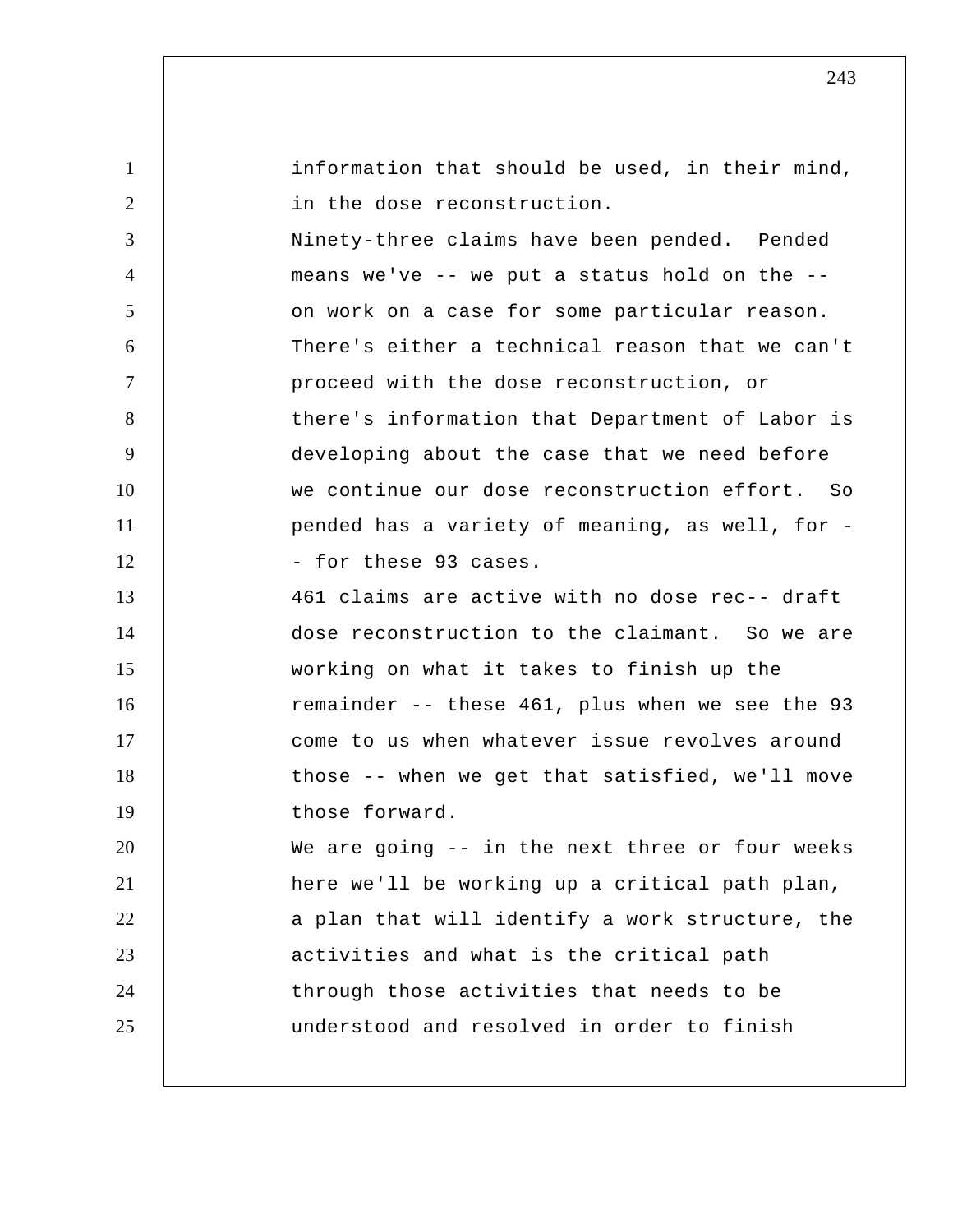information that should be used, in their mind, in the dose reconstruction.

Ninety-three claims have been pended. Pended means we've -- we put a status hold on the -- on work on a case for some particular reason. There's either a technical reason that we can't proceed with the dose reconstruction, or there's information that Department of Labor is developing about the case that we need before we continue our dose reconstruction effort. So pended has a variety of meaning, as well, for - - for these 93 cases.

461 claims are active with no dose rec-- draft dose reconstruction to the claimant. So we are working on what it takes to finish up the remainder -- these 461, plus when we see the 93 come to us when whatever issue revolves around those -- when we get that satisfied, we'll move those forward.

We are going -- in the next three or four weeks here we'll be working up a critical path plan, a plan that will identify a work structure, the activities and what is the critical path through those activities that needs to be understood and resolved in order to finish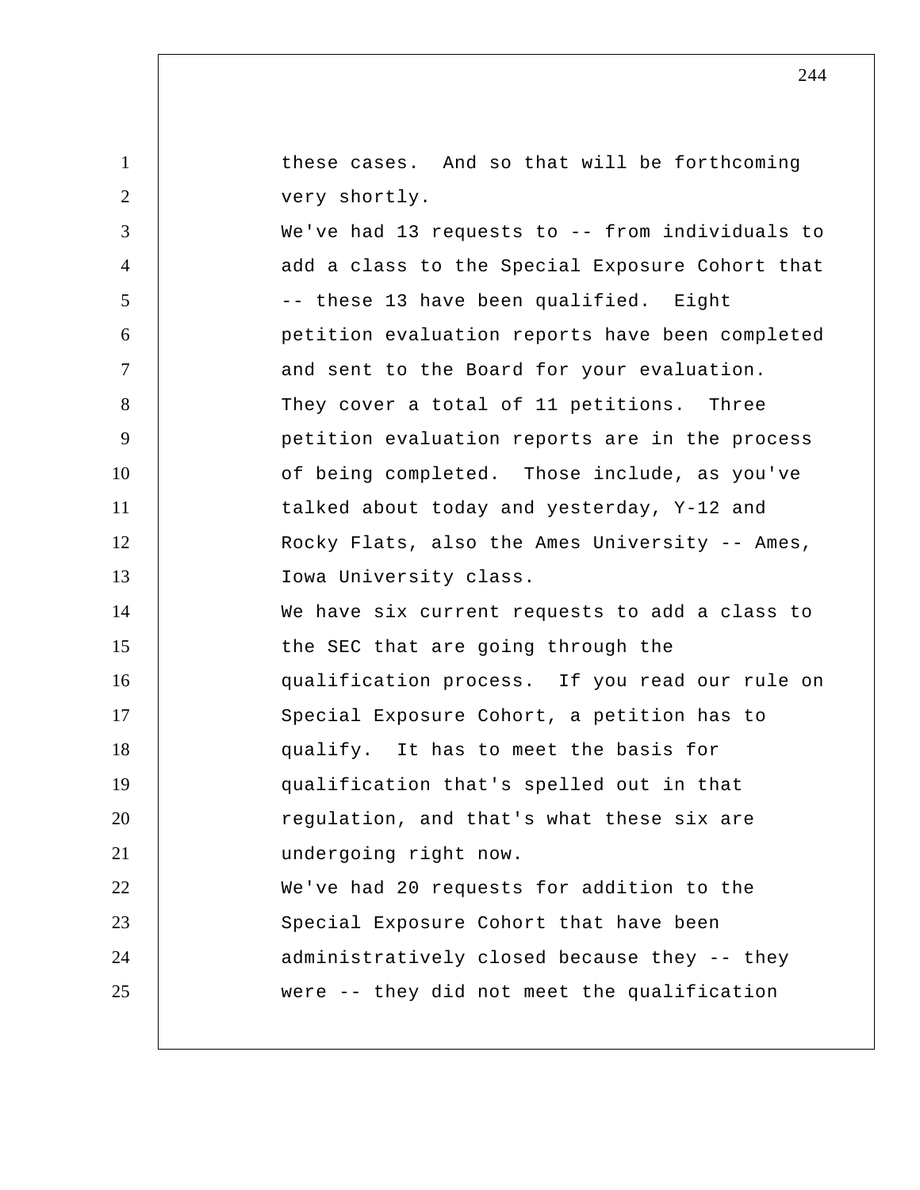these cases. And so that will be forthcoming very shortly.

We've had 13 requests to -- from individuals to add a class to the Special Exposure Cohort that -- these 13 have been qualified. Eight petition evaluation reports have been completed and sent to the Board for your evaluation. They cover a total of 11 petitions. Three petition evaluation reports are in the process of being completed. Those include, as you've talked about today and yesterday, Y-12 and Rocky Flats, also the Ames University -- Ames, Iowa University class.

We have six current requests to add a class to the SEC that are going through the qualification process. If you read our rule on Special Exposure Cohort, a petition has to qualify. It has to meet the basis for qualification that's spelled out in that regulation, and that's what these six are undergoing right now.

We've had 20 requests for addition to the Special Exposure Cohort that have been administratively closed because they -- they were -- they did not meet the qualification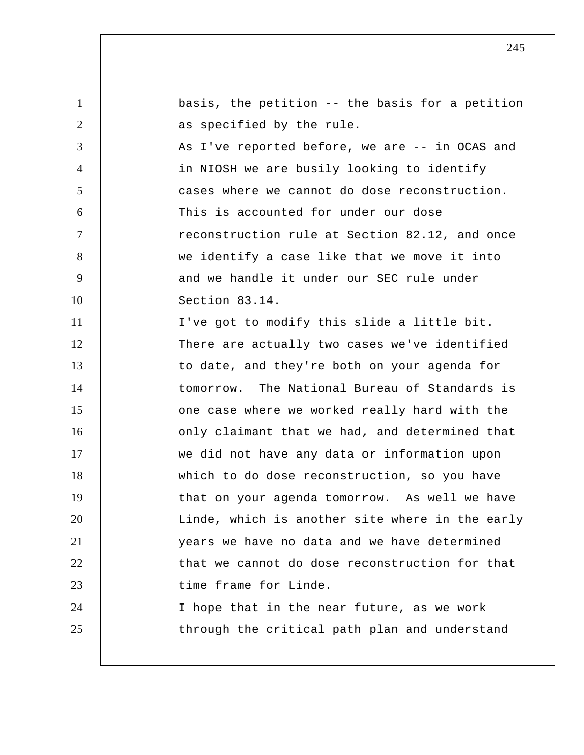basis, the petition -- the basis for a petition as specified by the rule.

As I've reported before, we are -- in OCAS and in NIOSH we are busily looking to identify cases where we cannot do dose reconstruction. This is accounted for under our dose reconstruction rule at Section 82.12, and once we identify a case like that we move it into and we handle it under our SEC rule under Section 83.14.

I've got to modify this slide a little bit. There are actually two cases we've identified to date, and they're both on your agenda for tomorrow. The National Bureau of Standards is one case where we worked really hard with the only claimant that we had, and determined that we did not have any data or information upon which to do dose reconstruction, so you have that on your agenda tomorrow. As well we have Linde, which is another site where in the early years we have no data and we have determined that we cannot do dose reconstruction for that time frame for Linde.

I hope that in the near future, as we work through the critical path plan and understand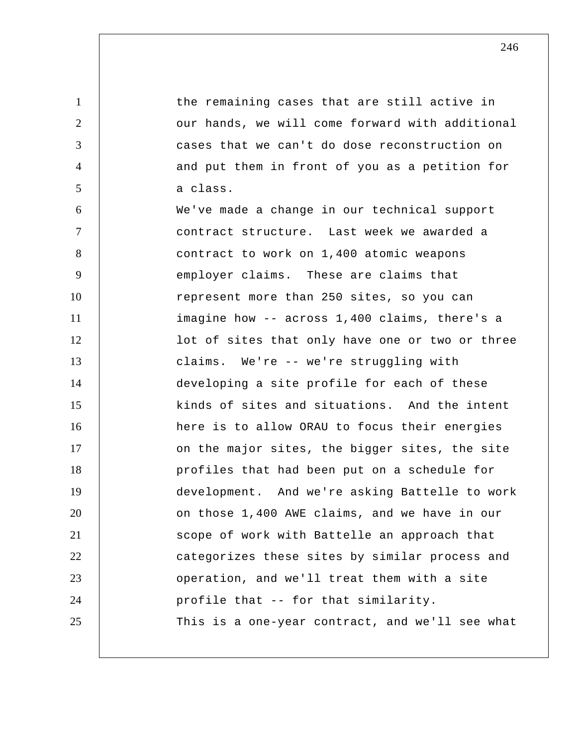the remaining cases that are still active in our hands, we will come forward with additional cases that we can't do dose reconstruction on and put them in front of you as a petition for a class.

We've made a change in our technical support contract structure. Last week we awarded a contract to work on 1,400 atomic weapons employer claims. These are claims that represent more than 250 sites, so you can imagine how -- across 1,400 claims, there's a lot of sites that only have one or two or three claims. We're -- we're struggling with developing a site profile for each of these kinds of sites and situations. And the intent here is to allow ORAU to focus their energies on the major sites, the bigger sites, the site profiles that had been put on a schedule for development. And we're asking Battelle to work on those 1,400 AWE claims, and we have in our scope of work with Battelle an approach that categorizes these sites by similar process and operation, and we'll treat them with a site profile that -- for that similarity.

This is a one-year contract, and we'll see what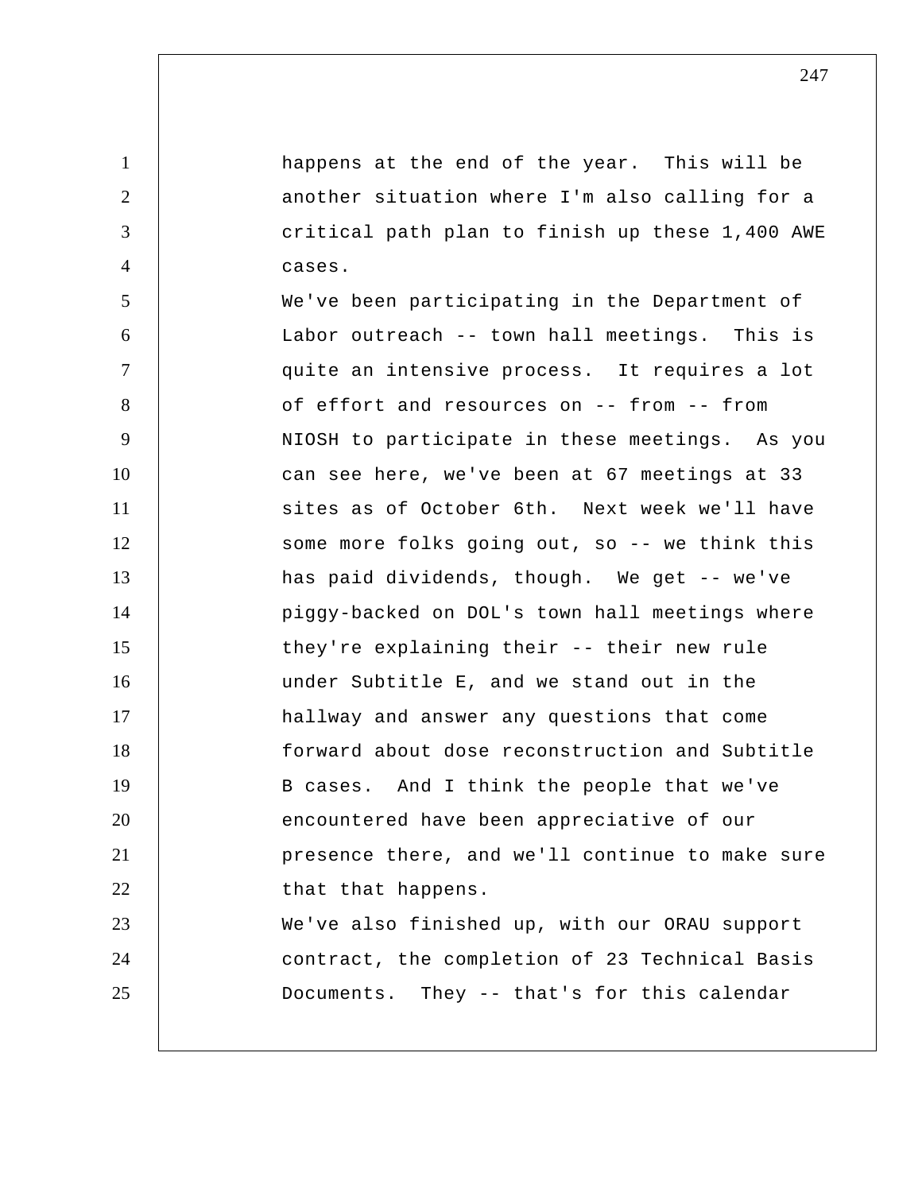happens at the end of the year. This will be another situation where I'm also calling for a critical path plan to finish up these 1,400 AWE cases.

We've been participating in the Department of Labor outreach -- town hall meetings. This is quite an intensive process. It requires a lot of effort and resources on -- from -- from NIOSH to participate in these meetings. As you can see here, we've been at 67 meetings at 33 sites as of October 6th. Next week we'll have some more folks going out, so -- we think this has paid dividends, though. We get -- we've piggy-backed on DOL's town hall meetings where they're explaining their -- their new rule under Subtitle E, and we stand out in the hallway and answer any questions that come forward about dose reconstruction and Subtitle B cases. And I think the people that we've encountered have been appreciative of our presence there, and we'll continue to make sure that that happens.

We've also finished up, with our ORAU support contract, the completion of 23 Technical Basis Documents. They -- that's for this calendar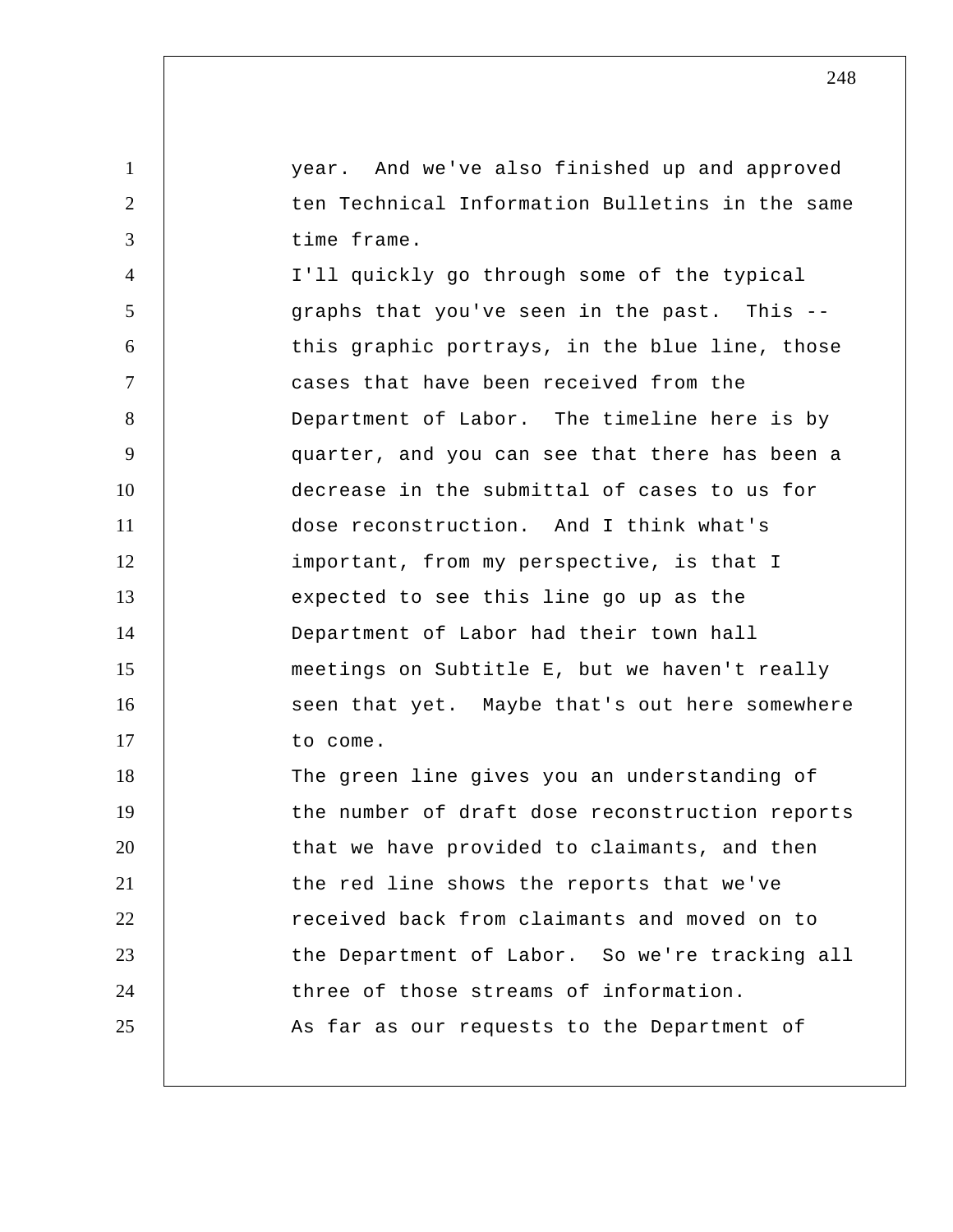year. And we've also finished up and approved ten Technical Information Bulletins in the same time frame.

I'll quickly go through some of the typical graphs that you've seen in the past. This -- this graphic portrays, in the blue line, those cases that have been received from the Department of Labor. The timeline here is by quarter, and you can see that there has been a decrease in the submittal of cases to us for dose reconstruction. And I think what's important, from my perspective, is that I expected to see this line go up as the Department of Labor had their town hall meetings on Subtitle E, but we haven't really seen that yet. Maybe that's out here somewhere to come.

The green line gives you an understanding of the number of draft dose reconstruction reports that we have provided to claimants, and then the red line shows the reports that we've received back from claimants and moved on to the Department of Labor. So we're tracking all three of those streams of information.

As far as our requests to the Department of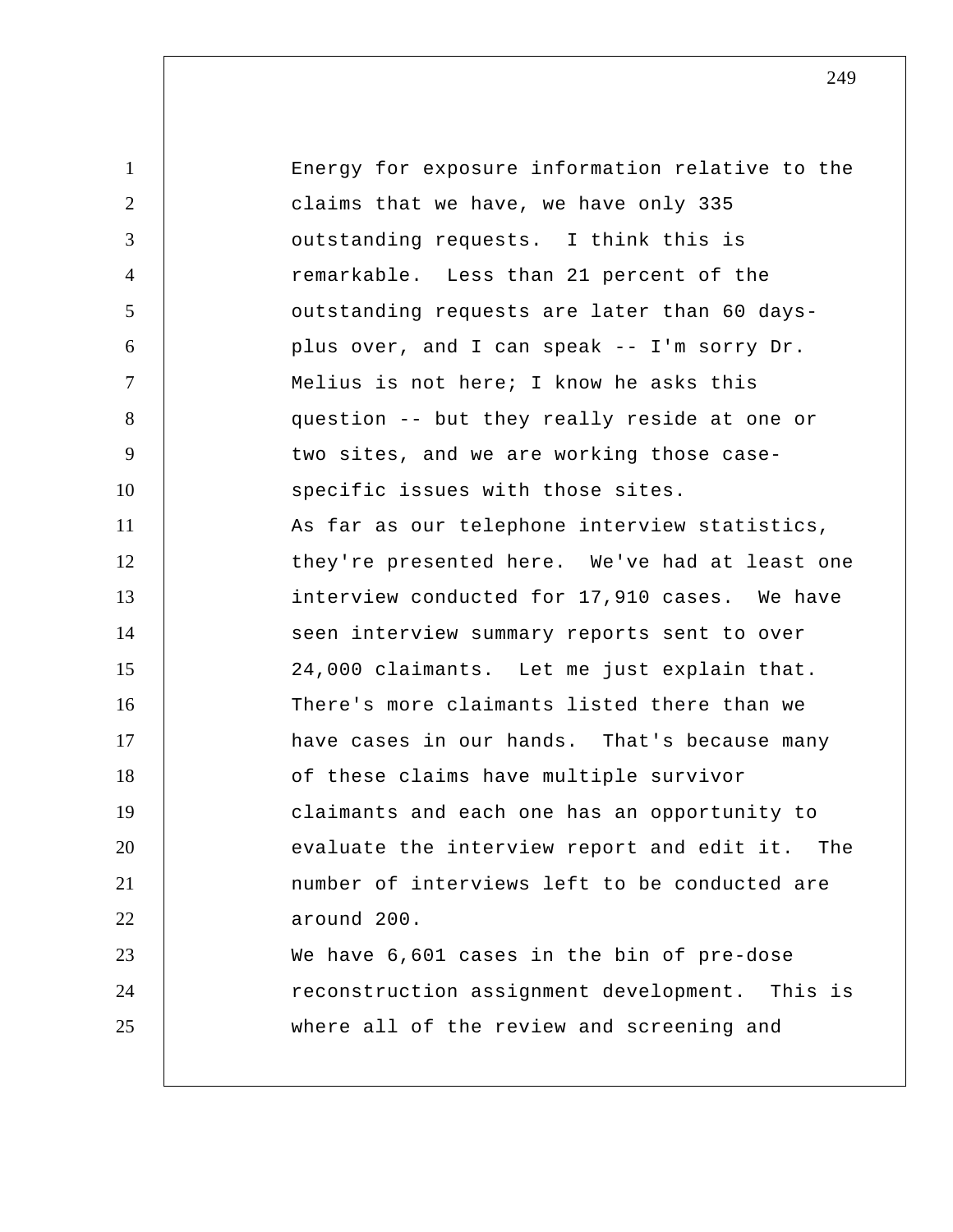Energy for exposure information relative to the claims that we have, we have only 335 outstanding requests. I think this is remarkable. Less than 21 percent of the outstanding requests are later than 60 days-plus over, and I can speak -- I'm sorry Dr. Melius is not here; I know he asks this question -- but they really reside at one or two sites, and we are working those case-specific issues with those sites.

As far as our telephone interview statistics, they're presented here. We've had at least one interview conducted for 17,910 cases. We have seen interview summary reports sent to over 24,000 claimants. Let me just explain that. There's more claimants listed there than we have cases in our hands. That's because many of these claims have multiple survivor claimants and each one has an opportunity to evaluate the interview report and edit it. The number of interviews left to be conducted are around 200.

We have 6,601 cases in the bin of pre-dose reconstruction assignment development. This is where all of the review and screening and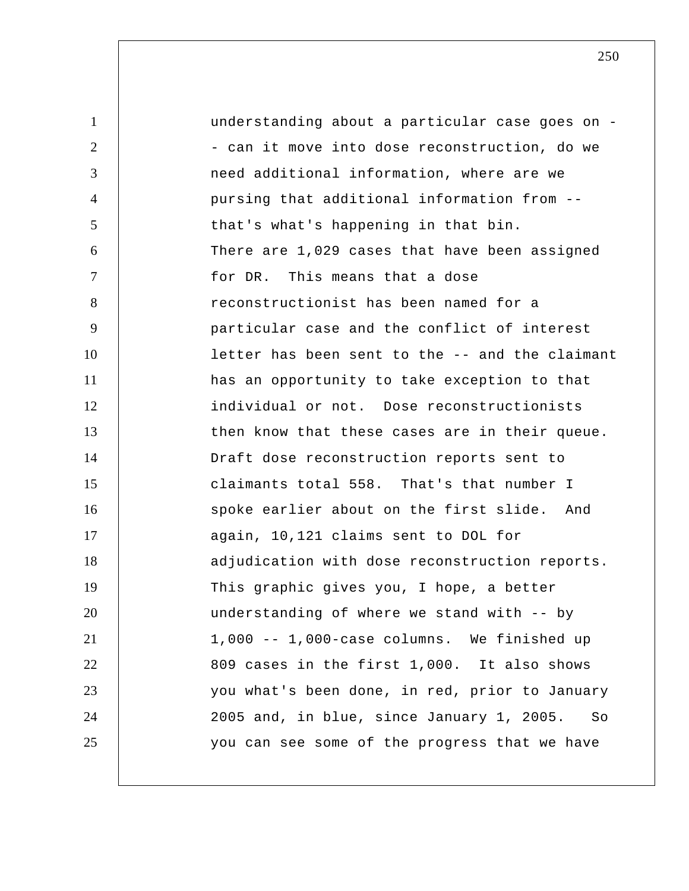understanding about a particular case goes on -- can it move into dose reconstruction, do we need additional information, where are we pursing that additional information from -- that's what's happening in that bin.

There are 1,029 cases that have been assigned for DR. This means that a dose reconstructionist has been named for a particular case and the conflict of interest letter has been sent to the -- and the claimant has an opportunity to take exception to that individual or not. Dose reconstructionists then know that these cases are in their queue.

Draft dose reconstruction reports sent to claimants total 558. That's that number I spoke earlier about on the first slide. And again, 10,121 claims sent to DOL for adjudication with dose reconstruction reports.

This graphic gives you, I hope, a better understanding of where we stand with -- by 1,000 -- 1,000-case columns. We finished up 809 cases in the first 1,000. It also shows you what's been done, in red, prior to January 2005 and, in blue, since January 1, 2005. So you can see some of the progress that we have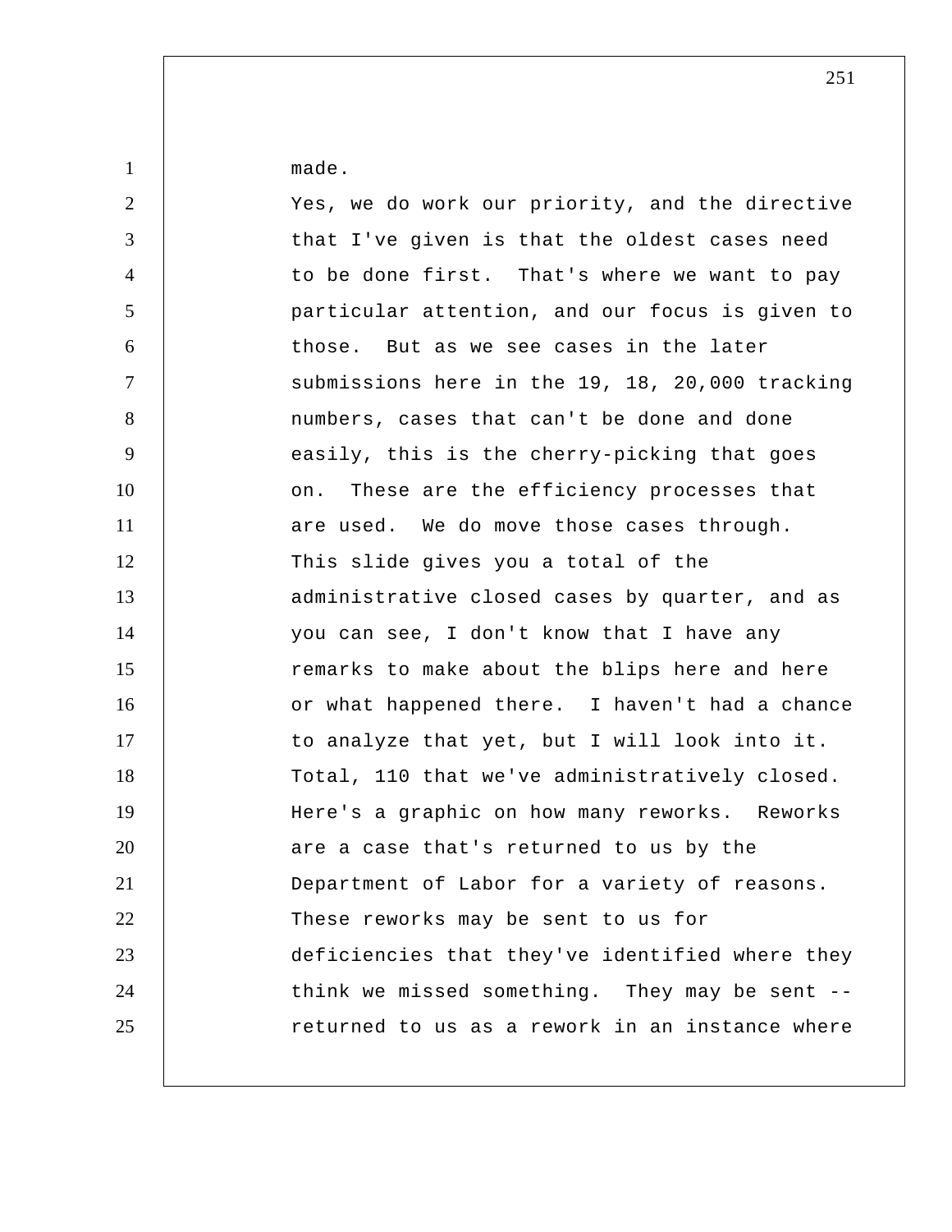made.

Yes, we do work our priority, and the directive that I've given is that the oldest cases need to be done first. That's where we want to pay particular attention, and our focus is given to those. But as we see cases in the later submissions here in the 19, 18, 20,000 tracking numbers, cases that can't be done and done easily, this is the cherry-picking that goes on. These are the efficiency processes that are used. We do move those cases through.

This slide gives you a total of the administrative closed cases by quarter, and as you can see, I don't know that I have any remarks to make about the blips here and here or what happened there. I haven't had a chance to analyze that yet, but I will look into it. Total, 110 that we've administratively closed.

Here's a graphic on how many reworks. Reworks are a case that's returned to us by the Department of Labor for a variety of reasons. These reworks may be sent to us for deficiencies that they've identified where they think we missed something. They may be sent -- returned to us as a rework in an instance where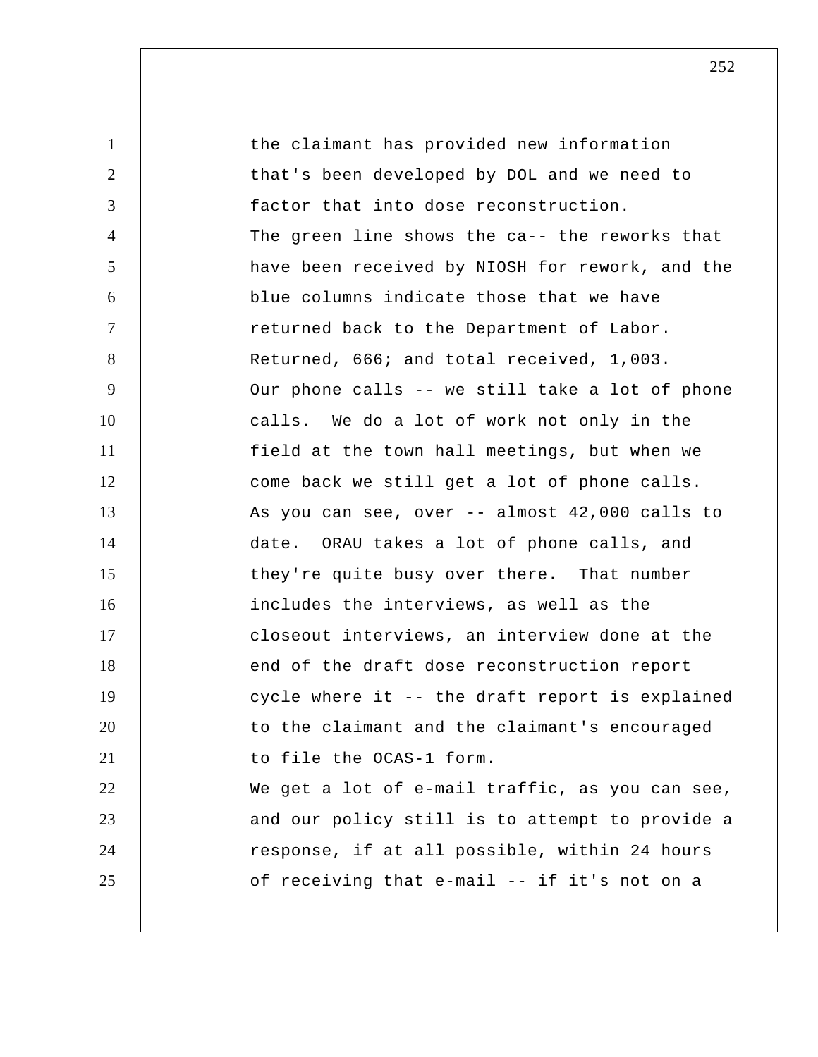the claimant has provided new information that's been developed by DOL and we need to factor that into dose reconstruction.

The green line shows the ca-- the reworks that have been received by NIOSH for rework, and the blue columns indicate those that we have returned back to the Department of Labor. Returned, 666; and total received, 1,003.

Our phone calls -- we still take a lot of phone calls. We do a lot of work not only in the field at the town hall meetings, but when we come back we still get a lot of phone calls. As you can see, over -- almost 42,000 calls to date. ORAU takes a lot of phone calls, and they're quite busy over there. That number includes the interviews, as well as the closeout interviews, an interview done at the end of the draft dose reconstruction report cycle where it -- the draft report is explained to the claimant and the claimant's encouraged to file the OCAS-1 form.

We get a lot of e-mail traffic, as you can see, and our policy still is to attempt to provide a response, if at all possible, within 24 hours of receiving that e-mail -- if it's not on a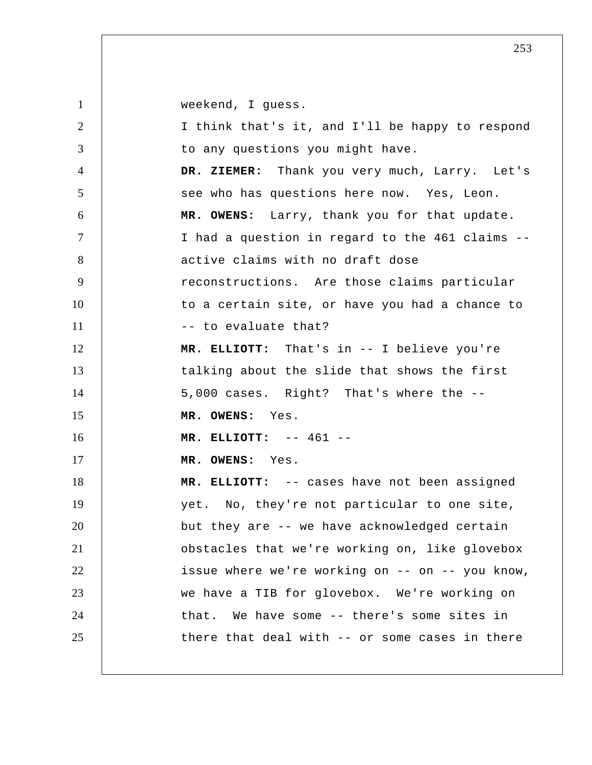weekend, I guess.

I think that's it, and I'll be happy to respond to any questions you might have.

**DR. ZIEMER:** Thank you very much, Larry. Let's see who has questions here now. Yes, Leon.

**MR. OWENS:** Larry, thank you for that update. I had a question in regard to the 461 claims -- active claims with no draft dose reconstructions. Are those claims particular to a certain site, or have you had a chance to -- to evaluate that?

**MR. ELLIOTT:** That's in -- I believe you're talking about the slide that shows the first 5,000 cases. Right? That's where the --

**MR. OWENS:** Yes.

**MR. ELLIOTT:** -- 461 --

**MR. OWENS:** Yes.

**MR. ELLIOTT:** -- cases have not been assigned yet. No, they're not particular to one site, but they are -- we have acknowledged certain obstacles that we're working on, like glovebox issue where we're working on -- on -- you know, we have a TIB for glovebox. We're working on that. We have some -- there's some sites in there that deal with -- or some cases in there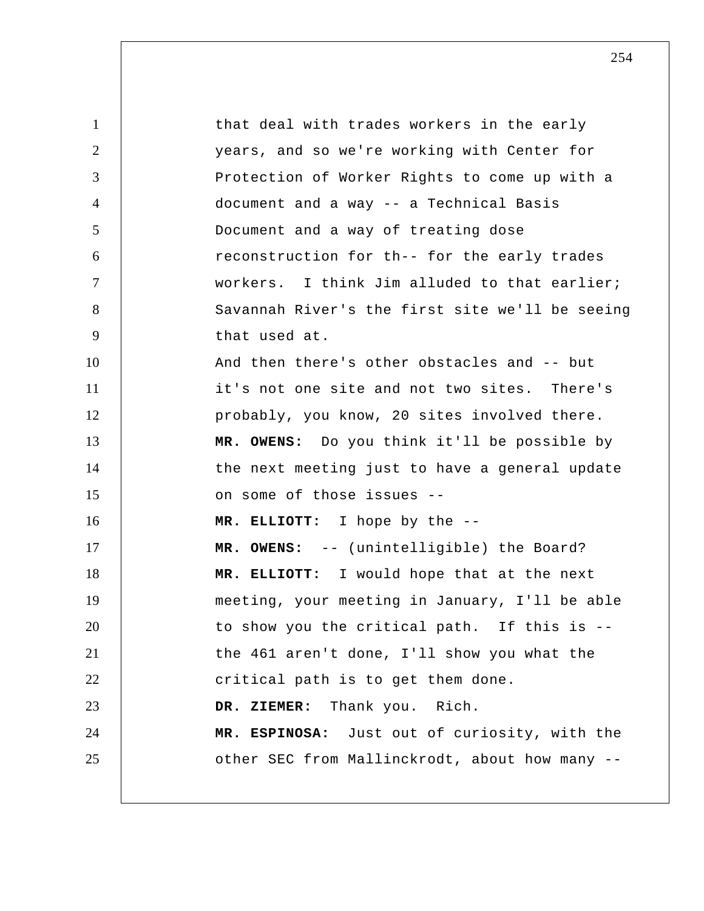that deal with trades workers in the early years, and so we're working with Center for Protection of Worker Rights to come up with a document and a way -- a Technical Basis Document and a way of treating dose reconstruction for th-- for the early trades workers. I think Jim alluded to that earlier; Savannah River's the first site we'll be seeing that used at.

And then there's other obstacles and -- but it's not one site and not two sites. There's probably, you know, 20 sites involved there.

**MR. OWENS:** Do you think it'll be possible by the next meeting just to have a general update on some of those issues --

**MR. ELLIOTT:** I hope by the --

**MR. OWENS:** -- (unintelligible) the Board?

**MR. ELLIOTT:** I would hope that at the next meeting, your meeting in January, I'll be able to show you the critical path. If this is -- the 461 aren't done, I'll show you what the critical path is to get them done.

**DR. ZIEMER:** Thank you. Rich.

**MR. ESPINOSA:** Just out of curiosity, with the other SEC from Mallinckrodt, about how many --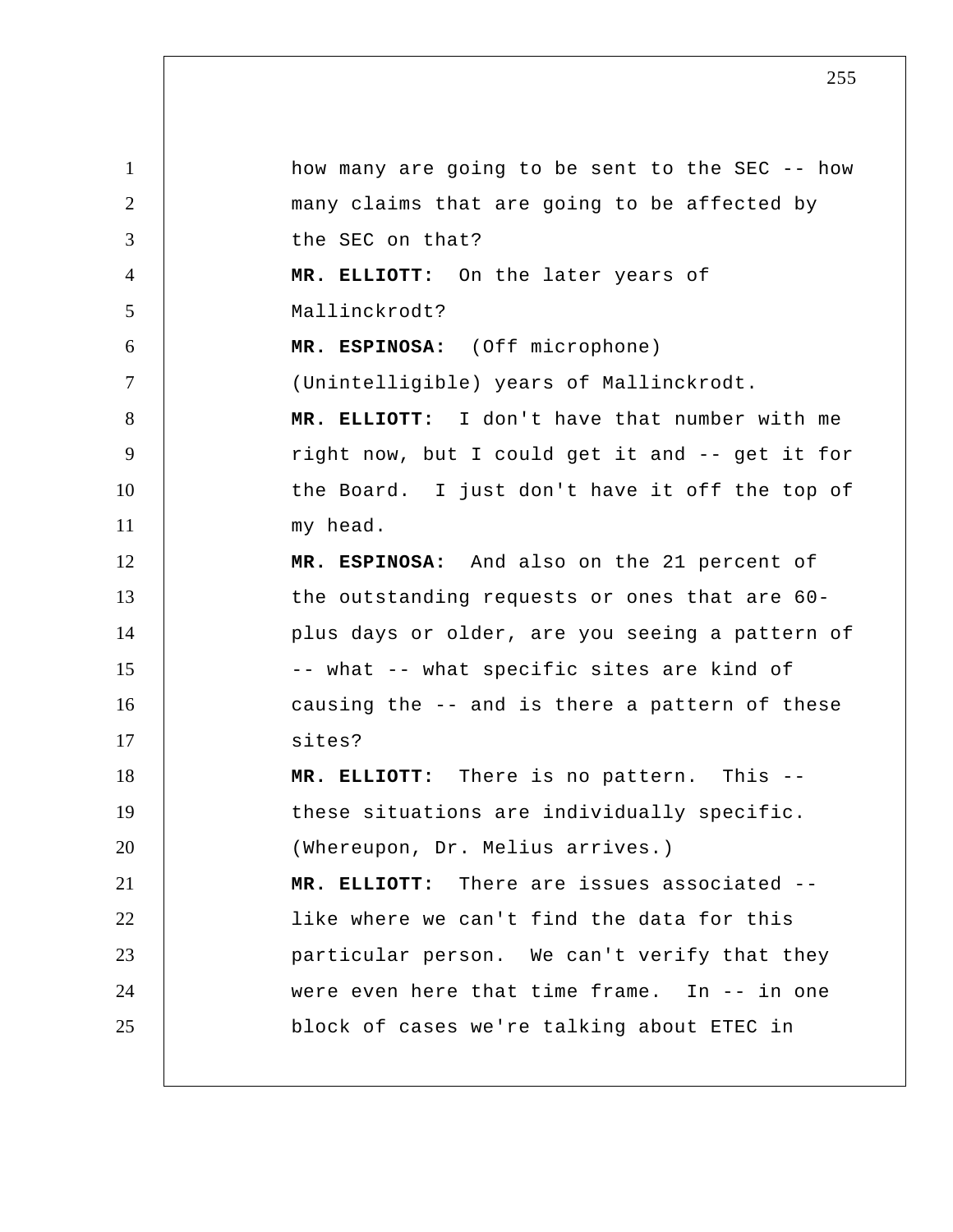how many are going to be sent to the SEC -- how many claims that are going to be affected by the SEC on that?

**MR. ELLIOTT:** On the later years of Mallinckrodt?

**MR. ESPINOSA:** (Off microphone) (Unintelligible) years of Mallinckrodt.

**MR. ELLIOTT:** I don't have that number with me right now, but I could get it and -- get it for the Board. I just don't have it off the top of my head.

**MR. ESPINOSA:** And also on the 21 percent of the outstanding requests or ones that are 60-plus days or older, are you seeing a pattern of -- what -- what specific sites are kind of causing the -- and is there a pattern of these sites?

**MR. ELLIOTT:** There is no pattern. This -- these situations are individually specific.

(Whereupon, Dr. Melius arrives.)

**MR. ELLIOTT:** There are issues associated -- like where we can't find the data for this particular person. We can't verify that they were even here that time frame. In -- in one block of cases we're talking about ETEC in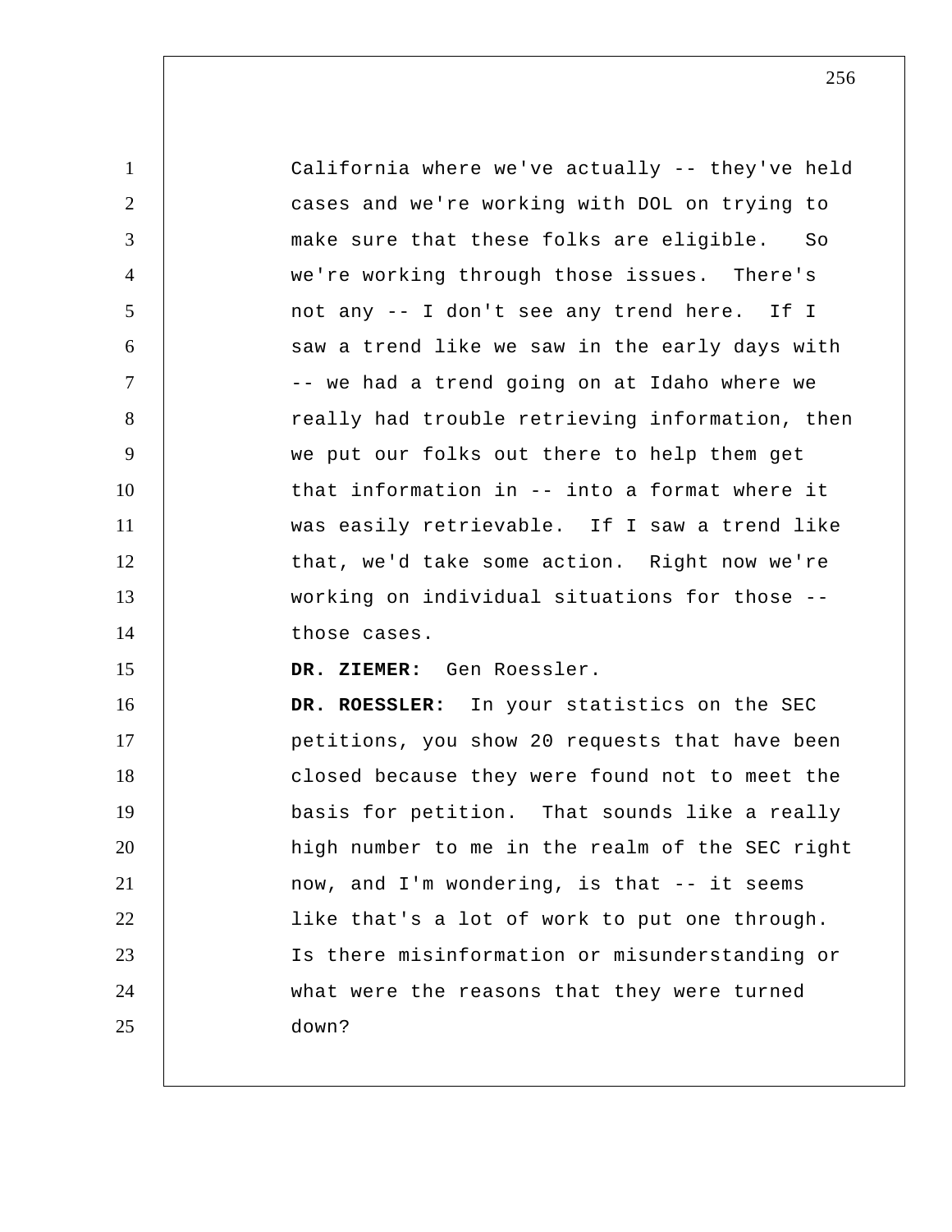California where we've actually -- they've held cases and we're working with DOL on trying to make sure that these folks are eligible. So we're working through those issues. There's not any -- I don't see any trend here. If I saw a trend like we saw in the early days with -- we had a trend going on at Idaho where we really had trouble retrieving information, then we put our folks out there to help them get that information in -- into a format where it was easily retrievable. If I saw a trend like that, we'd take some action. Right now we're working on individual situations for those -- those cases.

**DR. ZIEMER:** Gen Roessler.

**DR. ROESSLER:** In your statistics on the SEC petitions, you show 20 requests that have been closed because they were found not to meet the basis for petition. That sounds like a really high number to me in the realm of the SEC right now, and I'm wondering, is that -- it seems like that's a lot of work to put one through. Is there misinformation or misunderstanding or what were the reasons that they were turned down?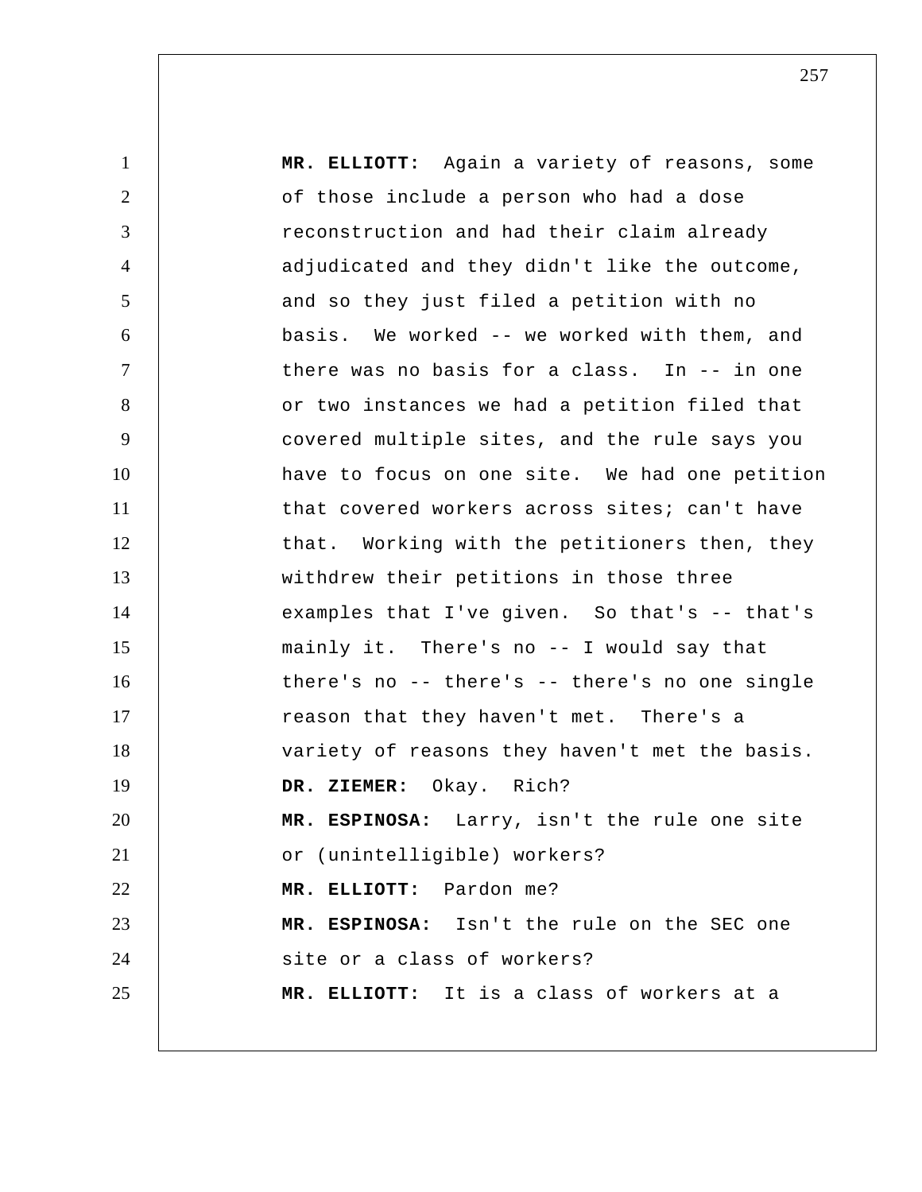**MR. ELLIOTT:** Again a variety of reasons, some of those include a person who had a dose reconstruction and had their claim already adjudicated and they didn't like the outcome, and so they just filed a petition with no basis. We worked -- we worked with them, and there was no basis for a class. In -- in one or two instances we had a petition filed that covered multiple sites, and the rule says you have to focus on one site. We had one petition that covered workers across sites; can't have that. Working with the petitioners then, they withdrew their petitions in those three examples that I've given. So that's -- that's mainly it. There's no -- I would say that there's no -- there's -- there's no one single reason that they haven't met. There's a variety of reasons they haven't met the basis.

**DR. ZIEMER:** Okay. Rich?

**MR. ESPINOSA:** Larry, isn't the rule one site or (unintelligible) workers?

**MR. ELLIOTT:** Pardon me?

**MR. ESPINOSA:** Isn't the rule on the SEC one site or a class of workers?

**MR. ELLIOTT:** It is a class of workers at a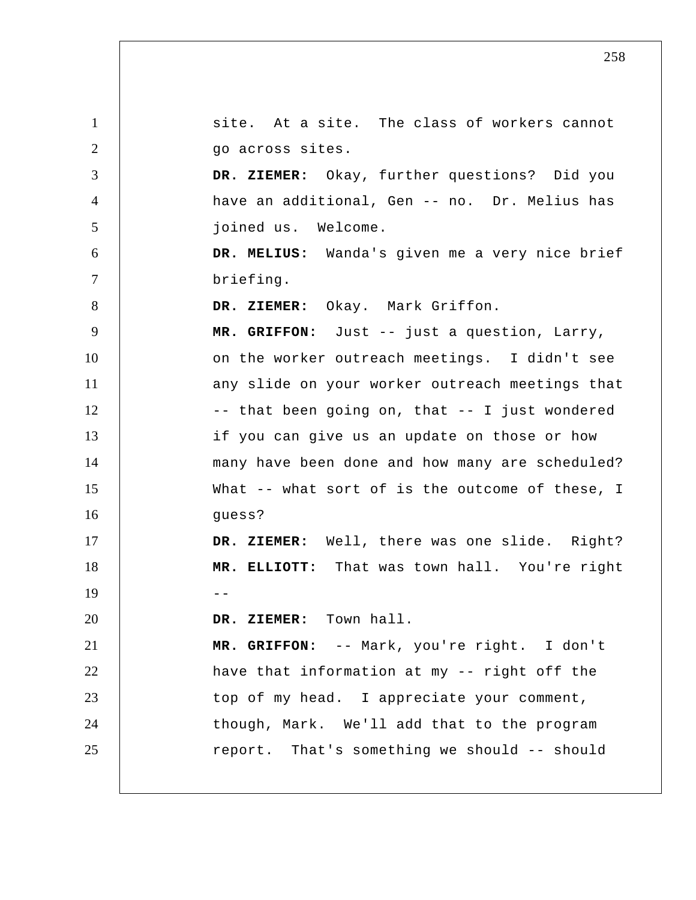site. At a site. The class of workers cannot go across sites.

**DR. ZIEMER:** Okay, further questions? Did you have an additional, Gen -- no. Dr. Melius has joined us. Welcome.

**DR. MELIUS:** Wanda's given me a very nice brief briefing.

**DR. ZIEMER:** Okay. Mark Griffon.

**MR. GRIFFON:** Just -- just a question, Larry, on the worker outreach meetings. I didn't see any slide on your worker outreach meetings that -- that been going on, that -- I just wondered if you can give us an update on those or how many have been done and how many are scheduled? What -- what sort of is the outcome of these, I guess?

**DR. ZIEMER:** Well, there was one slide. Right?

**MR. ELLIOTT:** That was town hall. You're right --

**DR. ZIEMER:** Town hall.

**MR. GRIFFON:** -- Mark, you're right. I don't have that information at my -- right off the top of my head. I appreciate your comment, though, Mark. We'll add that to the program report. That's something we should -- should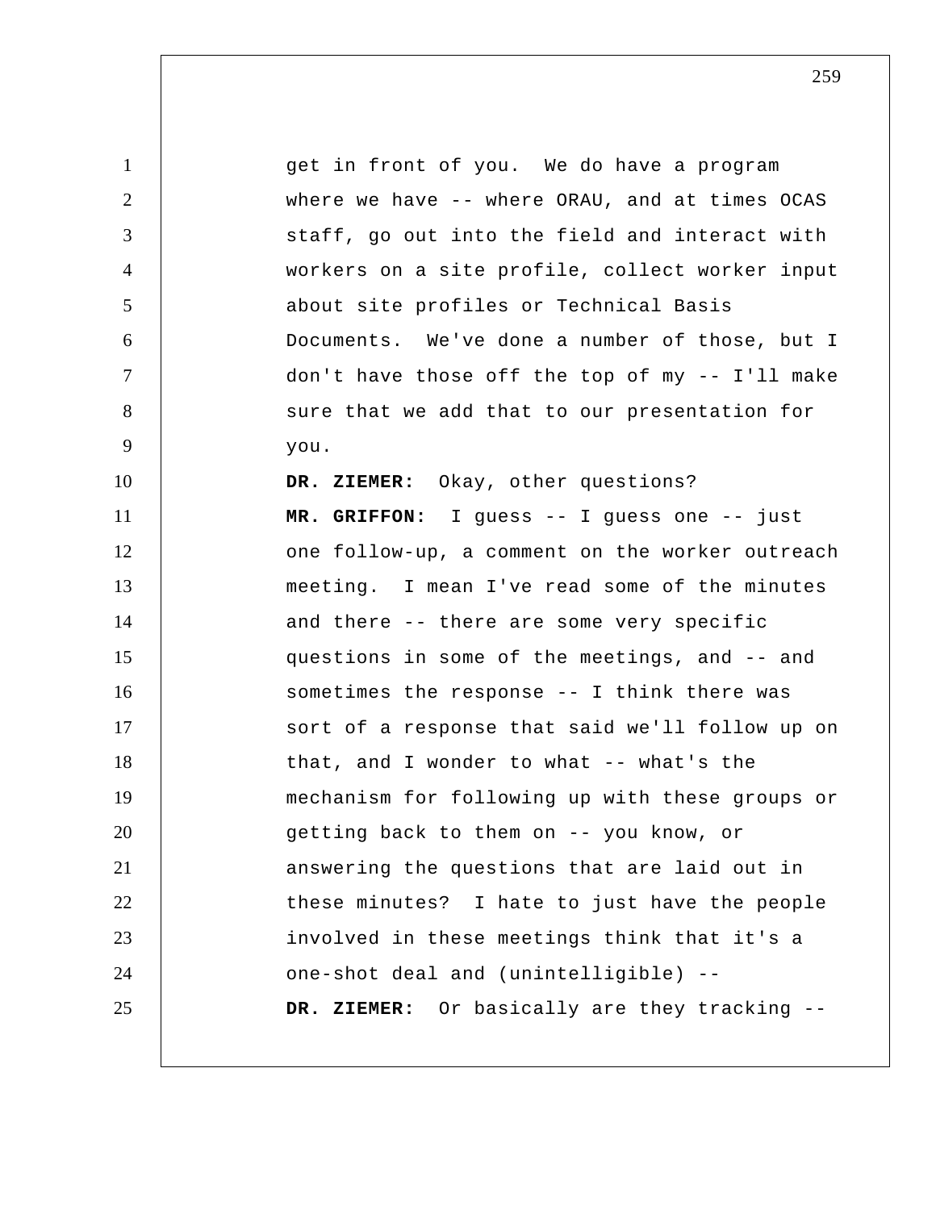get in front of you. We do have a program where we have -- where ORAU, and at times OCAS staff, go out into the field and interact with workers on a site profile, collect worker input about site profiles or Technical Basis Documents. We've done a number of those, but I don't have those off the top of my -- I'll make sure that we add that to our presentation for you.

**DR. ZIEMER:** Okay, other questions?

**MR. GRIFFON:** I guess -- I guess one -- just one follow-up, a comment on the worker outreach meeting. I mean I've read some of the minutes and there -- there are some very specific questions in some of the meetings, and -- and sometimes the response -- I think there was sort of a response that said we'll follow up on that, and I wonder to what -- what's the mechanism for following up with these groups or getting back to them on -- you know, or answering the questions that are laid out in these minutes? I hate to just have the people involved in these meetings think that it's a one-shot deal and (unintelligible) --

**DR. ZIEMER:** Or basically are they tracking --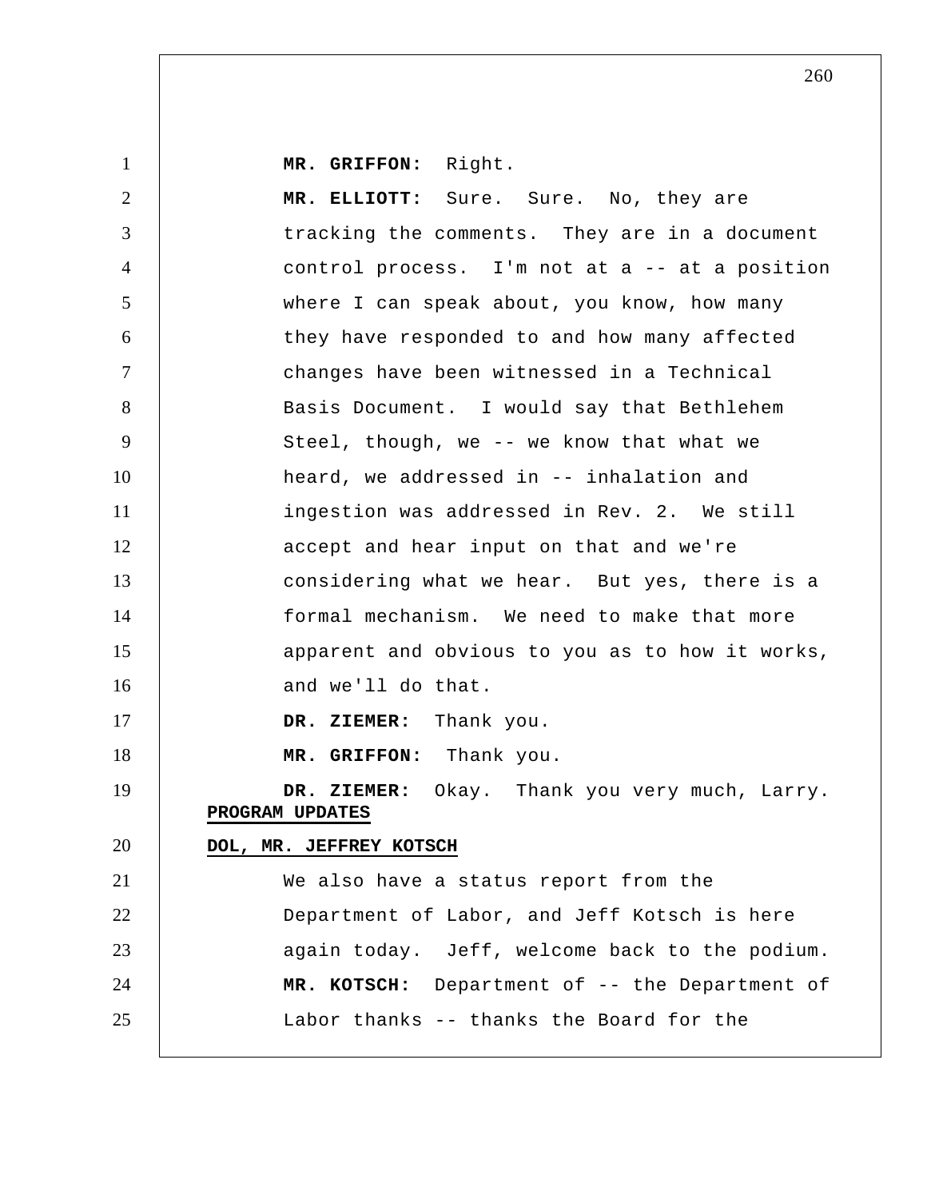**MR. GRIFFON:** Right.

**MR. ELLIOTT:** Sure. Sure. No, they are tracking the comments. They are in a document control process. I'm not at a -- at a position where I can speak about, you know, how many they have responded to and how many affected changes have been witnessed in a Technical Basis Document. I would say that Bethlehem Steel, though, we -- we know that what we heard, we addressed in -- inhalation and ingestion was addressed in Rev. 2. We still accept and hear input on that and we're considering what we hear. But yes, there is a formal mechanism. We need to make that more apparent and obvious to you as to how it works, and we'll do that.

**DR. ZIEMER:** Thank you.

**MR. GRIFFON:** Thank you.

**DR. ZIEMER:** Okay. Thank you very much, Larry.

## PROGRAM UPDATES

## DOL, MR. JEFFREY KOTSCH

We also have a status report from the Department of Labor, and Jeff Kotsch is here again today. Jeff, welcome back to the podium.

**MR. KOTSCH:** Department of -- the Department of Labor thanks -- thanks the Board for the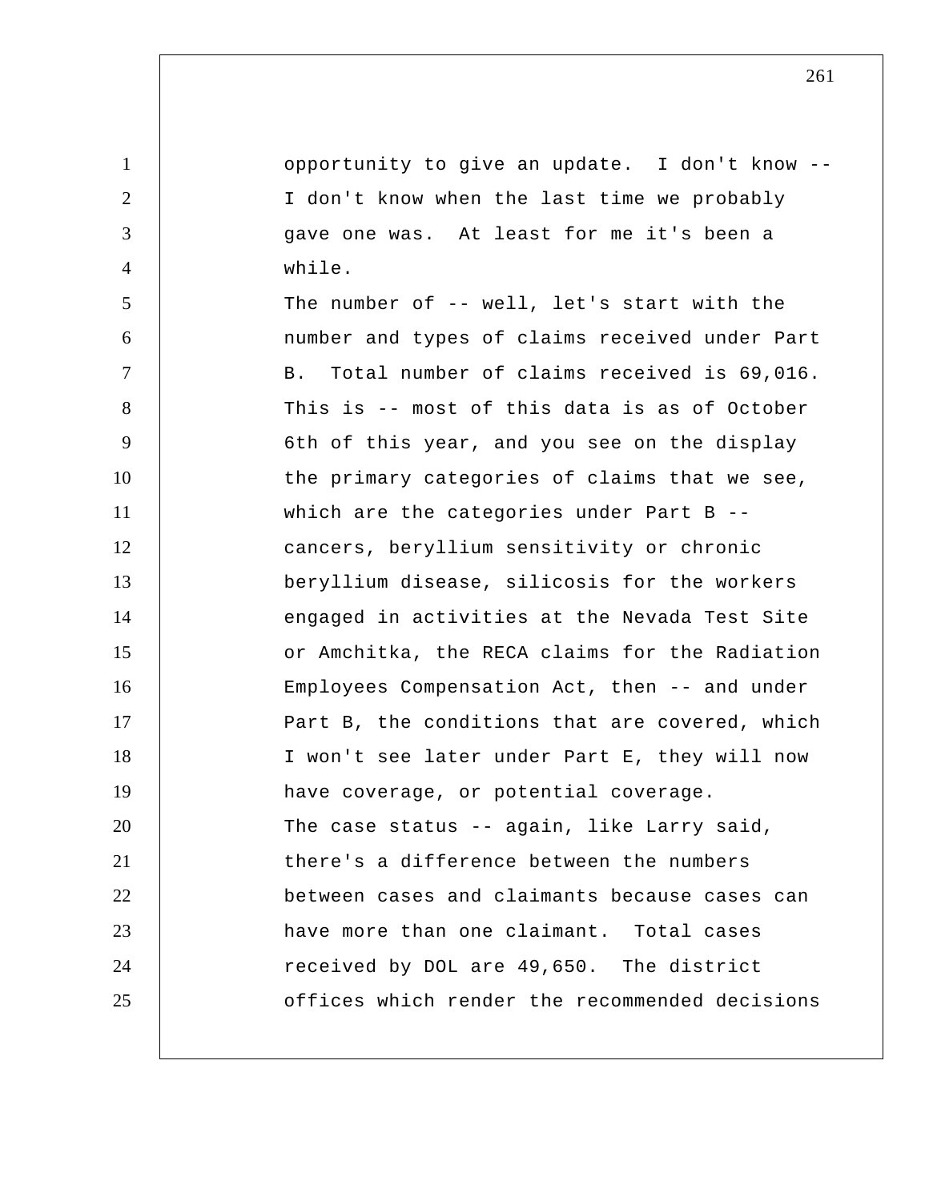opportunity to give an update. I don't know -- I don't know when the last time we probably gave one was. At least for me it's been a while.

The number of -- well, let's start with the number and types of claims received under Part B. Total number of claims received is 69,016. This is -- most of this data is as of October 6th of this year, and you see on the display the primary categories of claims that we see, which are the categories under Part B -- cancers, beryllium sensitivity or chronic beryllium disease, silicosis for the workers engaged in activities at the Nevada Test Site or Amchitka, the RECA claims for the Radiation Employees Compensation Act, then -- and under Part B, the conditions that are covered, which I won't see later under Part E, they will now have coverage, or potential coverage.

The case status -- again, like Larry said, there's a difference between the numbers between cases and claimants because cases can have more than one claimant. Total cases received by DOL are 49,650. The district offices which render the recommended decisions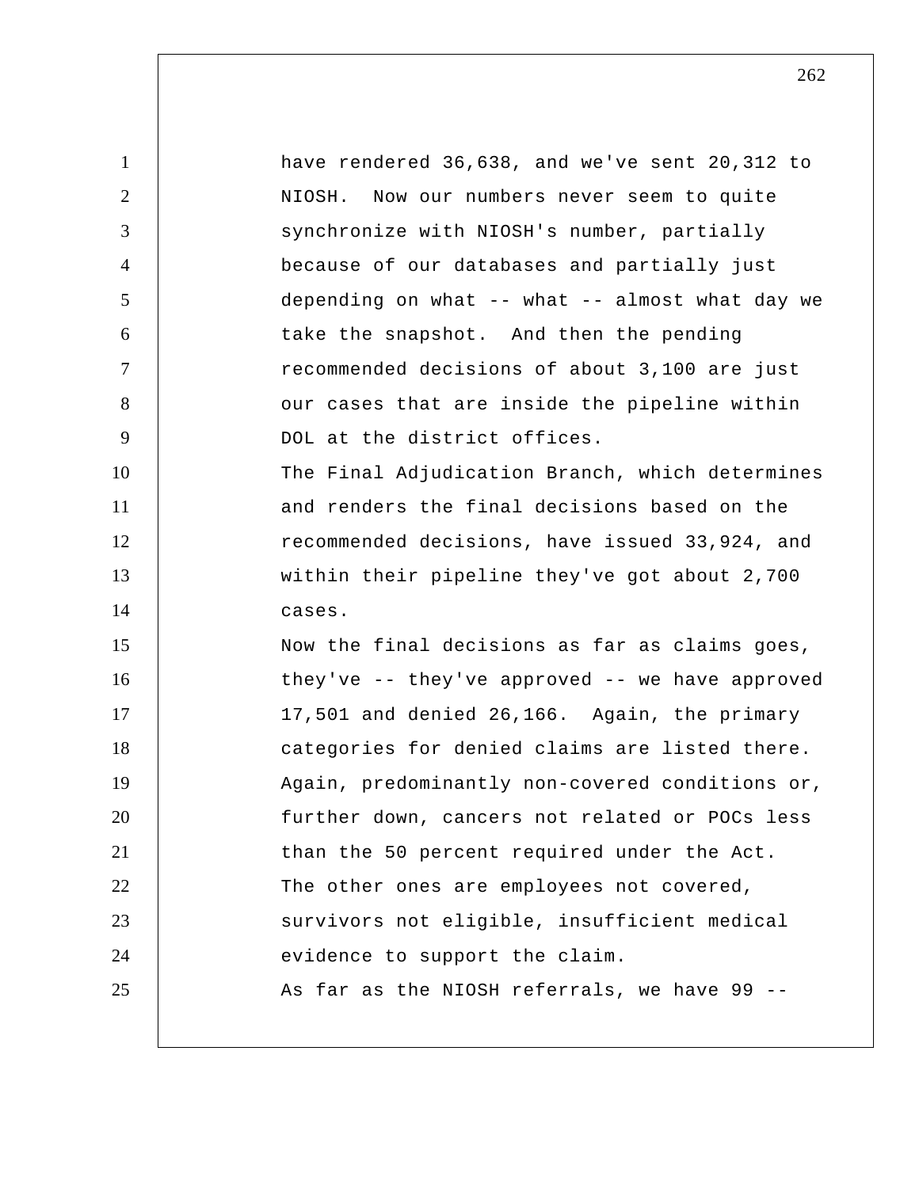have rendered 36,638, and we've sent 20,312 to NIOSH. Now our numbers never seem to quite synchronize with NIOSH's number, partially because of our databases and partially just depending on what -- what -- almost what day we take the snapshot. And then the pending recommended decisions of about 3,100 are just our cases that are inside the pipeline within DOL at the district offices.

The Final Adjudication Branch, which determines and renders the final decisions based on the recommended decisions, have issued 33,924, and within their pipeline they've got about 2,700 cases.

Now the final decisions as far as claims goes, they've -- they've approved -- we have approved 17,501 and denied 26,166. Again, the primary categories for denied claims are listed there. Again, predominantly non-covered conditions or, further down, cancers not related or POCs less than the 50 percent required under the Act. The other ones are employees not covered, survivors not eligible, insufficient medical evidence to support the claim.

As far as the NIOSH referrals, we have 99 --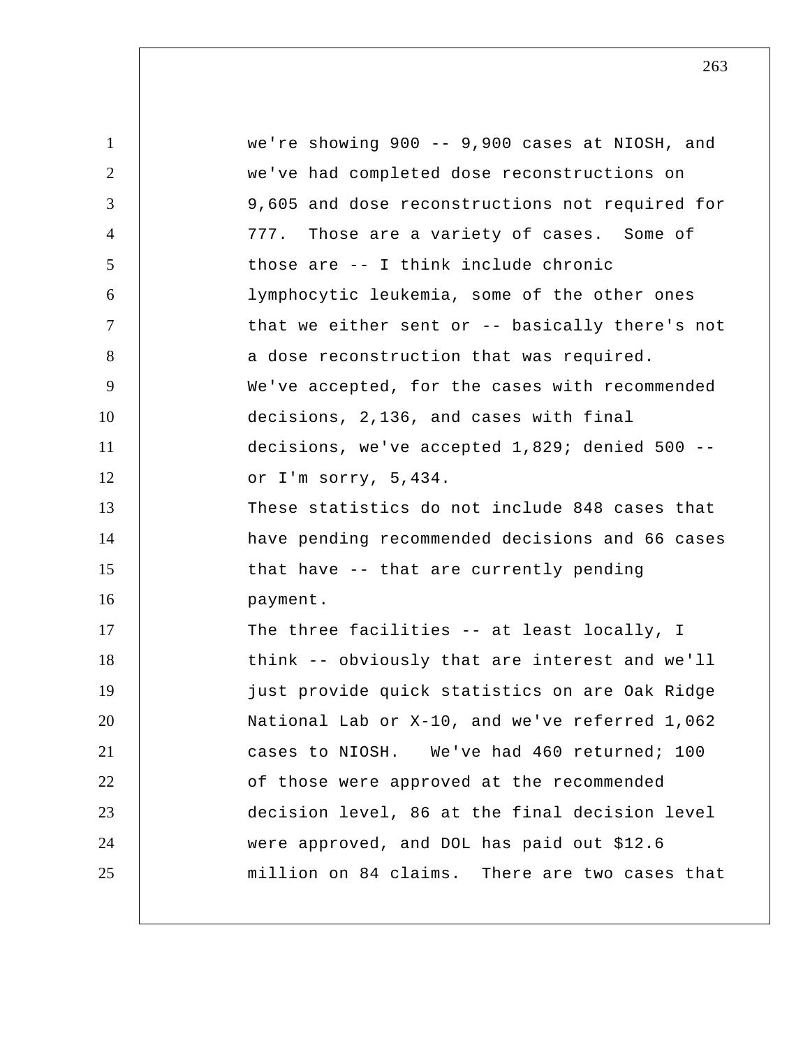we're showing 900 -- 9,900 cases at NIOSH, and we've had completed dose reconstructions on 9,605 and dose reconstructions not required for 777. Those are a variety of cases. Some of those are -- I think include chronic lymphocytic leukemia, some of the other ones that we either sent or -- basically there's not a dose reconstruction that was required.

We've accepted, for the cases with recommended decisions, 2,136, and cases with final decisions, we've accepted 1,829; denied 500 -- or I'm sorry, 5,434.

These statistics do not include 848 cases that have pending recommended decisions and 66 cases that have -- that are currently pending payment.

The three facilities -- at least locally, I think -- obviously that are interest and we'll just provide quick statistics on are Oak Ridge National Lab or X-10, and we've referred 1,062 cases to NIOSH. We've had 460 returned; 100 of those were approved at the recommended decision level, 86 at the final decision level were approved, and DOL has paid out $12.6 million on 84 claims. There are two cases that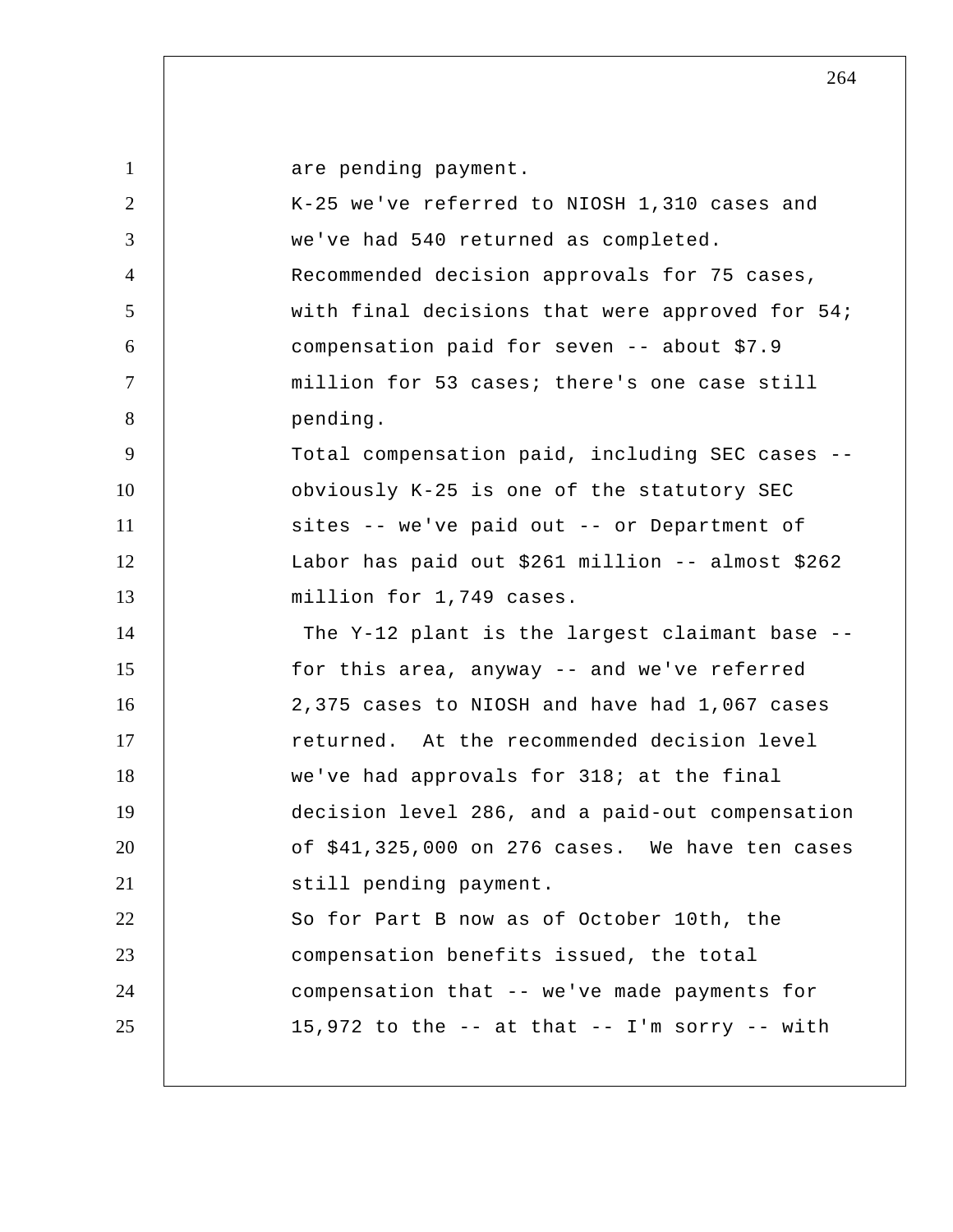are pending payment.

K-25 we've referred to NIOSH 1,310 cases and we've had 540 returned as completed. Recommended decision approvals for 75 cases, with final decisions that were approved for 54; compensation paid for seven -- about $7.9 million for 53 cases; there's one case still pending.

Total compensation paid, including SEC cases -- obviously K-25 is one of the statutory SEC sites -- we've paid out -- or Department of Labor has paid out $261 million -- almost $262 million for 1,749 cases.

The Y-12 plant is the largest claimant base -- for this area, anyway -- and we've referred 2,375 cases to NIOSH and have had 1,067 cases returned. At the recommended decision level we've had approvals for 318; at the final decision level 286, and a paid-out compensation of $41,325,000 on 276 cases. We have ten cases still pending payment.

So for Part B now as of October 10th, the compensation benefits issued, the total compensation that -- we've made payments for 15,972 to the -- at that -- I'm sorry -- with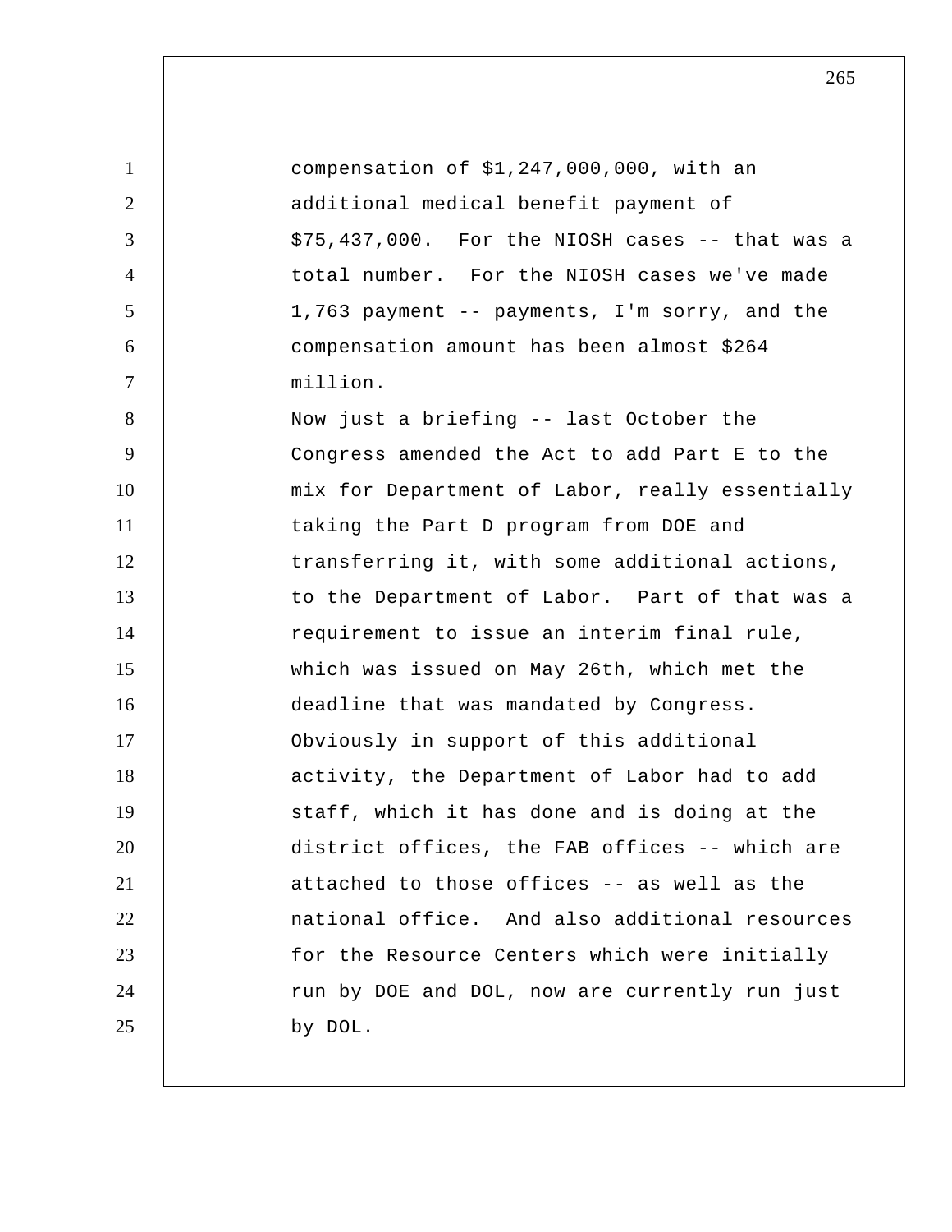compensation of $1,247,000,000, with an additional medical benefit payment of $75,437,000. For the NIOSH cases -- that was a total number. For the NIOSH cases we've made 1,763 payment -- payments, I'm sorry, and the compensation amount has been almost $264 million.

Now just a briefing -- last October the Congress amended the Act to add Part E to the mix for Department of Labor, really essentially taking the Part D program from DOE and transferring it, with some additional actions, to the Department of Labor. Part of that was a requirement to issue an interim final rule, which was issued on May 26th, which met the deadline that was mandated by Congress. Obviously in support of this additional activity, the Department of Labor had to add staff, which it has done and is doing at the district offices, the FAB offices -- which are attached to those offices -- as well as the national office. And also additional resources for the Resource Centers which were initially run by DOE and DOL, now are currently run just by DOL.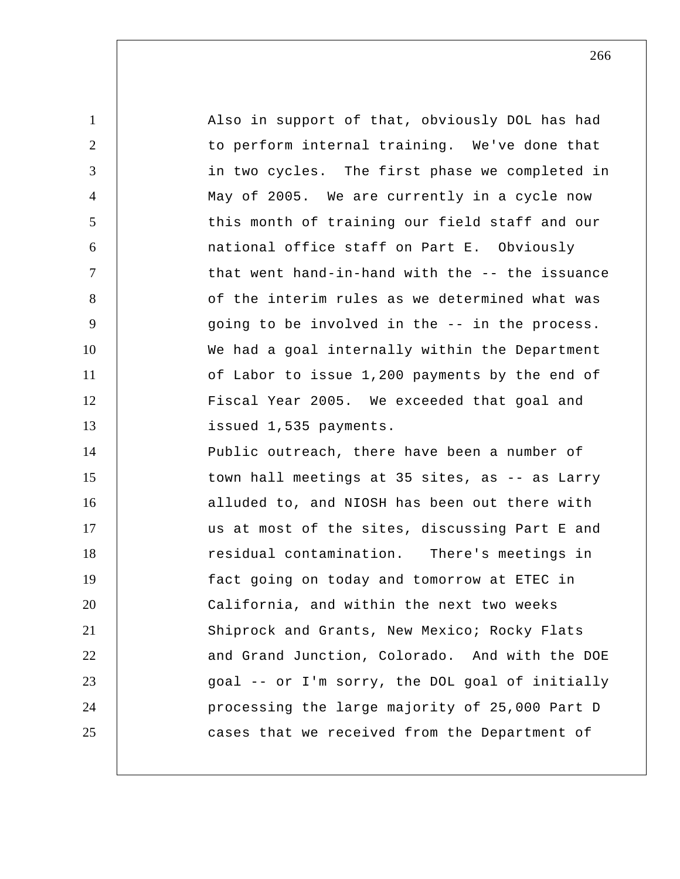Also in support of that, obviously DOL has had to perform internal training. We've done that in two cycles. The first phase we completed in May of 2005. We are currently in a cycle now this month of training our field staff and our national office staff on Part E. Obviously that went hand-in-hand with the -- the issuance of the interim rules as we determined what was going to be involved in the -- in the process. We had a goal internally within the Department of Labor to issue 1,200 payments by the end of Fiscal Year 2005. We exceeded that goal and issued 1,535 payments.

Public outreach, there have been a number of town hall meetings at 35 sites, as -- as Larry alluded to, and NIOSH has been out there with us at most of the sites, discussing Part E and residual contamination. There's meetings in fact going on today and tomorrow at ETEC in California, and within the next two weeks Shiprock and Grants, New Mexico; Rocky Flats and Grand Junction, Colorado. And with the DOE goal -- or I'm sorry, the DOL goal of initially processing the large majority of 25,000 Part D cases that we received from the Department of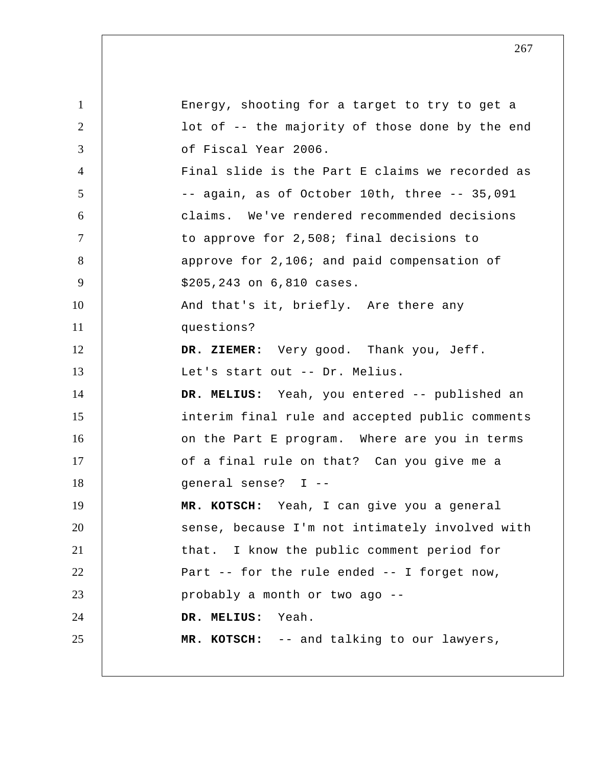Energy, shooting for a target to try to get a lot of -- the majority of those done by the end of Fiscal Year 2006.

Final slide is the Part E claims we recorded as -- again, as of October 10th, three -- 35,091 claims. We've rendered recommended decisions to approve for 2,508; final decisions to approve for 2,106; and paid compensation of $205,243 on 6,810 cases.

And that's it, briefly. Are there any questions?

**DR. ZIEMER:** Very good. Thank you, Jeff. Let's start out -- Dr. Melius.

**DR. MELIUS:** Yeah, you entered -- published an interim final rule and accepted public comments on the Part E program. Where are you in terms of a final rule on that? Can you give me a general sense? I --

**MR. KOTSCH:** Yeah, I can give you a general sense, because I'm not intimately involved with that. I know the public comment period for Part -- for the rule ended -- I forget now, probably a month or two ago --

**DR. MELIUS:** Yeah.

**MR. KOTSCH:** -- and talking to our lawyers,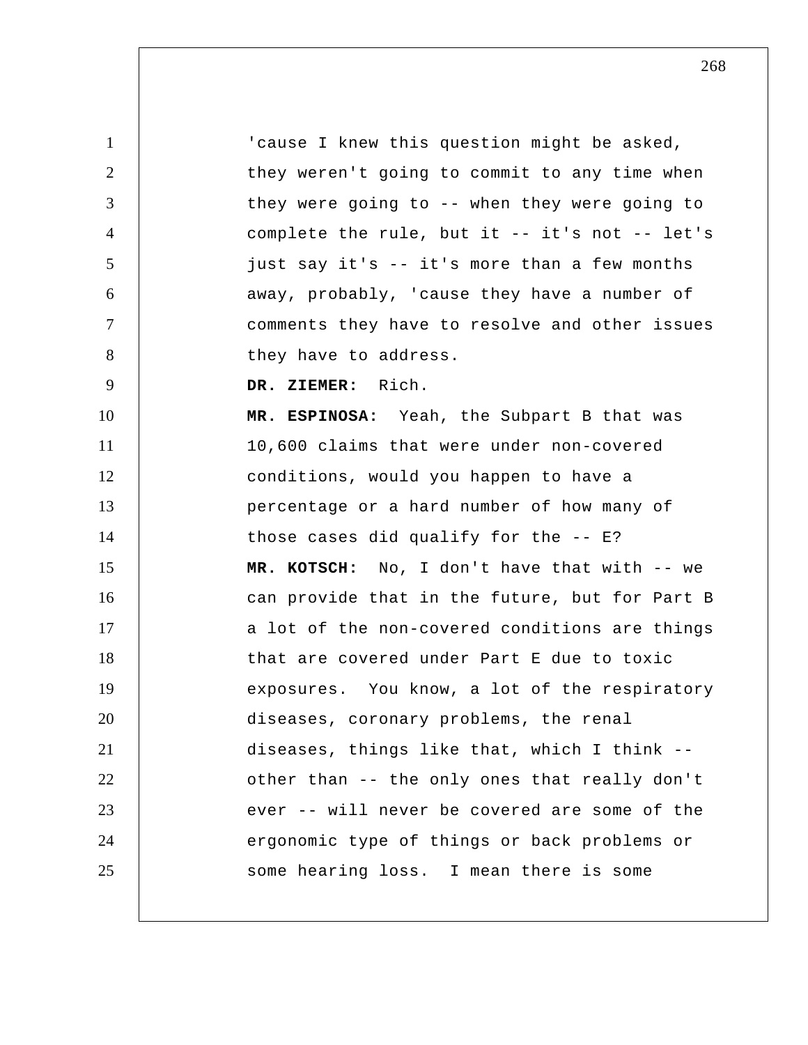'cause I knew this question might be asked, they weren't going to commit to any time when they were going to -- when they were going to complete the rule, but it -- it's not -- let's just say it's -- it's more than a few months away, probably, 'cause they have a number of comments they have to resolve and other issues they have to address.

**DR. ZIEMER:** Rich.

**MR. ESPINOSA:** Yeah, the Subpart B that was 10,600 claims that were under non-covered conditions, would you happen to have a percentage or a hard number of how many of those cases did qualify for the -- E?

**MR. KOTSCH:** No, I don't have that with -- we can provide that in the future, but for Part B a lot of the non-covered conditions are things that are covered under Part E due to toxic exposures. You know, a lot of the respiratory diseases, coronary problems, the renal diseases, things like that, which I think -- other than -- the only ones that really don't ever -- will never be covered are some of the ergonomic type of things or back problems or some hearing loss. I mean there is some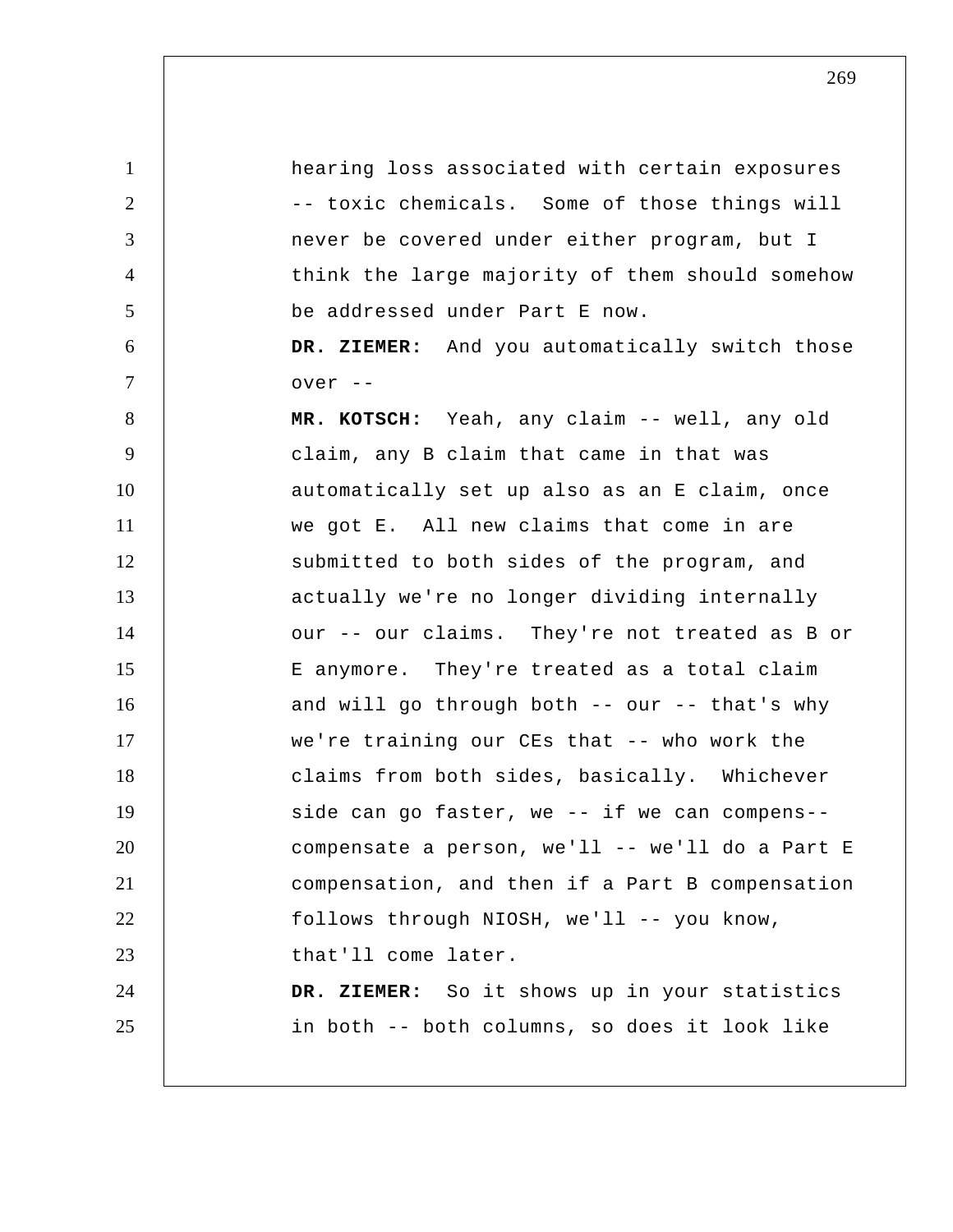hearing loss associated with certain exposures -- toxic chemicals. Some of those things will never be covered under either program, but I think the large majority of them should somehow be addressed under Part E now.

**DR. ZIEMER:** And you automatically switch those over --

**MR. KOTSCH:** Yeah, any claim -- well, any old claim, any B claim that came in that was automatically set up also as an E claim, once we got E. All new claims that come in are submitted to both sides of the program, and actually we're no longer dividing internally our -- our claims. They're not treated as B or E anymore. They're treated as a total claim and will go through both -- our -- that's why we're training our CEs that -- who work the claims from both sides, basically. Whichever side can go faster, we -- if we can compens-- compensate a person, we'll -- we'll do a Part E compensation, and then if a Part B compensation follows through NIOSH, we'll -- you know, that'll come later.

**DR. ZIEMER:** So it shows up in your statistics in both -- both columns, so does it look like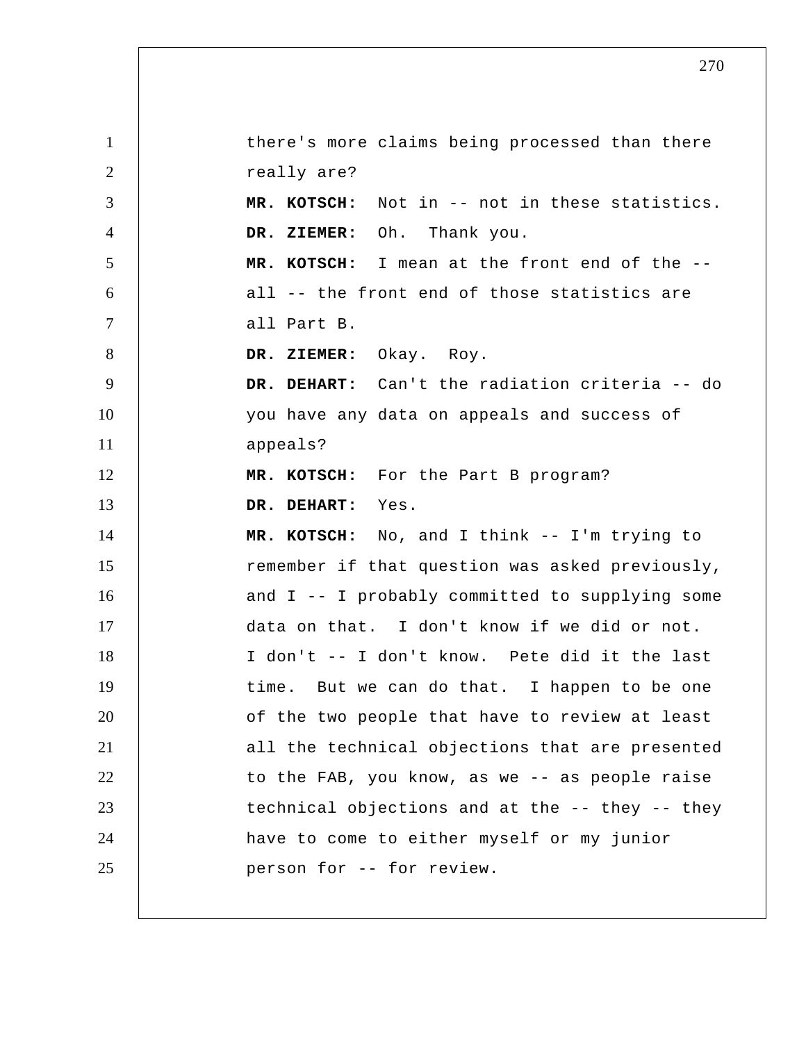there's more claims being processed than there really are?

**MR. KOTSCH:** Not in -- not in these statistics.

**DR. ZIEMER:** Oh. Thank you.

**MR. KOTSCH:** I mean at the front end of the -- all -- the front end of those statistics are all Part B.

**DR. ZIEMER:** Okay. Roy.

**DR. DEHART:** Can't the radiation criteria -- do you have any data on appeals and success of appeals?

**MR. KOTSCH:** For the Part B program?

**DR. DEHART:** Yes.

**MR. KOTSCH:** No, and I think -- I'm trying to remember if that question was asked previously, and I -- I probably committed to supplying some data on that. I don't know if we did or not. I don't -- I don't know. Pete did it the last time. But we can do that. I happen to be one of the two people that have to review at least all the technical objections that are presented to the FAB, you know, as we -- as people raise technical objections and at the -- they -- they have to come to either myself or my junior person for -- for review.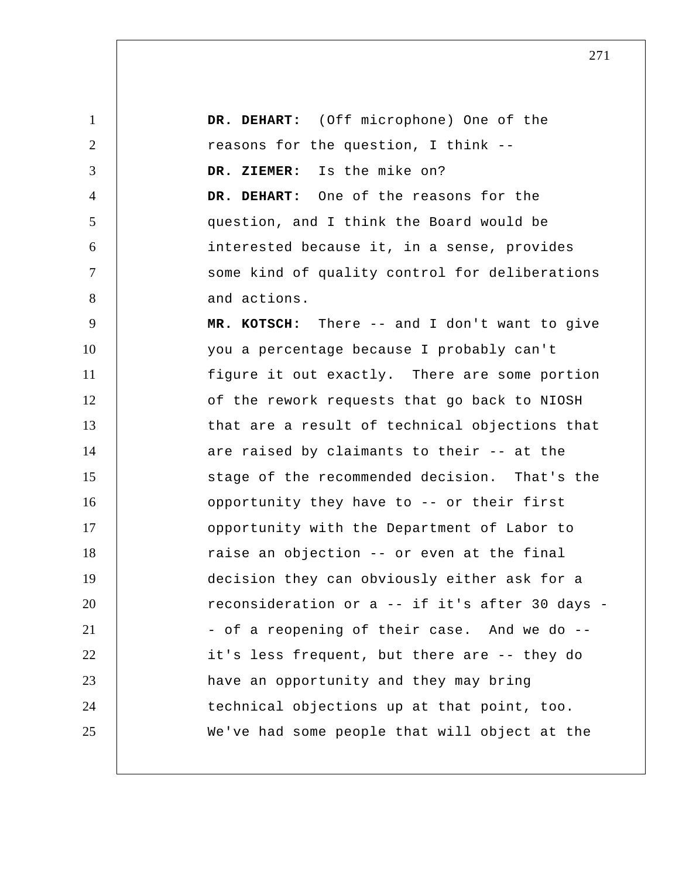**DR. DEHART:** (Off microphone) One of the reasons for the question, I think --

**DR. ZIEMER:** Is the mike on?

**DR. DEHART:** One of the reasons for the question, and I think the Board would be interested because it, in a sense, provides some kind of quality control for deliberations and actions.

**MR. KOTSCH:** There -- and I don't want to give you a percentage because I probably can't figure it out exactly. There are some portion of the rework requests that go back to NIOSH that are a result of technical objections that are raised by claimants to their -- at the stage of the recommended decision. That's the opportunity they have to -- or their first opportunity with the Department of Labor to raise an objection -- or even at the final decision they can obviously either ask for a reconsideration or a -- if it's after 30 days -- of a reopening of their case. And we do -- it's less frequent, but there are -- they do have an opportunity and they may bring technical objections up at that point, too. We've had some people that will object at the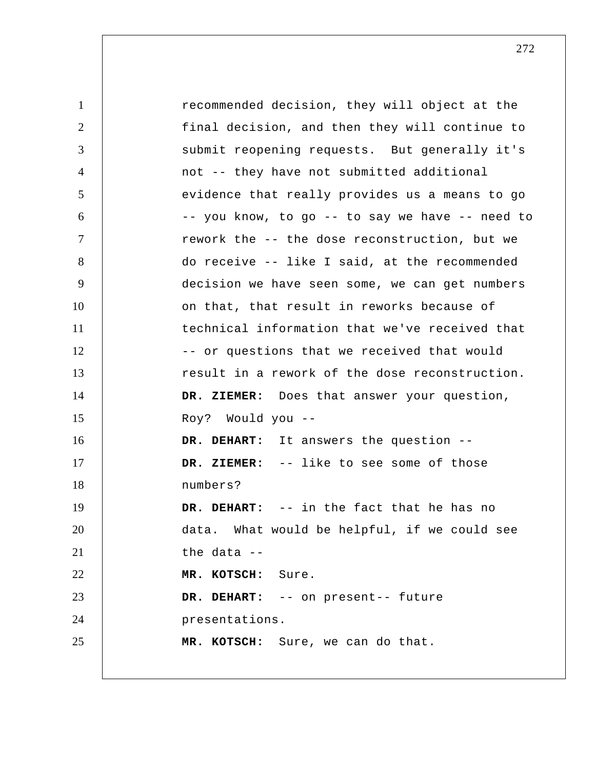recommended decision, they will object at the final decision, and then they will continue to submit reopening requests. But generally it's not -- they have not submitted additional evidence that really provides us a means to go -- you know, to go -- to say we have -- need to rework the -- the dose reconstruction, but we do receive -- like I said, at the recommended decision we have seen some, we can get numbers on that, that result in reworks because of technical information that we've received that -- or questions that we received that would result in a rework of the dose reconstruction.

**DR. ZIEMER:** Does that answer your question, Roy? Would you --

**DR. DEHART:** It answers the question --

**DR. ZIEMER:** -- like to see some of those numbers?

**DR. DEHART:** -- in the fact that he has no data. What would be helpful, if we could see the data --

**MR. KOTSCH:** Sure.

**DR. DEHART:** -- on present-- future presentations.

**MR. KOTSCH:** Sure, we can do that.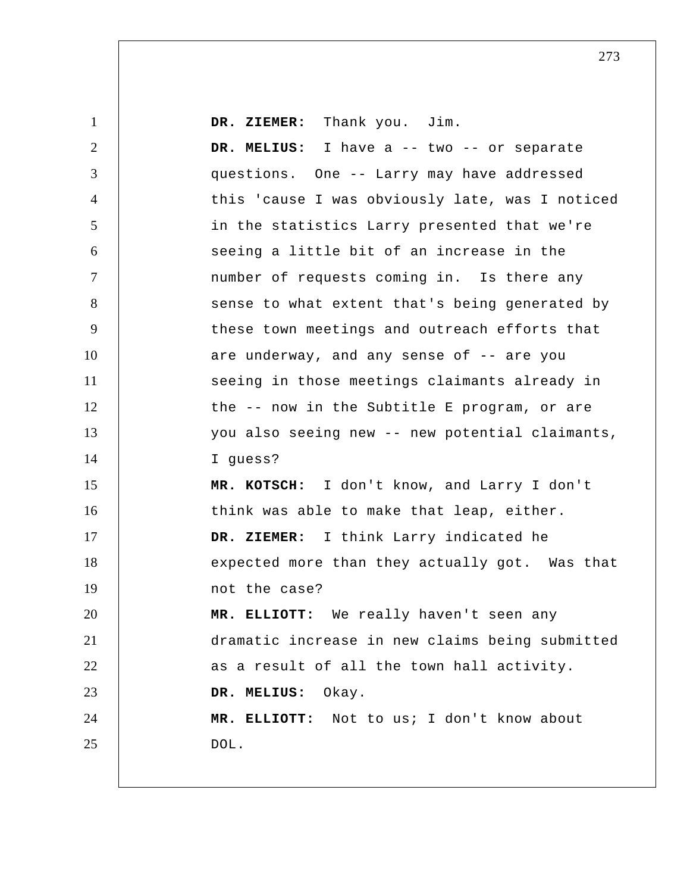**DR. ZIEMER:** Thank you. Jim.

**DR. MELIUS:** I have a -- two -- or separate questions. One -- Larry may have addressed this 'cause I was obviously late, was I noticed in the statistics Larry presented that we're seeing a little bit of an increase in the number of requests coming in. Is there any sense to what extent that's being generated by these town meetings and outreach efforts that are underway, and any sense of -- are you seeing in those meetings claimants already in the -- now in the Subtitle E program, or are you also seeing new -- new potential claimants, I guess?

**MR. KOTSCH:** I don't know, and Larry I don't think was able to make that leap, either.

**DR. ZIEMER:** I think Larry indicated he expected more than they actually got. Was that not the case?

**MR. ELLIOTT:** We really haven't seen any dramatic increase in new claims being submitted as a result of all the town hall activity.

**DR. MELIUS:** Okay.

**MR. ELLIOTT:** Not to us; I don't know about DOL.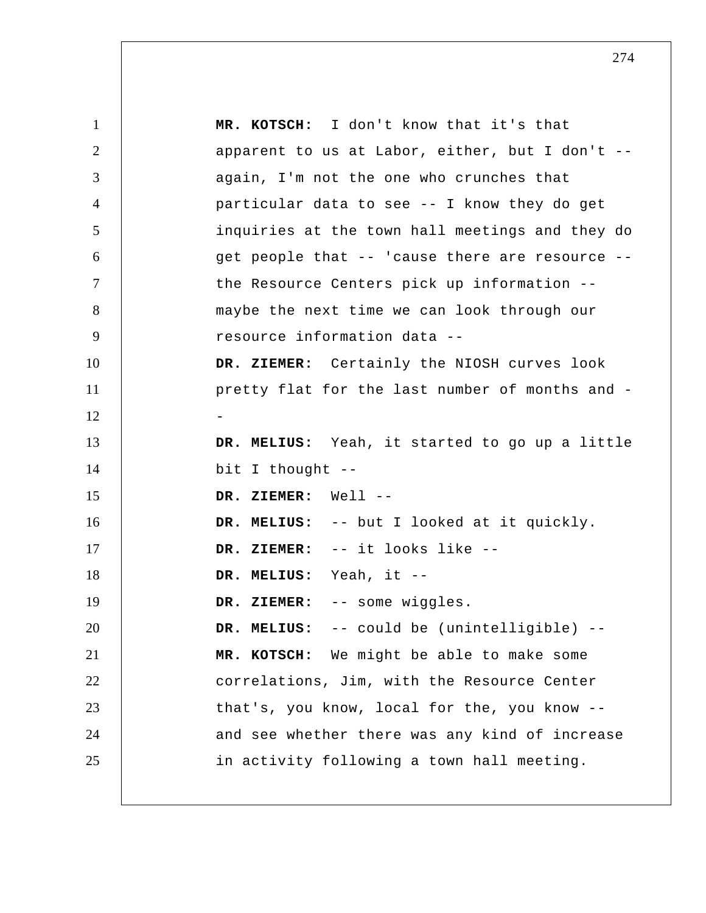**MR. KOTSCH:** I don't know that it's that apparent to us at Labor, either, but I don't -- again, I'm not the one who crunches that particular data to see -- I know they do get inquiries at the town hall meetings and they do get people that -- 'cause there are resource -- the Resource Centers pick up information -- maybe the next time we can look through our resource information data --

**DR. ZIEMER:** Certainly the NIOSH curves look pretty flat for the last number of months and --

**DR. MELIUS:** Yeah, it started to go up a little bit I thought --

**DR. ZIEMER:** Well --

**DR. MELIUS:** -- but I looked at it quickly.

**DR. ZIEMER:** -- it looks like --

**DR. MELIUS:** Yeah, it --

**DR. ZIEMER:** -- some wiggles.

**DR. MELIUS:** -- could be (unintelligible) --

**MR. KOTSCH:** We might be able to make some correlations, Jim, with the Resource Center that's, you know, local for the, you know -- and see whether there was any kind of increase in activity following a town hall meeting.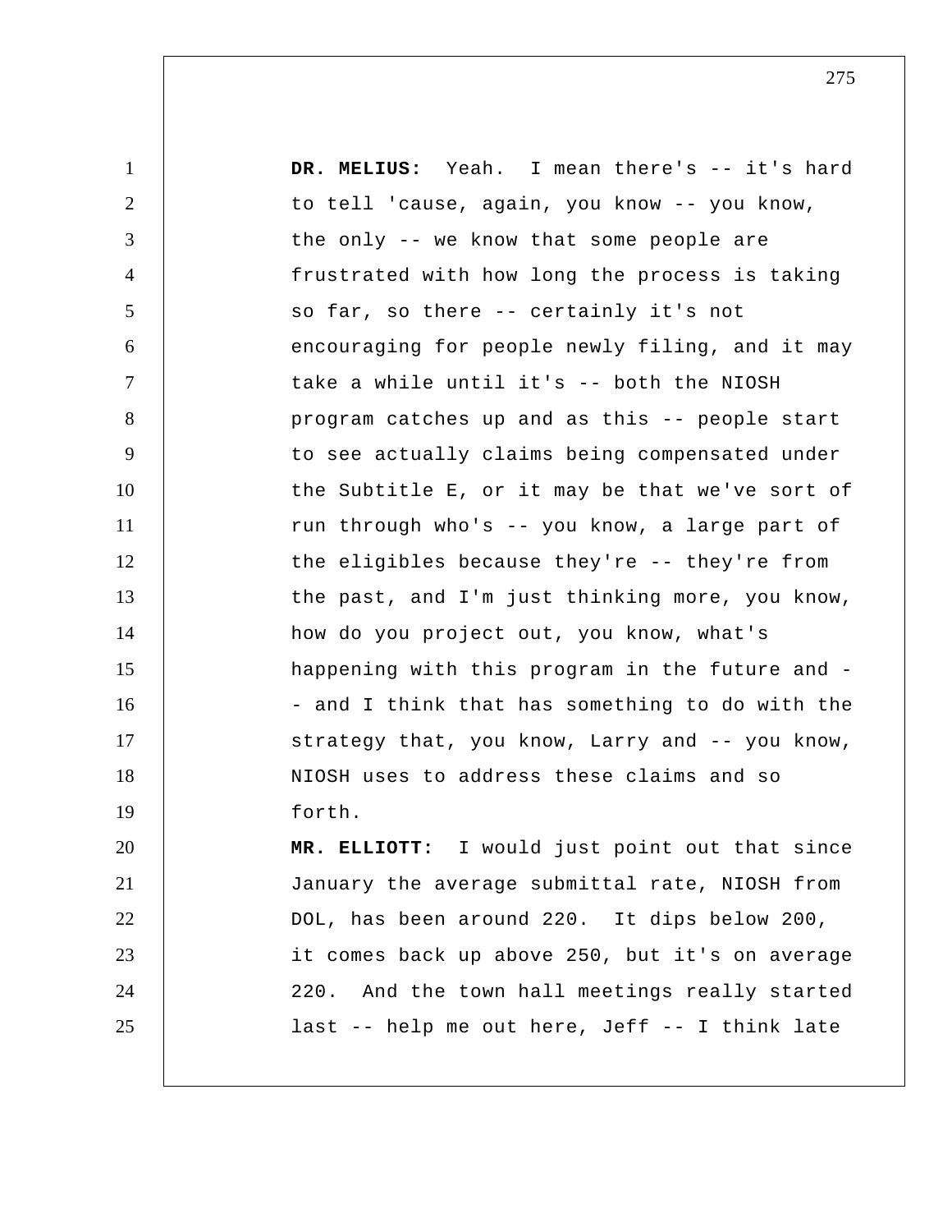**DR. MELIUS:** Yeah. I mean there's -- it's hard to tell 'cause, again, you know -- you know, the only -- we know that some people are frustrated with how long the process is taking so far, so there -- certainly it's not encouraging for people newly filing, and it may take a while until it's -- both the NIOSH program catches up and as this -- people start to see actually claims being compensated under the Subtitle E, or it may be that we've sort of run through who's -- you know, a large part of the eligibles because they're -- they're from the past, and I'm just thinking more, you know, how do you project out, you know, what's happening with this program in the future and -- and I think that has something to do with the strategy that, you know, Larry and -- you know, NIOSH uses to address these claims and so forth.

**MR. ELLIOTT:** I would just point out that since January the average submittal rate, NIOSH from DOL, has been around 220. It dips below 200, it comes back up above 250, but it's on average 220. And the town hall meetings really started last -- help me out here, Jeff -- I think late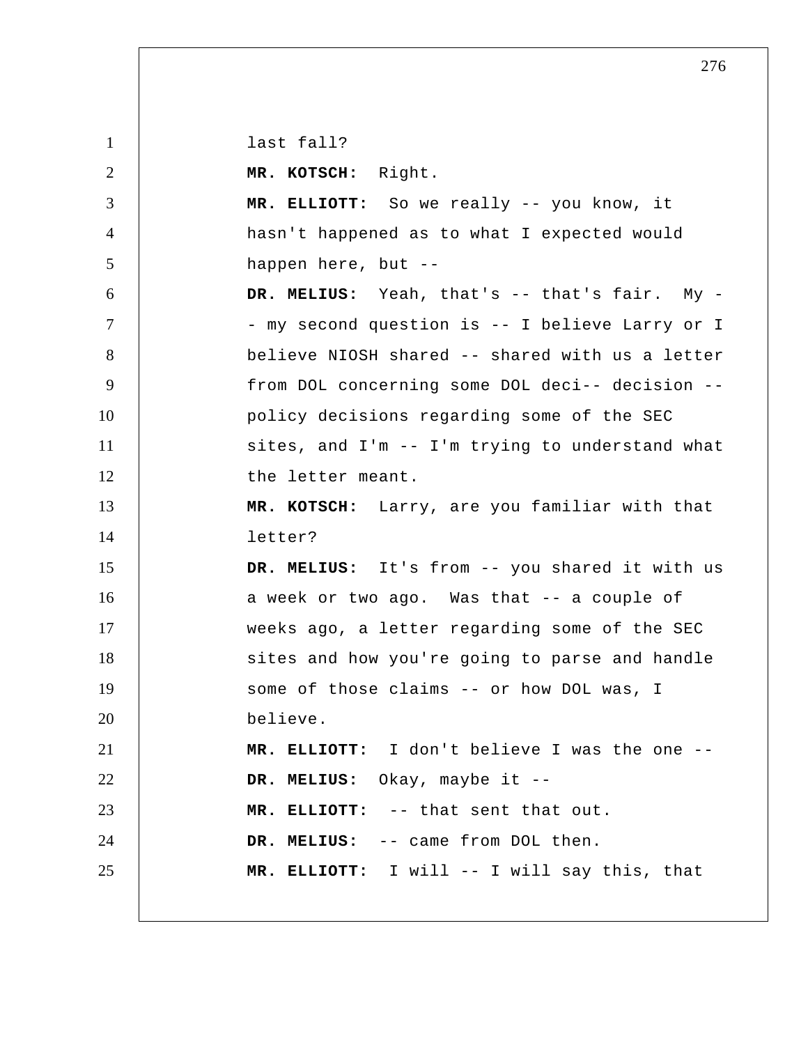last fall?

**MR. KOTSCH:** Right.

**MR. ELLIOTT:** So we really -- you know, it hasn't happened as to what I expected would happen here, but --

**DR. MELIUS:** Yeah, that's -- that's fair. My -- my second question is -- I believe Larry or I believe NIOSH shared -- shared with us a letter from DOL concerning some DOL deci-- decision -- policy decisions regarding some of the SEC sites, and I'm -- I'm trying to understand what the letter meant.

**MR. KOTSCH:** Larry, are you familiar with that letter?

**DR. MELIUS:** It's from -- you shared it with us a week or two ago. Was that -- a couple of weeks ago, a letter regarding some of the SEC sites and how you're going to parse and handle some of those claims -- or how DOL was, I believe.

**MR. ELLIOTT:** I don't believe I was the one --

**DR. MELIUS:** Okay, maybe it --

**MR. ELLIOTT:** -- that sent that out.

**DR. MELIUS:** -- came from DOL then.

**MR. ELLIOTT:** I will -- I will say this, that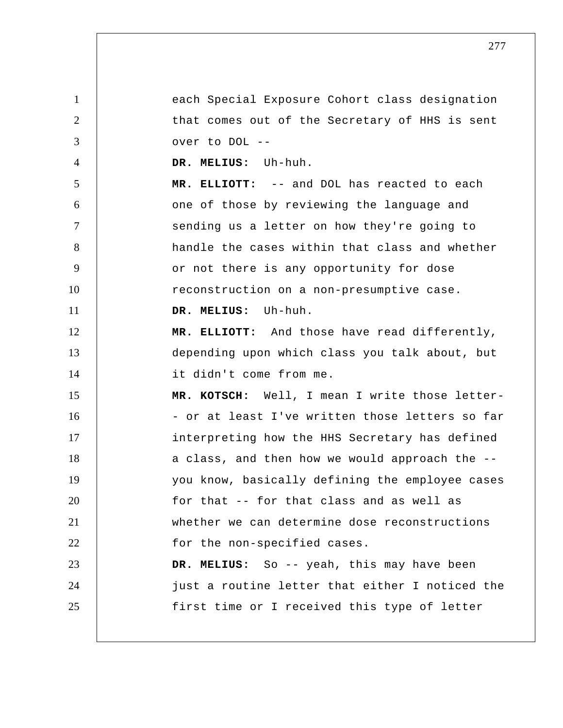each Special Exposure Cohort class designation that comes out of the Secretary of HHS is sent over to DOL --

**DR. MELIUS:** Uh-huh.

**MR. ELLIOTT:** -- and DOL has reacted to each one of those by reviewing the language and sending us a letter on how they're going to handle the cases within that class and whether or not there is any opportunity for dose reconstruction on a non-presumptive case.

**DR. MELIUS:** Uh-huh.

**MR. ELLIOTT:** And those have read differently, depending upon which class you talk about, but it didn't come from me.

**MR. KOTSCH:** Well, I mean I write those letter-- or at least I've written those letters so far interpreting how the HHS Secretary has defined a class, and then how we would approach the -- you know, basically defining the employee cases for that -- for that class and as well as whether we can determine dose reconstructions for the non-specified cases.

**DR. MELIUS:** So -- yeah, this may have been just a routine letter that either I noticed the first time or I received this type of letter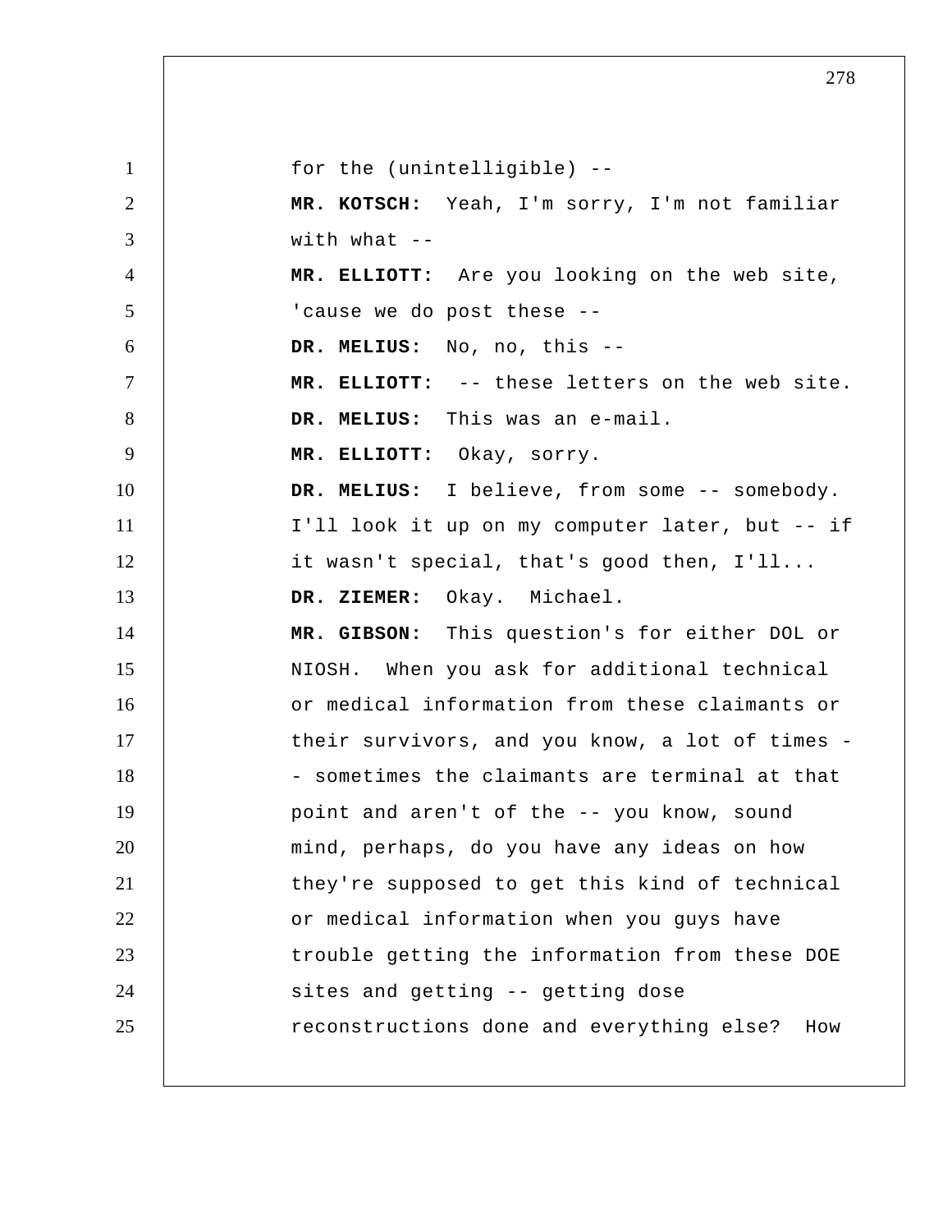for the (unintelligible) --

**MR. KOTSCH:** Yeah, I'm sorry, I'm not familiar with what --

**MR. ELLIOTT:** Are you looking on the web site, 'cause we do post these --

**DR. MELIUS:** No, no, this --

**MR. ELLIOTT:** -- these letters on the web site.

**DR. MELIUS:** This was an e-mail.

**MR. ELLIOTT:** Okay, sorry.

**DR. MELIUS:** I believe, from some -- somebody. I'll look it up on my computer later, but -- if it wasn't special, that's good then, I'll...

**DR. ZIEMER:** Okay. Michael.

**MR. GIBSON:** This question's for either DOL or NIOSH. When you ask for additional technical or medical information from these claimants or their survivors, and you know, a lot of times -- sometimes the claimants are terminal at that point and aren't of the -- you know, sound mind, perhaps, do you have any ideas on how they're supposed to get this kind of technical or medical information when you guys have trouble getting the information from these DOE sites and getting -- getting dose reconstructions done and everything else? How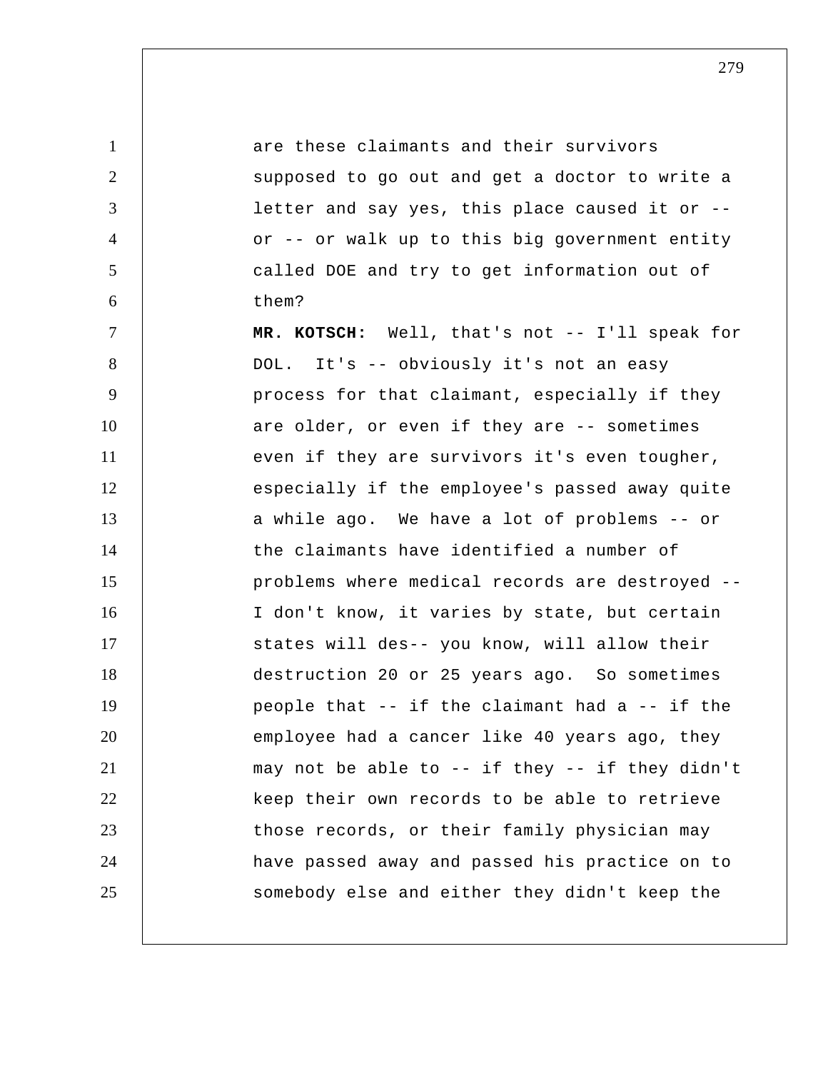are these claimants and their survivors supposed to go out and get a doctor to write a letter and say yes, this place caused it or -- or -- or walk up to this big government entity called DOE and try to get information out of them?

**MR. KOTSCH:** Well, that's not -- I'll speak for DOL. It's -- obviously it's not an easy process for that claimant, especially if they are older, or even if they are -- sometimes even if they are survivors it's even tougher, especially if the employee's passed away quite a while ago. We have a lot of problems -- or the claimants have identified a number of problems where medical records are destroyed -- I don't know, it varies by state, but certain states will des-- you know, will allow their destruction 20 or 25 years ago. So sometimes people that -- if the claimant had a -- if the employee had a cancer like 40 years ago, they may not be able to -- if they -- if they didn't keep their own records to be able to retrieve those records, or their family physician may have passed away and passed his practice on to somebody else and either they didn't keep the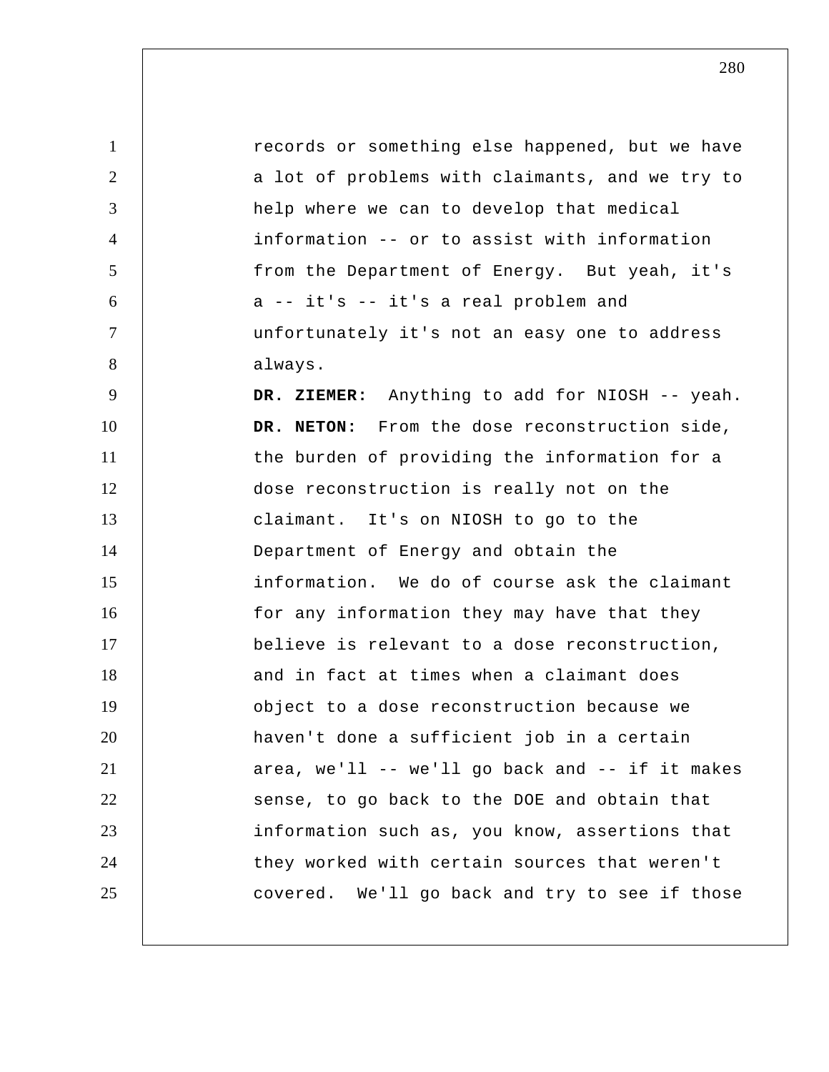records or something else happened, but we have a lot of problems with claimants, and we try to help where we can to develop that medical information -- or to assist with information from the Department of Energy. But yeah, it's a -- it's -- it's a real problem and unfortunately it's not an easy one to address always.

**DR. ZIEMER:** Anything to add for NIOSH -- yeah.

**DR. NETON:** From the dose reconstruction side, the burden of providing the information for a dose reconstruction is really not on the claimant. It's on NIOSH to go to the Department of Energy and obtain the information. We do of course ask the claimant for any information they may have that they believe is relevant to a dose reconstruction, and in fact at times when a claimant does object to a dose reconstruction because we haven't done a sufficient job in a certain area, we'll -- we'll go back and -- if it makes sense, to go back to the DOE and obtain that information such as, you know, assertions that they worked with certain sources that weren't covered. We'll go back and try to see if those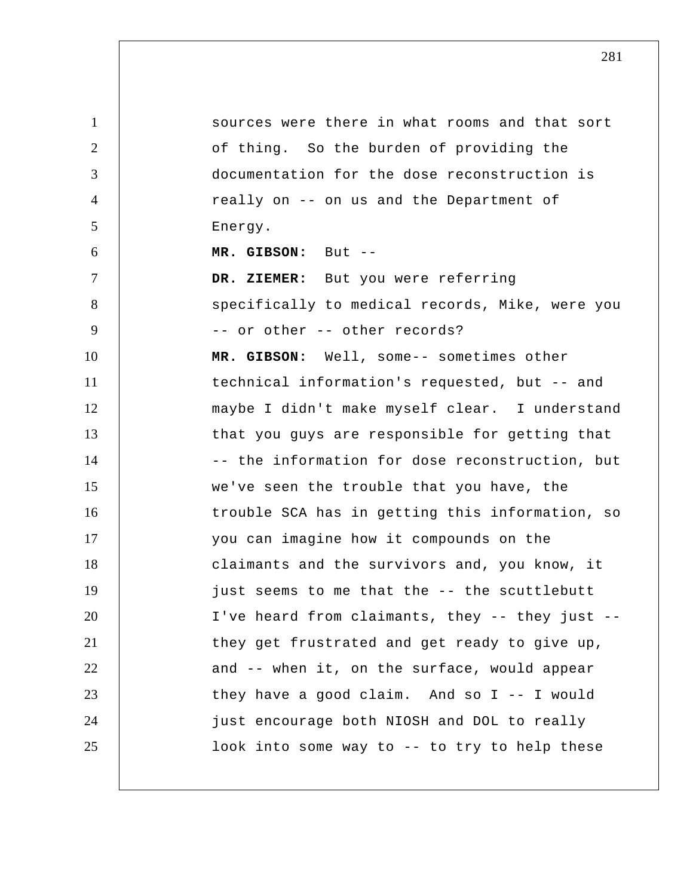sources were there in what rooms and that sort of thing. So the burden of providing the documentation for the dose reconstruction is really on -- on us and the Department of Energy.

**MR. GIBSON:** But --

**DR. ZIEMER:** But you were referring specifically to medical records, Mike, were you -- or other -- other records?

**MR. GIBSON:** Well, some-- sometimes other technical information's requested, but -- and maybe I didn't make myself clear. I understand that you guys are responsible for getting that -- the information for dose reconstruction, but we've seen the trouble that you have, the trouble SCA has in getting this information, so you can imagine how it compounds on the claimants and the survivors and, you know, it just seems to me that the -- the scuttlebutt I've heard from claimants, they -- they just -- they get frustrated and get ready to give up, and -- when it, on the surface, would appear they have a good claim. And so I -- I would just encourage both NIOSH and DOL to really look into some way to -- to try to help these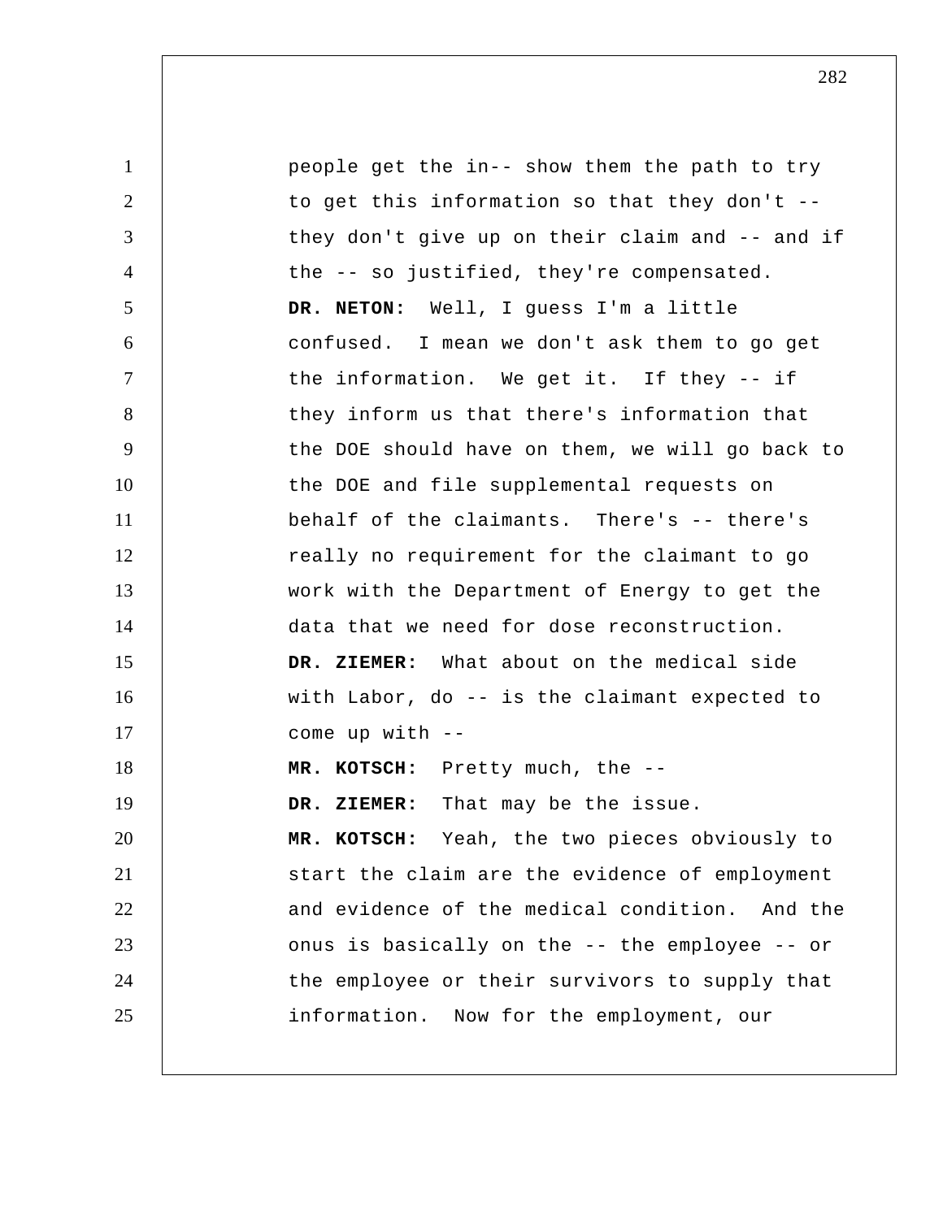people get the in-- show them the path to try to get this information so that they don't -- they don't give up on their claim and -- and if the -- so justified, they're compensated.

**DR. NETON:** Well, I guess I'm a little confused. I mean we don't ask them to go get the information. We get it. If they -- if they inform us that there's information that the DOE should have on them, we will go back to the DOE and file supplemental requests on behalf of the claimants. There's -- there's really no requirement for the claimant to go work with the Department of Energy to get the data that we need for dose reconstruction.

**DR. ZIEMER:** What about on the medical side with Labor, do -- is the claimant expected to come up with --

**MR. KOTSCH:** Pretty much, the --

**DR. ZIEMER:** That may be the issue.

**MR. KOTSCH:** Yeah, the two pieces obviously to start the claim are the evidence of employment and evidence of the medical condition. And the onus is basically on the -- the employee -- or the employee or their survivors to supply that information. Now for the employment, our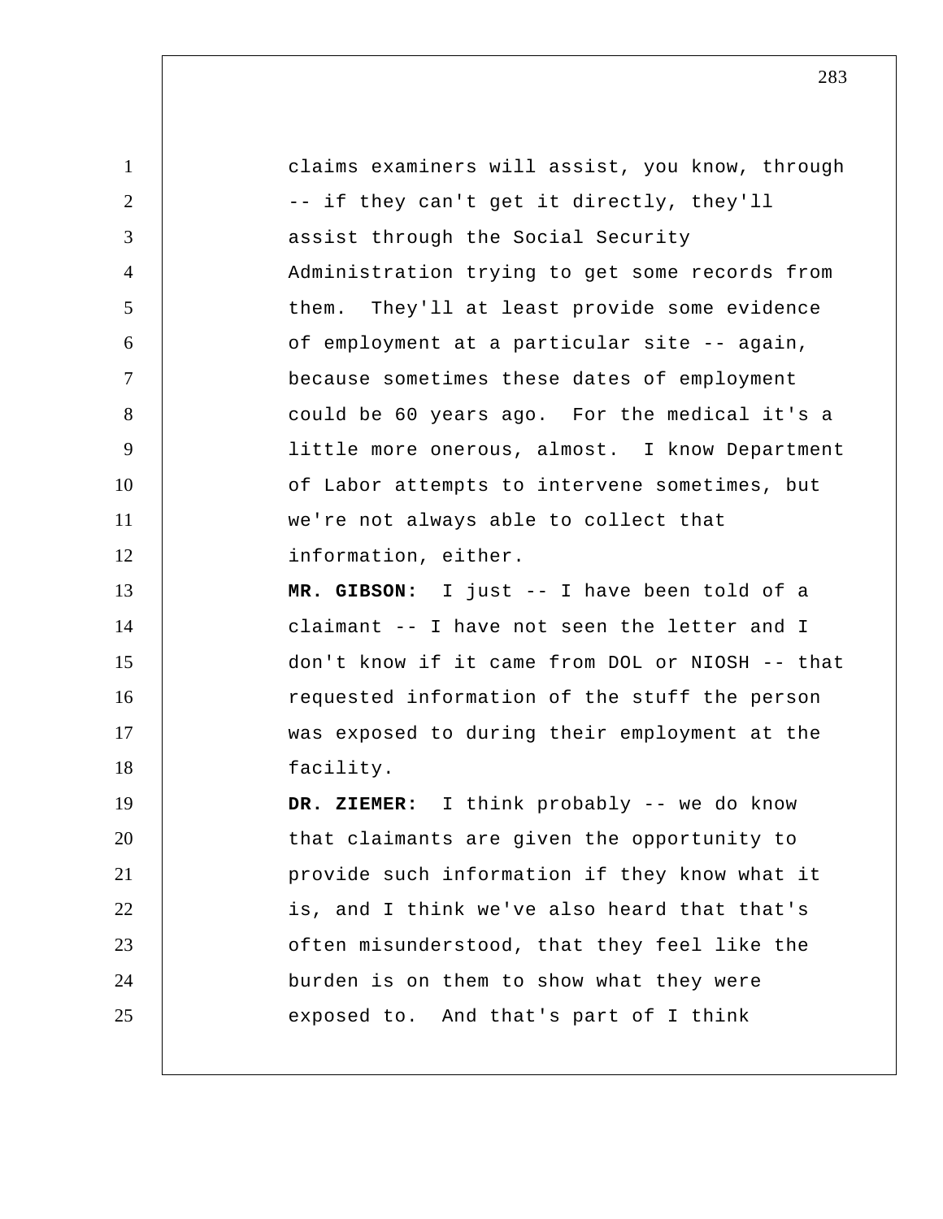claims examiners will assist, you know, through -- if they can't get it directly, they'll assist through the Social Security Administration trying to get some records from them. They'll at least provide some evidence of employment at a particular site -- again, because sometimes these dates of employment could be 60 years ago. For the medical it's a little more onerous, almost. I know Department of Labor attempts to intervene sometimes, but we're not always able to collect that information, either.

**MR. GIBSON:** I just -- I have been told of a claimant -- I have not seen the letter and I don't know if it came from DOL or NIOSH -- that requested information of the stuff the person was exposed to during their employment at the facility.

**DR. ZIEMER:** I think probably -- we do know that claimants are given the opportunity to provide such information if they know what it is, and I think we've also heard that that's often misunderstood, that they feel like the burden is on them to show what they were exposed to. And that's part of I think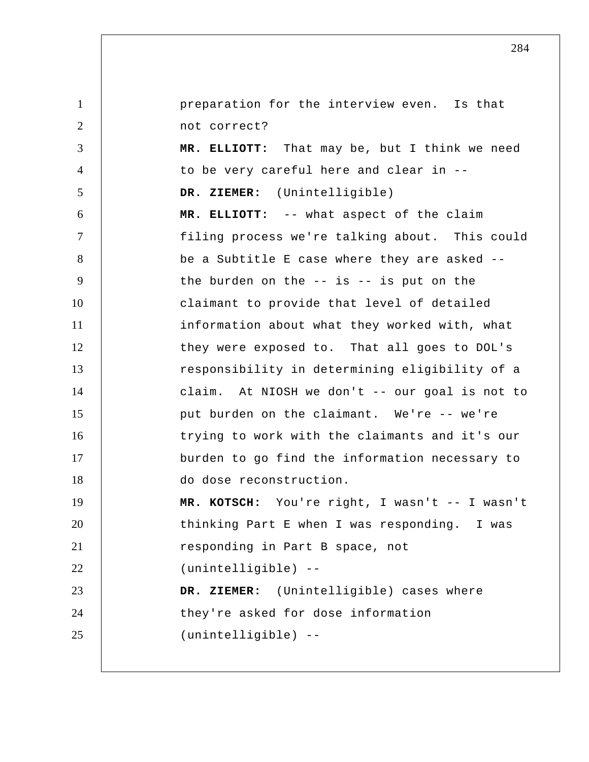preparation for the interview even. Is that not correct?

**MR. ELLIOTT:** That may be, but I think we need to be very careful here and clear in --

**DR. ZIEMER:** (Unintelligible)

**MR. ELLIOTT:** -- what aspect of the claim filing process we're talking about. This could be a Subtitle E case where they are asked -- the burden on the -- is -- is put on the claimant to provide that level of detailed information about what they worked with, what they were exposed to. That all goes to DOL's responsibility in determining eligibility of a claim. At NIOSH we don't -- our goal is not to put burden on the claimant. We're -- we're trying to work with the claimants and it's our burden to go find the information necessary to do dose reconstruction.

**MR. KOTSCH:** You're right, I wasn't -- I wasn't thinking Part E when I was responding. I was responding in Part B space, not (unintelligible) --

**DR. ZIEMER:** (Unintelligible) cases where they're asked for dose information (unintelligible) --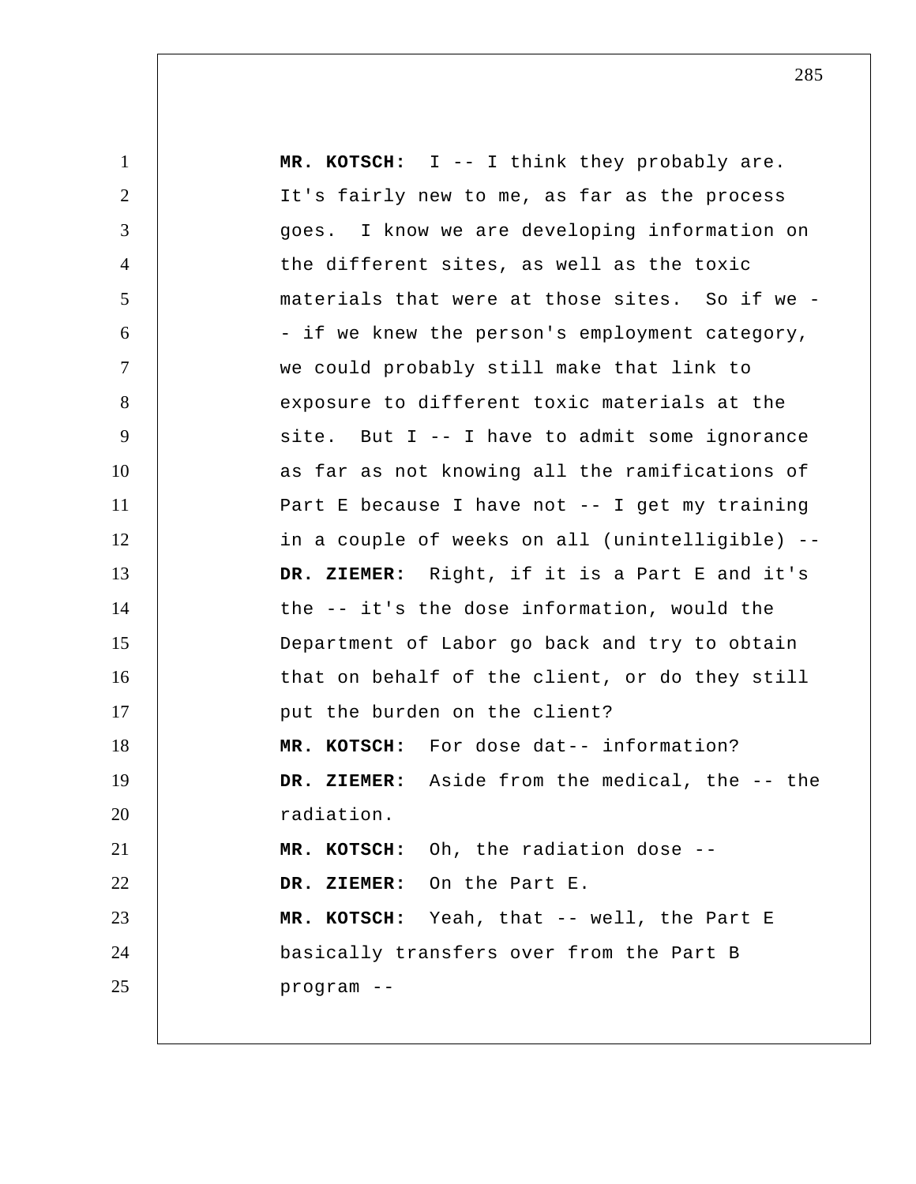**MR. KOTSCH:** I -- I think they probably are. It's fairly new to me, as far as the process goes. I know we are developing information on the different sites, as well as the toxic materials that were at those sites. So if we -- if we knew the person's employment category, we could probably still make that link to exposure to different toxic materials at the site. But I -- I have to admit some ignorance as far as not knowing all the ramifications of Part E because I have not -- I get my training in a couple of weeks on all (unintelligible) --

**DR. ZIEMER:** Right, if it is a Part E and it's the -- it's the dose information, would the Department of Labor go back and try to obtain that on behalf of the client, or do they still put the burden on the client?

**MR. KOTSCH:** For dose dat-- information?

**DR. ZIEMER:** Aside from the medical, the -- the radiation.

**MR. KOTSCH:** Oh, the radiation dose --

**DR. ZIEMER:** On the Part E.

**MR. KOTSCH:** Yeah, that -- well, the Part E basically transfers over from the Part B program --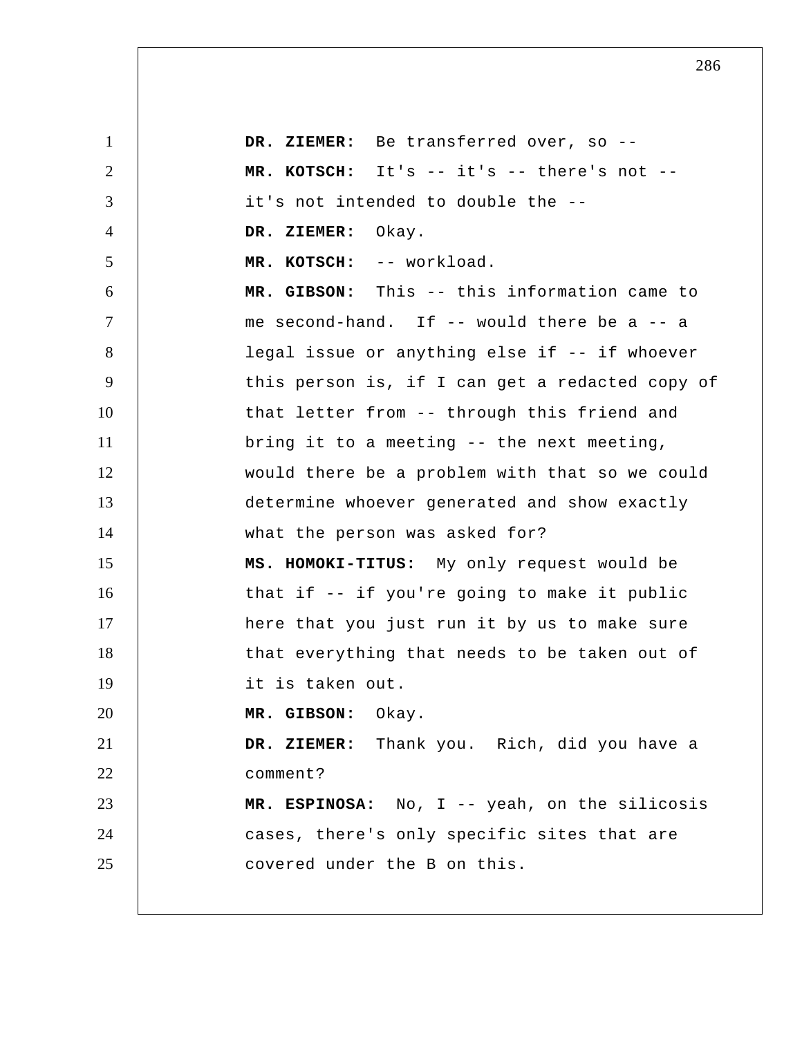**DR. ZIEMER:** Be transferred over, so --

**MR. KOTSCH:** It's -- it's -- there's not -- it's not intended to double the --

**DR. ZIEMER:** Okay.

**MR. KOTSCH:** -- workload.

**MR. GIBSON:** This -- this information came to me second-hand. If -- would there be a -- a legal issue or anything else if -- if whoever this person is, if I can get a redacted copy of that letter from -- through this friend and bring it to a meeting -- the next meeting, would there be a problem with that so we could determine whoever generated and show exactly what the person was asked for?

**MS. HOMOKI-TITUS:** My only request would be that if -- if you're going to make it public here that you just run it by us to make sure that everything that needs to be taken out of it is taken out.

**MR. GIBSON:** Okay.

**DR. ZIEMER:** Thank you. Rich, did you have a comment?

**MR. ESPINOSA:** No, I -- yeah, on the silicosis cases, there's only specific sites that are covered under the B on this.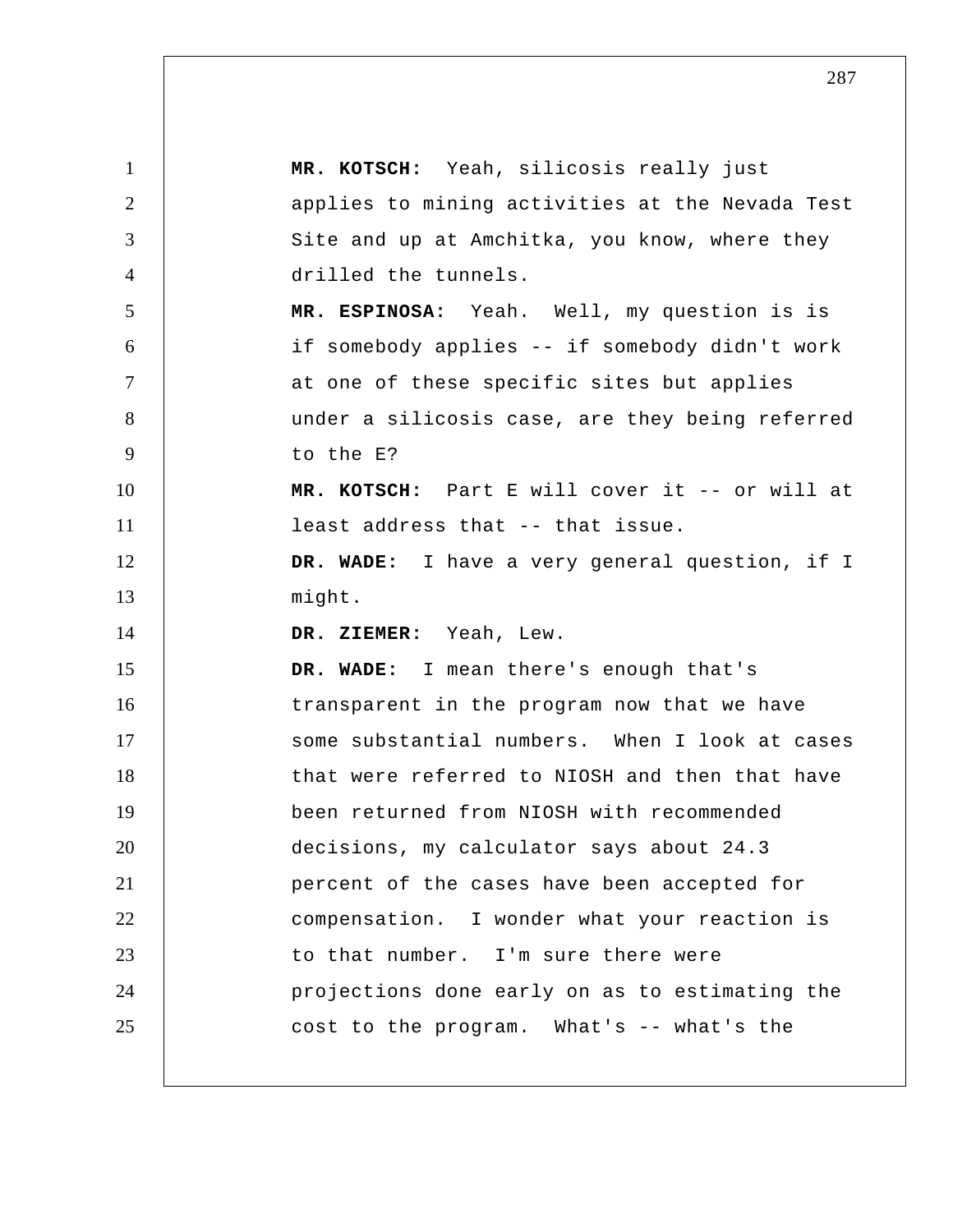**MR. KOTSCH:** Yeah, silicosis really just applies to mining activities at the Nevada Test Site and up at Amchitka, you know, where they drilled the tunnels.

**MR. ESPINOSA:** Yeah. Well, my question is is if somebody applies -- if somebody didn't work at one of these specific sites but applies under a silicosis case, are they being referred to the E?

**MR. KOTSCH:** Part E will cover it -- or will at least address that -- that issue.

**DR. WADE:** I have a very general question, if I might.

**DR. ZIEMER:** Yeah, Lew.

**DR. WADE:** I mean there's enough that's transparent in the program now that we have some substantial numbers. When I look at cases that were referred to NIOSH and then that have been returned from NIOSH with recommended decisions, my calculator says about 24.3 percent of the cases have been accepted for compensation. I wonder what your reaction is to that number. I'm sure there were projections done early on as to estimating the cost to the program. What's -- what's the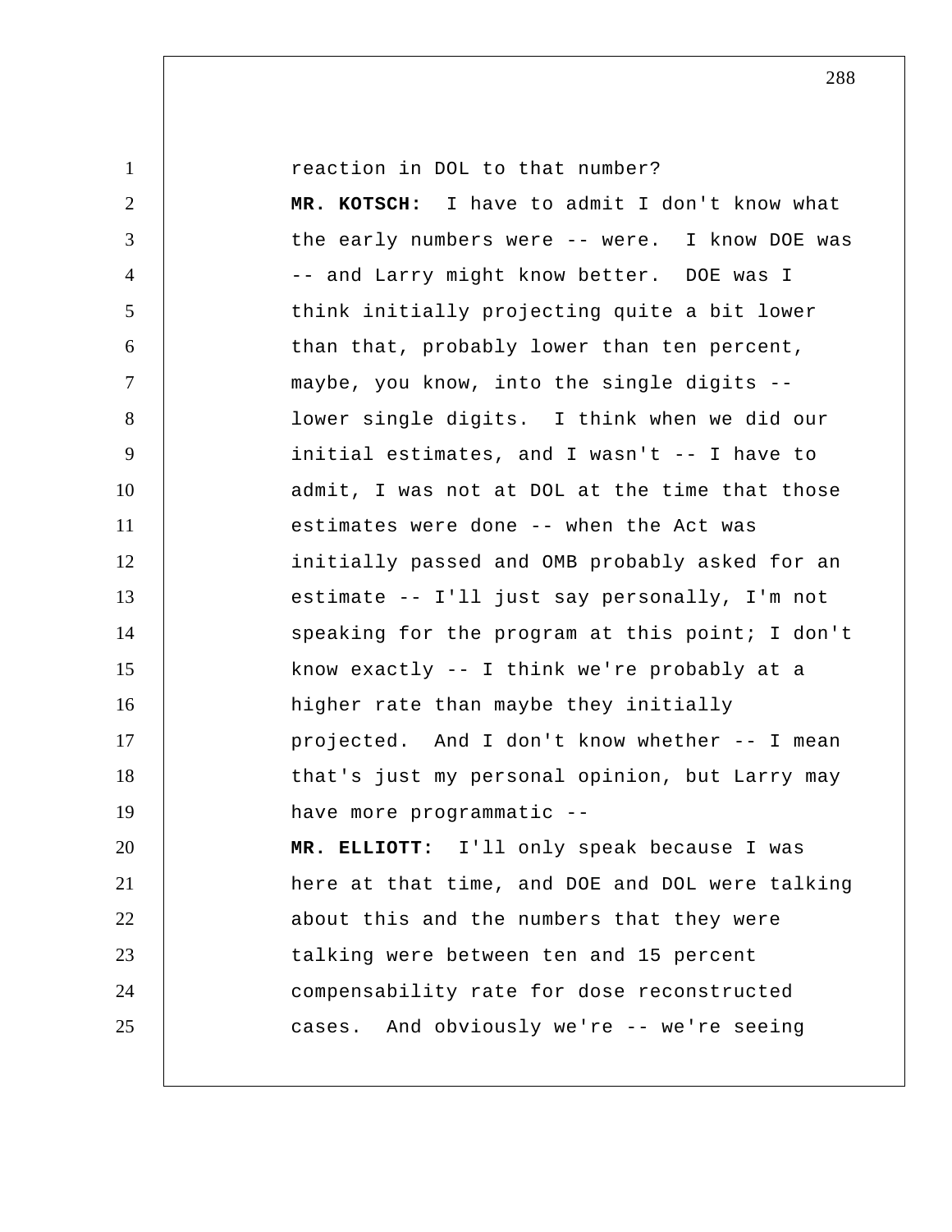reaction in DOL to that number?

**MR. KOTSCH:** I have to admit I don't know what the early numbers were -- were. I know DOE was -- and Larry might know better. DOE was I think initially projecting quite a bit lower than that, probably lower than ten percent, maybe, you know, into the single digits -- lower single digits. I think when we did our initial estimates, and I wasn't -- I have to admit, I was not at DOL at the time that those estimates were done -- when the Act was initially passed and OMB probably asked for an estimate -- I'll just say personally, I'm not speaking for the program at this point; I don't know exactly -- I think we're probably at a higher rate than maybe they initially projected. And I don't know whether -- I mean that's just my personal opinion, but Larry may have more programmatic --

**MR. ELLIOTT:** I'll only speak because I was here at that time, and DOE and DOL were talking about this and the numbers that they were talking were between ten and 15 percent compensability rate for dose reconstructed cases. And obviously we're -- we're seeing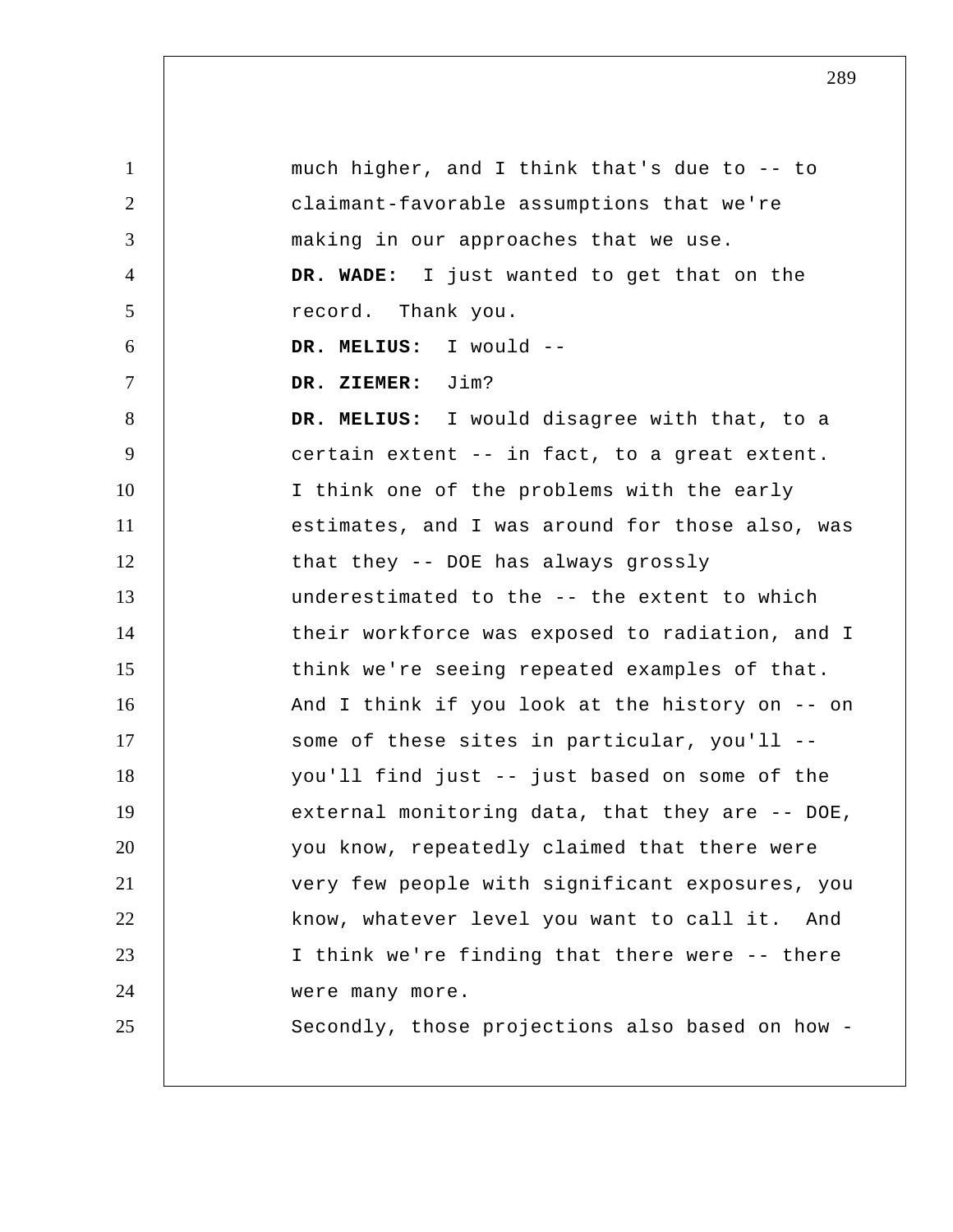much higher, and I think that's due to -- to claimant-favorable assumptions that we're making in our approaches that we use.

**DR. WADE:** I just wanted to get that on the record. Thank you.

**DR. MELIUS:** I would --

**DR. ZIEMER:** Jim?

**DR. MELIUS:** I would disagree with that, to a certain extent -- in fact, to a great extent. I think one of the problems with the early estimates, and I was around for those also, was that they -- DOE has always grossly underestimated to the -- the extent to which their workforce was exposed to radiation, and I think we're seeing repeated examples of that. And I think if you look at the history on -- on some of these sites in particular, you'll -- you'll find just -- just based on some of the external monitoring data, that they are -- DOE, you know, repeatedly claimed that there were very few people with significant exposures, you know, whatever level you want to call it. And I think we're finding that there were -- there were many more.

Secondly, those projections also based on how -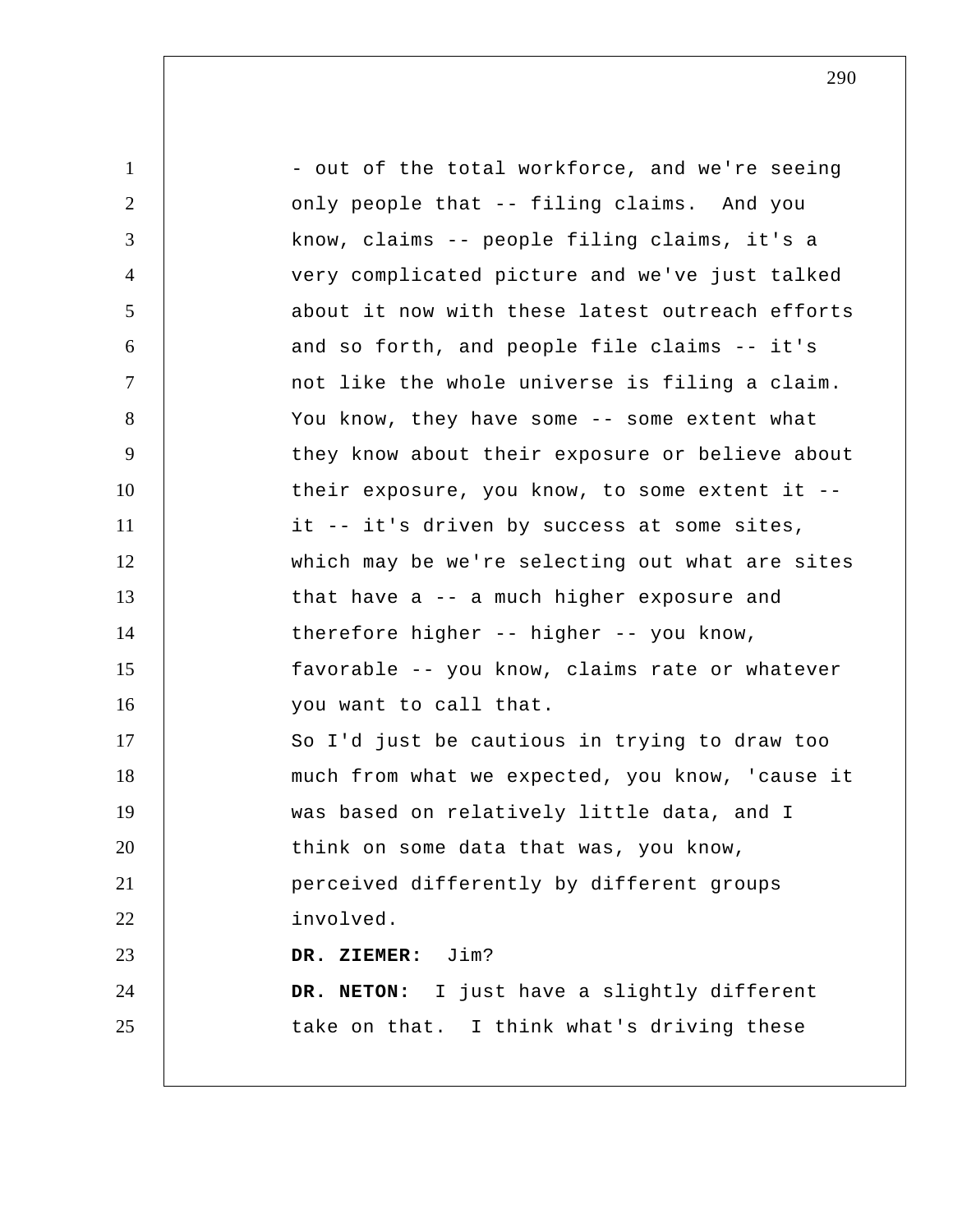- out of the total workforce, and we're seeing only people that -- filing claims. And you know, claims -- people filing claims, it's a very complicated picture and we've just talked about it now with these latest outreach efforts and so forth, and people file claims -- it's not like the whole universe is filing a claim. You know, they have some -- some extent what they know about their exposure or believe about their exposure, you know, to some extent it -- it -- it's driven by success at some sites, which may be we're selecting out what are sites that have a -- a much higher exposure and therefore higher -- higher -- you know, favorable -- you know, claims rate or whatever you want to call that.

So I'd just be cautious in trying to draw too much from what we expected, you know, 'cause it was based on relatively little data, and I think on some data that was, you know, perceived differently by different groups involved.

**DR. ZIEMER:** Jim?

**DR. NETON:** I just have a slightly different take on that. I think what's driving these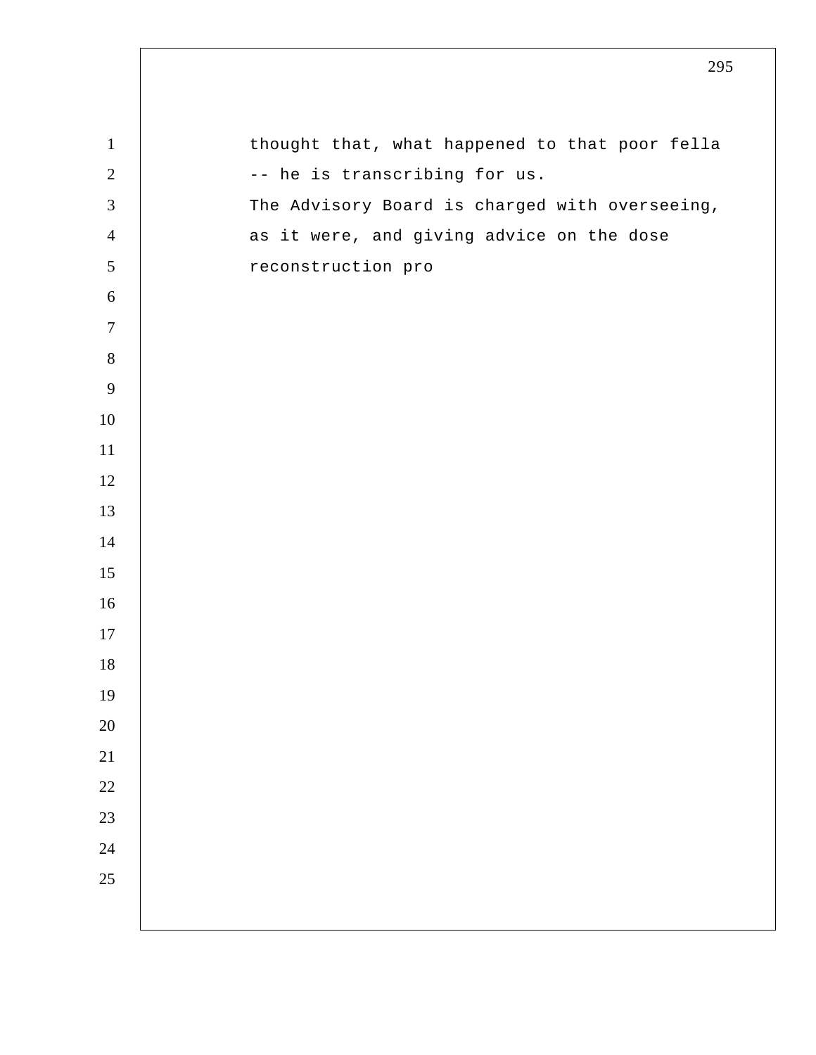thought that, what happened to that poor fella -- he is transcribing for us.

The Advisory Board is charged with overseeing, as it were, and giving advice on the dose reconstruction pro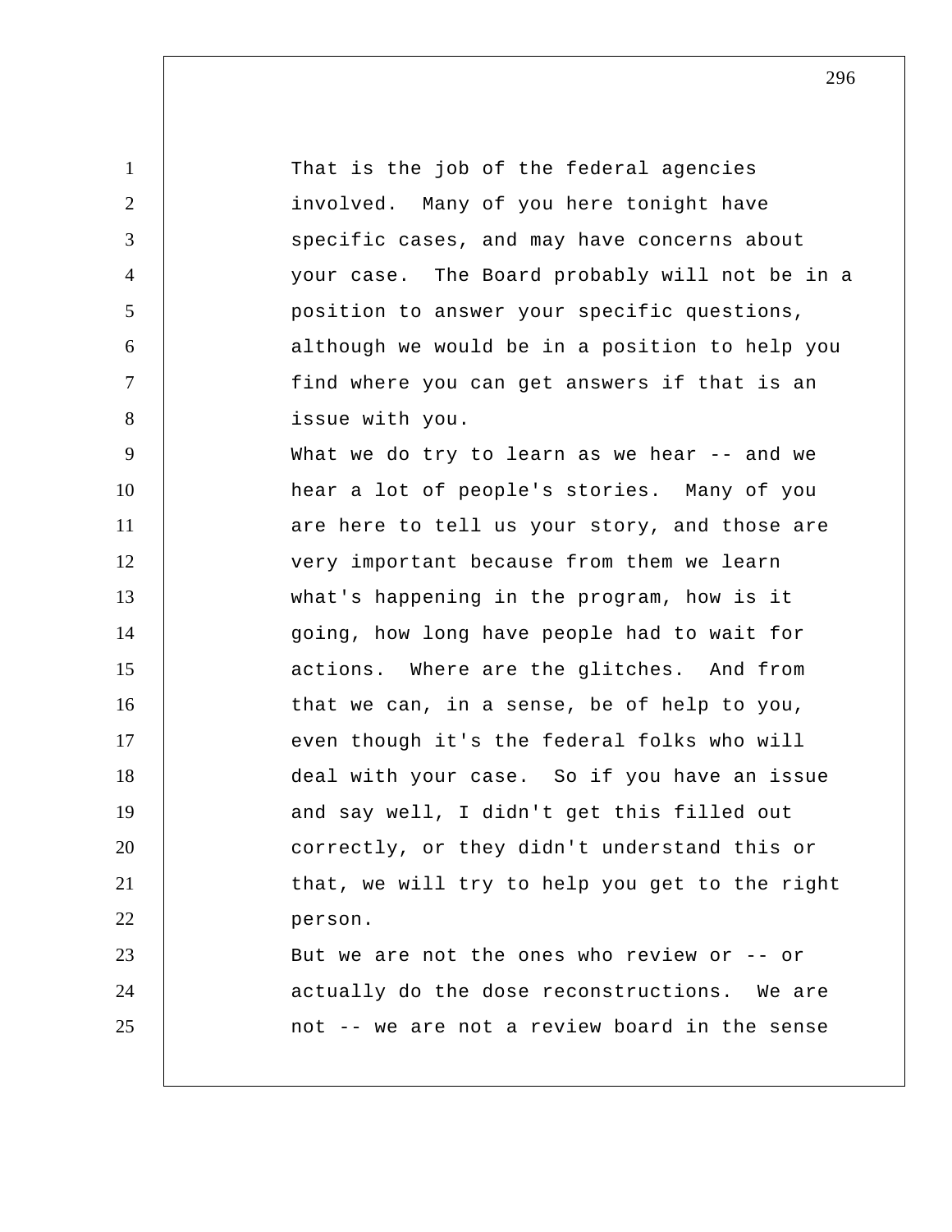That is the job of the federal agencies involved. Many of you here tonight have specific cases, and may have concerns about your case. The Board probably will not be in a position to answer your specific questions, although we would be in a position to help you find where you can get answers if that is an issue with you.

What we do try to learn as we hear -- and we hear a lot of people's stories. Many of you are here to tell us your story, and those are very important because from them we learn what's happening in the program, how is it going, how long have people had to wait for actions. Where are the glitches. And from that we can, in a sense, be of help to you, even though it's the federal folks who will deal with your case. So if you have an issue and say well, I didn't get this filled out correctly, or they didn't understand this or that, we will try to help you get to the right person.

But we are not the ones who review or -- or actually do the dose reconstructions. We are not -- we are not a review board in the sense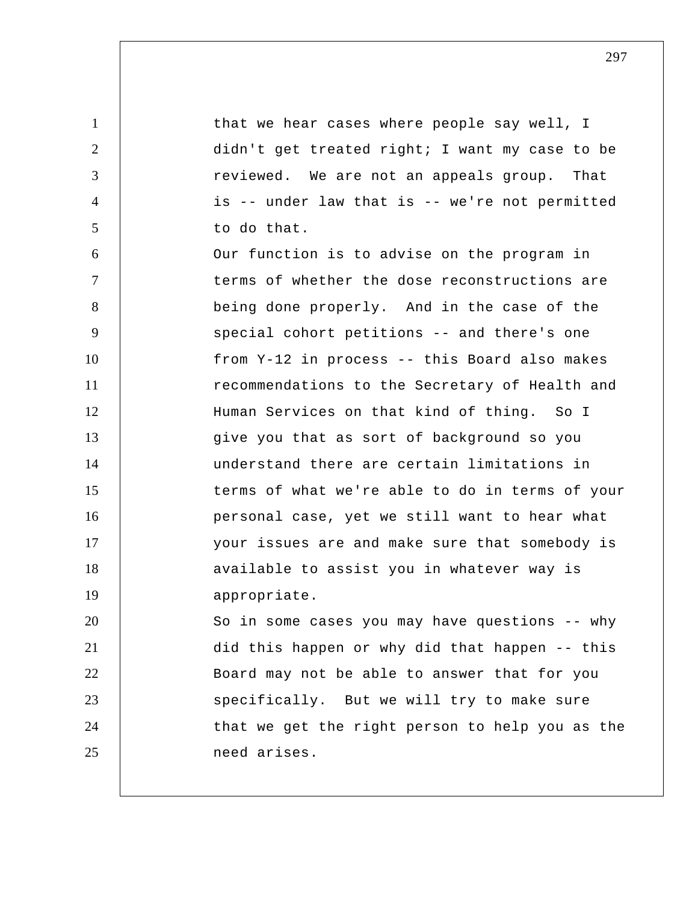that we hear cases where people say well, I didn't get treated right; I want my case to be reviewed. We are not an appeals group. That is -- under law that is -- we're not permitted to do that.

Our function is to advise on the program in terms of whether the dose reconstructions are being done properly. And in the case of the special cohort petitions -- and there's one from Y-12 in process -- this Board also makes recommendations to the Secretary of Health and Human Services on that kind of thing. So I give you that as sort of background so you understand there are certain limitations in terms of what we're able to do in terms of your personal case, yet we still want to hear what your issues are and make sure that somebody is available to assist you in whatever way is appropriate.

So in some cases you may have questions -- why did this happen or why did that happen -- this Board may not be able to answer that for you specifically. But we will try to make sure that we get the right person to help you as the need arises.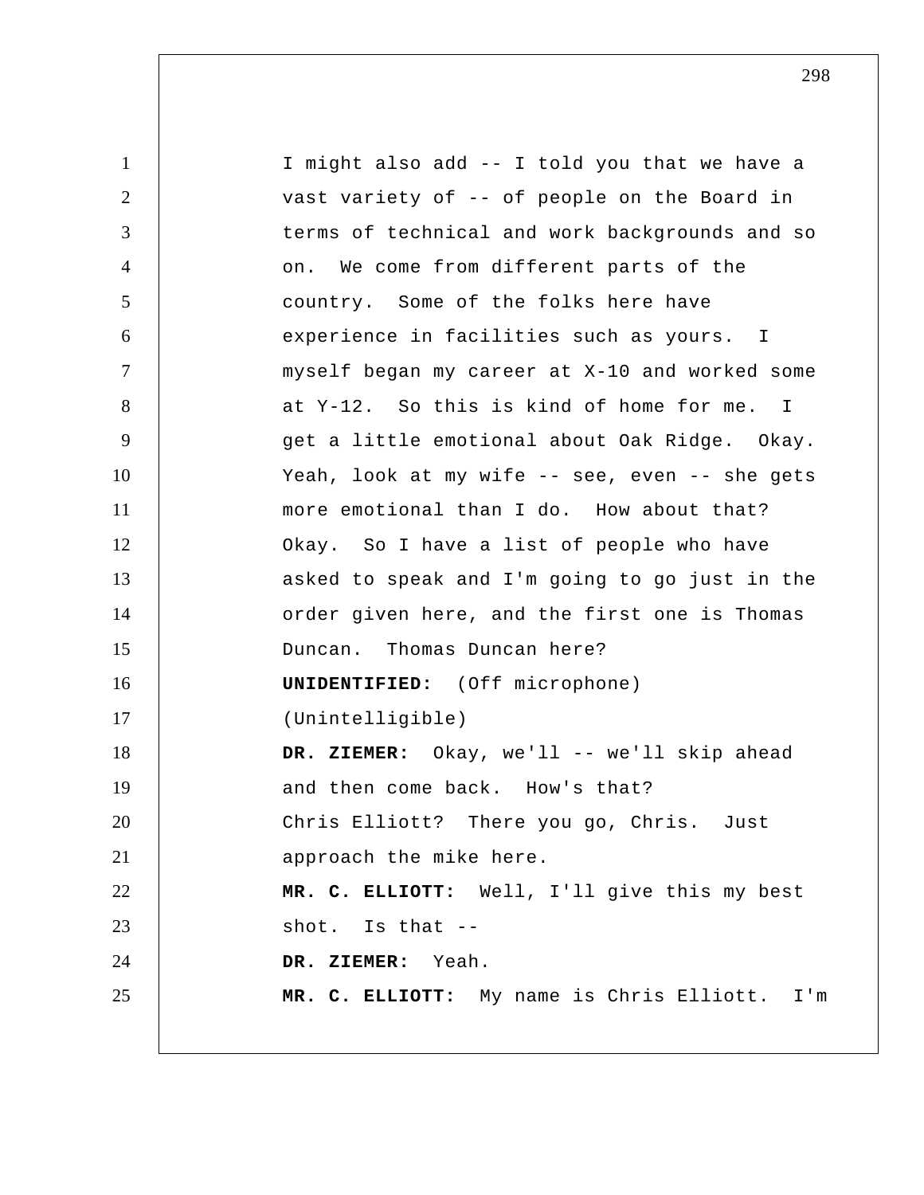I might also add -- I told you that we have a vast variety of -- of people on the Board in terms of technical and work backgrounds and so on. We come from different parts of the country. Some of the folks here have experience in facilities such as yours. I myself began my career at X-10 and worked some at Y-12. So this is kind of home for me. I get a little emotional about Oak Ridge. Okay. Yeah, look at my wife -- see, even -- she gets more emotional than I do. How about that? Okay. So I have a list of people who have asked to speak and I'm going to go just in the order given here, and the first one is Thomas Duncan. Thomas Duncan here?

**UNIDENTIFIED:** (Off microphone) (Unintelligible)

**DR. ZIEMER:** Okay, we'll -- we'll skip ahead and then come back. How's that? Chris Elliott? There you go, Chris. Just approach the mike here.

**MR. C. ELLIOTT:** Well, I'll give this my best shot. Is that --

**DR. ZIEMER:** Yeah.

**MR. C. ELLIOTT:** My name is Chris Elliott. I'm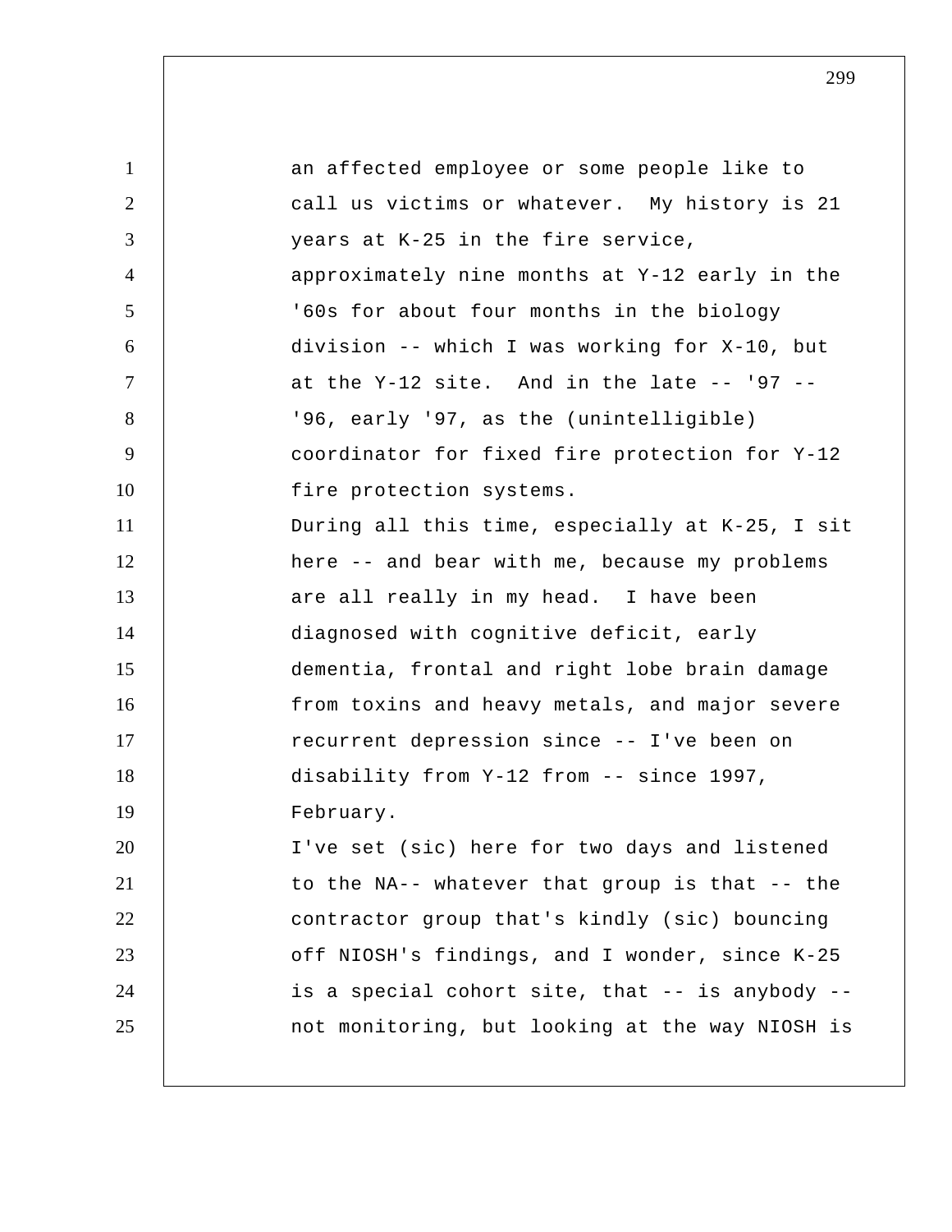an affected employee or some people like to call us victims or whatever. My history is 21 years at K-25 in the fire service, approximately nine months at Y-12 early in the '60s for about four months in the biology division -- which I was working for X-10, but at the Y-12 site. And in the late -- '97 -- '96, early '97, as the (unintelligible) coordinator for fixed fire protection for Y-12 fire protection systems.

During all this time, especially at K-25, I sit here -- and bear with me, because my problems are all really in my head. I have been diagnosed with cognitive deficit, early dementia, frontal and right lobe brain damage from toxins and heavy metals, and major severe recurrent depression since -- I've been on disability from Y-12 from -- since 1997, February.

I've set (sic) here for two days and listened to the NA-- whatever that group is that -- the contractor group that's kindly (sic) bouncing off NIOSH's findings, and I wonder, since K-25 is a special cohort site, that -- is anybody -- not monitoring, but looking at the way NIOSH is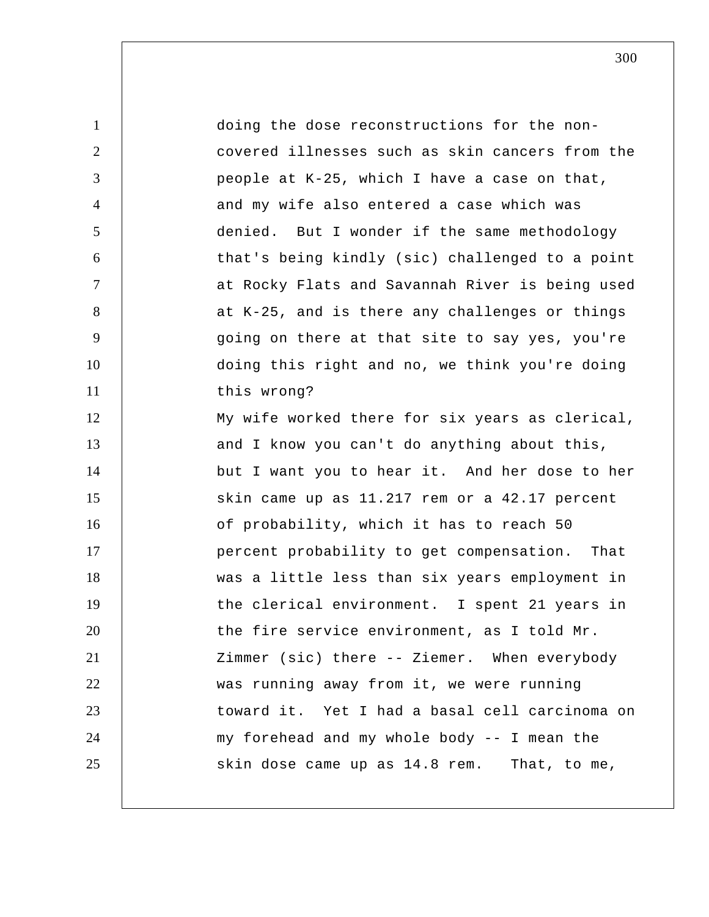doing the dose reconstructions for the non-covered illnesses such as skin cancers from the people at K-25, which I have a case on that, and my wife also entered a case which was denied. But I wonder if the same methodology that's being kindly (sic) challenged to a point at Rocky Flats and Savannah River is being used at K-25, and is there any challenges or things going on there at that site to say yes, you're doing this right and no, we think you're doing this wrong?

My wife worked there for six years as clerical, and I know you can't do anything about this, but I want you to hear it. And her dose to her skin came up as 11.217 rem or a 42.17 percent of probability, which it has to reach 50 percent probability to get compensation. That was a little less than six years employment in the clerical environment. I spent 21 years in the fire service environment, as I told Mr. Zimmer (sic) there -- Ziemer. When everybody was running away from it, we were running toward it. Yet I had a basal cell carcinoma on my forehead and my whole body -- I mean the skin dose came up as 14.8 rem. That, to me,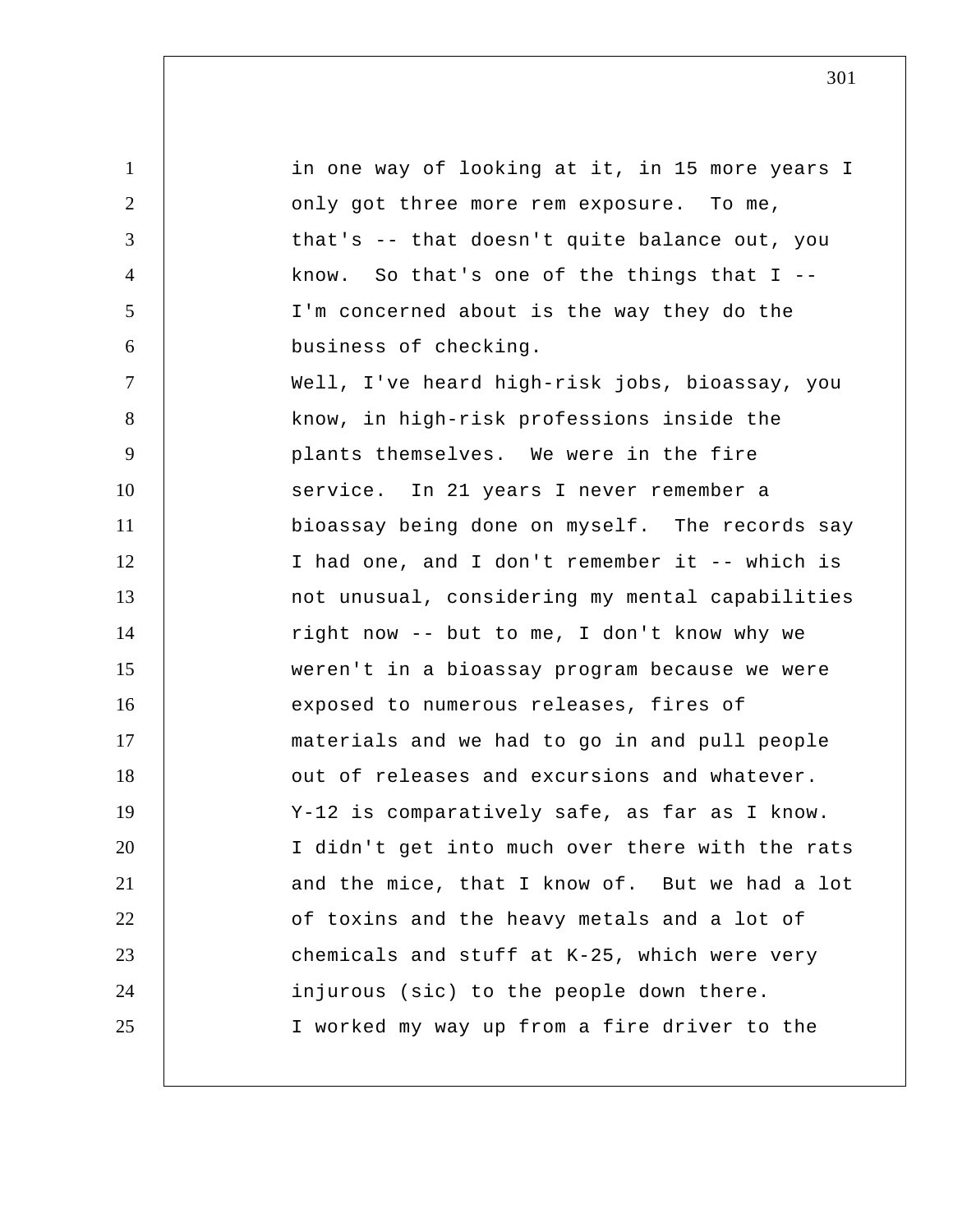in one way of looking at it, in 15 more years I only got three more rem exposure. To me, that's -- that doesn't quite balance out, you know. So that's one of the things that I -- I'm concerned about is the way they do the business of checking.

Well, I've heard high-risk jobs, bioassay, you know, in high-risk professions inside the plants themselves. We were in the fire service. In 21 years I never remember a bioassay being done on myself. The records say I had one, and I don't remember it -- which is not unusual, considering my mental capabilities right now -- but to me, I don't know why we weren't in a bioassay program because we were exposed to numerous releases, fires of materials and we had to go in and pull people out of releases and excursions and whatever.

Y-12 is comparatively safe, as far as I know. I didn't get into much over there with the rats and the mice, that I know of. But we had a lot of toxins and the heavy metals and a lot of chemicals and stuff at K-25, which were very injurous (sic) to the people down there.

I worked my way up from a fire driver to the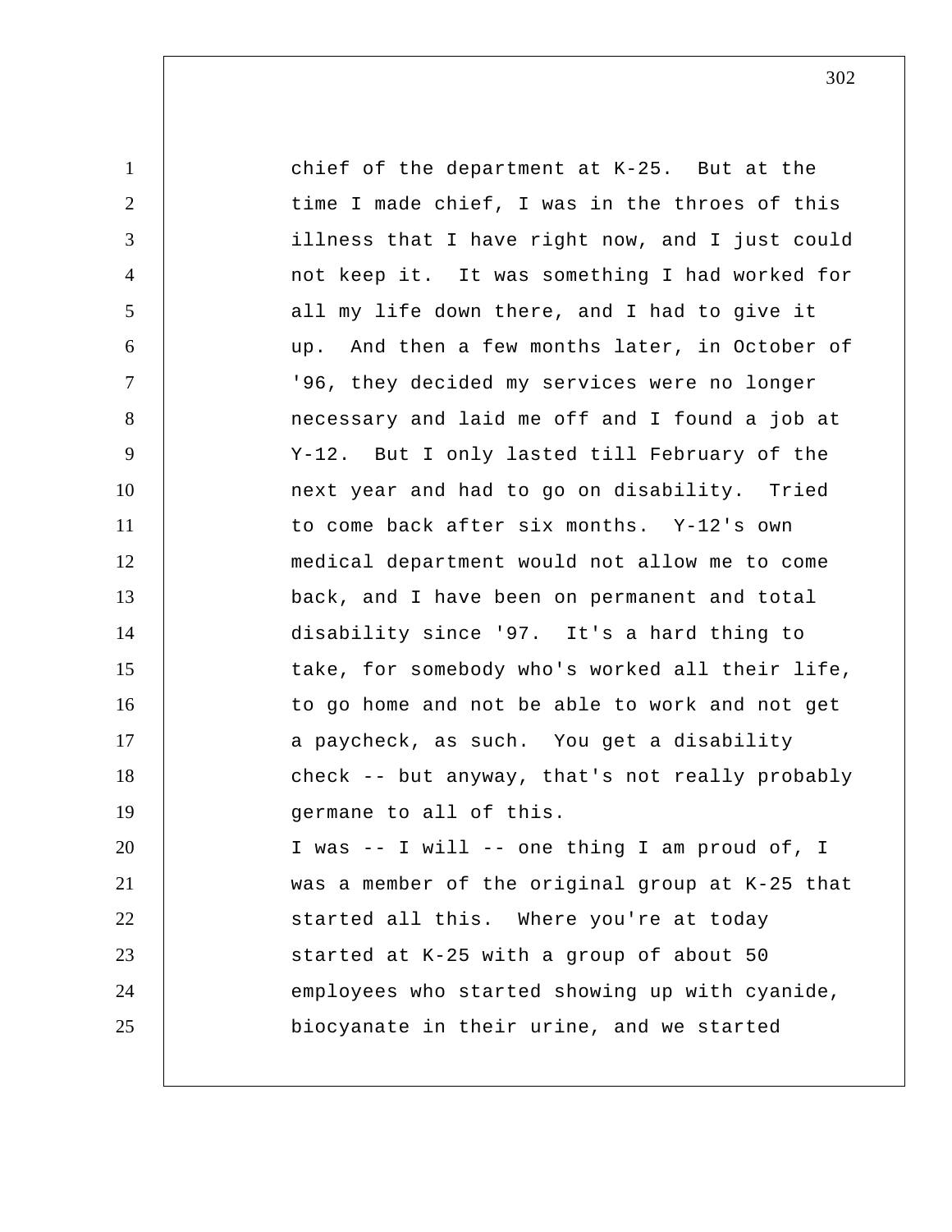chief of the department at K-25. But at the time I made chief, I was in the throes of this illness that I have right now, and I just could not keep it. It was something I had worked for all my life down there, and I had to give it up. And then a few months later, in October of '96, they decided my services were no longer necessary and laid me off and I found a job at Y-12. But I only lasted till February of the next year and had to go on disability. Tried to come back after six months. Y-12's own medical department would not allow me to come back, and I have been on permanent and total disability since '97. It's a hard thing to take, for somebody who's worked all their life, to go home and not be able to work and not get a paycheck, as such. You get a disability check -- but anyway, that's not really probably germane to all of this.

I was -- I will -- one thing I am proud of, I was a member of the original group at K-25 that started all this. Where you're at today started at K-25 with a group of about 50 employees who started showing up with cyanide, biocyanate in their urine, and we started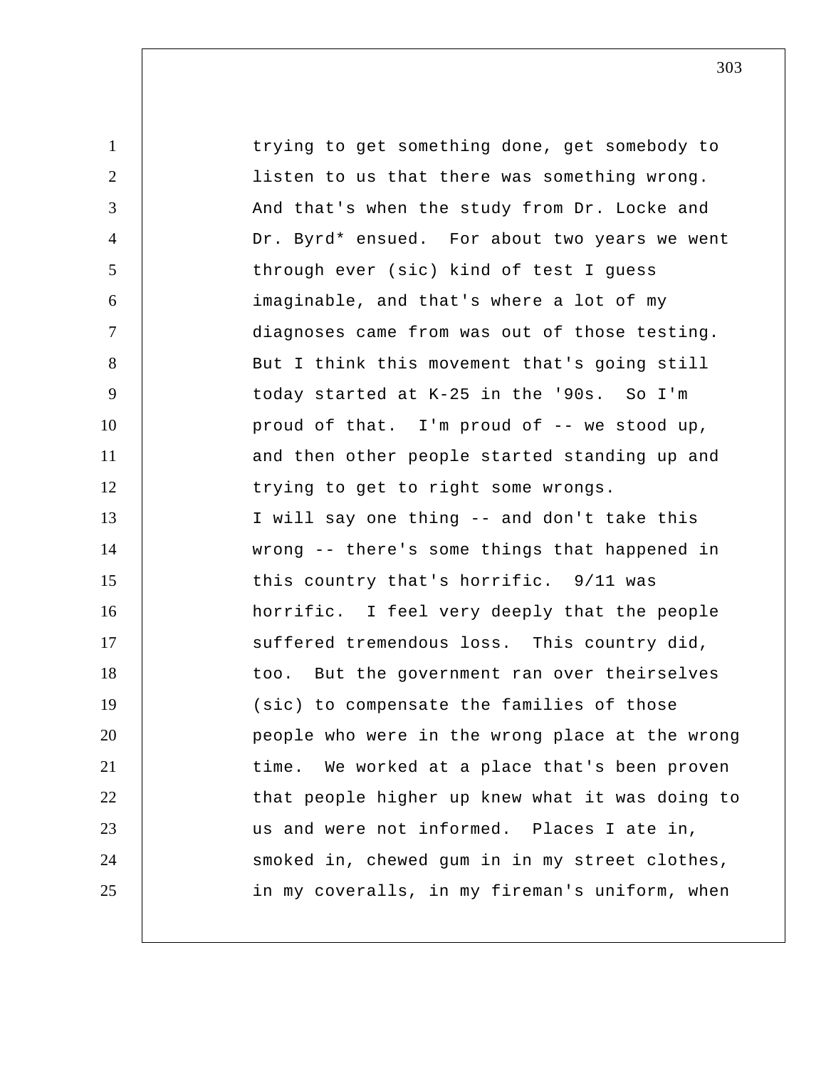trying to get something done, get somebody to listen to us that there was something wrong. And that's when the study from Dr. Locke and Dr. Byrd* ensued. For about two years we went through ever (sic) kind of test I guess imaginable, and that's where a lot of my diagnoses came from was out of those testing. But I think this movement that's going still today started at K-25 in the '90s. So I'm proud of that. I'm proud of -- we stood up, and then other people started standing up and trying to get to right some wrongs.

I will say one thing -- and don't take this wrong -- there's some things that happened in this country that's horrific. 9/11 was horrific. I feel very deeply that the people suffered tremendous loss. This country did, too. But the government ran over theirselves (sic) to compensate the families of those people who were in the wrong place at the wrong time. We worked at a place that's been proven that people higher up knew what it was doing to us and were not informed. Places I ate in, smoked in, chewed gum in in my street clothes, in my coveralls, in my fireman's uniform, when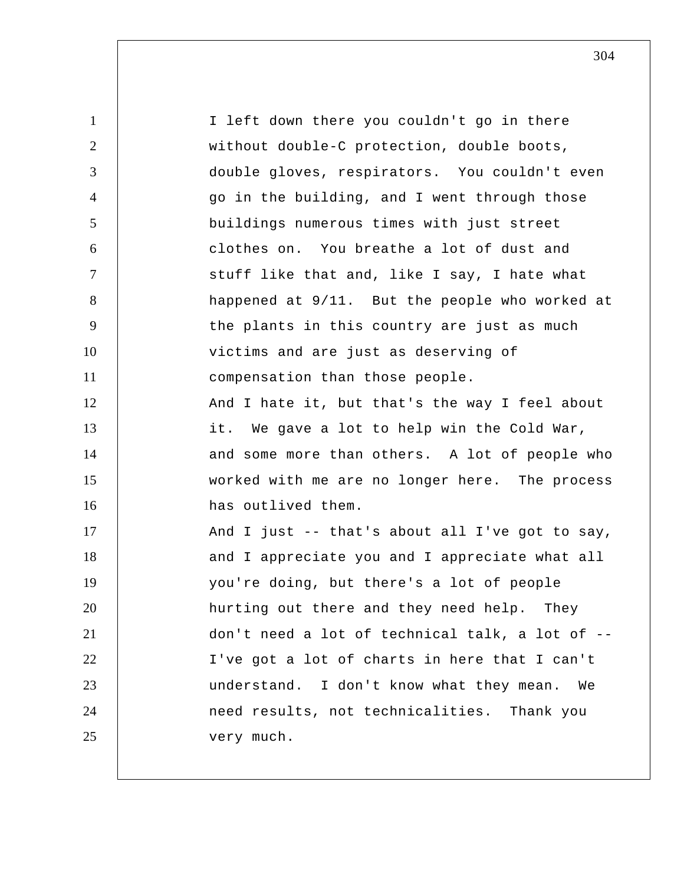I left down there you couldn't go in there without double-C protection, double boots, double gloves, respirators. You couldn't even go in the building, and I went through those buildings numerous times with just street clothes on. You breathe a lot of dust and stuff like that and, like I say, I hate what happened at 9/11. But the people who worked at the plants in this country are just as much victims and are just as deserving of compensation than those people.

And I hate it, but that's the way I feel about it. We gave a lot to help win the Cold War, and some more than others. A lot of people who worked with me are no longer here. The process has outlived them.

And I just -- that's about all I've got to say, and I appreciate you and I appreciate what all you're doing, but there's a lot of people hurting out there and they need help. They don't need a lot of technical talk, a lot of -- I've got a lot of charts in here that I can't understand. I don't know what they mean. We need results, not technicalities. Thank you very much.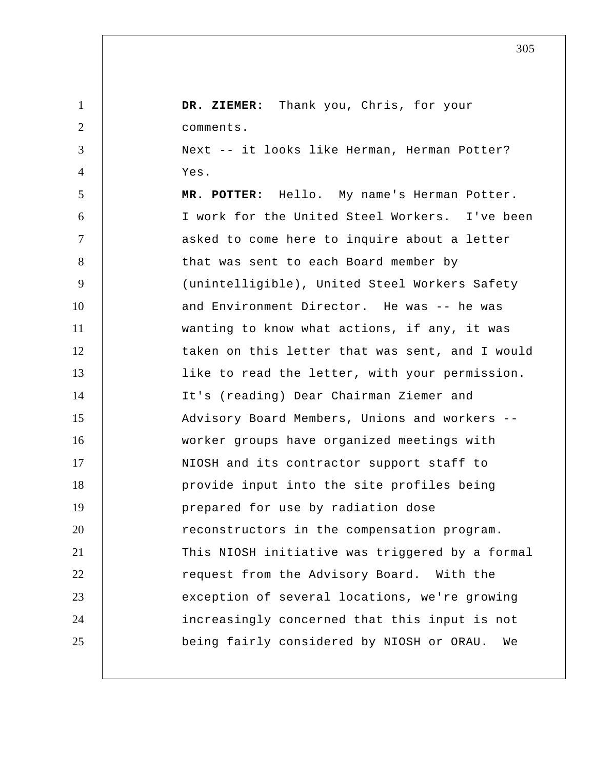**DR. ZIEMER:** Thank you, Chris, for your comments.

Next -- it looks like Herman, Herman Potter? Yes.

**MR. POTTER:** Hello. My name's Herman Potter. I work for the United Steel Workers. I've been asked to come here to inquire about a letter that was sent to each Board member by (unintelligible), United Steel Workers Safety and Environment Director. He was -- he was wanting to know what actions, if any, it was taken on this letter that was sent, and I would like to read the letter, with your permission. It's (reading) Dear Chairman Ziemer and Advisory Board Members, Unions and workers -- worker groups have organized meetings with NIOSH and its contractor support staff to provide input into the site profiles being prepared for use by radiation dose reconstructors in the compensation program. This NIOSH initiative was triggered by a formal request from the Advisory Board. With the exception of several locations, we're growing increasingly concerned that this input is not being fairly considered by NIOSH or ORAU. We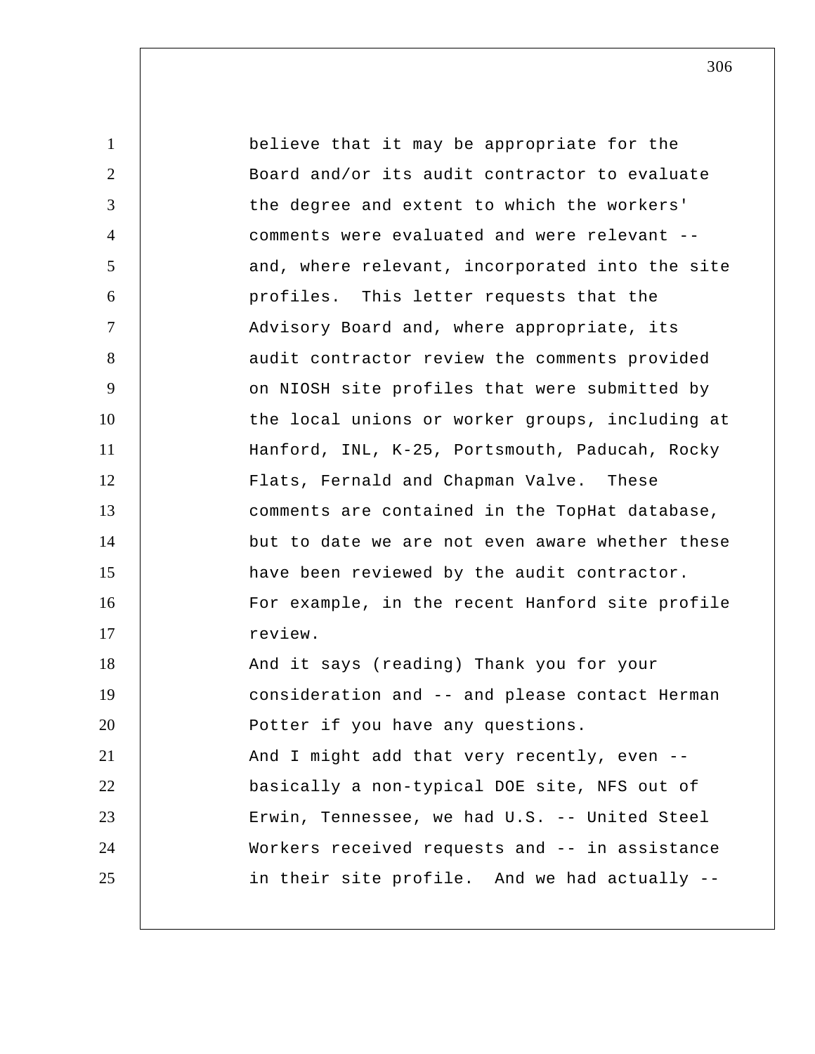believe that it may be appropriate for the Board and/or its audit contractor to evaluate the degree and extent to which the workers' comments were evaluated and were relevant -- and, where relevant, incorporated into the site profiles. This letter requests that the Advisory Board and, where appropriate, its audit contractor review the comments provided on NIOSH site profiles that were submitted by the local unions or worker groups, including at Hanford, INL, K-25, Portsmouth, Paducah, Rocky Flats, Fernald and Chapman Valve. These comments are contained in the TopHat database, but to date we are not even aware whether these have been reviewed by the audit contractor. For example, in the recent Hanford site profile review.

And it says (reading) Thank you for your consideration and -- and please contact Herman Potter if you have any questions.

And I might add that very recently, even -- basically a non-typical DOE site, NFS out of Erwin, Tennessee, we had U.S. -- United Steel Workers received requests and -- in assistance in their site profile. And we had actually --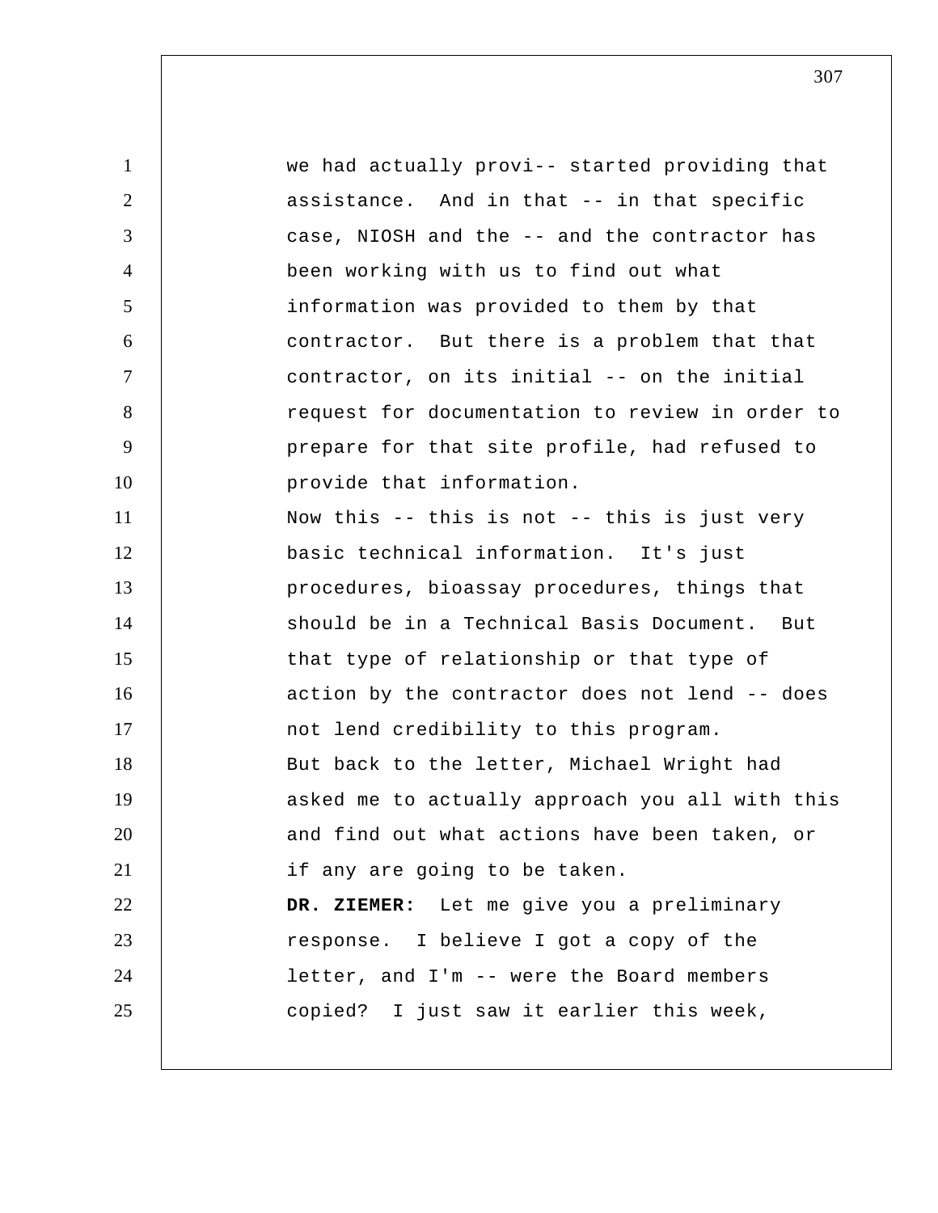we had actually provi-- started providing that assistance. And in that -- in that specific case, NIOSH and the -- and the contractor has been working with us to find out what information was provided to them by that contractor. But there is a problem that that contractor, on its initial -- on the initial request for documentation to review in order to prepare for that site profile, had refused to provide that information.

Now this -- this is not -- this is just very basic technical information. It's just procedures, bioassay procedures, things that should be in a Technical Basis Document. But that type of relationship or that type of action by the contractor does not lend -- does not lend credibility to this program.

But back to the letter, Michael Wright had asked me to actually approach you all with this and find out what actions have been taken, or if any are going to be taken.

**DR. ZIEMER:** Let me give you a preliminary response. I believe I got a copy of the letter, and I'm -- were the Board members copied? I just saw it earlier this week,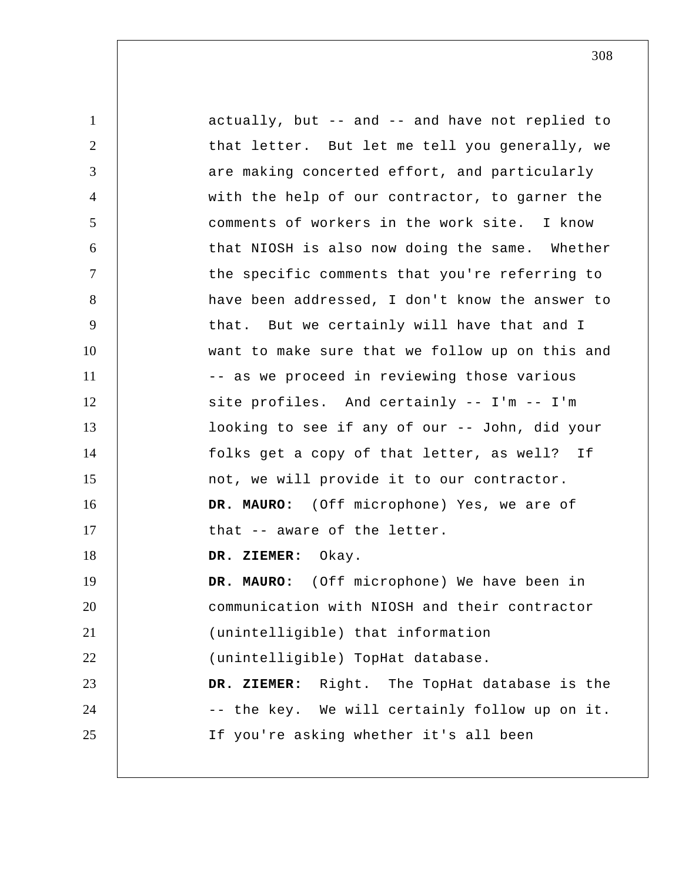actually, but -- and -- and have not replied to that letter. But let me tell you generally, we are making concerted effort, and particularly with the help of our contractor, to garner the comments of workers in the work site. I know that NIOSH is also now doing the same. Whether the specific comments that you're referring to have been addressed, I don't know the answer to that. But we certainly will have that and I want to make sure that we follow up on this and -- as we proceed in reviewing those various site profiles. And certainly -- I'm -- I'm looking to see if any of our -- John, did your folks get a copy of that letter, as well? If not, we will provide it to our contractor.

**DR. MAURO:** (Off microphone) Yes, we are of that -- aware of the letter.

**DR. ZIEMER:** Okay.

**DR. MAURO:** (Off microphone) We have been in communication with NIOSH and their contractor (unintelligible) that information (unintelligible) TopHat database.

**DR. ZIEMER:** Right. The TopHat database is the -- the key. We will certainly follow up on it. If you're asking whether it's all been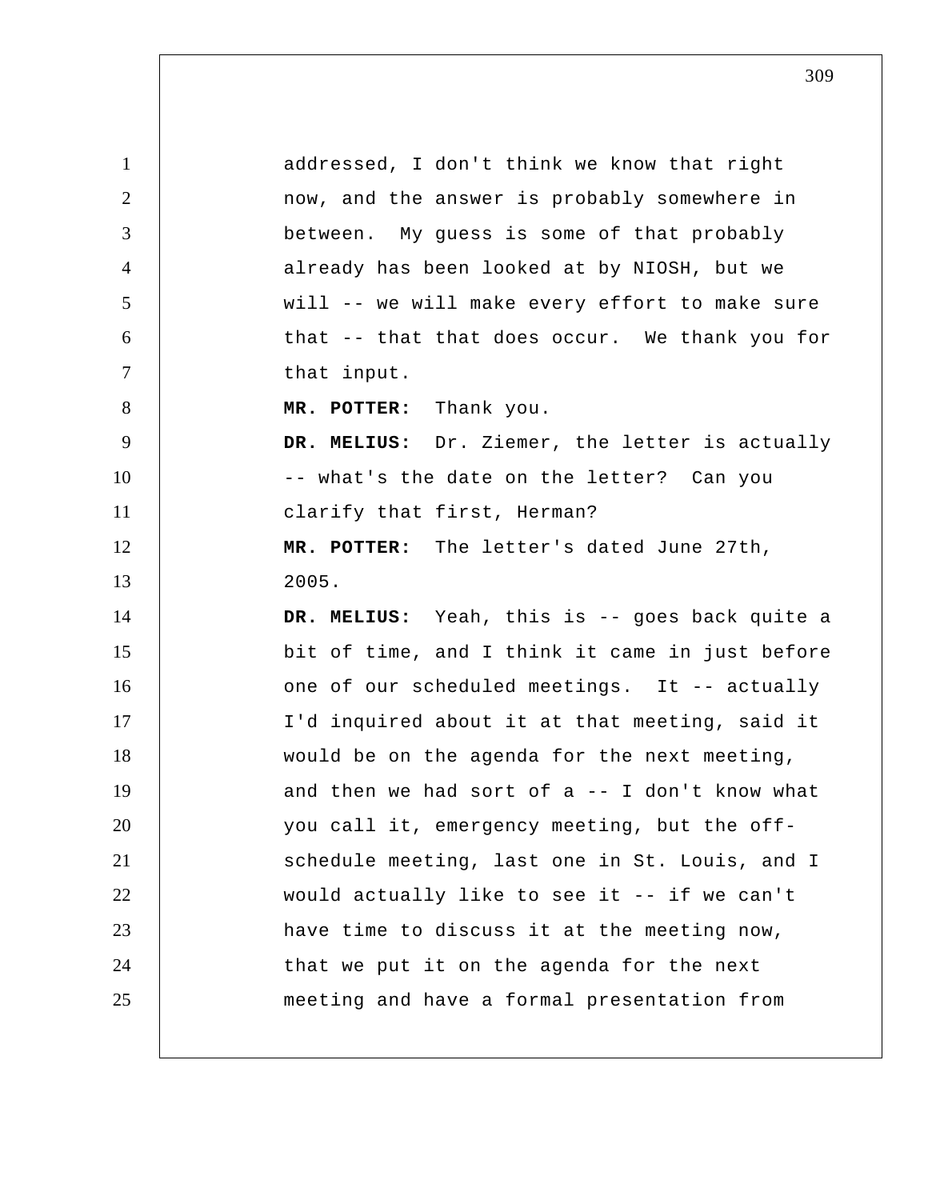addressed, I don't think we know that right now, and the answer is probably somewhere in between. My guess is some of that probably already has been looked at by NIOSH, but we will -- we will make every effort to make sure that -- that that does occur. We thank you for that input.

**MR. POTTER:** Thank you.

**DR. MELIUS:** Dr. Ziemer, the letter is actually -- what's the date on the letter? Can you clarify that first, Herman?

**MR. POTTER:** The letter's dated June 27th, 2005.

**DR. MELIUS:** Yeah, this is -- goes back quite a bit of time, and I think it came in just before one of our scheduled meetings. It -- actually I'd inquired about it at that meeting, said it would be on the agenda for the next meeting, and then we had sort of a -- I don't know what you call it, emergency meeting, but the off-schedule meeting, last one in St. Louis, and I would actually like to see it -- if we can't have time to discuss it at the meeting now, that we put it on the agenda for the next meeting and have a formal presentation from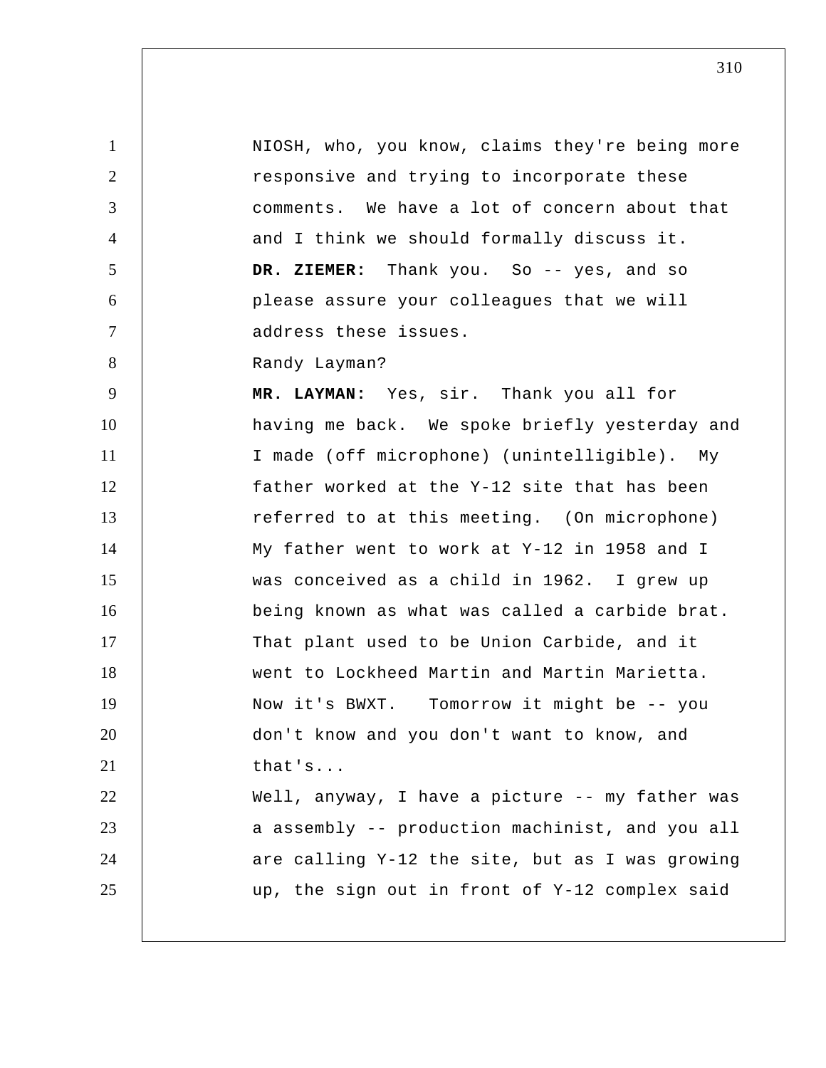NIOSH, who, you know, claims they're being more responsive and trying to incorporate these comments. We have a lot of concern about that and I think we should formally discuss it.

**DR. ZIEMER:** Thank you. So -- yes, and so please assure your colleagues that we will address these issues.

Randy Layman?

**MR. LAYMAN:** Yes, sir. Thank you all for having me back. We spoke briefly yesterday and I made (off microphone) (unintelligible). My father worked at the Y-12 site that has been referred to at this meeting. (On microphone) My father went to work at Y-12 in 1958 and I was conceived as a child in 1962. I grew up being known as what was called a carbide brat. That plant used to be Union Carbide, and it went to Lockheed Martin and Martin Marietta. Now it's BWXT. Tomorrow it might be -- you don't know and you don't want to know, and that's...

Well, anyway, I have a picture -- my father was a assembly -- production machinist, and you all are calling Y-12 the site, but as I was growing up, the sign out in front of Y-12 complex said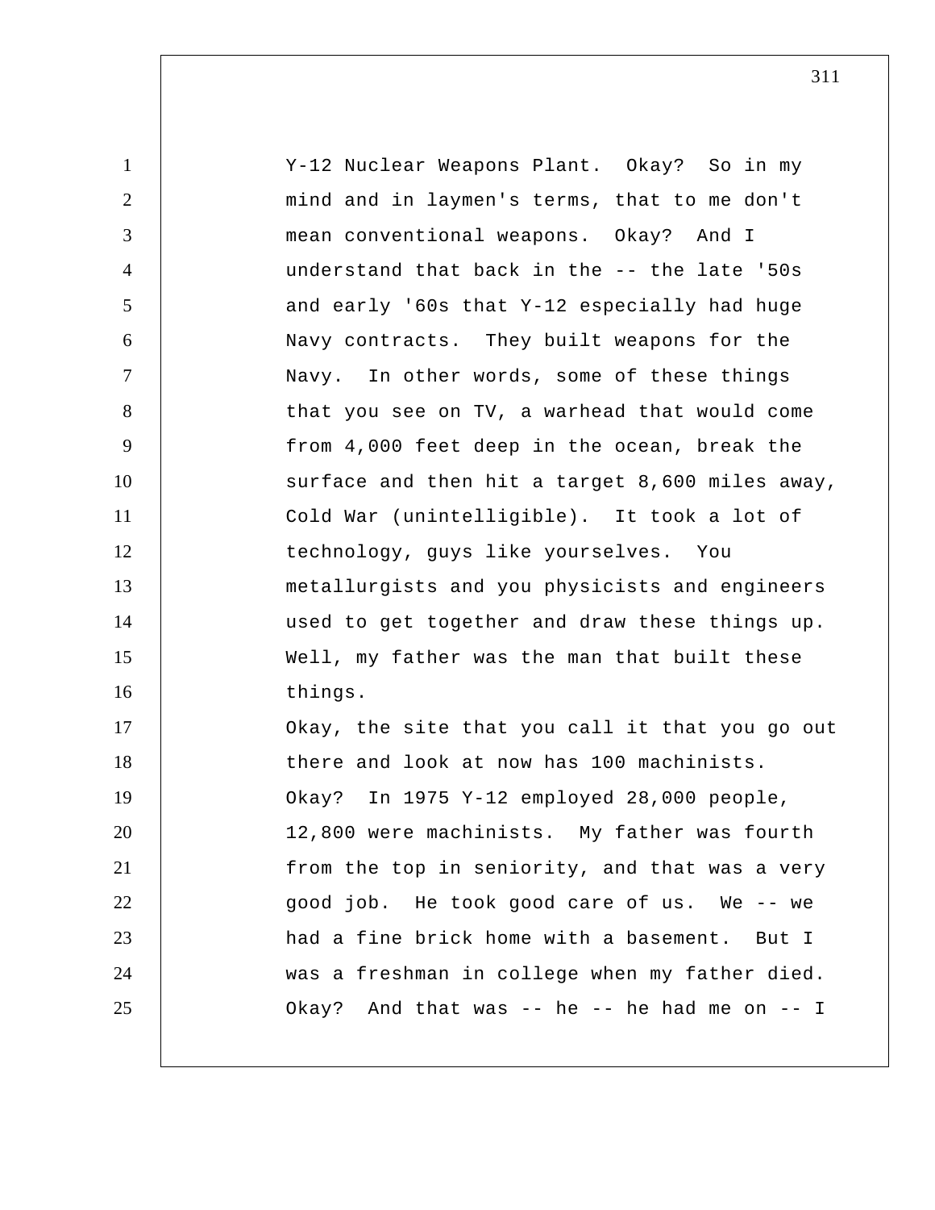Y-12 Nuclear Weapons Plant. Okay? So in my mind and in laymen's terms, that to me don't mean conventional weapons. Okay? And I understand that back in the -- the late '50s and early '60s that Y-12 especially had huge Navy contracts. They built weapons for the Navy. In other words, some of these things that you see on TV, a warhead that would come from 4,000 feet deep in the ocean, break the surface and then hit a target 8,600 miles away, Cold War (unintelligible). It took a lot of technology, guys like yourselves. You metallurgists and you physicists and engineers used to get together and draw these things up. Well, my father was the man that built these things.

Okay, the site that you call it that you go out there and look at now has 100 machinists. Okay? In 1975 Y-12 employed 28,000 people, 12,800 were machinists. My father was fourth from the top in seniority, and that was a very good job. He took good care of us. We -- we had a fine brick home with a basement. But I was a freshman in college when my father died. Okay? And that was -- he -- he had me on -- I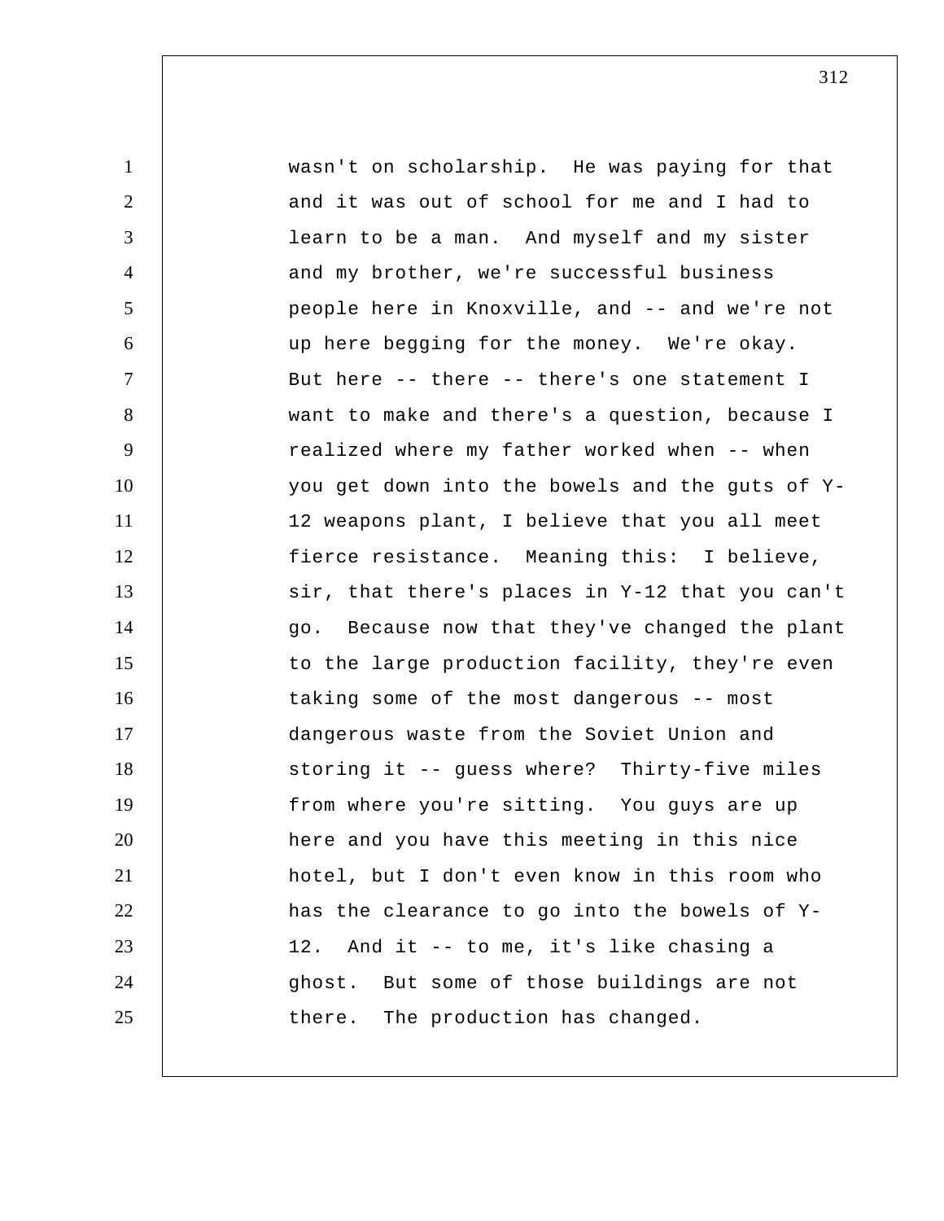wasn't on scholarship. He was paying for that and it was out of school for me and I had to learn to be a man. And myself and my sister and my brother, we're successful business people here in Knoxville, and -- and we're not up here begging for the money. We're okay. But here -- there -- there's one statement I want to make and there's a question, because I realized where my father worked when -- when you get down into the bowels and the guts of Y-12 weapons plant, I believe that you all meet fierce resistance. Meaning this: I believe, sir, that there's places in Y-12 that you can't go. Because now that they've changed the plant to the large production facility, they're even taking some of the most dangerous -- most dangerous waste from the Soviet Union and storing it -- guess where? Thirty-five miles from where you're sitting. You guys are up here and you have this meeting in this nice hotel, but I don't even know in this room who has the clearance to go into the bowels of Y-12. And it -- to me, it's like chasing a ghost. But some of those buildings are not there. The production has changed.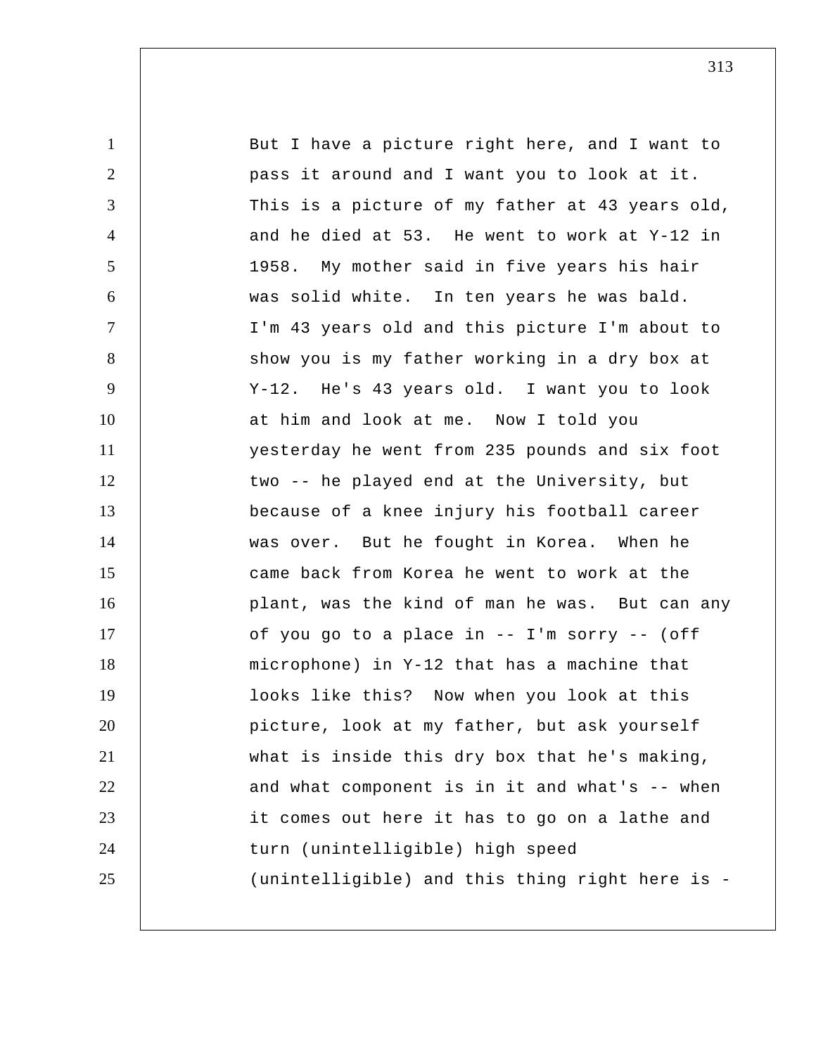But I have a picture right here, and I want to pass it around and I want you to look at it. This is a picture of my father at 43 years old, and he died at 53. He went to work at Y-12 in 1958. My mother said in five years his hair was solid white. In ten years he was bald. I'm 43 years old and this picture I'm about to show you is my father working in a dry box at Y-12. He's 43 years old. I want you to look at him and look at me. Now I told you yesterday he went from 235 pounds and six foot two -- he played end at the University, but because of a knee injury his football career was over. But he fought in Korea. When he came back from Korea he went to work at the plant, was the kind of man he was. But can any of you go to a place in -- I'm sorry -- (off microphone) in Y-12 that has a machine that looks like this? Now when you look at this picture, look at my father, but ask yourself what is inside this dry box that he's making, and what component is in it and what's -- when it comes out here it has to go on a lathe and turn (unintelligible) high speed (unintelligible) and this thing right here is -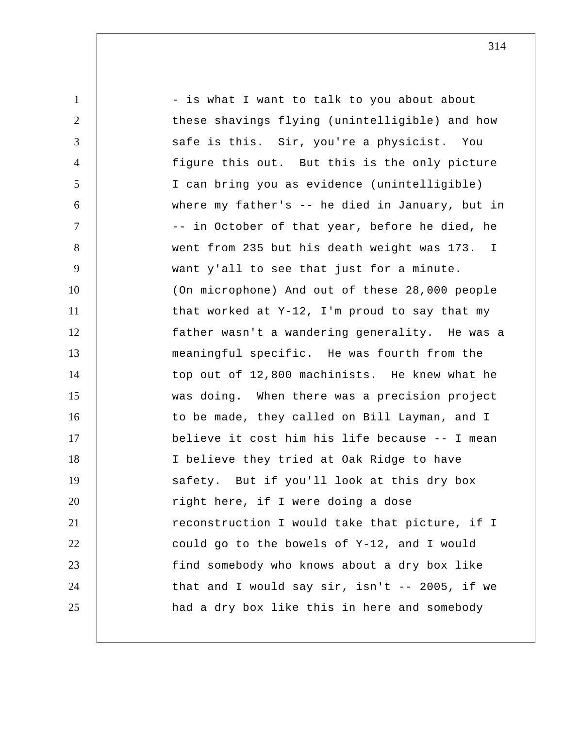- is what I want to talk to you about about these shavings flying (unintelligible) and how safe is this. Sir, you're a physicist. You figure this out. But this is the only picture I can bring you as evidence (unintelligible) where my father's -- he died in January, but in -- in October of that year, before he died, he went from 235 but his death weight was 173. I want y'all to see that just for a minute.

(On microphone) And out of these 28,000 people that worked at Y-12, I'm proud to say that my father wasn't a wandering generality. He was a meaningful specific. He was fourth from the top out of 12,800 machinists. He knew what he was doing. When there was a precision project to be made, they called on Bill Layman, and I believe it cost him his life because -- I mean I believe they tried at Oak Ridge to have safety. But if you'll look at this dry box right here, if I were doing a dose reconstruction I would take that picture, if I could go to the bowels of Y-12, and I would find somebody who knows about a dry box like that and I would say sir, isn't -- 2005, if we had a dry box like this in here and somebody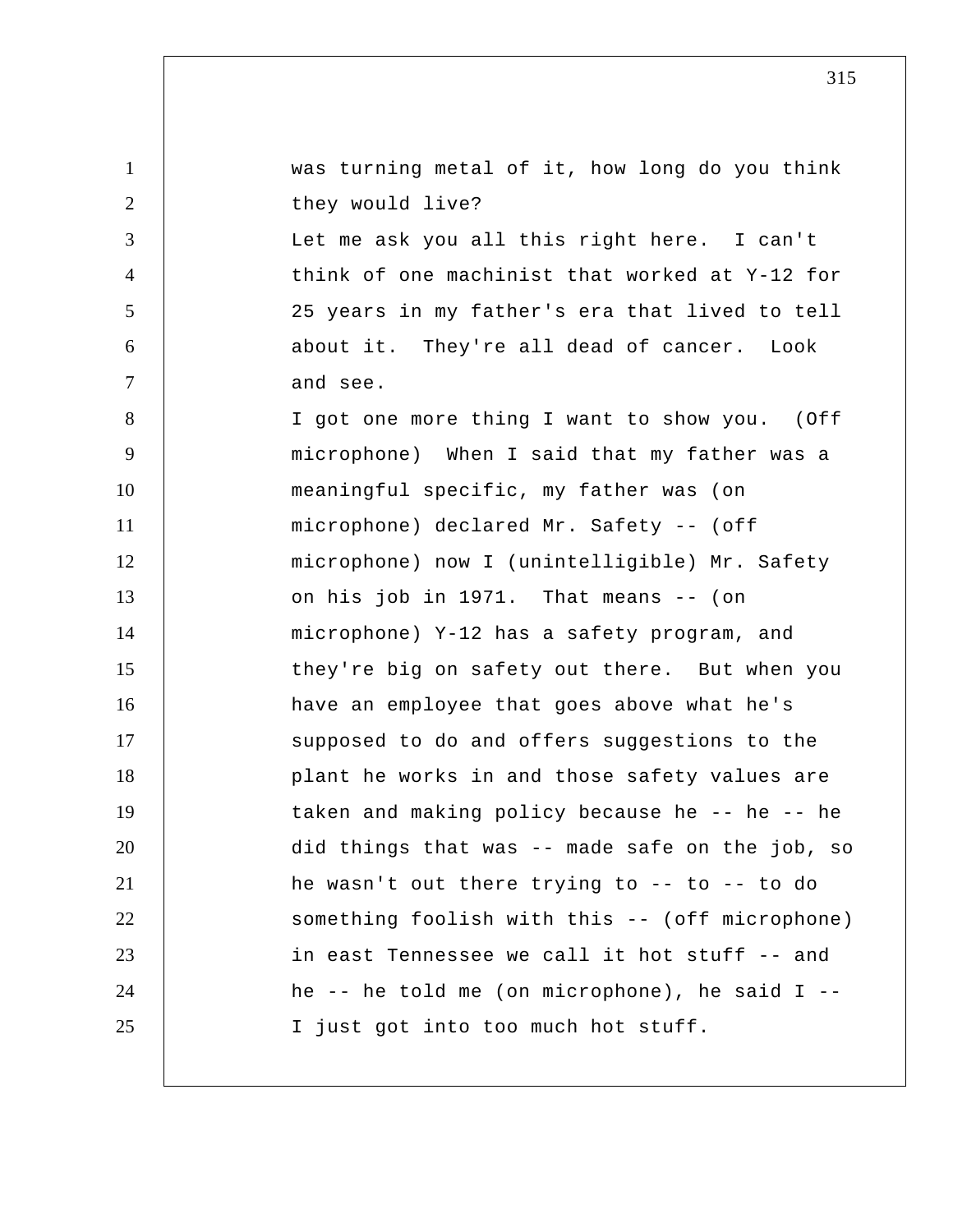was turning metal of it, how long do you think they would live?

Let me ask you all this right here. I can't think of one machinist that worked at Y-12 for 25 years in my father's era that lived to tell about it. They're all dead of cancer. Look and see.

I got one more thing I want to show you. (Off microphone) When I said that my father was a meaningful specific, my father was (on microphone) declared Mr. Safety -- (off microphone) now I (unintelligible) Mr. Safety on his job in 1971. That means -- (on microphone) Y-12 has a safety program, and they're big on safety out there. But when you have an employee that goes above what he's supposed to do and offers suggestions to the plant he works in and those safety values are taken and making policy because he -- he -- he did things that was -- made safe on the job, so he wasn't out there trying to -- to -- to do something foolish with this -- (off microphone) in east Tennessee we call it hot stuff -- and he -- he told me (on microphone), he said I -- I just got into too much hot stuff.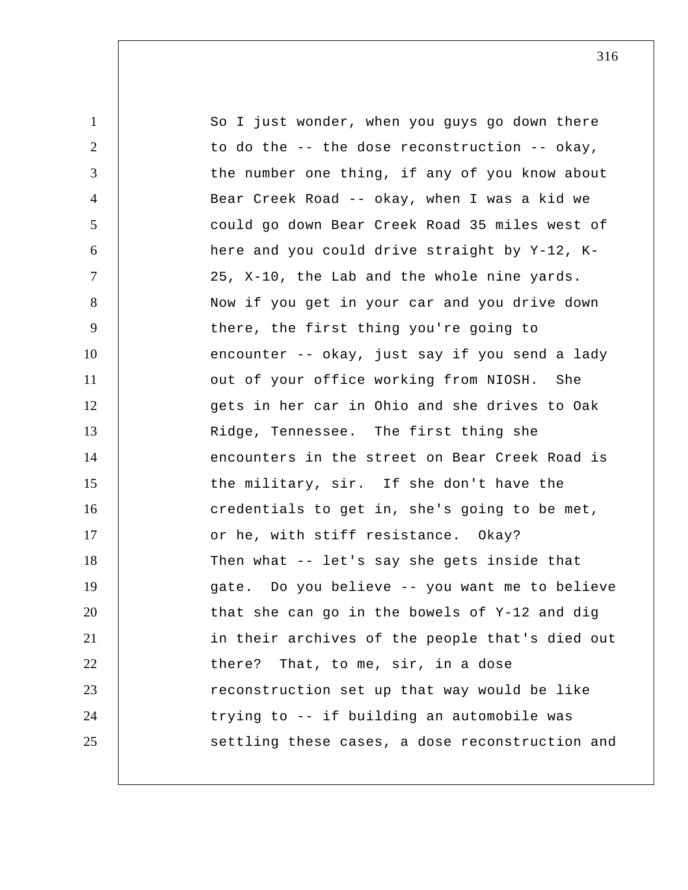So I just wonder, when you guys go down there to do the -- the dose reconstruction -- okay, the number one thing, if any of you know about Bear Creek Road -- okay, when I was a kid we could go down Bear Creek Road 35 miles west of here and you could drive straight by Y-12, K-25, X-10, the Lab and the whole nine yards. Now if you get in your car and you drive down there, the first thing you're going to encounter -- okay, just say if you send a lady out of your office working from NIOSH. She gets in her car in Ohio and she drives to Oak Ridge, Tennessee. The first thing she encounters in the street on Bear Creek Road is the military, sir. If she don't have the credentials to get in, she's going to be met, or he, with stiff resistance. Okay?

Then what -- let's say she gets inside that gate. Do you believe -- you want me to believe that she can go in the bowels of Y-12 and dig in their archives of the people that's died out there? That, to me, sir, in a dose reconstruction set up that way would be like trying to -- if building an automobile was settling these cases, a dose reconstruction and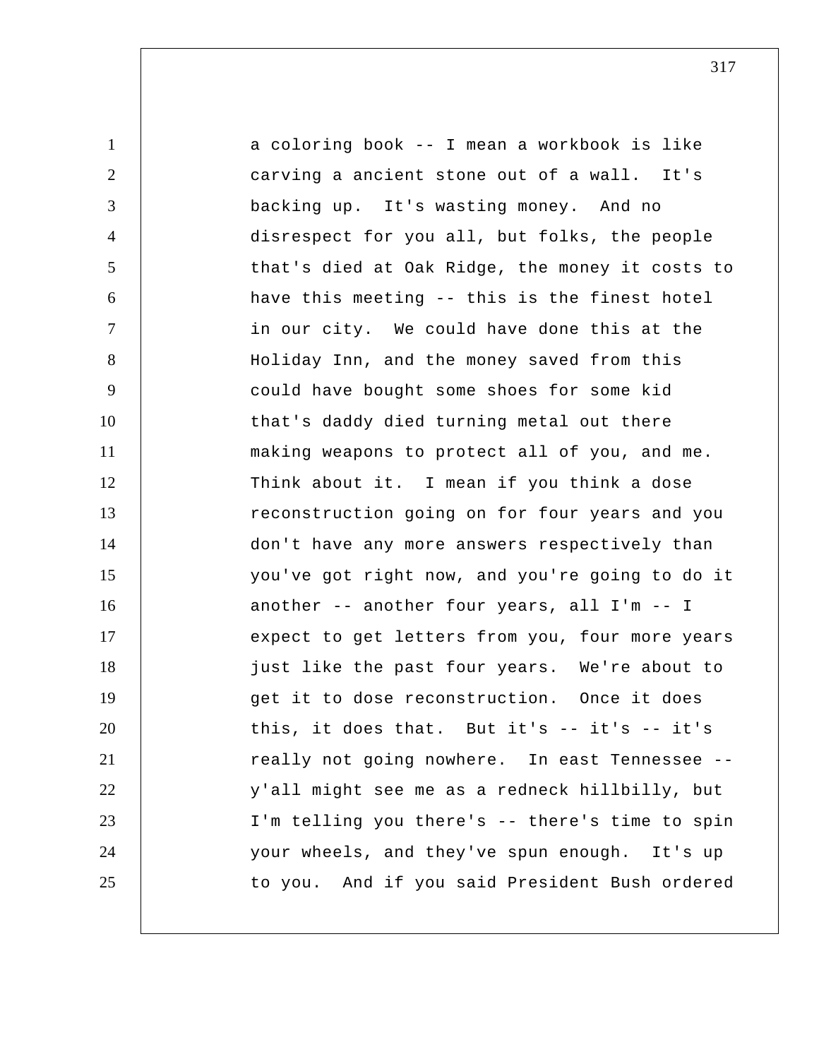a coloring book -- I mean a workbook is like carving a ancient stone out of a wall. It's backing up. It's wasting money. And no disrespect for you all, but folks, the people that's died at Oak Ridge, the money it costs to have this meeting -- this is the finest hotel in our city. We could have done this at the Holiday Inn, and the money saved from this could have bought some shoes for some kid that's daddy died turning metal out there making weapons to protect all of you, and me. Think about it. I mean if you think a dose reconstruction going on for four years and you don't have any more answers respectively than you've got right now, and you're going to do it another -- another four years, all I'm -- I expect to get letters from you, four more years just like the past four years. We're about to get it to dose reconstruction. Once it does this, it does that. But it's -- it's -- it's really not going nowhere. In east Tennessee -- y'all might see me as a redneck hillbilly, but I'm telling you there's -- there's time to spin your wheels, and they've spun enough. It's up to you. And if you said President Bush ordered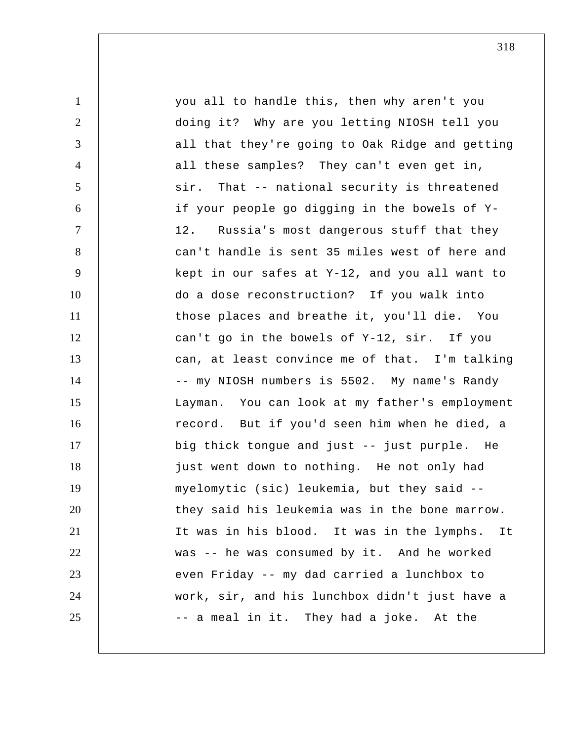you all to handle this, then why aren't you doing it? Why are you letting NIOSH tell you all that they're going to Oak Ridge and getting all these samples? They can't even get in, sir. That -- national security is threatened if your people go digging in the bowels of Y-12. Russia's most dangerous stuff that they can't handle is sent 35 miles west of here and kept in our safes at Y-12, and you all want to do a dose reconstruction? If you walk into those places and breathe it, you'll die. You can't go in the bowels of Y-12, sir. If you can, at least convince me of that. I'm talking -- my NIOSH numbers is 5502. My name's Randy Layman. You can look at my father's employment record. But if you'd seen him when he died, a big thick tongue and just -- just purple. He just went down to nothing. He not only had myelomytic (sic) leukemia, but they said -- they said his leukemia was in the bone marrow. It was in his blood. It was in the lymphs. It was -- he was consumed by it. And he worked even Friday -- my dad carried a lunchbox to work, sir, and his lunchbox didn't just have a -- a meal in it. They had a joke. At the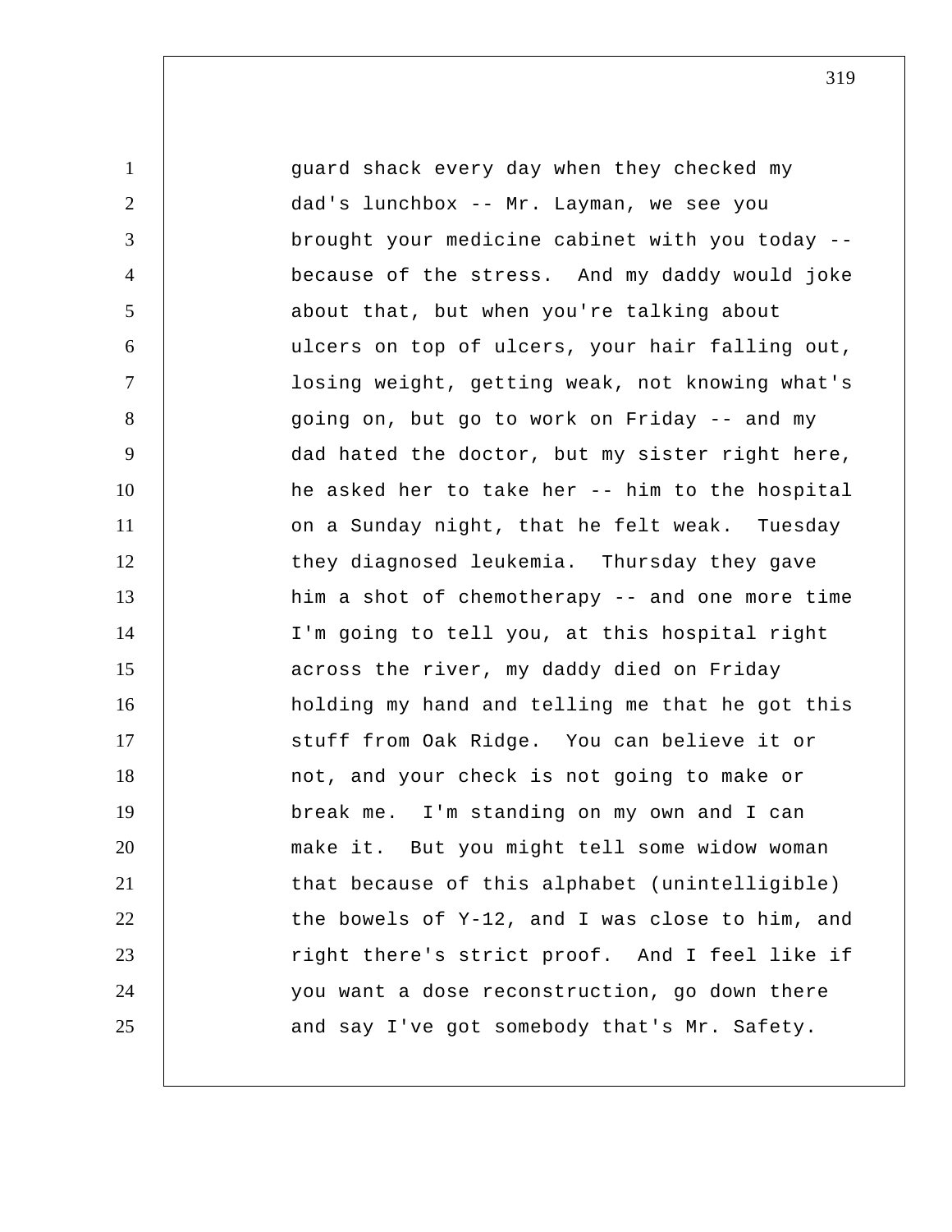guard shack every day when they checked my dad's lunchbox -- Mr. Layman, we see you brought your medicine cabinet with you today -- because of the stress. And my daddy would joke about that, but when you're talking about ulcers on top of ulcers, your hair falling out, losing weight, getting weak, not knowing what's going on, but go to work on Friday -- and my dad hated the doctor, but my sister right here, he asked her to take her -- him to the hospital on a Sunday night, that he felt weak. Tuesday they diagnosed leukemia. Thursday they gave him a shot of chemotherapy -- and one more time I'm going to tell you, at this hospital right across the river, my daddy died on Friday holding my hand and telling me that he got this stuff from Oak Ridge. You can believe it or not, and your check is not going to make or break me. I'm standing on my own and I can make it. But you might tell some widow woman that because of this alphabet (unintelligible) the bowels of Y-12, and I was close to him, and right there's strict proof. And I feel like if you want a dose reconstruction, go down there and say I've got somebody that's Mr. Safety.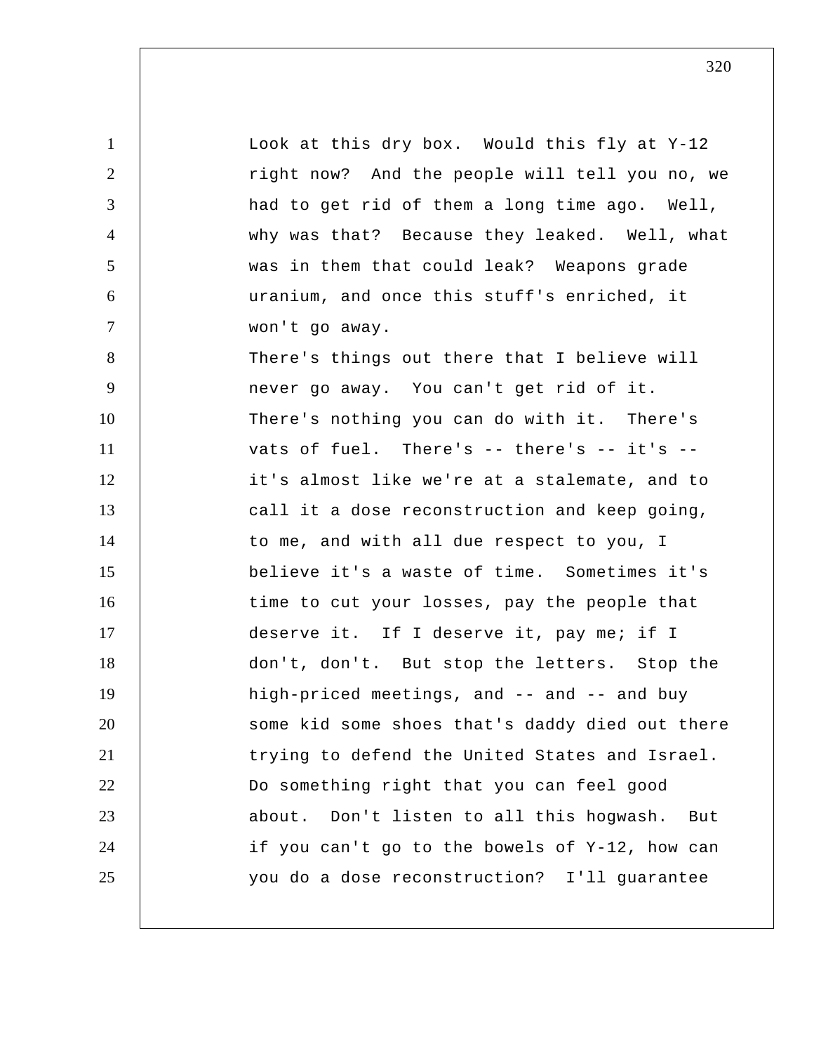Look at this dry box. Would this fly at Y-12 right now? And the people will tell you no, we had to get rid of them a long time ago. Well, why was that? Because they leaked. Well, what was in them that could leak? Weapons grade uranium, and once this stuff's enriched, it won't go away.

There's things out there that I believe will never go away. You can't get rid of it. There's nothing you can do with it. There's vats of fuel. There's -- there's -- it's -- it's almost like we're at a stalemate, and to call it a dose reconstruction and keep going, to me, and with all due respect to you, I believe it's a waste of time. Sometimes it's time to cut your losses, pay the people that deserve it. If I deserve it, pay me; if I don't, don't. But stop the letters. Stop the high-priced meetings, and -- and -- and buy some kid some shoes that's daddy died out there trying to defend the United States and Israel. Do something right that you can feel good about. Don't listen to all this hogwash. But if you can't go to the bowels of Y-12, how can you do a dose reconstruction? I'll guarantee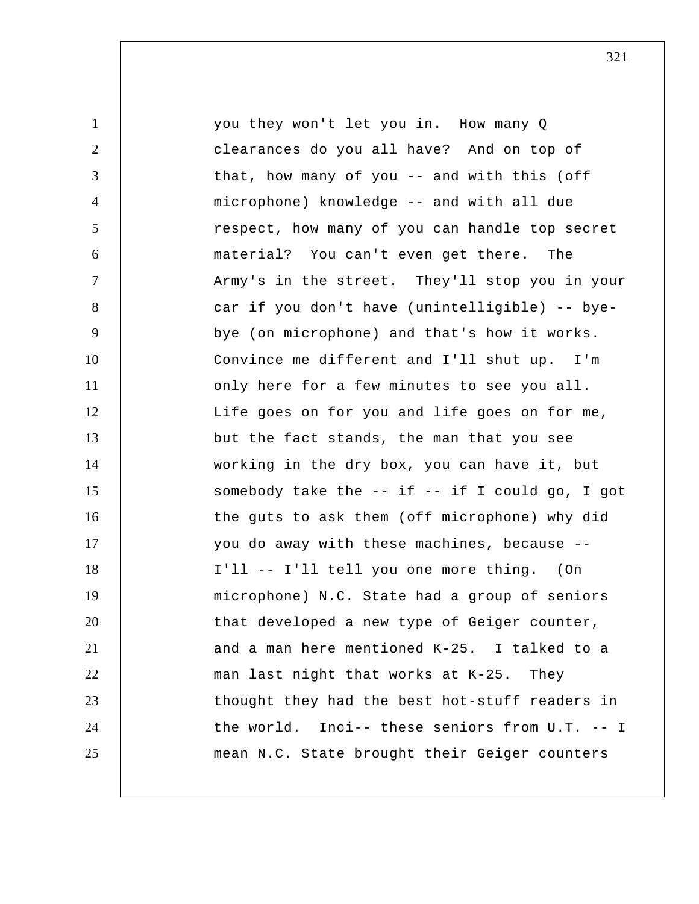you they won't let you in.  How many Q clearances do you all have?  And on top of that, how many of you -- and with this (off microphone) knowledge -- and with all due respect, how many of you can handle top secret material?  You can't even get there.  The Army's in the street.  They'll stop you in your car if you don't have (unintelligible) -- bye-bye (on microphone) and that's how it works. Convince me different and I'll shut up.  I'm only here for a few minutes to see you all. Life goes on for you and life goes on for me, but the fact stands, the man that you see working in the dry box, you can have it, but somebody take the -- if -- if I could go, I got the guts to ask them (off microphone) why did you do away with these machines, because -- I'll -- I'll tell you one more thing.  (On microphone) N.C. State had a group of seniors that developed a new type of Geiger counter, and a man here mentioned K-25.  I talked to a man last night that works at K-25.  They thought they had the best hot-stuff readers in the world.  Inci-- these seniors from U.T. -- I mean N.C. State brought their Geiger counters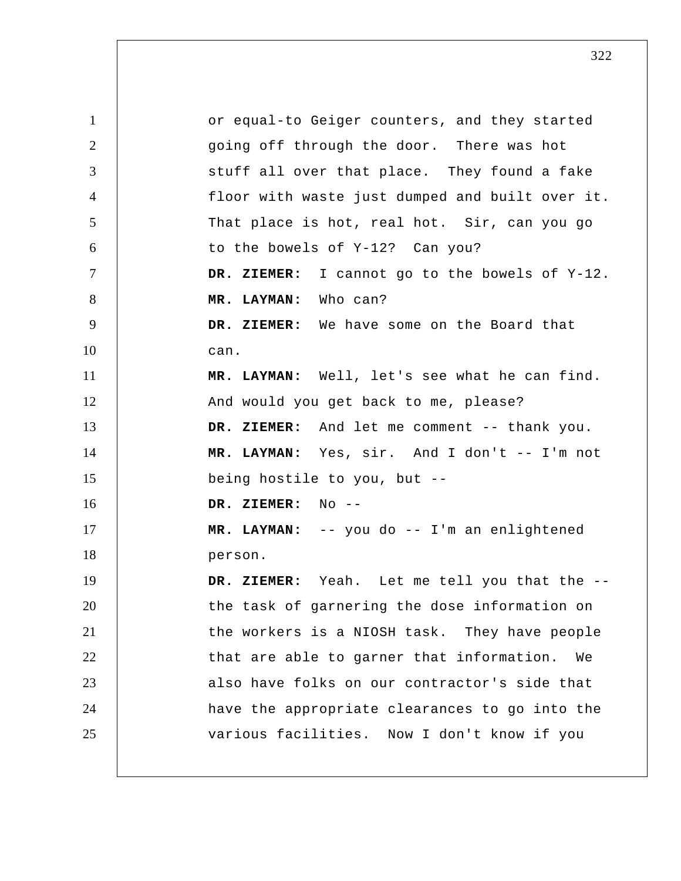or equal-to Geiger counters, and they started going off through the door. There was hot stuff all over that place. They found a fake floor with waste just dumped and built over it. That place is hot, real hot. Sir, can you go to the bowels of Y-12? Can you?

**DR. ZIEMER:** I cannot go to the bowels of Y-12.

**MR. LAYMAN:** Who can?

**DR. ZIEMER:** We have some on the Board that can.

**MR. LAYMAN:** Well, let's see what he can find. And would you get back to me, please?

**DR. ZIEMER:** And let me comment -- thank you.

**MR. LAYMAN:** Yes, sir. And I don't -- I'm not being hostile to you, but --

**DR. ZIEMER:** No --

**MR. LAYMAN:** -- you do -- I'm an enlightened person.

**DR. ZIEMER:** Yeah. Let me tell you that the -- the task of garnering the dose information on the workers is a NIOSH task. They have people that are able to garner that information. We also have folks on our contractor's side that have the appropriate clearances to go into the various facilities. Now I don't know if you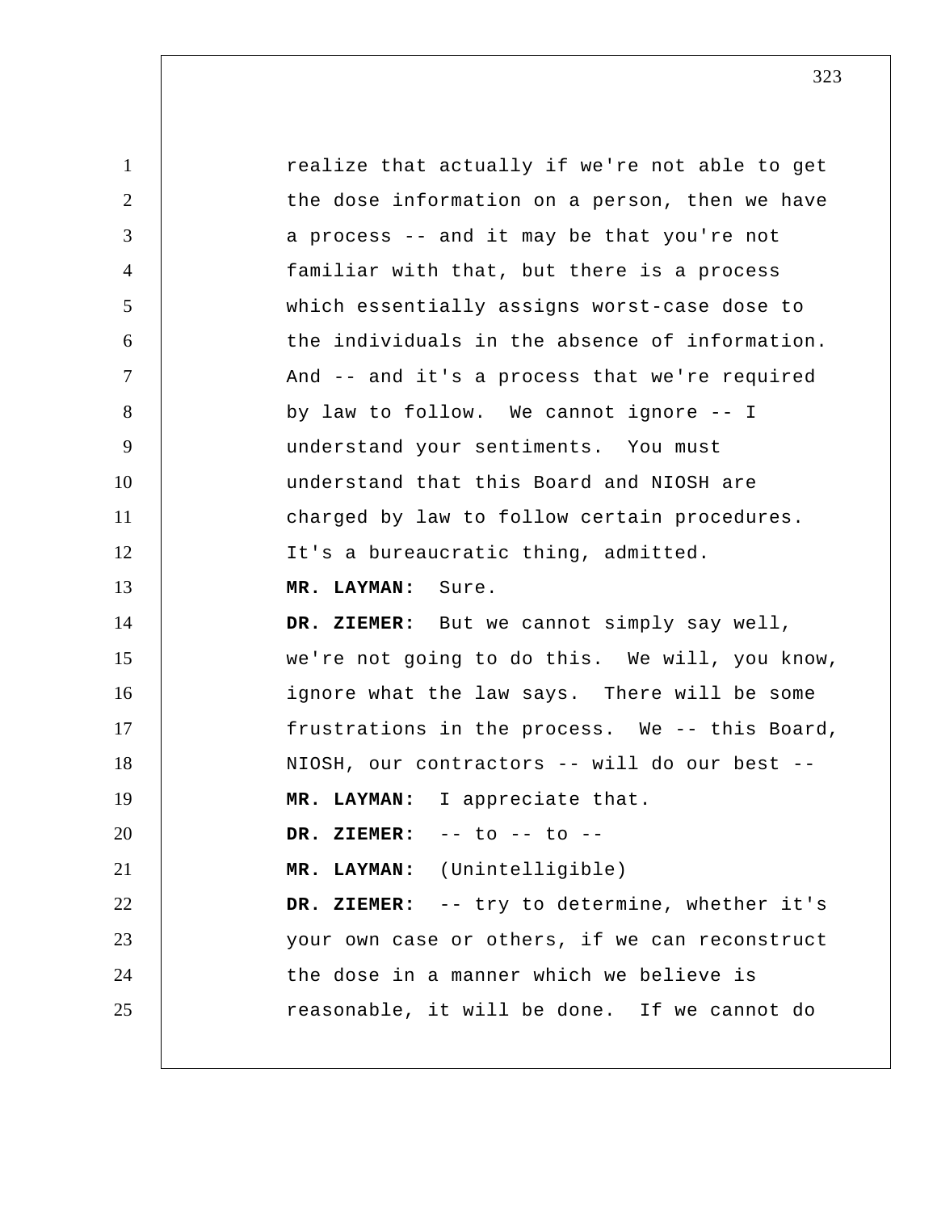realize that actually if we're not able to get the dose information on a person, then we have a process -- and it may be that you're not familiar with that, but there is a process which essentially assigns worst-case dose to the individuals in the absence of information. And -- and it's a process that we're required by law to follow. We cannot ignore -- I understand your sentiments. You must understand that this Board and NIOSH are charged by law to follow certain procedures. It's a bureaucratic thing, admitted.

**MR. LAYMAN:** Sure.

**DR. ZIEMER:** But we cannot simply say well, we're not going to do this. We will, you know, ignore what the law says. There will be some frustrations in the process. We -- this Board, NIOSH, our contractors -- will do our best --

**MR. LAYMAN:** I appreciate that.

**DR. ZIEMER:** -- to -- to --

**MR. LAYMAN:** (Unintelligible)

**DR. ZIEMER:** -- try to determine, whether it's your own case or others, if we can reconstruct the dose in a manner which we believe is reasonable, it will be done. If we cannot do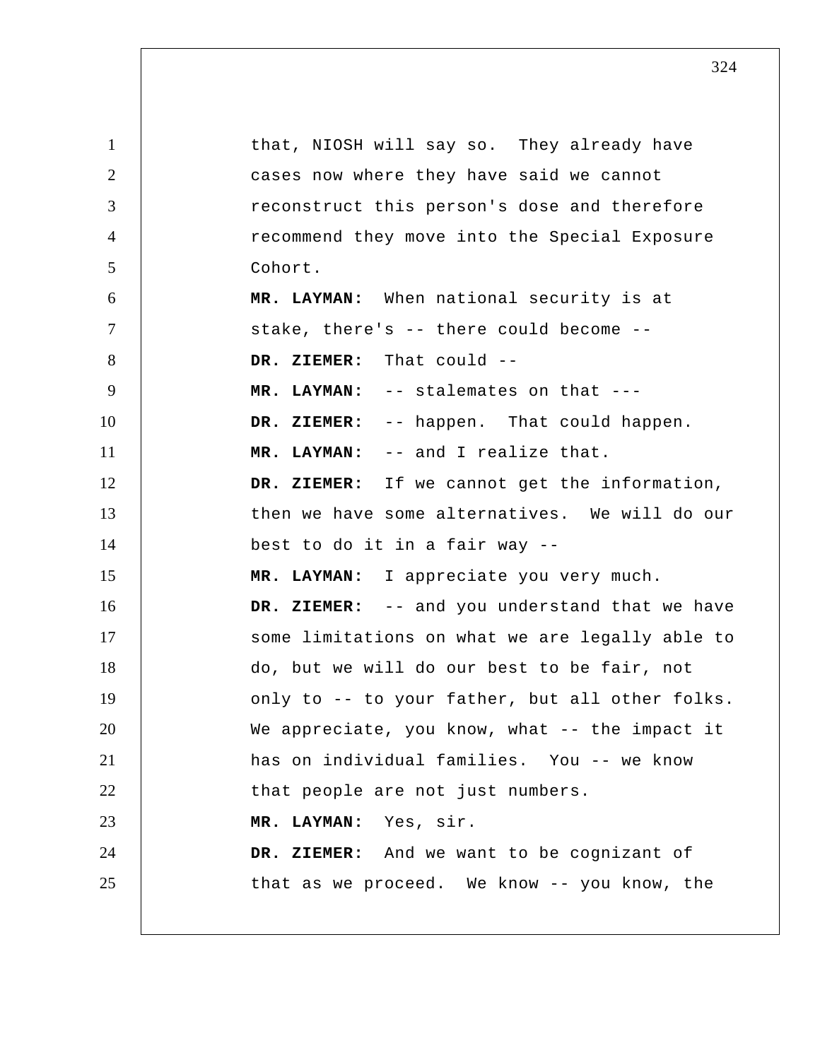that, NIOSH will say so. They already have cases now where they have said we cannot reconstruct this person's dose and therefore recommend they move into the Special Exposure Cohort.

**MR. LAYMAN:** When national security is at stake, there's -- there could become --

**DR. ZIEMER:** That could --

**MR. LAYMAN:** -- stalemates on that ---

**DR. ZIEMER:** -- happen. That could happen.

**MR. LAYMAN:** -- and I realize that.

**DR. ZIEMER:** If we cannot get the information, then we have some alternatives. We will do our best to do it in a fair way --

**MR. LAYMAN:** I appreciate you very much.

**DR. ZIEMER:** -- and you understand that we have some limitations on what we are legally able to do, but we will do our best to be fair, not only to -- to your father, but all other folks. We appreciate, you know, what -- the impact it has on individual families. You -- we know that people are not just numbers.

**MR. LAYMAN:** Yes, sir.

**DR. ZIEMER:** And we want to be cognizant of that as we proceed. We know -- you know, the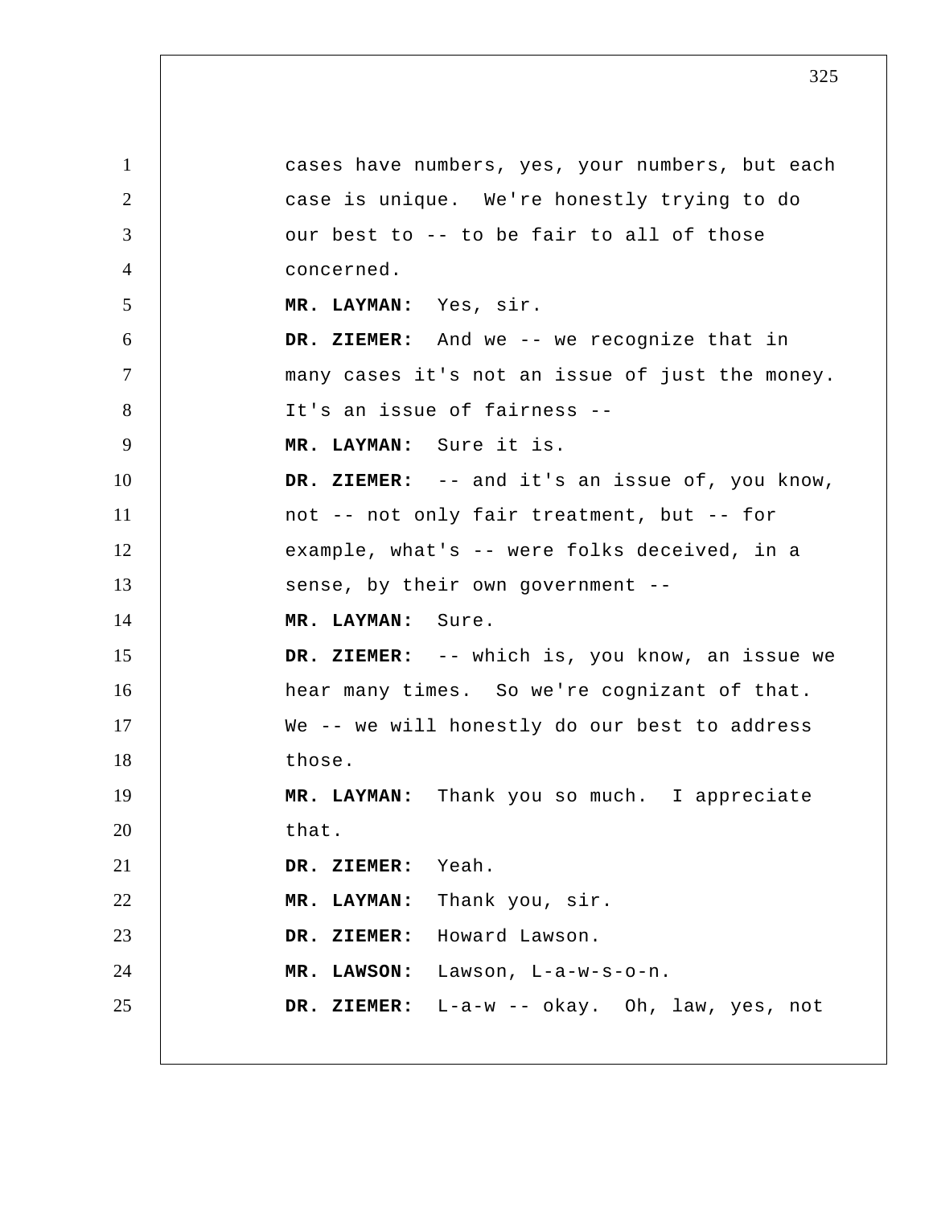cases have numbers, yes, your numbers, but each case is unique. We're honestly trying to do our best to -- to be fair to all of those concerned.

**MR. LAYMAN:** Yes, sir.

**DR. ZIEMER:** And we -- we recognize that in many cases it's not an issue of just the money. It's an issue of fairness --

**MR. LAYMAN:** Sure it is.

**DR. ZIEMER:** -- and it's an issue of, you know, not -- not only fair treatment, but -- for example, what's -- were folks deceived, in a sense, by their own government --

**MR. LAYMAN:** Sure.

**DR. ZIEMER:** -- which is, you know, an issue we hear many times. So we're cognizant of that. We -- we will honestly do our best to address those.

**MR. LAYMAN:** Thank you so much. I appreciate that.

**DR. ZIEMER:** Yeah.

**MR. LAYMAN:** Thank you, sir.

**DR. ZIEMER:** Howard Lawson.

**MR. LAWSON:** Lawson, L-a-w-s-o-n.

**DR. ZIEMER:** L-a-w -- okay. Oh, law, yes, not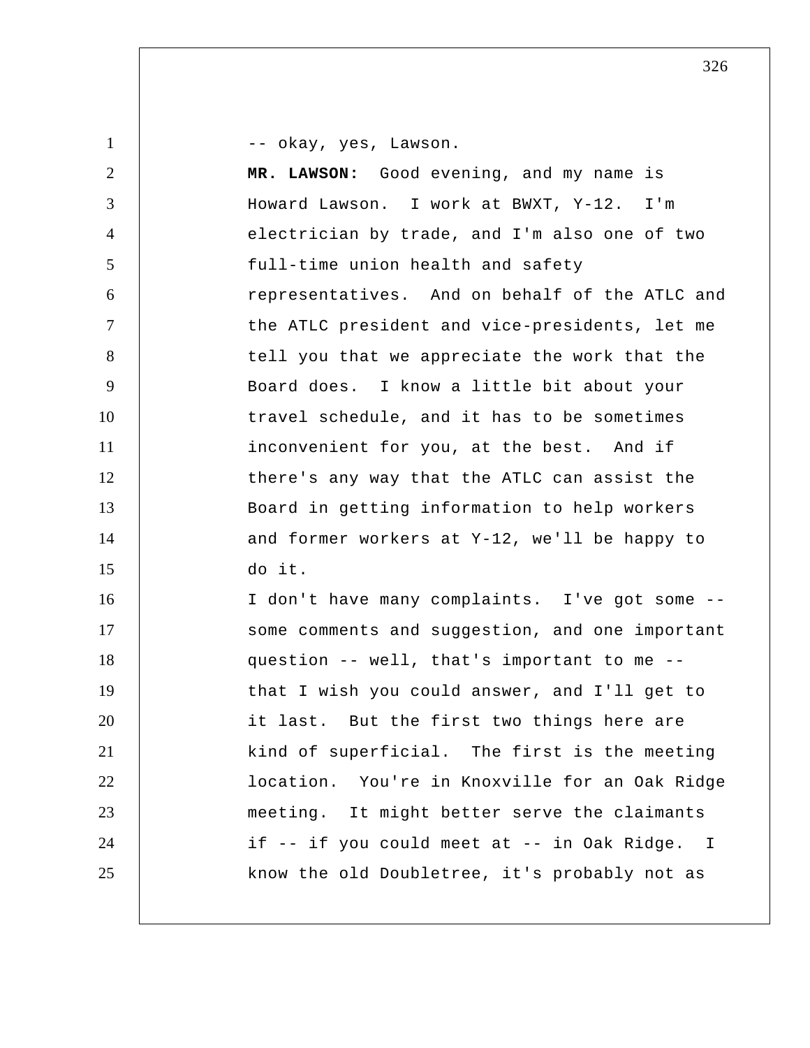-- okay, yes, Lawson.

**MR. LAWSON:** Good evening, and my name is Howard Lawson. I work at BWXT, Y-12. I'm electrician by trade, and I'm also one of two full-time union health and safety representatives. And on behalf of the ATLC and the ATLC president and vice-presidents, let me tell you that we appreciate the work that the Board does. I know a little bit about your travel schedule, and it has to be sometimes inconvenient for you, at the best. And if there's any way that the ATLC can assist the Board in getting information to help workers and former workers at Y-12, we'll be happy to do it.

I don't have many complaints. I've got some -- some comments and suggestion, and one important question -- well, that's important to me -- that I wish you could answer, and I'll get to it last. But the first two things here are kind of superficial. The first is the meeting location. You're in Knoxville for an Oak Ridge meeting. It might better serve the claimants if -- if you could meet at -- in Oak Ridge. I know the old Doubletree, it's probably not as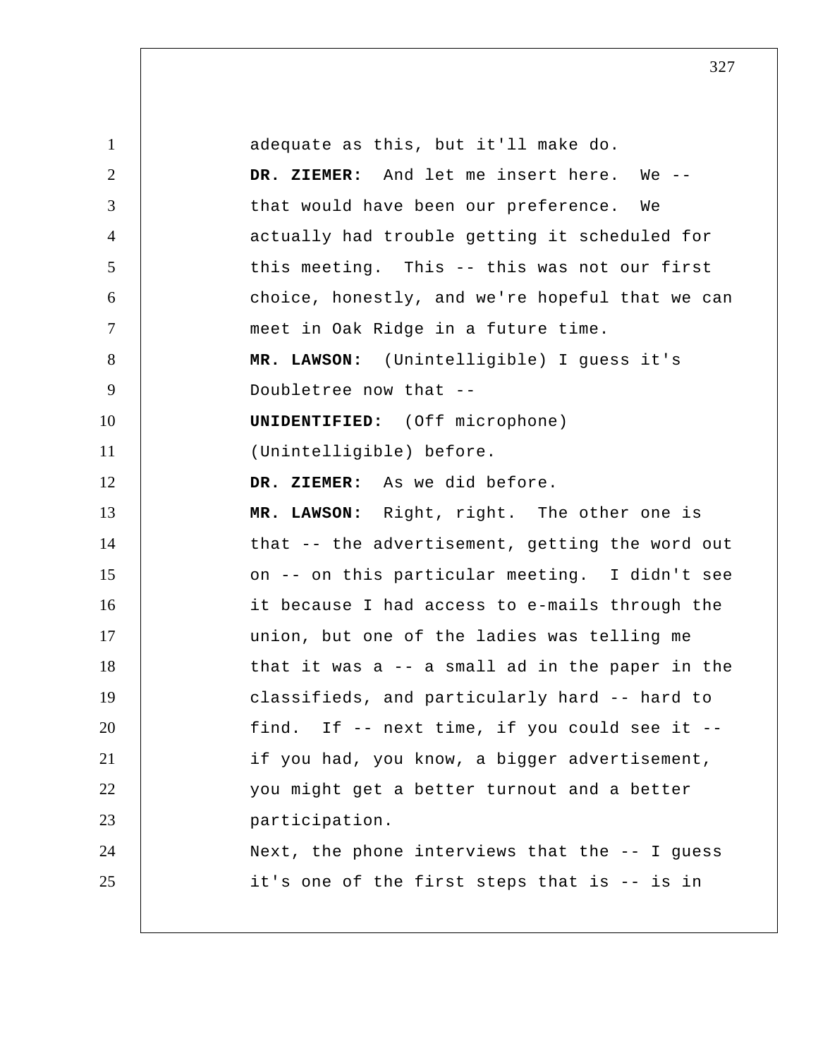adequate as this, but it'll make do.

**DR. ZIEMER:** And let me insert here. We -- that would have been our preference. We actually had trouble getting it scheduled for this meeting. This -- this was not our first choice, honestly, and we're hopeful that we can meet in Oak Ridge in a future time.

**MR. LAWSON:** (Unintelligible) I guess it's Doubletree now that --

**UNIDENTIFIED:** (Off microphone) (Unintelligible) before.

**DR. ZIEMER:** As we did before.

**MR. LAWSON:** Right, right. The other one is that -- the advertisement, getting the word out on -- on this particular meeting. I didn't see it because I had access to e-mails through the union, but one of the ladies was telling me that it was a -- a small ad in the paper in the classifieds, and particularly hard -- hard to find. If -- next time, if you could see it -- if you had, you know, a bigger advertisement, you might get a better turnout and a better participation.

Next, the phone interviews that the -- I guess it's one of the first steps that is -- is in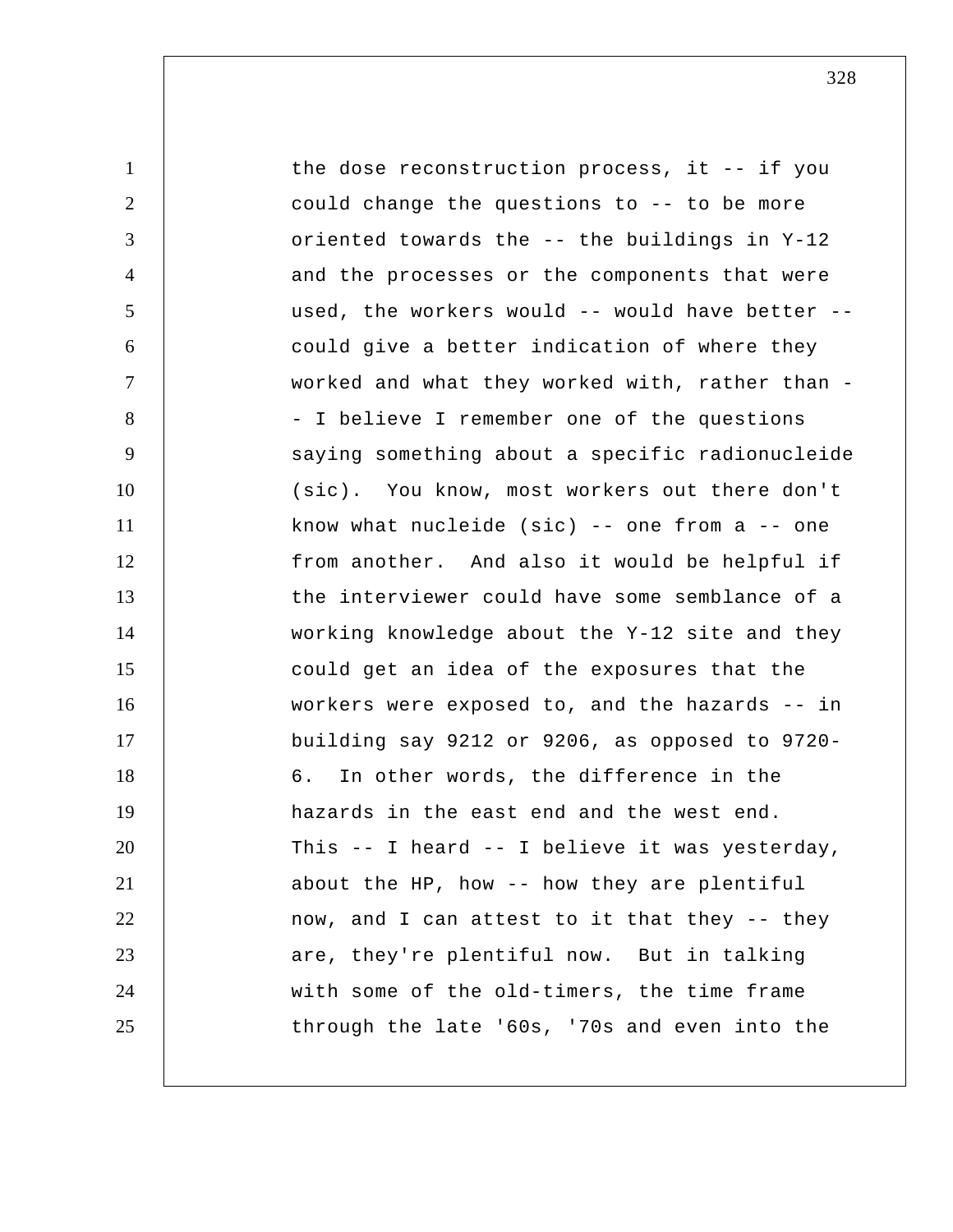the dose reconstruction process, it -- if you could change the questions to -- to be more oriented towards the -- the buildings in Y-12 and the processes or the components that were used, the workers would -- would have better -- could give a better indication of where they worked and what they worked with, rather than -- I believe I remember one of the questions saying something about a specific radionucleide (sic). You know, most workers out there don't know what nucleide (sic) -- one from a -- one from another. And also it would be helpful if the interviewer could have some semblance of a working knowledge about the Y-12 site and they could get an idea of the exposures that the workers were exposed to, and the hazards -- in building say 9212 or 9206, as opposed to 9720-6. In other words, the difference in the hazards in the east end and the west end. This -- I heard -- I believe it was yesterday, about the HP, how -- how they are plentiful now, and I can attest to it that they -- they are, they're plentiful now. But in talking with some of the old-timers, the time frame through the late '60s, '70s and even into the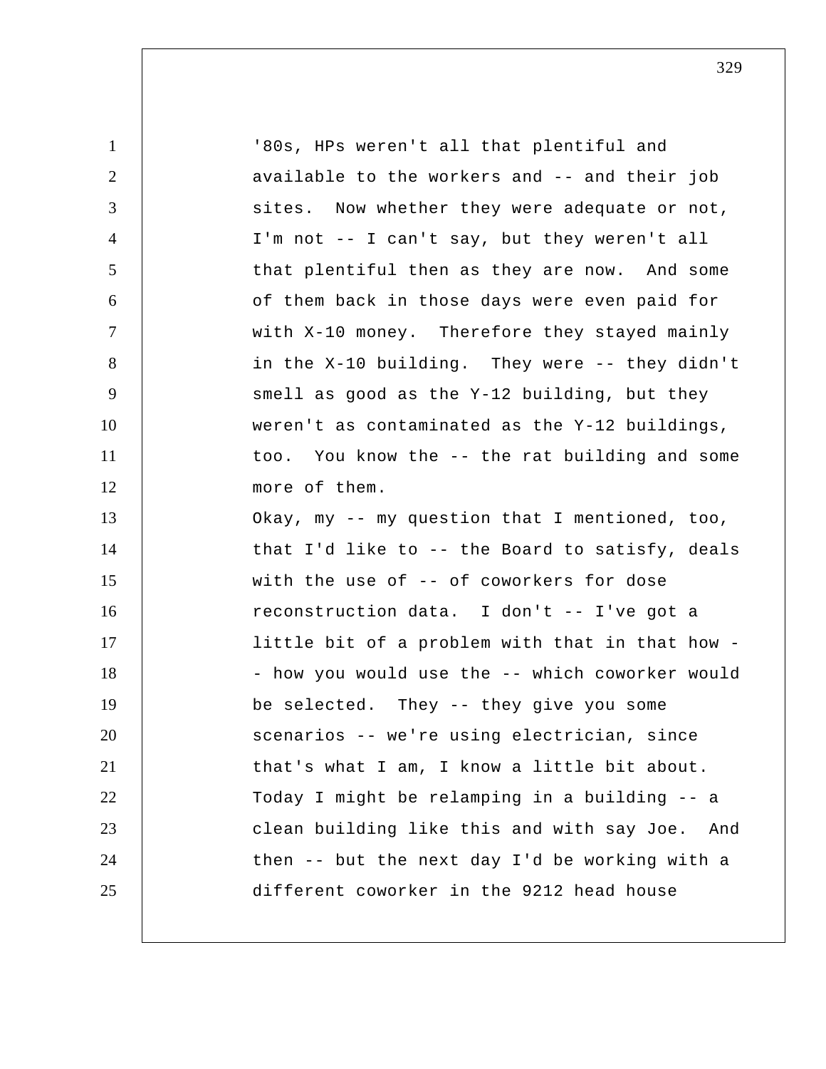'80s, HPs weren't all that plentiful and available to the workers and -- and their job sites. Now whether they were adequate or not, I'm not -- I can't say, but they weren't all that plentiful then as they are now. And some of them back in those days were even paid for with X-10 money. Therefore they stayed mainly in the X-10 building. They were -- they didn't smell as good as the Y-12 building, but they weren't as contaminated as the Y-12 buildings, too. You know the -- the rat building and some more of them.

Okay, my -- my question that I mentioned, too, that I'd like to -- the Board to satisfy, deals with the use of -- of coworkers for dose reconstruction data. I don't -- I've got a little bit of a problem with that in that how -- how you would use the -- which coworker would be selected. They -- they give you some scenarios -- we're using electrician, since that's what I am, I know a little bit about. Today I might be relamping in a building -- a clean building like this and with say Joe. And then -- but the next day I'd be working with a different coworker in the 9212 head house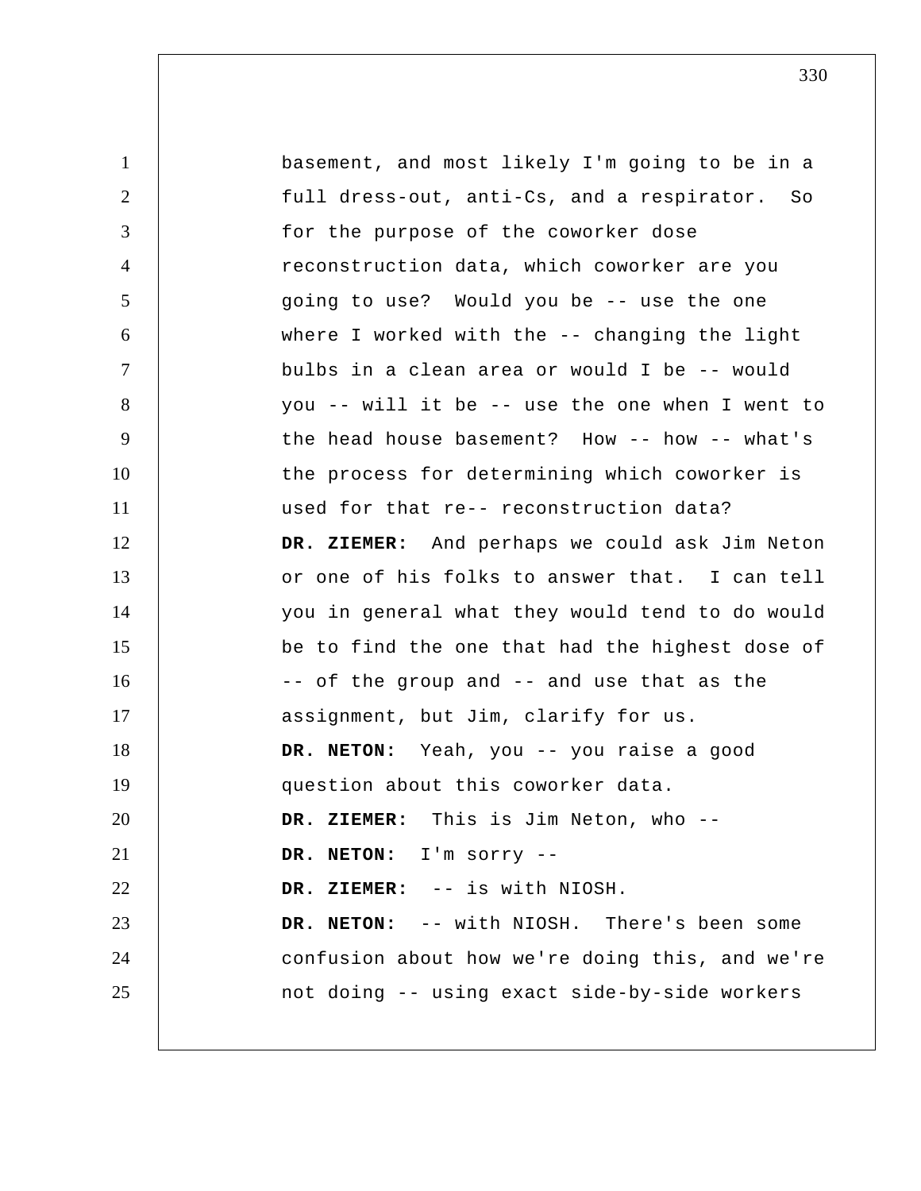basement, and most likely I'm going to be in a full dress-out, anti-Cs, and a respirator. So for the purpose of the coworker dose reconstruction data, which coworker are you going to use? Would you be -- use the one where I worked with the -- changing the light bulbs in a clean area or would I be -- would you -- will it be -- use the one when I went to the head house basement? How -- how -- what's the process for determining which coworker is used for that re-- reconstruction data?

**DR. ZIEMER:** And perhaps we could ask Jim Neton or one of his folks to answer that. I can tell you in general what they would tend to do would be to find the one that had the highest dose of -- of the group and -- and use that as the assignment, but Jim, clarify for us.

**DR. NETON:** Yeah, you -- you raise a good question about this coworker data.

**DR. ZIEMER:** This is Jim Neton, who --

**DR. NETON:** I'm sorry --

**DR. ZIEMER:** -- is with NIOSH.

**DR. NETON:** -- with NIOSH. There's been some confusion about how we're doing this, and we're not doing -- using exact side-by-side workers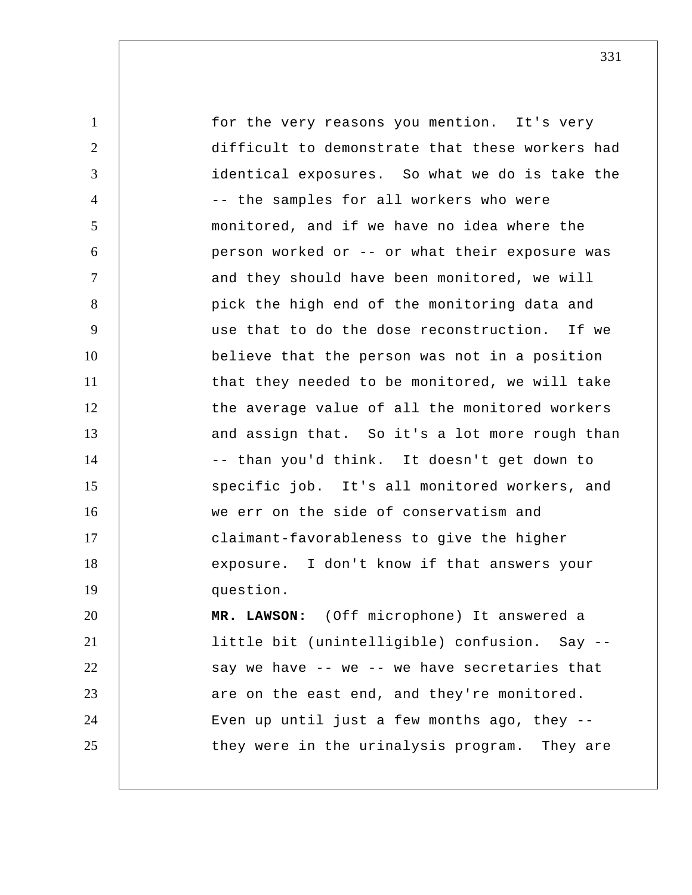for the very reasons you mention. It's very difficult to demonstrate that these workers had identical exposures. So what we do is take the -- the samples for all workers who were monitored, and if we have no idea where the person worked or -- or what their exposure was and they should have been monitored, we will pick the high end of the monitoring data and use that to do the dose reconstruction. If we believe that the person was not in a position that they needed to be monitored, we will take the average value of all the monitored workers and assign that. So it's a lot more rough than -- than you'd think. It doesn't get down to specific job. It's all monitored workers, and we err on the side of conservatism and claimant-favorableness to give the higher exposure. I don't know if that answers your question.

**MR. LAWSON:** (Off microphone) It answered a little bit (unintelligible) confusion. Say -- say we have -- we -- we have secretaries that are on the east end, and they're monitored. Even up until just a few months ago, they -- they were in the urinalysis program. They are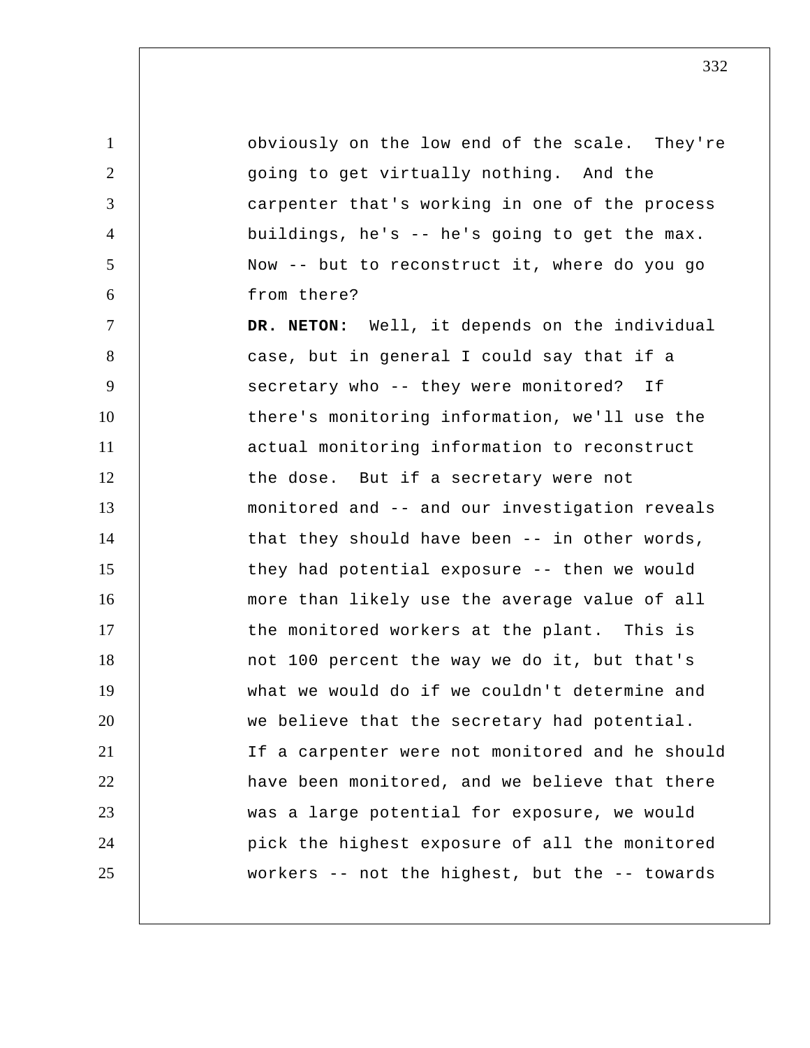obviously on the low end of the scale. They're going to get virtually nothing. And the carpenter that's working in one of the process buildings, he's -- he's going to get the max. Now -- but to reconstruct it, where do you go from there?

**DR. NETON:** Well, it depends on the individual case, but in general I could say that if a secretary who -- they were monitored? If there's monitoring information, we'll use the actual monitoring information to reconstruct the dose. But if a secretary were not monitored and -- and our investigation reveals that they should have been -- in other words, they had potential exposure -- then we would more than likely use the average value of all the monitored workers at the plant. This is not 100 percent the way we do it, but that's what we would do if we couldn't determine and we believe that the secretary had potential. If a carpenter were not monitored and he should have been monitored, and we believe that there was a large potential for exposure, we would pick the highest exposure of all the monitored workers -- not the highest, but the -- towards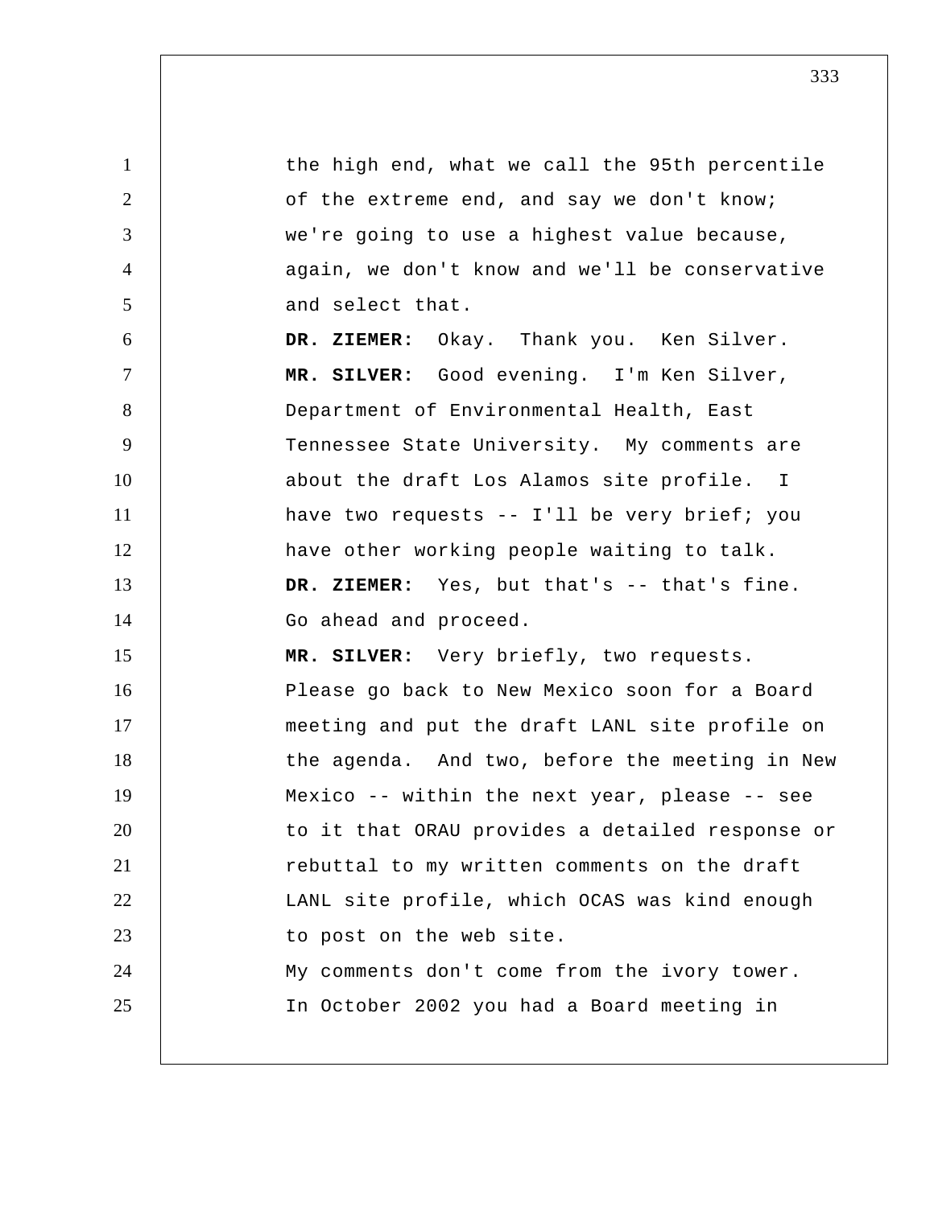the high end, what we call the 95th percentile of the extreme end, and say we don't know; we're going to use a highest value because, again, we don't know and we'll be conservative and select that.

**DR. ZIEMER:** Okay. Thank you. Ken Silver.

**MR. SILVER:** Good evening. I'm Ken Silver, Department of Environmental Health, East Tennessee State University. My comments are about the draft Los Alamos site profile. I have two requests -- I'll be very brief; you have other working people waiting to talk.

**DR. ZIEMER:** Yes, but that's -- that's fine. Go ahead and proceed.

**MR. SILVER:** Very briefly, two requests. Please go back to New Mexico soon for a Board meeting and put the draft LANL site profile on the agenda. And two, before the meeting in New Mexico -- within the next year, please -- see to it that ORAU provides a detailed response or rebuttal to my written comments on the draft LANL site profile, which OCAS was kind enough to post on the web site.

My comments don't come from the ivory tower. In October 2002 you had a Board meeting in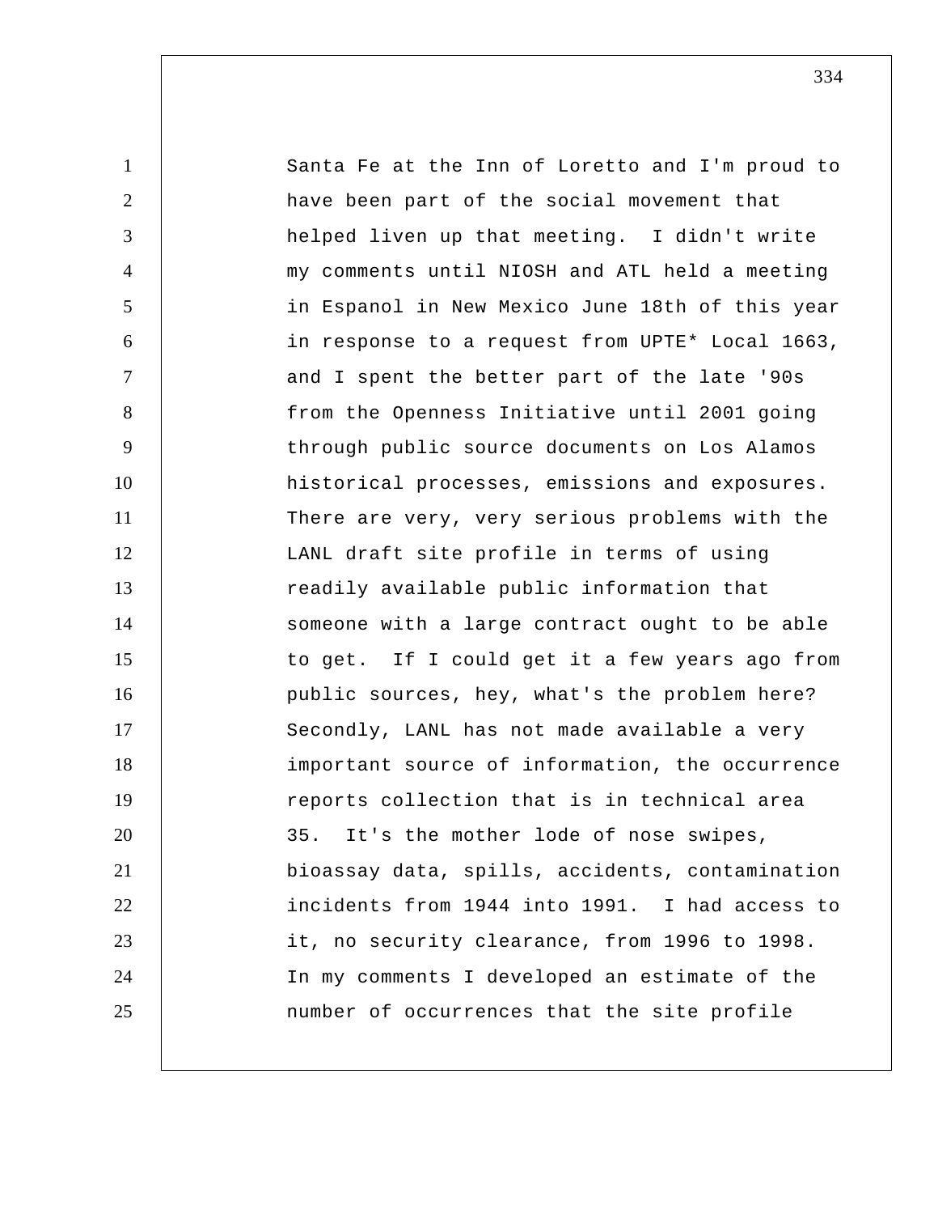Santa Fe at the Inn of Loretto and I'm proud to have been part of the social movement that helped liven up that meeting. I didn't write my comments until NIOSH and ATL held a meeting in Espanol in New Mexico June 18th of this year in response to a request from UPTE* Local 1663, and I spent the better part of the late '90s from the Openness Initiative until 2001 going through public source documents on Los Alamos historical processes, emissions and exposures. There are very, very serious problems with the LANL draft site profile in terms of using readily available public information that someone with a large contract ought to be able to get. If I could get it a few years ago from public sources, hey, what's the problem here? Secondly, LANL has not made available a very important source of information, the occurrence reports collection that is in technical area 35. It's the mother lode of nose swipes, bioassay data, spills, accidents, contamination incidents from 1944 into 1991. I had access to it, no security clearance, from 1996 to 1998. In my comments I developed an estimate of the number of occurrences that the site profile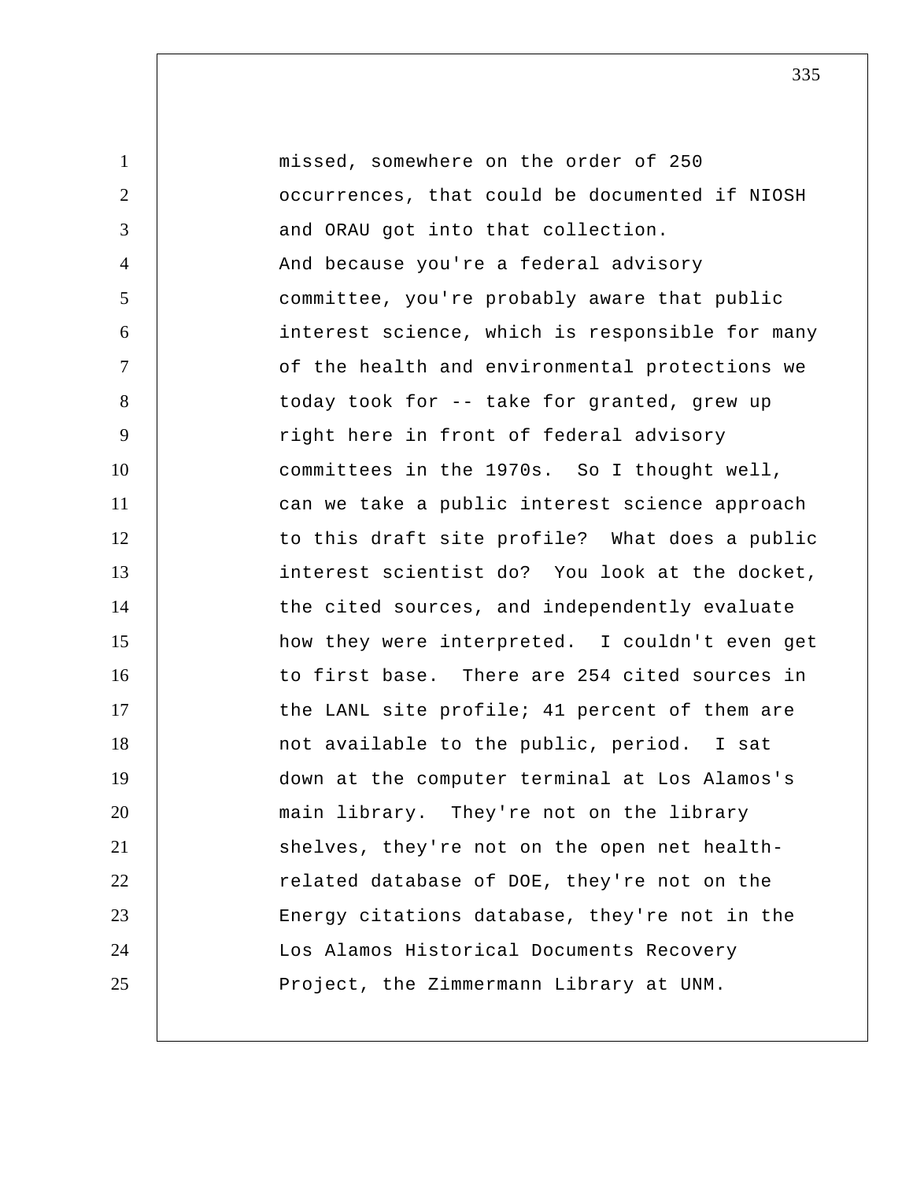missed, somewhere on the order of 250 occurrences, that could be documented if NIOSH and ORAU got into that collection.

And because you're a federal advisory committee, you're probably aware that public interest science, which is responsible for many of the health and environmental protections we today took for -- take for granted, grew up right here in front of federal advisory committees in the 1970s. So I thought well, can we take a public interest science approach to this draft site profile? What does a public interest scientist do? You look at the docket, the cited sources, and independently evaluate how they were interpreted. I couldn't even get to first base. There are 254 cited sources in the LANL site profile; 41 percent of them are not available to the public, period. I sat down at the computer terminal at Los Alamos's main library. They're not on the library shelves, they're not on the open net health-related database of DOE, they're not on the Energy citations database, they're not in the Los Alamos Historical Documents Recovery Project, the Zimmermann Library at UNM.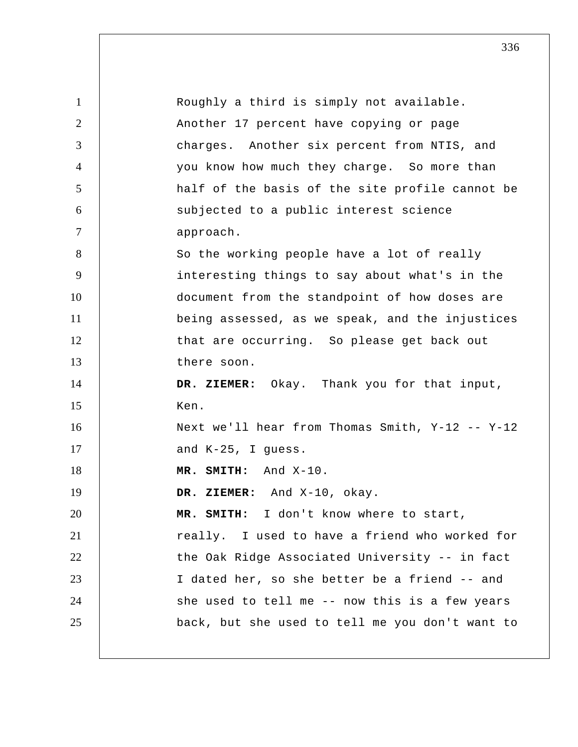Roughly a third is simply not available. Another 17 percent have copying or page charges. Another six percent from NTIS, and you know how much they charge. So more than half of the basis of the site profile cannot be subjected to a public interest science approach.

So the working people have a lot of really interesting things to say about what's in the document from the standpoint of how doses are being assessed, as we speak, and the injustices that are occurring. So please get back out there soon.

**DR. ZIEMER:** Okay. Thank you for that input, Ken.

Next we'll hear from Thomas Smith, Y-12 -- Y-12 and K-25, I guess.

**MR. SMITH:** And X-10.

**DR. ZIEMER:** And X-10, okay.

**MR. SMITH:** I don't know where to start, really. I used to have a friend who worked for the Oak Ridge Associated University -- in fact I dated her, so she better be a friend -- and she used to tell me -- now this is a few years back, but she used to tell me you don't want to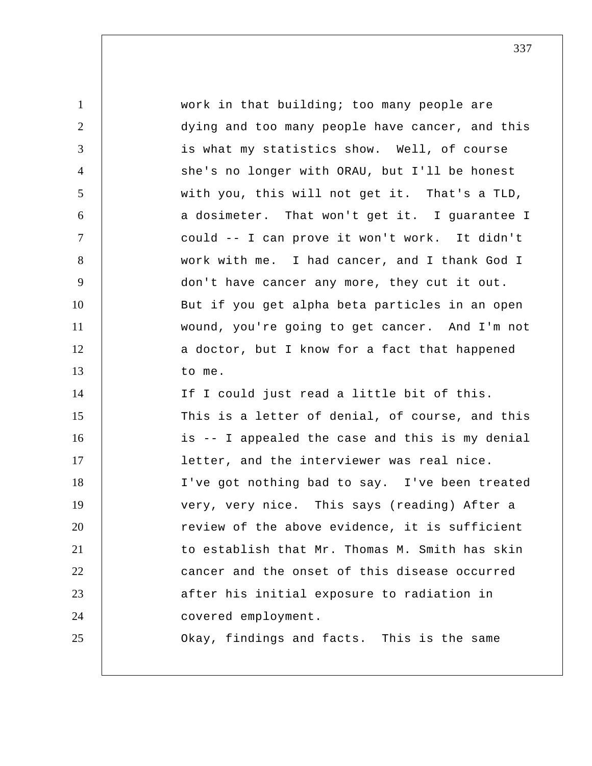work in that building; too many people are dying and too many people have cancer, and this is what my statistics show. Well, of course she's no longer with ORAU, but I'll be honest with you, this will not get it. That's a TLD, a dosimeter. That won't get it. I guarantee I could -- I can prove it won't work. It didn't work with me. I had cancer, and I thank God I don't have cancer any more, they cut it out. But if you get alpha beta particles in an open wound, you're going to get cancer. And I'm not a doctor, but I know for a fact that happened to me.

If I could just read a little bit of this. This is a letter of denial, of course, and this is -- I appealed the case and this is my denial letter, and the interviewer was real nice. I've got nothing bad to say. I've been treated very, very nice. This says (reading) After a review of the above evidence, it is sufficient to establish that Mr. Thomas M. Smith has skin cancer and the onset of this disease occurred after his initial exposure to radiation in covered employment.

Okay, findings and facts. This is the same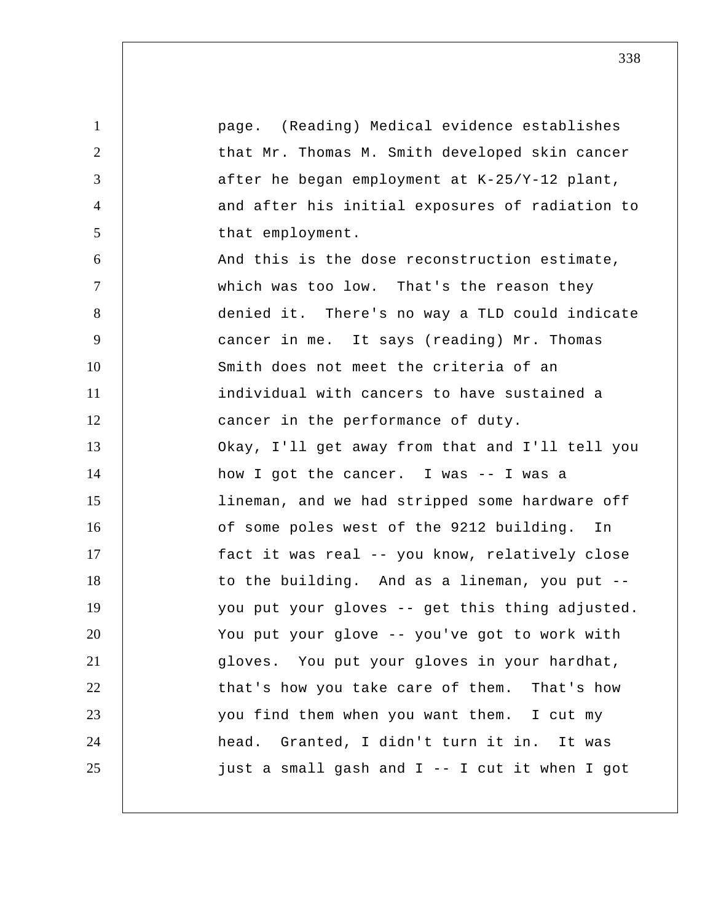page. (Reading) Medical evidence establishes that Mr. Thomas M. Smith developed skin cancer after he began employment at K-25/Y-12 plant, and after his initial exposures of radiation to that employment.

And this is the dose reconstruction estimate, which was too low. That's the reason they denied it. There's no way a TLD could indicate cancer in me. It says (reading) Mr. Thomas Smith does not meet the criteria of an individual with cancers to have sustained a cancer in the performance of duty.

Okay, I'll get away from that and I'll tell you how I got the cancer. I was -- I was a lineman, and we had stripped some hardware off of some poles west of the 9212 building. In fact it was real -- you know, relatively close to the building. And as a lineman, you put -- you put your gloves -- get this thing adjusted. You put your glove -- you've got to work with gloves. You put your gloves in your hardhat, that's how you take care of them. That's how you find them when you want them. I cut my head. Granted, I didn't turn it in. It was just a small gash and I -- I cut it when I got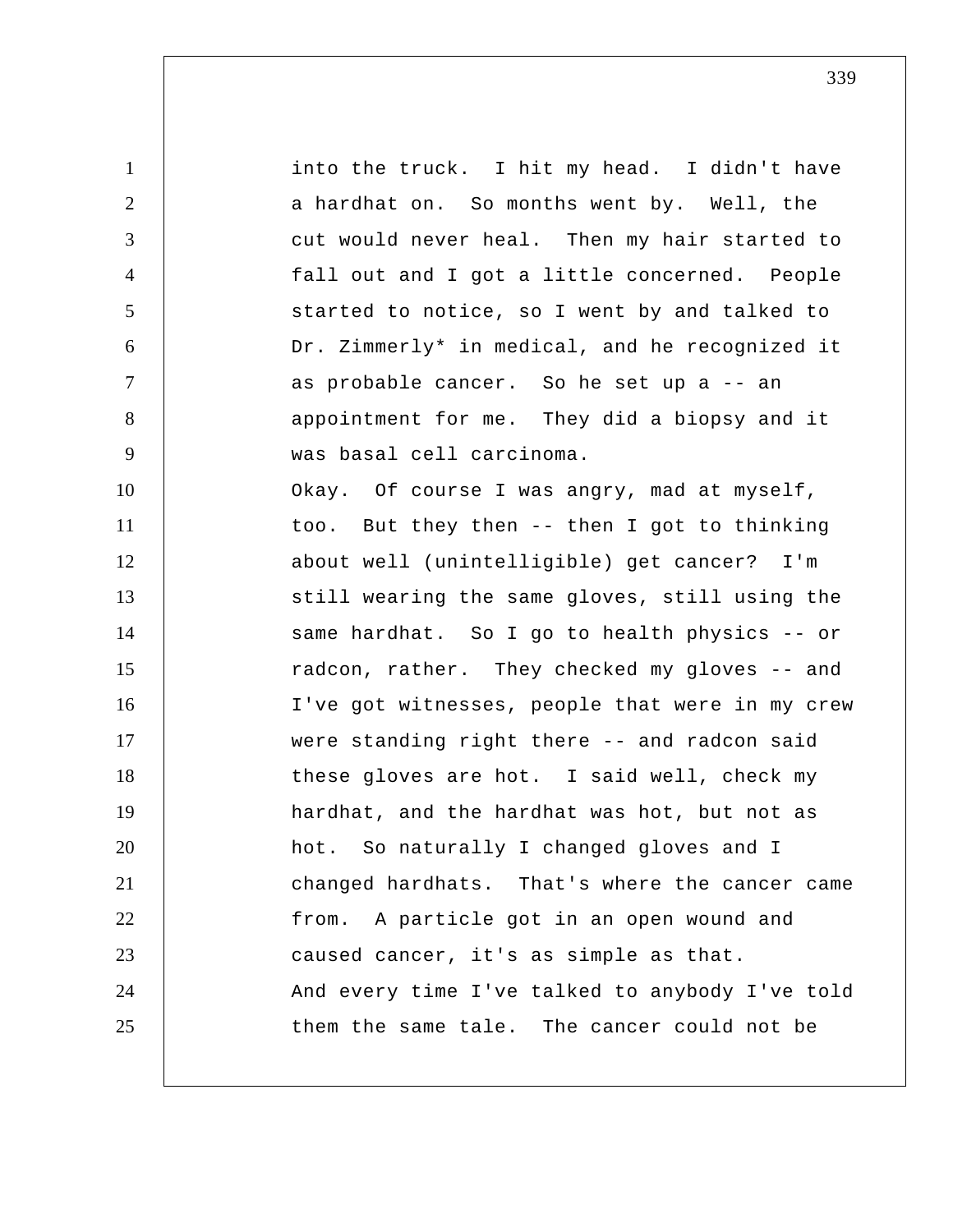into the truck. I hit my head. I didn't have a hardhat on. So months went by. Well, the cut would never heal. Then my hair started to fall out and I got a little concerned. People started to notice, so I went by and talked to Dr. Zimmerly* in medical, and he recognized it as probable cancer. So he set up a -- an appointment for me. They did a biopsy and it was basal cell carcinoma.

Okay. Of course I was angry, mad at myself, too. But they then -- then I got to thinking about well (unintelligible) get cancer? I'm still wearing the same gloves, still using the same hardhat. So I go to health physics -- or radcon, rather. They checked my gloves -- and I've got witnesses, people that were in my crew were standing right there -- and radcon said these gloves are hot. I said well, check my hardhat, and the hardhat was hot, but not as hot. So naturally I changed gloves and I changed hardhats. That's where the cancer came from. A particle got in an open wound and caused cancer, it's as simple as that.

And every time I've talked to anybody I've told them the same tale. The cancer could not be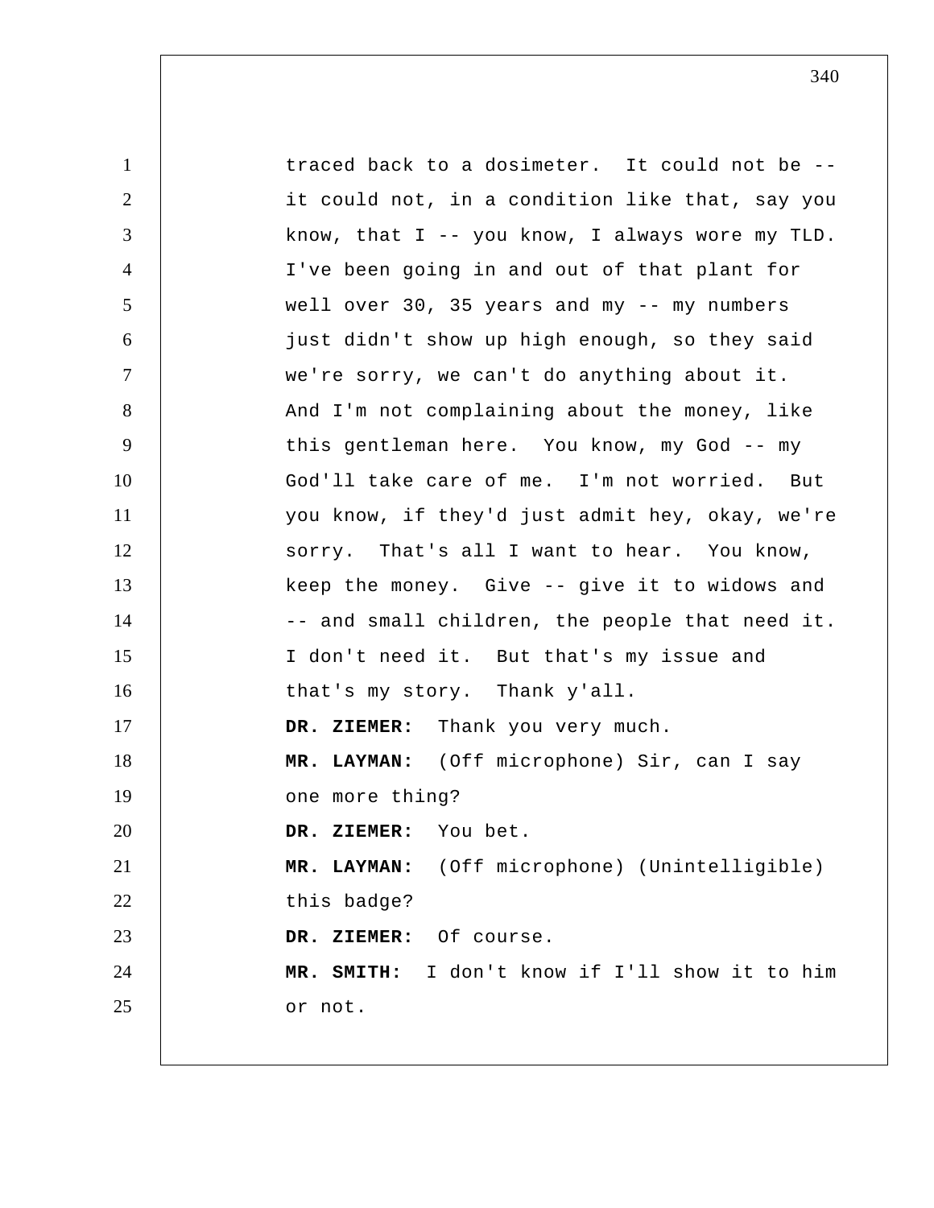traced back to a dosimeter. It could not be -- it could not, in a condition like that, say you know, that I -- you know, I always wore my TLD. I've been going in and out of that plant for well over 30, 35 years and my -- my numbers just didn't show up high enough, so they said we're sorry, we can't do anything about it. And I'm not complaining about the money, like this gentleman here. You know, my God -- my God'll take care of me. I'm not worried. But you know, if they'd just admit hey, okay, we're sorry. That's all I want to hear. You know, keep the money. Give -- give it to widows and -- and small children, the people that need it. I don't need it. But that's my issue and that's my story. Thank y'all.

**DR. ZIEMER:** Thank you very much.

**MR. LAYMAN:** (Off microphone) Sir, can I say one more thing?

**DR. ZIEMER:** You bet.

**MR. LAYMAN:** (Off microphone) (Unintelligible) this badge?

**DR. ZIEMER:** Of course.

**MR. SMITH:** I don't know if I'll show it to him or not.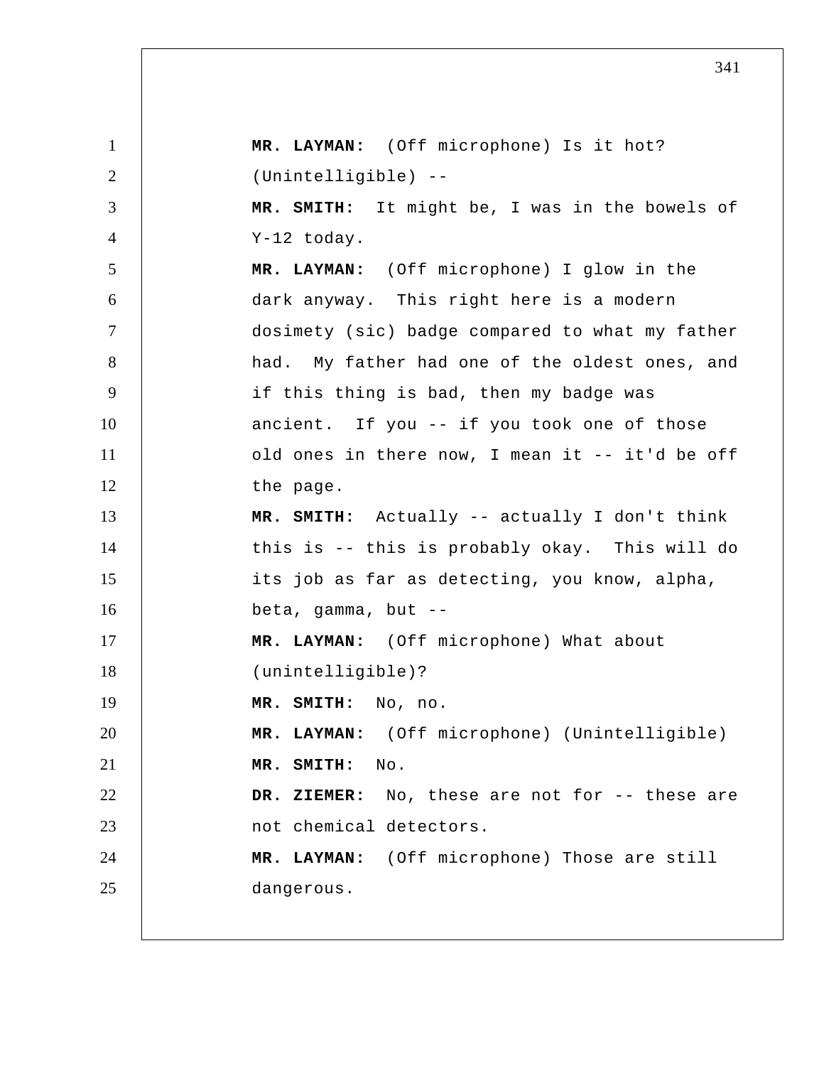**MR. LAYMAN:** (Off microphone) Is it hot? (Unintelligible) --

**MR. SMITH:** It might be, I was in the bowels of Y-12 today.

**MR. LAYMAN:** (Off microphone) I glow in the dark anyway. This right here is a modern dosimety (sic) badge compared to what my father had. My father had one of the oldest ones, and if this thing is bad, then my badge was ancient. If you -- if you took one of those old ones in there now, I mean it -- it'd be off the page.

**MR. SMITH:** Actually -- actually I don't think this is -- this is probably okay. This will do its job as far as detecting, you know, alpha, beta, gamma, but --

**MR. LAYMAN:** (Off microphone) What about (unintelligible)?

**MR. SMITH:** No, no.

**MR. LAYMAN:** (Off microphone) (Unintelligible)

**MR. SMITH:** No.

**DR. ZIEMER:** No, these are not for -- these are not chemical detectors.

**MR. LAYMAN:** (Off microphone) Those are still dangerous.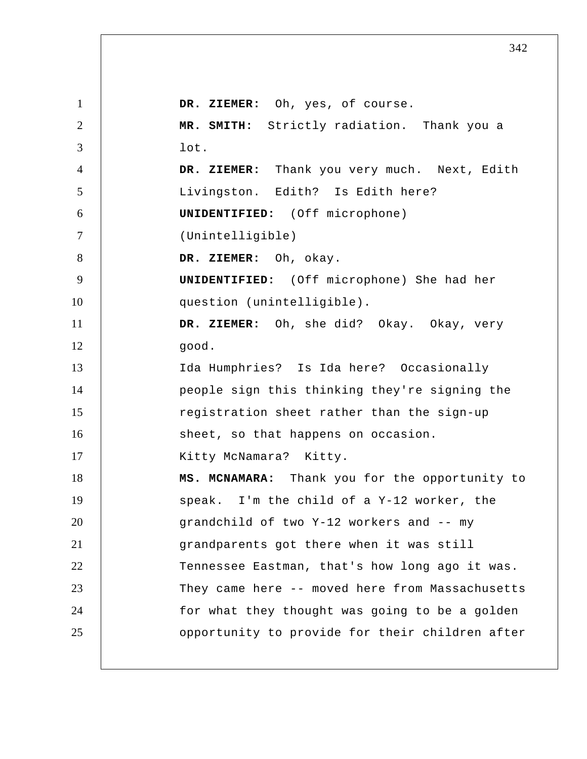**DR. ZIEMER:** Oh, yes, of course.

**MR. SMITH:** Strictly radiation. Thank you a lot.

**DR. ZIEMER:** Thank you very much. Next, Edith Livingston. Edith? Is Edith here?

**UNIDENTIFIED:** (Off microphone) (Unintelligible)

**DR. ZIEMER:** Oh, okay.

**UNIDENTIFIED:** (Off microphone) She had her question (unintelligible).

**DR. ZIEMER:** Oh, she did? Okay. Okay, very good.

Ida Humphries? Is Ida here? Occasionally people sign this thinking they're signing the registration sheet rather than the sign-up sheet, so that happens on occasion.

Kitty McNamara? Kitty.

**MS. MCNAMARA:** Thank you for the opportunity to speak. I'm the child of a Y-12 worker, the grandchild of two Y-12 workers and -- my grandparents got there when it was still Tennessee Eastman, that's how long ago it was. They came here -- moved here from Massachusetts for what they thought was going to be a golden opportunity to provide for their children after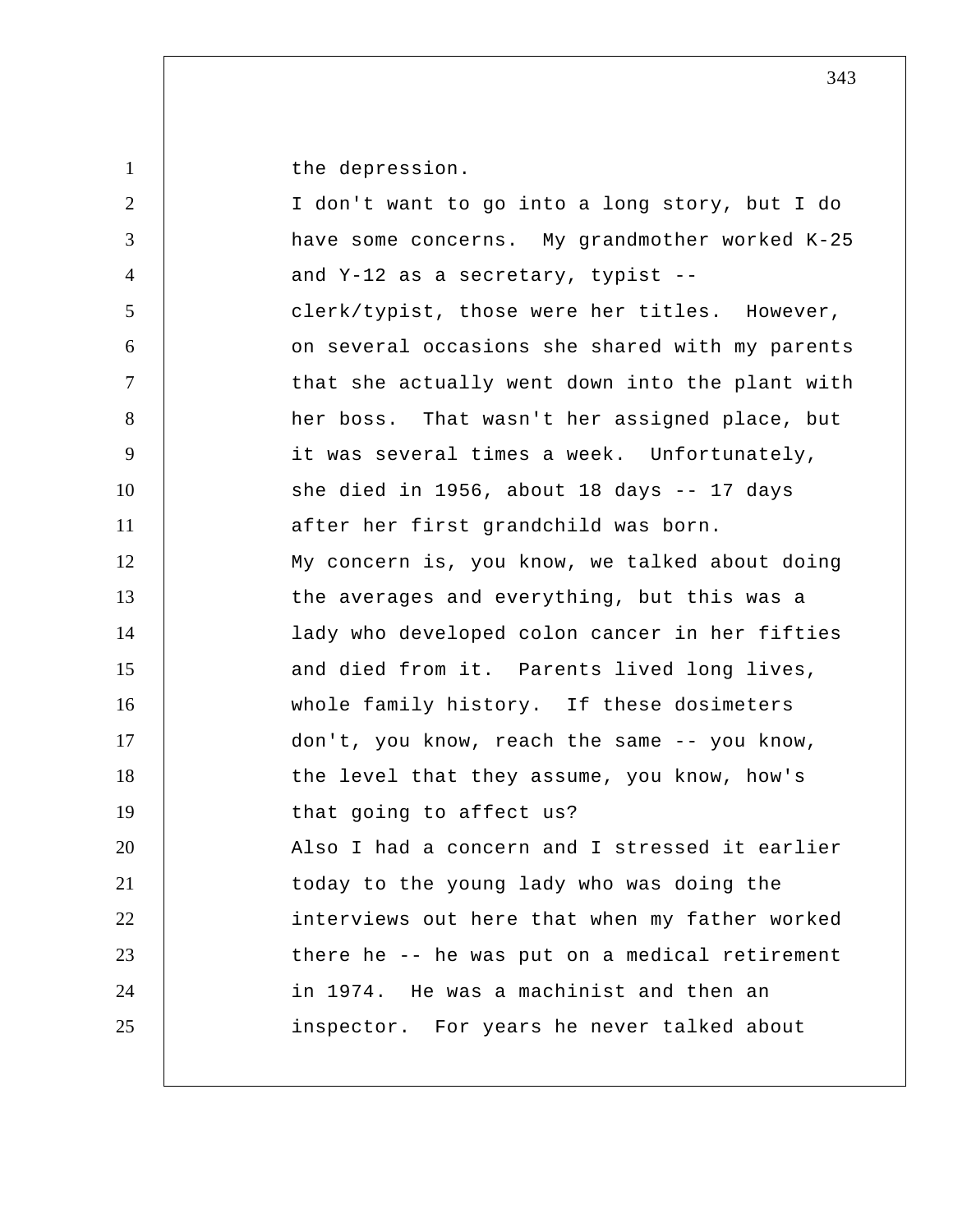the depression.

I don't want to go into a long story, but I do have some concerns. My grandmother worked K-25 and Y-12 as a secretary, typist -- clerk/typist, those were her titles. However, on several occasions she shared with my parents that she actually went down into the plant with her boss. That wasn't her assigned place, but it was several times a week. Unfortunately, she died in 1956, about 18 days -- 17 days after her first grandchild was born.

My concern is, you know, we talked about doing the averages and everything, but this was a lady who developed colon cancer in her fifties and died from it. Parents lived long lives, whole family history. If these dosimeters don't, you know, reach the same -- you know, the level that they assume, you know, how's that going to affect us?

Also I had a concern and I stressed it earlier today to the young lady who was doing the interviews out here that when my father worked there he -- he was put on a medical retirement in 1974. He was a machinist and then an inspector. For years he never talked about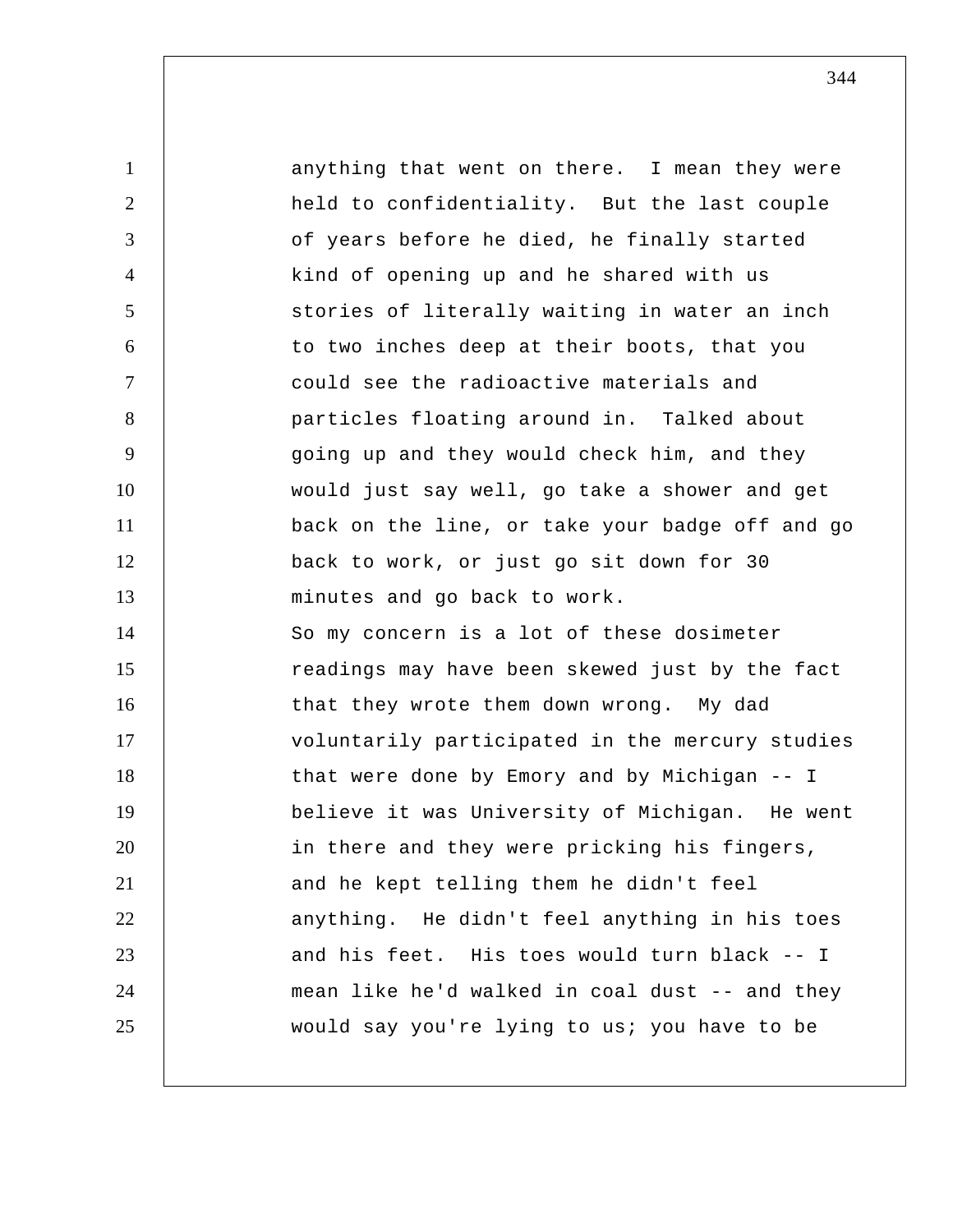anything that went on there. I mean they were held to confidentiality. But the last couple of years before he died, he finally started kind of opening up and he shared with us stories of literally waiting in water an inch to two inches deep at their boots, that you could see the radioactive materials and particles floating around in. Talked about going up and they would check him, and they would just say well, go take a shower and get back on the line, or take your badge off and go back to work, or just go sit down for 30 minutes and go back to work.

So my concern is a lot of these dosimeter readings may have been skewed just by the fact that they wrote them down wrong. My dad voluntarily participated in the mercury studies that were done by Emory and by Michigan -- I believe it was University of Michigan. He went in there and they were pricking his fingers, and he kept telling them he didn't feel anything. He didn't feel anything in his toes and his feet. His toes would turn black -- I mean like he'd walked in coal dust -- and they would say you're lying to us; you have to be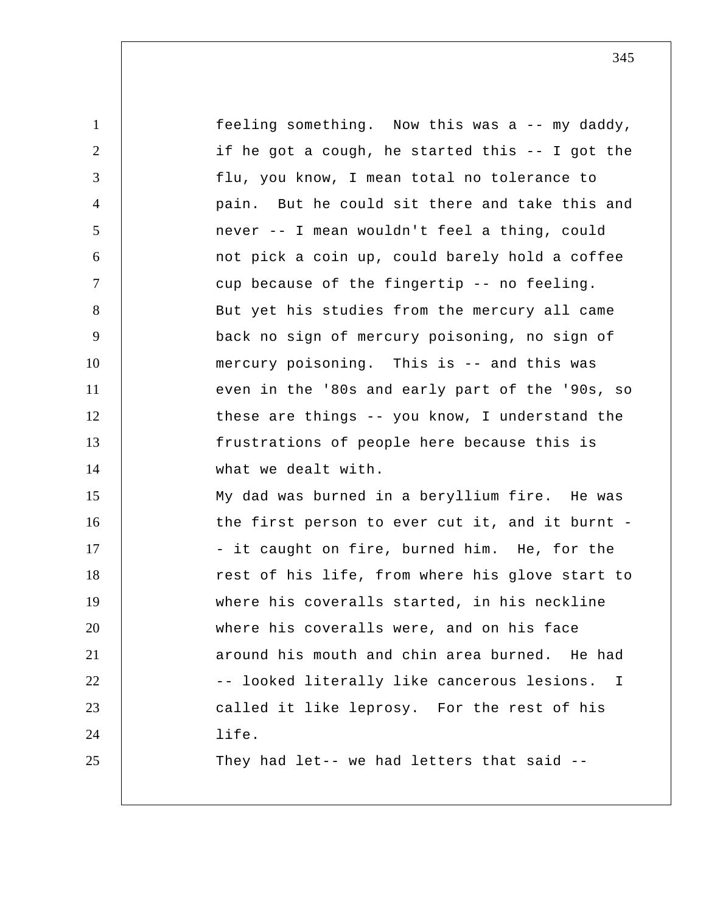feeling something. Now this was a -- my daddy, if he got a cough, he started this -- I got the flu, you know, I mean total no tolerance to pain. But he could sit there and take this and never -- I mean wouldn't feel a thing, could not pick a coin up, could barely hold a coffee cup because of the fingertip -- no feeling. But yet his studies from the mercury all came back no sign of mercury poisoning, no sign of mercury poisoning. This is -- and this was even in the '80s and early part of the '90s, so these are things -- you know, I understand the frustrations of people here because this is what we dealt with.

My dad was burned in a beryllium fire. He was the first person to ever cut it, and it burnt -- it caught on fire, burned him. He, for the rest of his life, from where his glove start to where his coveralls started, in his neckline where his coveralls were, and on his face around his mouth and chin area burned. He had -- looked literally like cancerous lesions. I called it like leprosy. For the rest of his life.

They had let-- we had letters that said --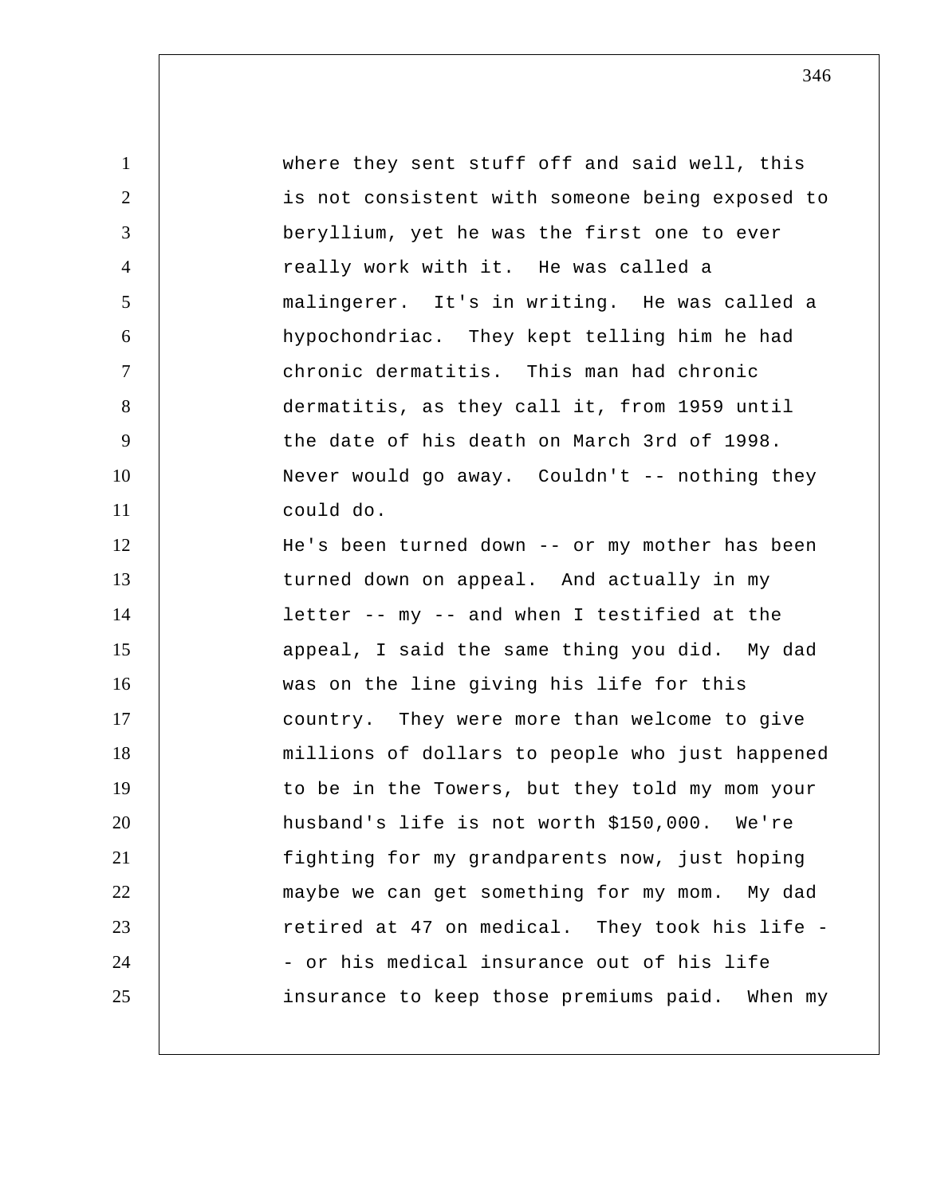where they sent stuff off and said well, this is not consistent with someone being exposed to beryllium, yet he was the first one to ever really work with it. He was called a malingerer. It's in writing. He was called a hypochondriac. They kept telling him he had chronic dermatitis. This man had chronic dermatitis, as they call it, from 1959 until the date of his death on March 3rd of 1998. Never would go away. Couldn't -- nothing they could do.

He's been turned down -- or my mother has been turned down on appeal. And actually in my letter -- my -- and when I testified at the appeal, I said the same thing you did. My dad was on the line giving his life for this country. They were more than welcome to give millions of dollars to people who just happened to be in the Towers, but they told my mom your husband's life is not worth $150,000. We're fighting for my grandparents now, just hoping maybe we can get something for my mom. My dad retired at 47 on medical. They took his life -- or his medical insurance out of his life insurance to keep those premiums paid. When my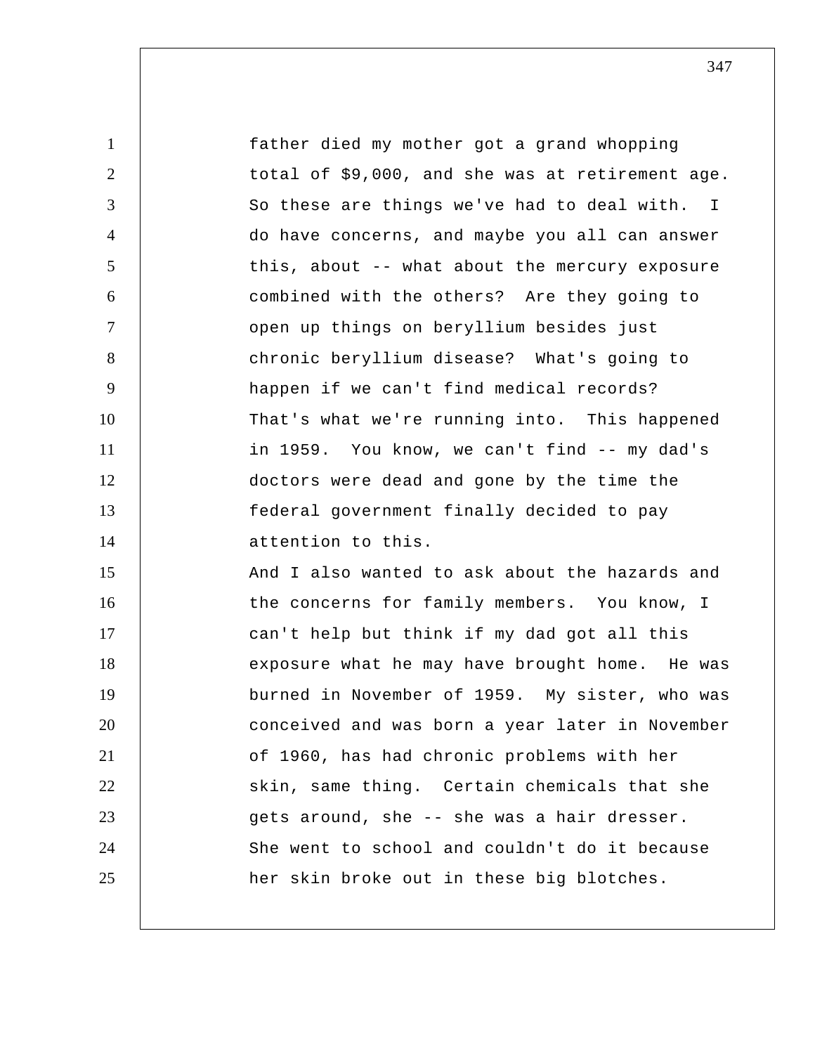father died my mother got a grand whopping total of $9,000, and she was at retirement age. So these are things we've had to deal with. I do have concerns, and maybe you all can answer this, about -- what about the mercury exposure combined with the others? Are they going to open up things on beryllium besides just chronic beryllium disease? What's going to happen if we can't find medical records? That's what we're running into. This happened in 1959. You know, we can't find -- my dad's doctors were dead and gone by the time the federal government finally decided to pay attention to this.

And I also wanted to ask about the hazards and the concerns for family members. You know, I can't help but think if my dad got all this exposure what he may have brought home. He was burned in November of 1959. My sister, who was conceived and was born a year later in November of 1960, has had chronic problems with her skin, same thing. Certain chemicals that she gets around, she -- she was a hair dresser. She went to school and couldn't do it because her skin broke out in these big blotches.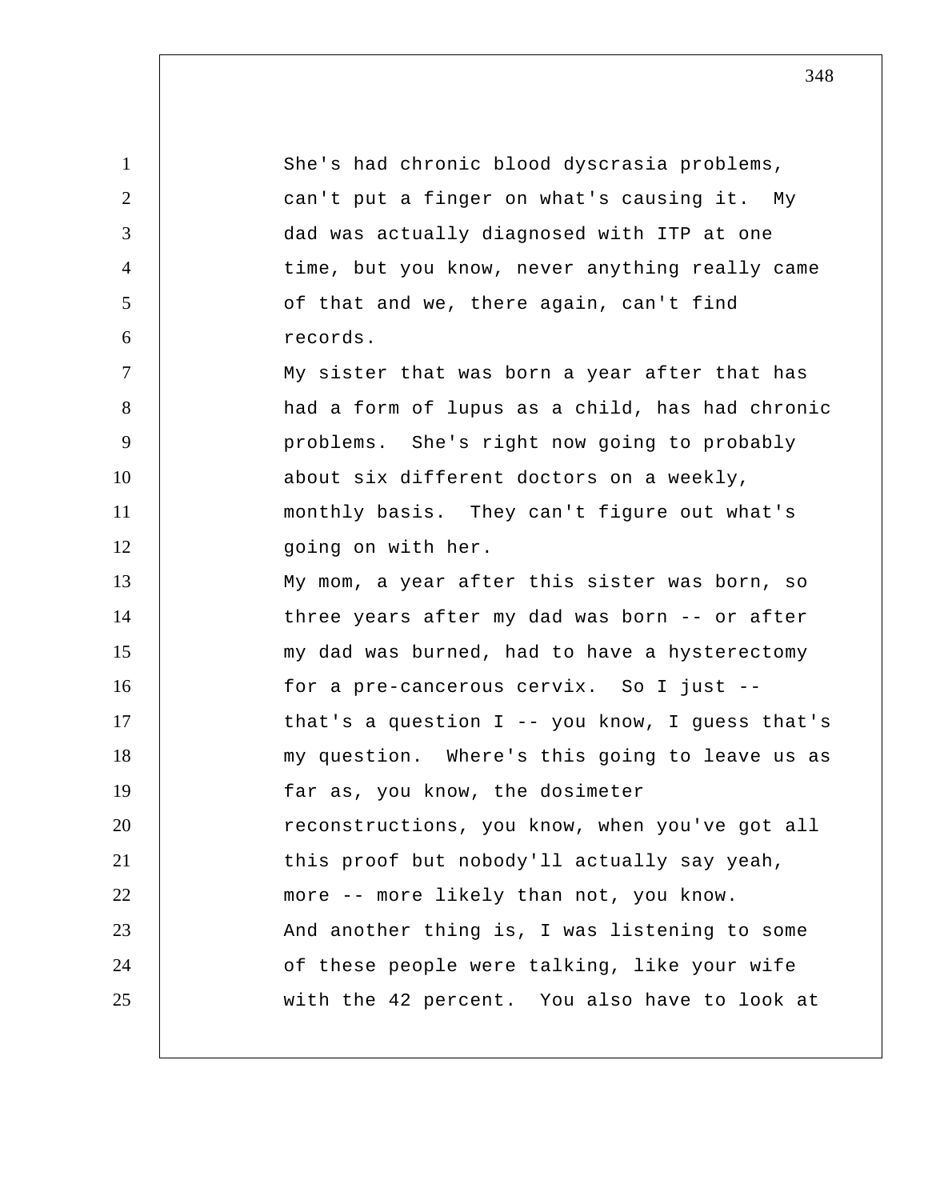She's had chronic blood dyscrasia problems, can't put a finger on what's causing it. My dad was actually diagnosed with ITP at one time, but you know, never anything really came of that and we, there again, can't find records.

My sister that was born a year after that has had a form of lupus as a child, has had chronic problems. She's right now going to probably about six different doctors on a weekly, monthly basis. They can't figure out what's going on with her.

My mom, a year after this sister was born, so three years after my dad was born -- or after my dad was burned, had to have a hysterectomy for a pre-cancerous cervix. So I just -- that's a question I -- you know, I guess that's my question. Where's this going to leave us as far as, you know, the dosimeter reconstructions, you know, when you've got all this proof but nobody'll actually say yeah, more -- more likely than not, you know.

And another thing is, I was listening to some of these people were talking, like your wife with the 42 percent. You also have to look at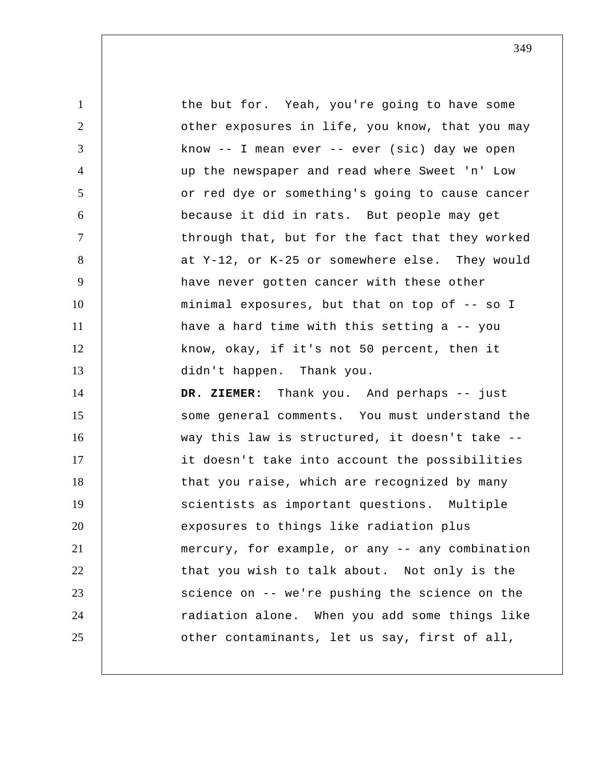the but for. Yeah, you're going to have some other exposures in life, you know, that you may know -- I mean ever -- ever (sic) day we open up the newspaper and read where Sweet 'n' Low or red dye or something's going to cause cancer because it did in rats. But people may get through that, but for the fact that they worked at Y-12, or K-25 or somewhere else. They would have never gotten cancer with these other minimal exposures, but that on top of -- so I have a hard time with this setting a -- you know, okay, if it's not 50 percent, then it didn't happen. Thank you.

**DR. ZIEMER:** Thank you. And perhaps -- just some general comments. You must understand the way this law is structured, it doesn't take -- it doesn't take into account the possibilities that you raise, which are recognized by many scientists as important questions. Multiple exposures to things like radiation plus mercury, for example, or any -- any combination that you wish to talk about. Not only is the science on -- we're pushing the science on the radiation alone. When you add some things like other contaminants, let us say, first of all,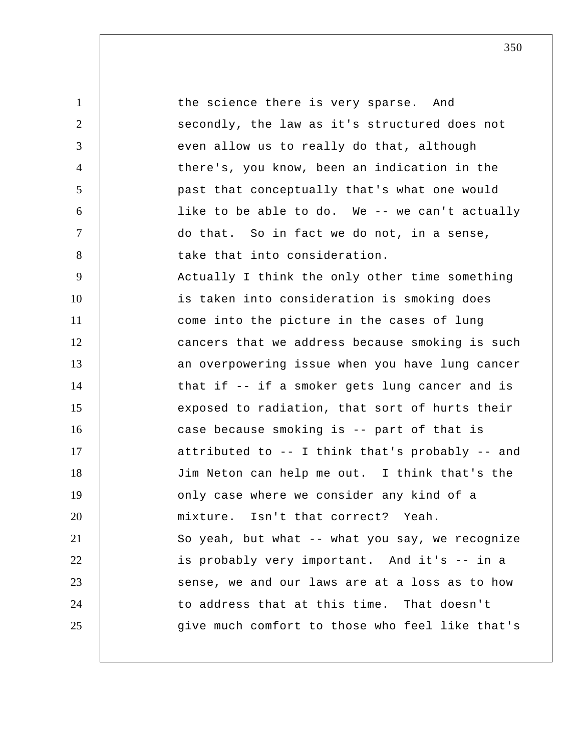the science there is very sparse. And secondly, the law as it's structured does not even allow us to really do that, although there's, you know, been an indication in the past that conceptually that's what one would like to be able to do. We -- we can't actually do that. So in fact we do not, in a sense, take that into consideration.

Actually I think the only other time something is taken into consideration is smoking does come into the picture in the cases of lung cancers that we address because smoking is such an overpowering issue when you have lung cancer that if -- if a smoker gets lung cancer and is exposed to radiation, that sort of hurts their case because smoking is -- part of that is attributed to -- I think that's probably -- and Jim Neton can help me out. I think that's the only case where we consider any kind of a mixture. Isn't that correct? Yeah.

So yeah, but what -- what you say, we recognize is probably very important. And it's -- in a sense, we and our laws are at a loss as to how to address that at this time. That doesn't give much comfort to those who feel like that's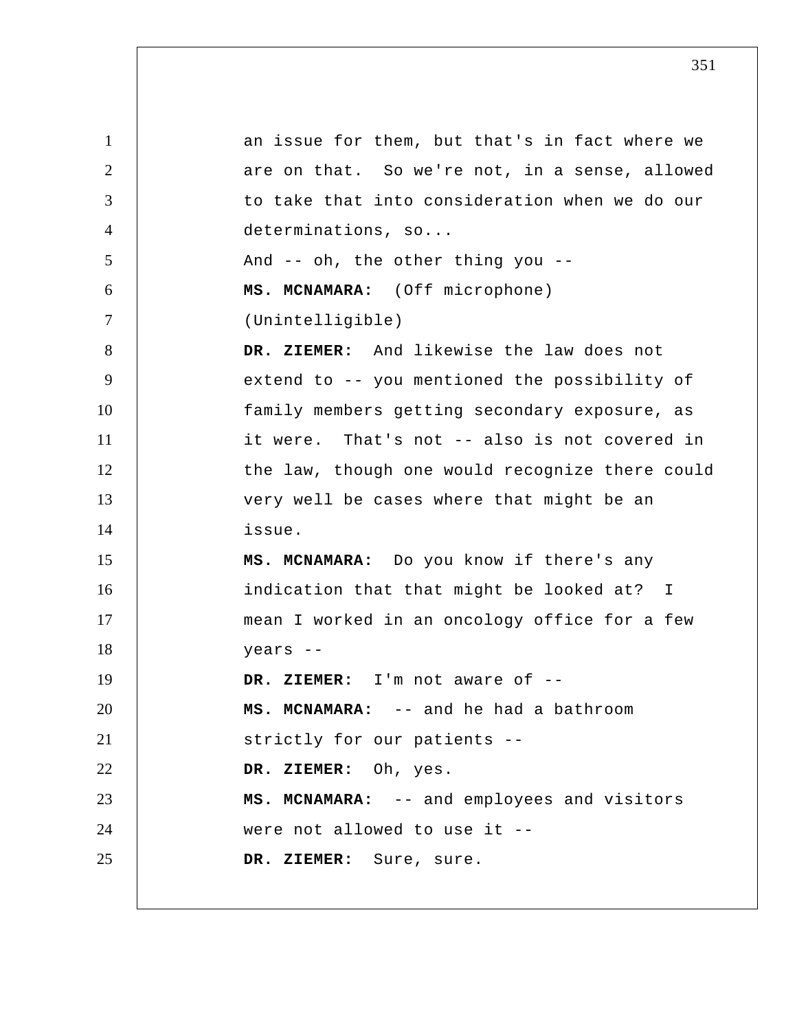an issue for them, but that's in fact where we are on that. So we're not, in a sense, allowed to take that into consideration when we do our determinations, so...

And -- oh, the other thing you --

**MS. MCNAMARA:** (Off microphone) (Unintelligible)

**DR. ZIEMER:** And likewise the law does not extend to -- you mentioned the possibility of family members getting secondary exposure, as it were. That's not -- also is not covered in the law, though one would recognize there could very well be cases where that might be an issue.

**MS. MCNAMARA:** Do you know if there's any indication that that might be looked at? I mean I worked in an oncology office for a few years --

**DR. ZIEMER:** I'm not aware of --

**MS. MCNAMARA:** -- and he had a bathroom strictly for our patients --

**DR. ZIEMER:** Oh, yes.

**MS. MCNAMARA:** -- and employees and visitors were not allowed to use it --

**DR. ZIEMER:** Sure, sure.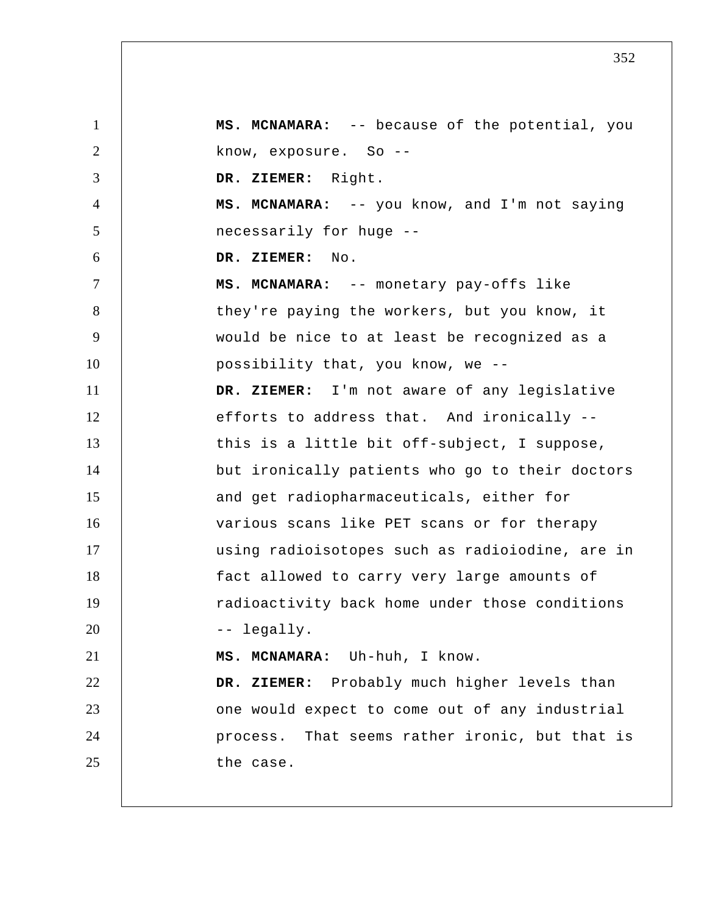**MS. MCNAMARA:** -- because of the potential, you know, exposure. So --

**DR. ZIEMER:** Right.

**MS. MCNAMARA:** -- you know, and I'm not saying necessarily for huge --

**DR. ZIEMER:** No.

**MS. MCNAMARA:** -- monetary pay-offs like they're paying the workers, but you know, it would be nice to at least be recognized as a possibility that, you know, we --

**DR. ZIEMER:** I'm not aware of any legislative efforts to address that. And ironically -- this is a little bit off-subject, I suppose, but ironically patients who go to their doctors and get radiopharmaceuticals, either for various scans like PET scans or for therapy using radioisotopes such as radioiodine, are in fact allowed to carry very large amounts of radioactivity back home under those conditions -- legally.

**MS. MCNAMARA:** Uh-huh, I know.

**DR. ZIEMER:** Probably much higher levels than one would expect to come out of any industrial process. That seems rather ironic, but that is the case.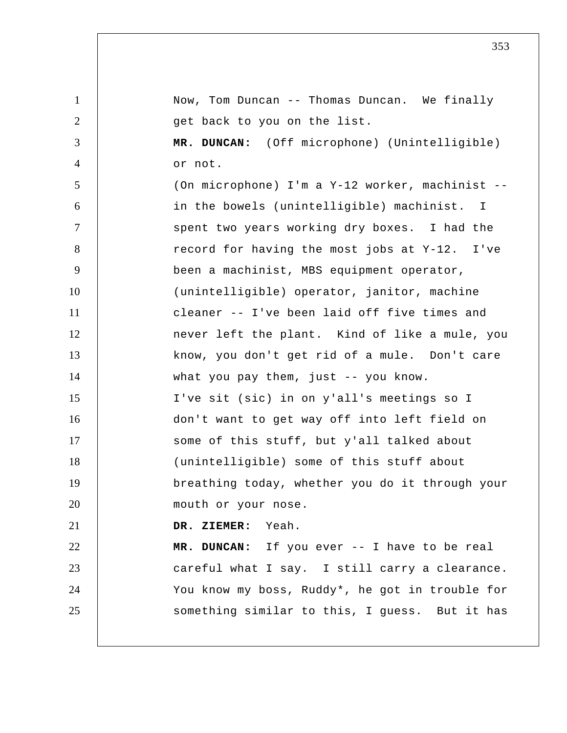Now, Tom Duncan -- Thomas Duncan. We finally get back to you on the list.

**MR. DUNCAN:** (Off microphone) (Unintelligible) or not.

(On microphone) I'm a Y-12 worker, machinist -- in the bowels (unintelligible) machinist. I spent two years working dry boxes. I had the record for having the most jobs at Y-12. I've been a machinist, MBS equipment operator, (unintelligible) operator, janitor, machine cleaner -- I've been laid off five times and never left the plant. Kind of like a mule, you know, you don't get rid of a mule. Don't care what you pay them, just -- you know.

I've sit (sic) in on y'all's meetings so I don't want to get way off into left field on some of this stuff, but y'all talked about (unintelligible) some of this stuff about breathing today, whether you do it through your mouth or your nose.

**DR. ZIEMER:** Yeah.

**MR. DUNCAN:** If you ever -- I have to be real careful what I say. I still carry a clearance. You know my boss, Ruddy*, he got in trouble for something similar to this, I guess. But it has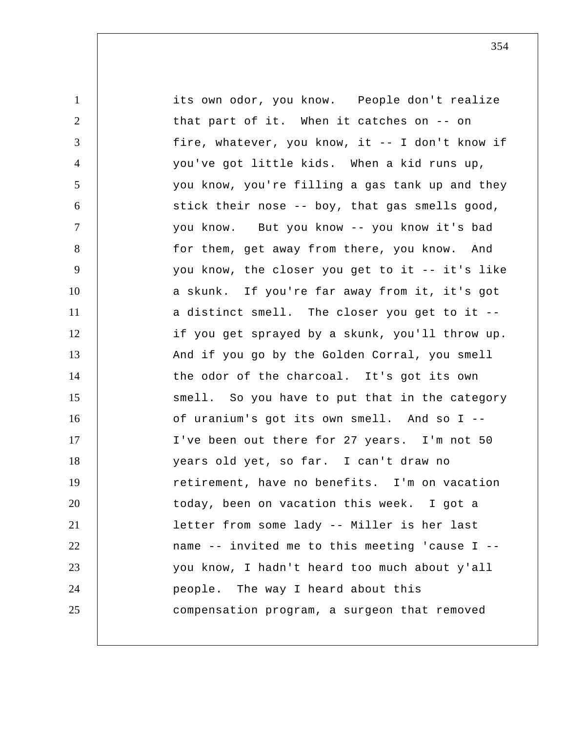its own odor, you know. People don't realize that part of it. When it catches on -- on fire, whatever, you know, it -- I don't know if you've got little kids. When a kid runs up, you know, you're filling a gas tank up and they stick their nose -- boy, that gas smells good, you know. But you know -- you know it's bad for them, get away from there, you know. And you know, the closer you get to it -- it's like a skunk. If you're far away from it, it's got a distinct smell. The closer you get to it -- if you get sprayed by a skunk, you'll throw up. And if you go by the Golden Corral, you smell the odor of the charcoal. It's got its own smell. So you have to put that in the category of uranium's got its own smell. And so I -- I've been out there for 27 years. I'm not 50 years old yet, so far. I can't draw no retirement, have no benefits. I'm on vacation today, been on vacation this week. I got a letter from some lady -- Miller is her last name -- invited me to this meeting 'cause I -- you know, I hadn't heard too much about y'all people. The way I heard about this compensation program, a surgeon that removed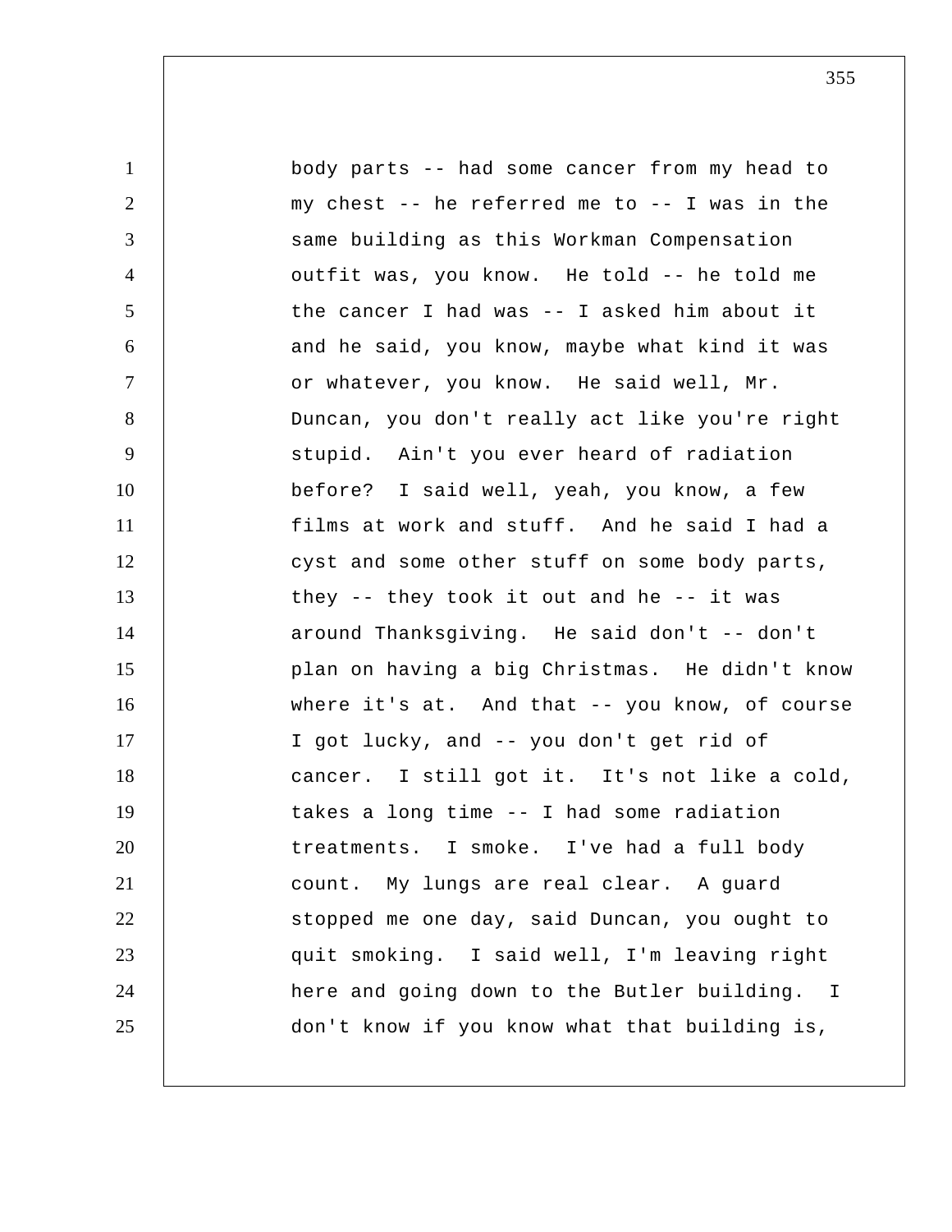body parts -- had some cancer from my head to my chest -- he referred me to -- I was in the same building as this Workman Compensation outfit was, you know. He told -- he told me the cancer I had was -- I asked him about it and he said, you know, maybe what kind it was or whatever, you know. He said well, Mr. Duncan, you don't really act like you're right stupid. Ain't you ever heard of radiation before? I said well, yeah, you know, a few films at work and stuff. And he said I had a cyst and some other stuff on some body parts, they -- they took it out and he -- it was around Thanksgiving. He said don't -- don't plan on having a big Christmas. He didn't know where it's at. And that -- you know, of course I got lucky, and -- you don't get rid of cancer. I still got it. It's not like a cold, takes a long time -- I had some radiation treatments. I smoke. I've had a full body count. My lungs are real clear. A guard stopped me one day, said Duncan, you ought to quit smoking. I said well, I'm leaving right here and going down to the Butler building. I don't know if you know what that building is,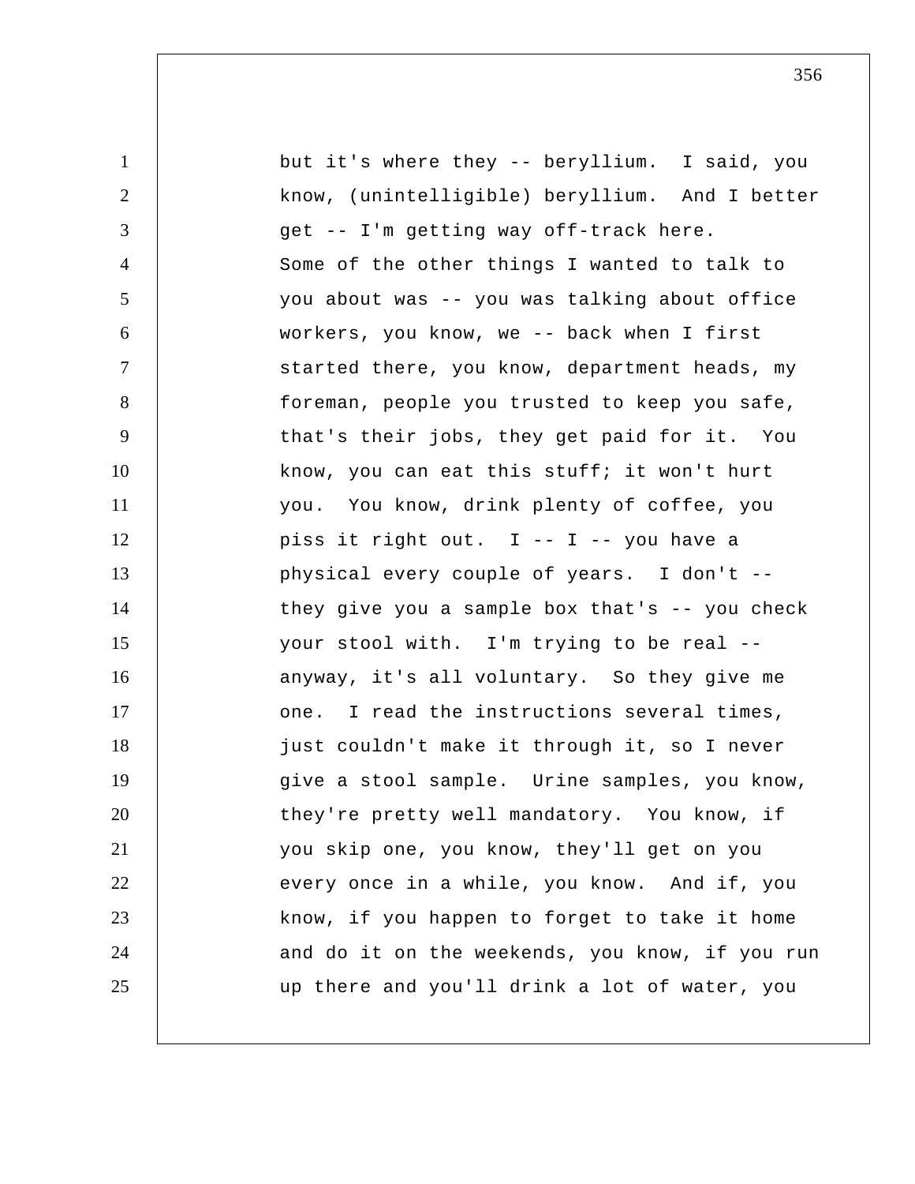but it's where they -- beryllium. I said, you know, (unintelligible) beryllium. And I better get -- I'm getting way off-track here.

Some of the other things I wanted to talk to you about was -- you was talking about office workers, you know, we -- back when I first started there, you know, department heads, my foreman, people you trusted to keep you safe, that's their jobs, they get paid for it. You know, you can eat this stuff; it won't hurt you. You know, drink plenty of coffee, you piss it right out. I -- I -- you have a physical every couple of years. I don't -- they give you a sample box that's -- you check your stool with. I'm trying to be real -- anyway, it's all voluntary. So they give me one. I read the instructions several times, just couldn't make it through it, so I never give a stool sample. Urine samples, you know, they're pretty well mandatory. You know, if you skip one, you know, they'll get on you every once in a while, you know. And if, you know, if you happen to forget to take it home and do it on the weekends, you know, if you run up there and you'll drink a lot of water, you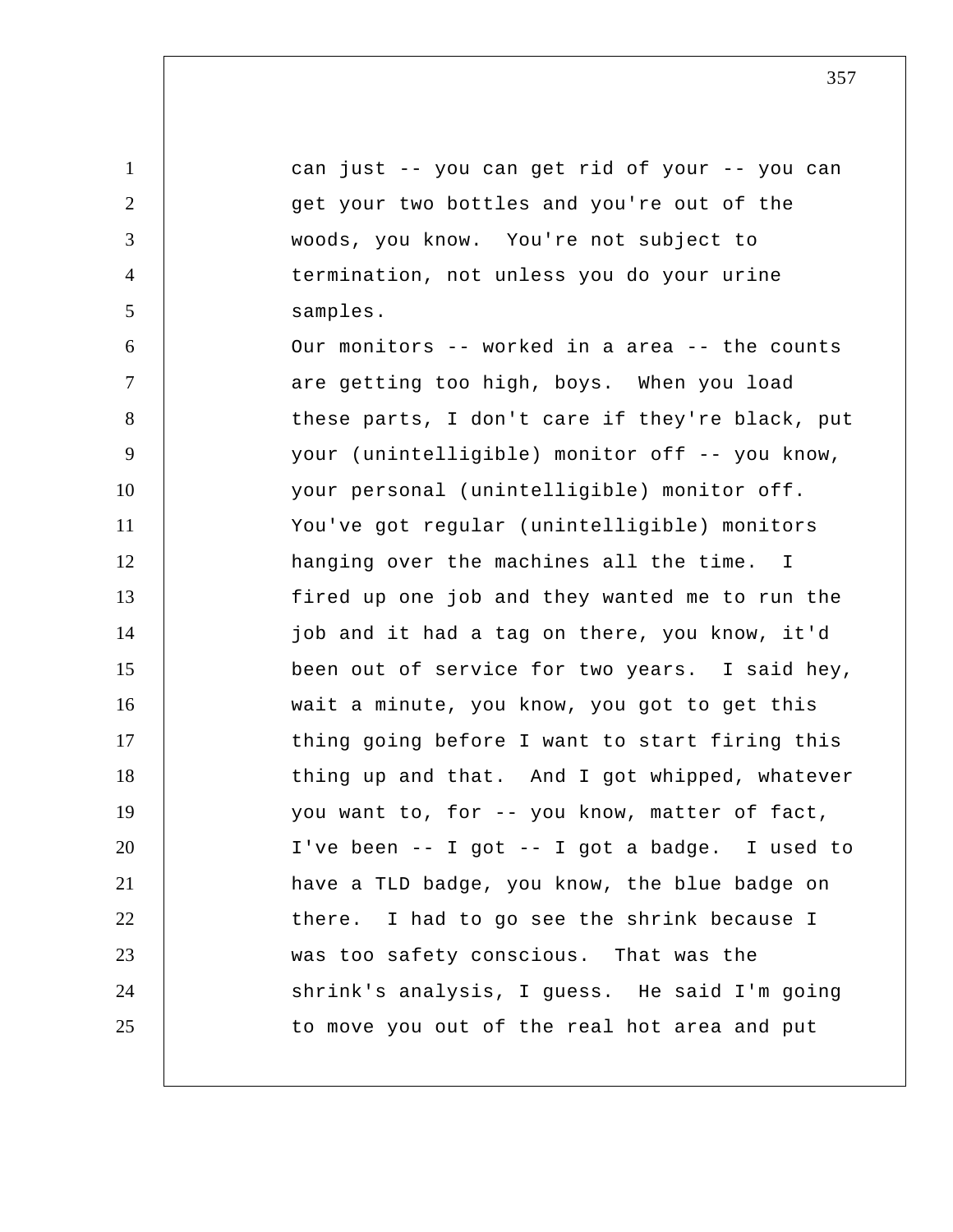can just -- you can get rid of your -- you can get your two bottles and you're out of the woods, you know. You're not subject to termination, not unless you do your urine samples.

Our monitors -- worked in a area -- the counts are getting too high, boys. When you load these parts, I don't care if they're black, put your (unintelligible) monitor off -- you know, your personal (unintelligible) monitor off. You've got regular (unintelligible) monitors hanging over the machines all the time. I fired up one job and they wanted me to run the job and it had a tag on there, you know, it'd been out of service for two years. I said hey, wait a minute, you know, you got to get this thing going before I want to start firing this thing up and that. And I got whipped, whatever you want to, for -- you know, matter of fact, I've been -- I got -- I got a badge. I used to have a TLD badge, you know, the blue badge on there. I had to go see the shrink because I was too safety conscious. That was the shrink's analysis, I guess. He said I'm going to move you out of the real hot area and put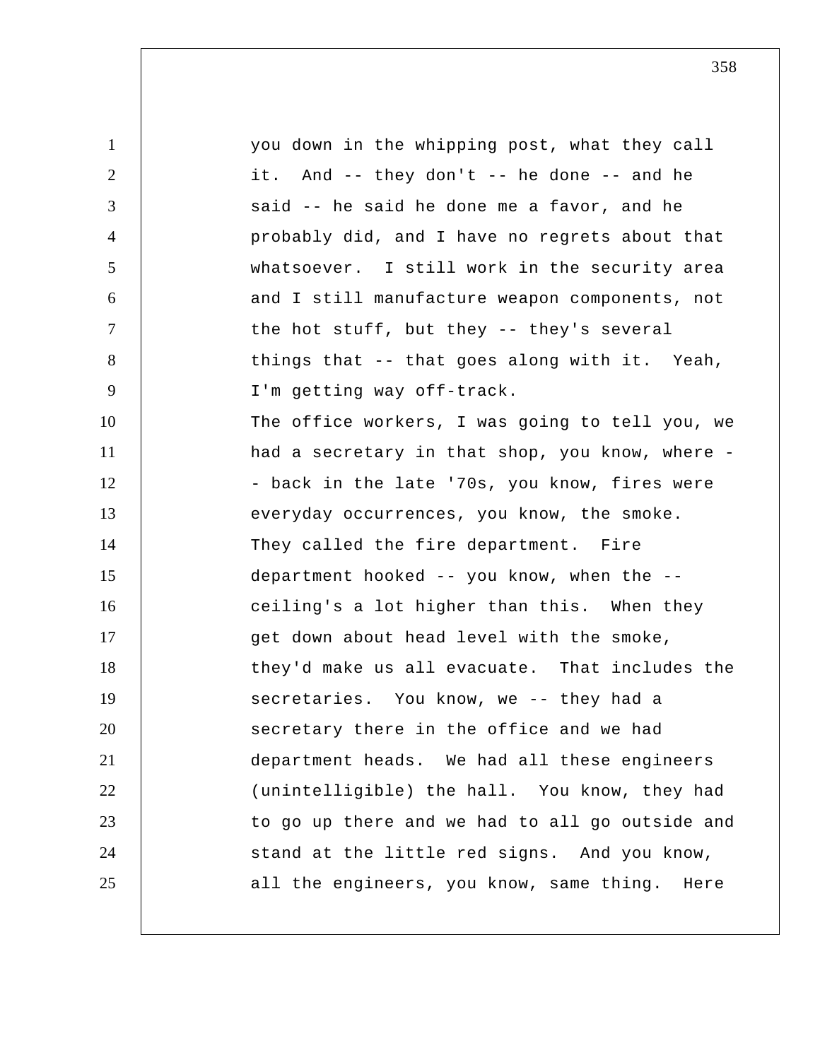you down in the whipping post, what they call it. And -- they don't -- he done -- and he said -- he said he done me a favor, and he probably did, and I have no regrets about that whatsoever. I still work in the security area and I still manufacture weapon components, not the hot stuff, but they -- they's several things that -- that goes along with it. Yeah, I'm getting way off-track.

The office workers, I was going to tell you, we had a secretary in that shop, you know, where -- back in the late '70s, you know, fires were everyday occurrences, you know, the smoke. They called the fire department. Fire department hooked -- you know, when the -- ceiling's a lot higher than this. When they get down about head level with the smoke, they'd make us all evacuate. That includes the secretaries. You know, we -- they had a secretary there in the office and we had department heads. We had all these engineers (unintelligible) the hall. You know, they had to go up there and we had to all go outside and stand at the little red signs. And you know, all the engineers, you know, same thing. Here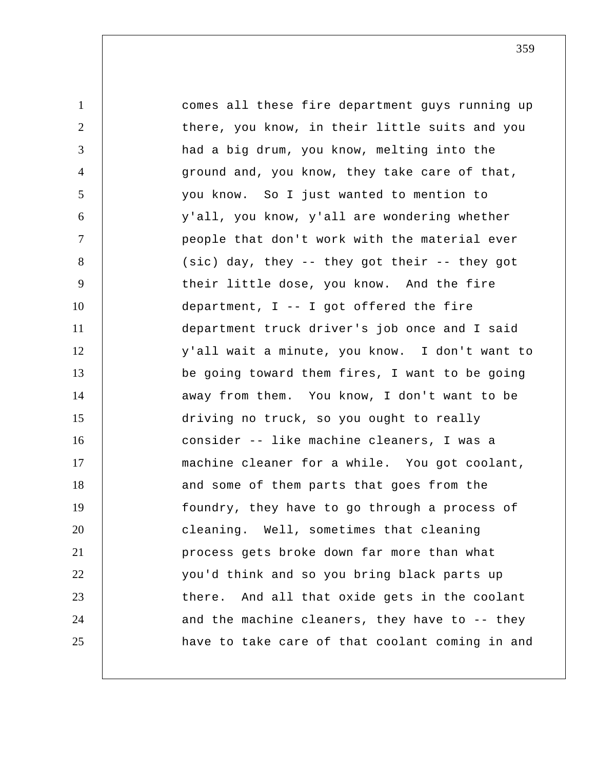comes all these fire department guys running up there, you know, in their little suits and you had a big drum, you know, melting into the ground and, you know, they take care of that, you know. So I just wanted to mention to y'all, you know, y'all are wondering whether people that don't work with the material ever (sic) day, they -- they got their -- they got their little dose, you know. And the fire department, I -- I got offered the fire department truck driver's job once and I said y'all wait a minute, you know. I don't want to be going toward them fires, I want to be going away from them. You know, I don't want to be driving no truck, so you ought to really consider -- like machine cleaners, I was a machine cleaner for a while. You got coolant, and some of them parts that goes from the foundry, they have to go through a process of cleaning. Well, sometimes that cleaning process gets broke down far more than what you'd think and so you bring black parts up there. And all that oxide gets in the coolant and the machine cleaners, they have to -- they have to take care of that coolant coming in and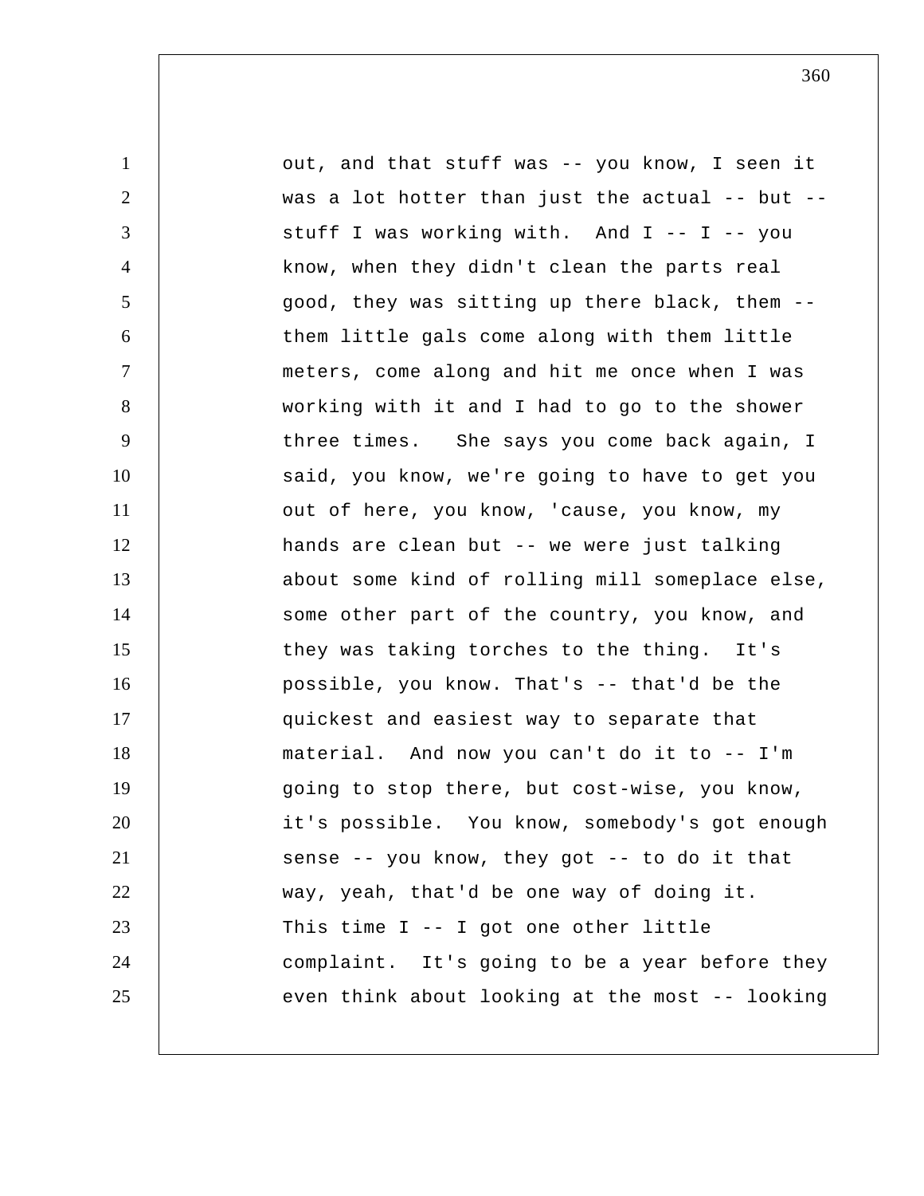out, and that stuff was -- you know, I seen it was a lot hotter than just the actual -- but -- stuff I was working with. And I -- I -- you know, when they didn't clean the parts real good, they was sitting up there black, them -- them little gals come along with them little meters, come along and hit me once when I was working with it and I had to go to the shower three times. She says you come back again, I said, you know, we're going to have to get you out of here, you know, 'cause, you know, my hands are clean but -- we were just talking about some kind of rolling mill someplace else, some other part of the country, you know, and they was taking torches to the thing. It's possible, you know. That's -- that'd be the quickest and easiest way to separate that material. And now you can't do it to -- I'm going to stop there, but cost-wise, you know, it's possible. You know, somebody's got enough sense -- you know, they got -- to do it that way, yeah, that'd be one way of doing it. This time I -- I got one other little complaint. It's going to be a year before they even think about looking at the most -- looking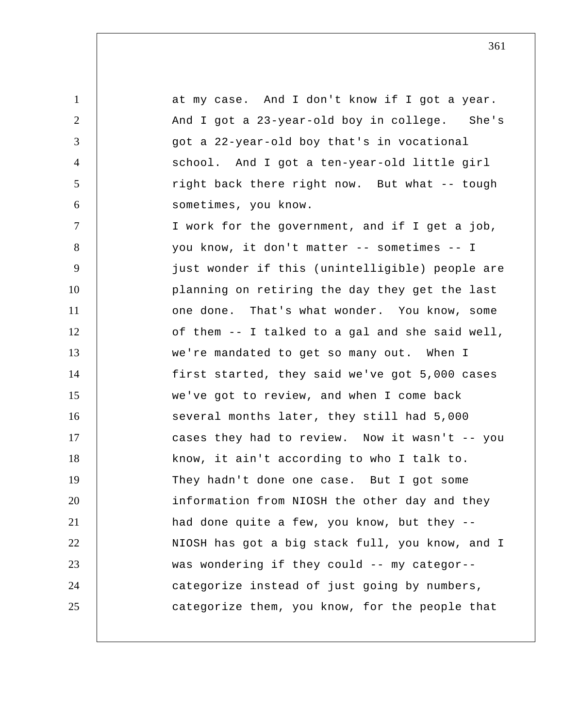at my case. And I don't know if I got a year. And I got a 23-year-old boy in college. She's got a 22-year-old boy that's in vocational school. And I got a ten-year-old little girl right back there right now. But what -- tough sometimes, you know.

I work for the government, and if I get a job, you know, it don't matter -- sometimes -- I just wonder if this (unintelligible) people are planning on retiring the day they get the last one done. That's what wonder. You know, some of them -- I talked to a gal and she said well, we're mandated to get so many out. When I first started, they said we've got 5,000 cases we've got to review, and when I come back several months later, they still had 5,000 cases they had to review. Now it wasn't -- you know, it ain't according to who I talk to. They hadn't done one case. But I got some information from NIOSH the other day and they had done quite a few, you know, but they -- NIOSH has got a big stack full, you know, and I was wondering if they could -- my categor-- categorize instead of just going by numbers, categorize them, you know, for the people that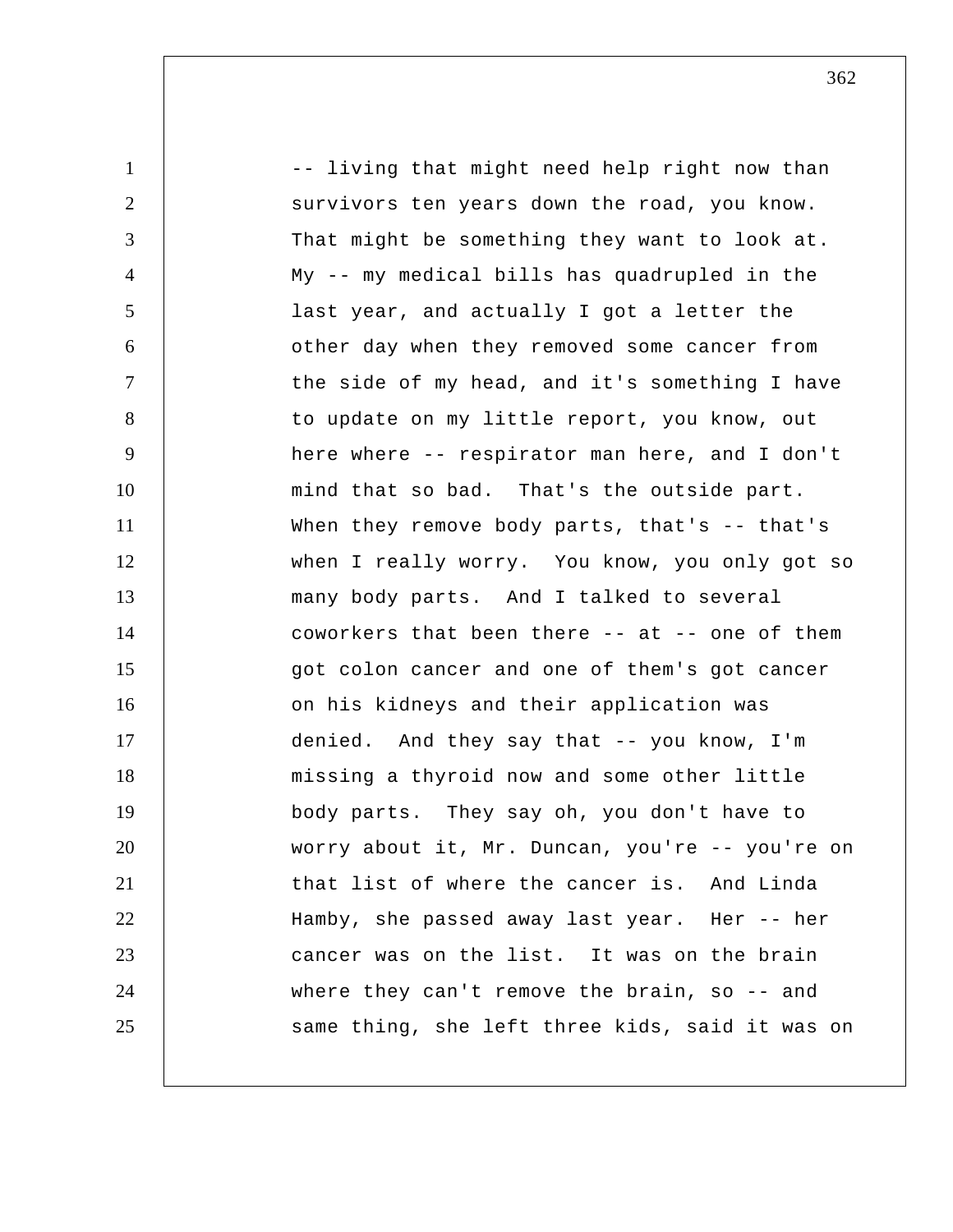-- living that might need help right now than survivors ten years down the road, you know. That might be something they want to look at. My -- my medical bills has quadrupled in the last year, and actually I got a letter the other day when they removed some cancer from the side of my head, and it's something I have to update on my little report, you know, out here where -- respirator man here, and I don't mind that so bad. That's the outside part. When they remove body parts, that's -- that's when I really worry. You know, you only got so many body parts. And I talked to several coworkers that been there -- at -- one of them got colon cancer and one of them's got cancer on his kidneys and their application was denied. And they say that -- you know, I'm missing a thyroid now and some other little body parts. They say oh, you don't have to worry about it, Mr. Duncan, you're -- you're on that list of where the cancer is. And Linda Hamby, she passed away last year. Her -- her cancer was on the list. It was on the brain where they can't remove the brain, so -- and same thing, she left three kids, said it was on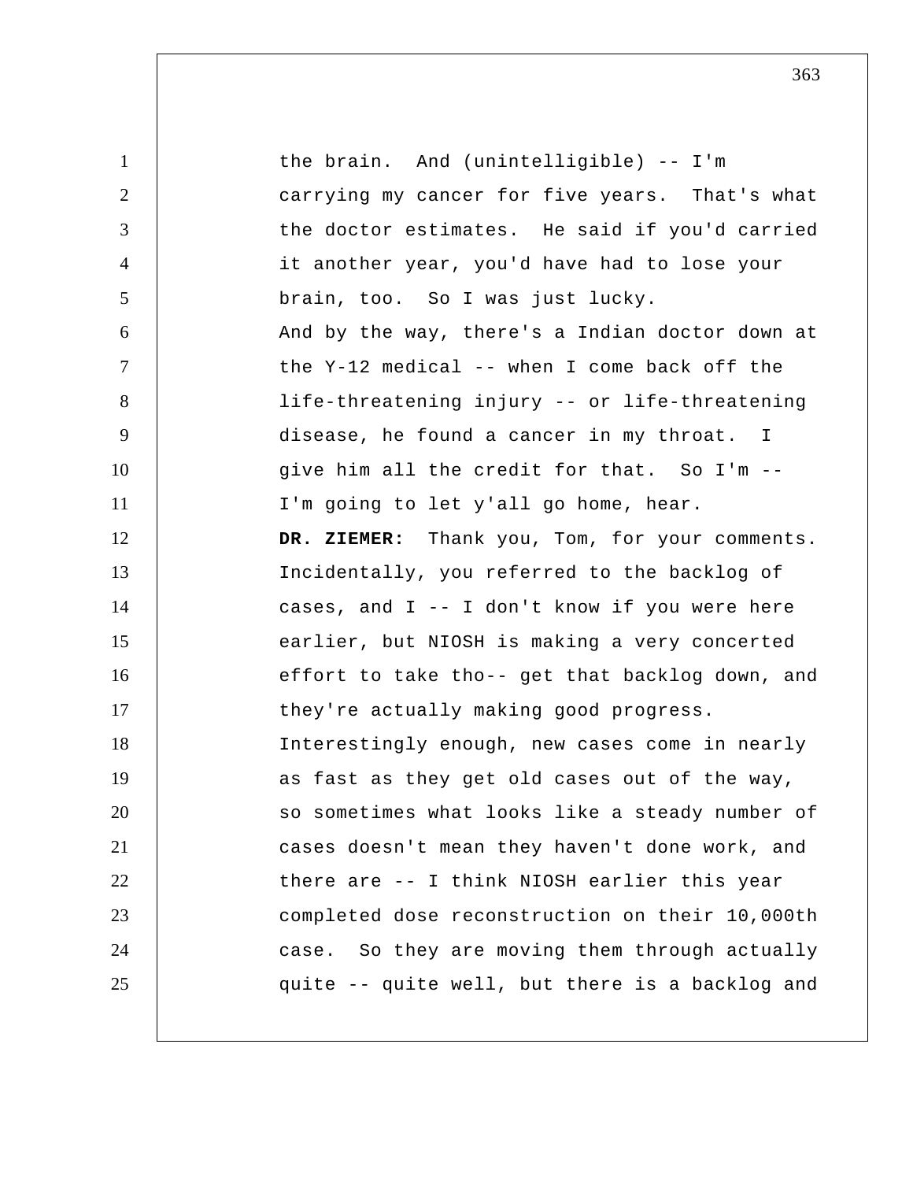the brain. And (unintelligible) -- I'm carrying my cancer for five years. That's what the doctor estimates. He said if you'd carried it another year, you'd have had to lose your brain, too. So I was just lucky.

And by the way, there's a Indian doctor down at the Y-12 medical -- when I come back off the life-threatening injury -- or life-threatening disease, he found a cancer in my throat. I give him all the credit for that. So I'm -- I'm going to let y'all go home, hear.

**DR. ZIEMER:** Thank you, Tom, for your comments. Incidentally, you referred to the backlog of cases, and I -- I don't know if you were here earlier, but NIOSH is making a very concerted effort to take tho-- get that backlog down, and they're actually making good progress. Interestingly enough, new cases come in nearly as fast as they get old cases out of the way, so sometimes what looks like a steady number of cases doesn't mean they haven't done work, and there are -- I think NIOSH earlier this year completed dose reconstruction on their 10,000th case. So they are moving them through actually quite -- quite well, but there is a backlog and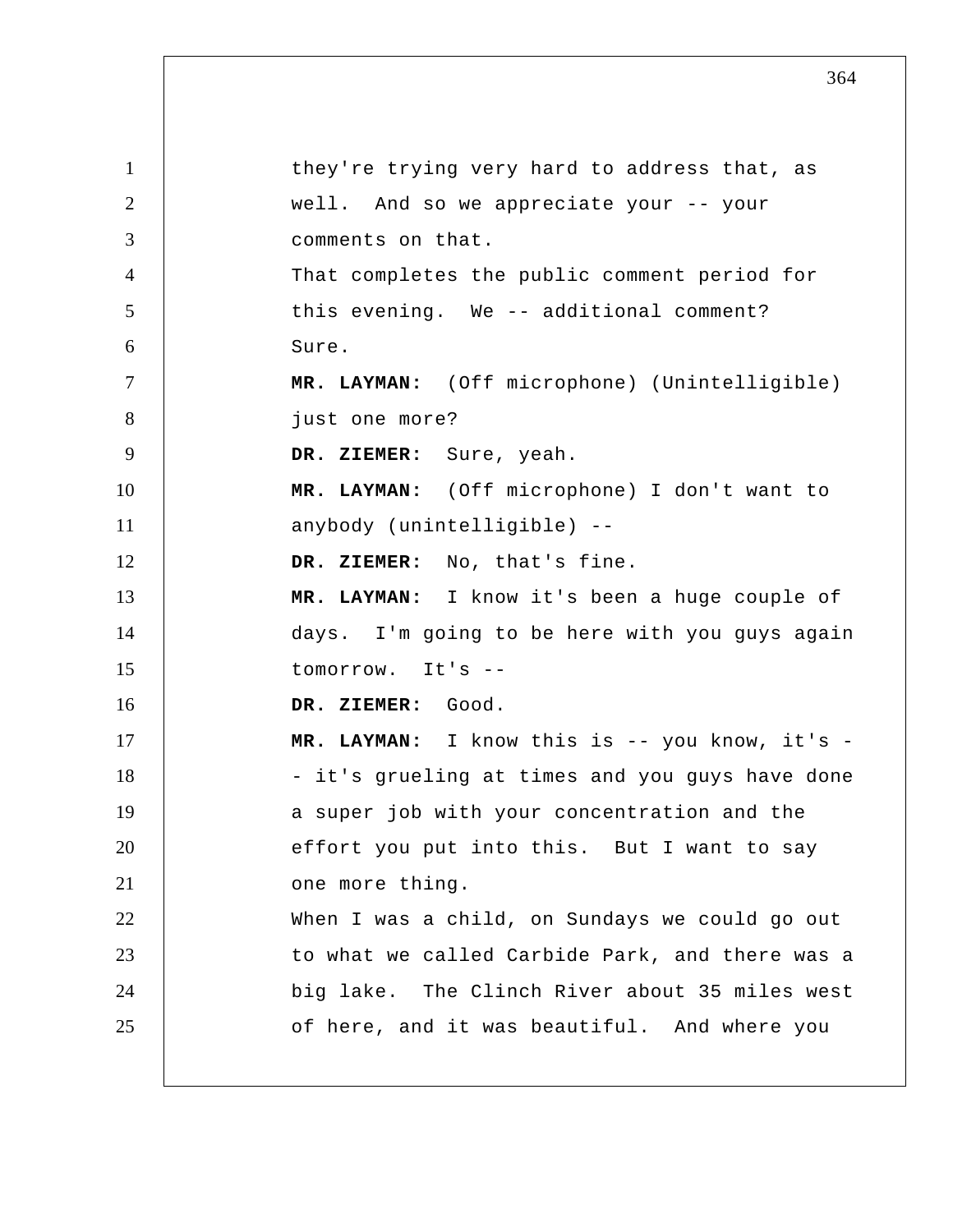they're trying very hard to address that, as well. And so we appreciate your -- your comments on that.

That completes the public comment period for this evening. We -- additional comment? Sure.

**MR. LAYMAN:** (Off microphone) (Unintelligible) just one more?

**DR. ZIEMER:** Sure, yeah.

**MR. LAYMAN:** (Off microphone) I don't want to anybody (unintelligible) --

**DR. ZIEMER:** No, that's fine.

**MR. LAYMAN:** I know it's been a huge couple of days. I'm going to be here with you guys again tomorrow. It's --

**DR. ZIEMER:** Good.

**MR. LAYMAN:** I know this is -- you know, it's -- it's grueling at times and you guys have done a super job with your concentration and the effort you put into this. But I want to say one more thing.

When I was a child, on Sundays we could go out to what we called Carbide Park, and there was a big lake. The Clinch River about 35 miles west of here, and it was beautiful. And where you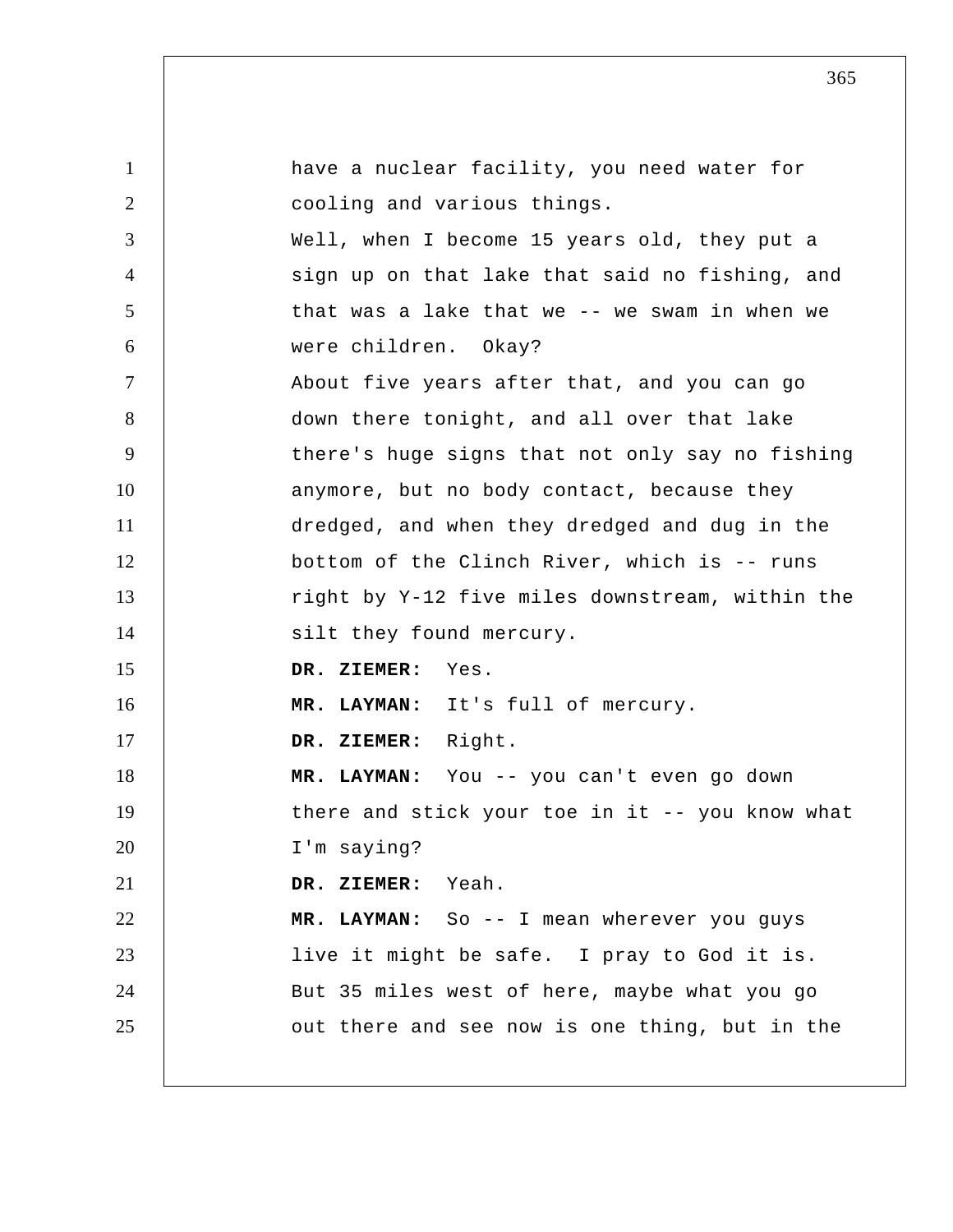have a nuclear facility, you need water for cooling and various things.

Well, when I become 15 years old, they put a sign up on that lake that said no fishing, and that was a lake that we -- we swam in when we were children. Okay?

About five years after that, and you can go down there tonight, and all over that lake there's huge signs that not only say no fishing anymore, but no body contact, because they dredged, and when they dredged and dug in the bottom of the Clinch River, which is -- runs right by Y-12 five miles downstream, within the silt they found mercury.

**DR. ZIEMER:** Yes.

**MR. LAYMAN:** It's full of mercury.

**DR. ZIEMER:** Right.

**MR. LAYMAN:** You -- you can't even go down there and stick your toe in it -- you know what I'm saying?

**DR. ZIEMER:** Yeah.

**MR. LAYMAN:** So -- I mean wherever you guys live it might be safe. I pray to God it is. But 35 miles west of here, maybe what you go out there and see now is one thing, but in the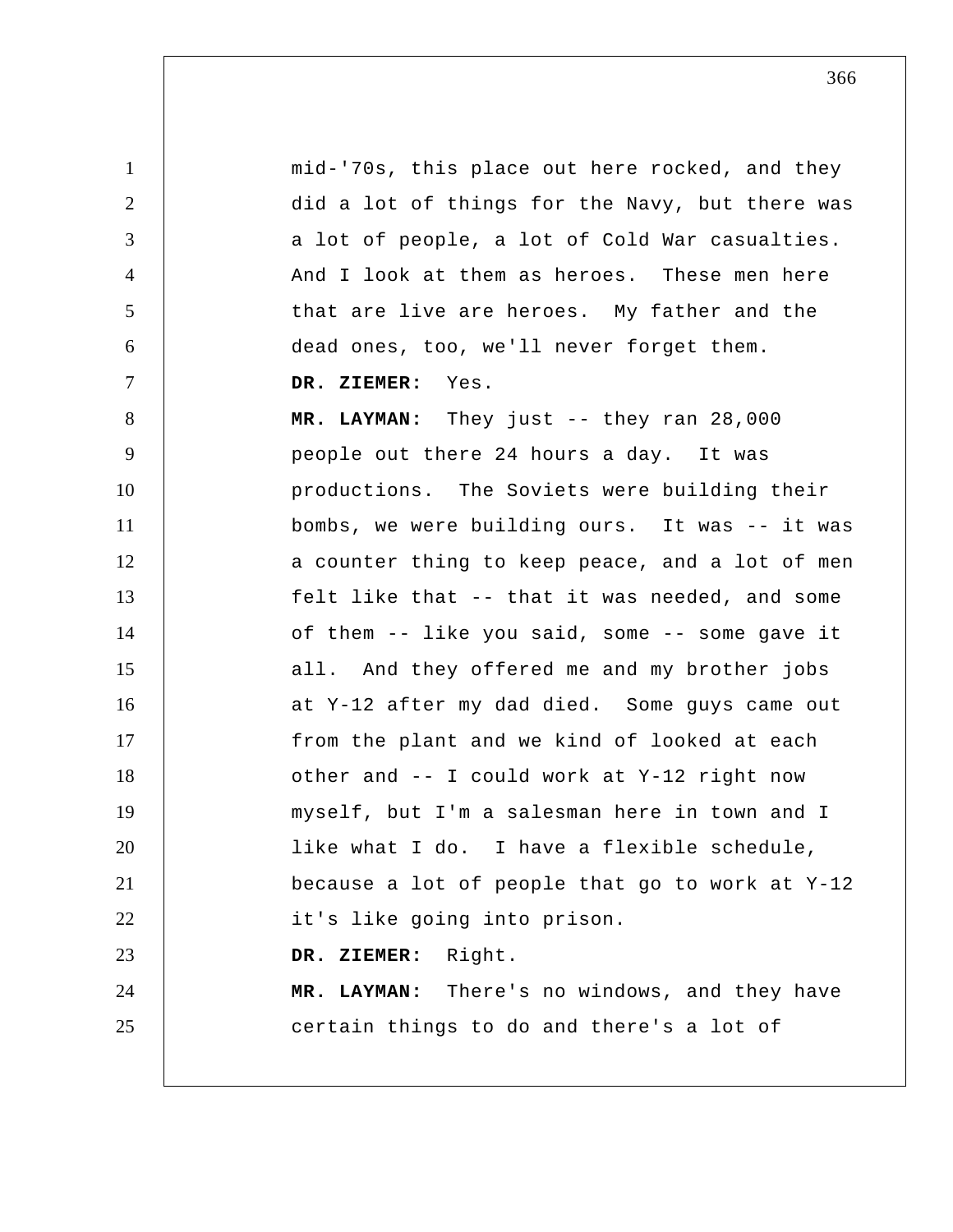mid-'70s, this place out here rocked, and they did a lot of things for the Navy, but there was a lot of people, a lot of Cold War casualties. And I look at them as heroes. These men here that are live are heroes. My father and the dead ones, too, we'll never forget them.

**DR. ZIEMER:** Yes.

**MR. LAYMAN:** They just -- they ran 28,000 people out there 24 hours a day. It was productions. The Soviets were building their bombs, we were building ours. It was -- it was a counter thing to keep peace, and a lot of men felt like that -- that it was needed, and some of them -- like you said, some -- some gave it all. And they offered me and my brother jobs at Y-12 after my dad died. Some guys came out from the plant and we kind of looked at each other and -- I could work at Y-12 right now myself, but I'm a salesman here in town and I like what I do. I have a flexible schedule, because a lot of people that go to work at Y-12 it's like going into prison.

**DR. ZIEMER:** Right.

**MR. LAYMAN:** There's no windows, and they have certain things to do and there's a lot of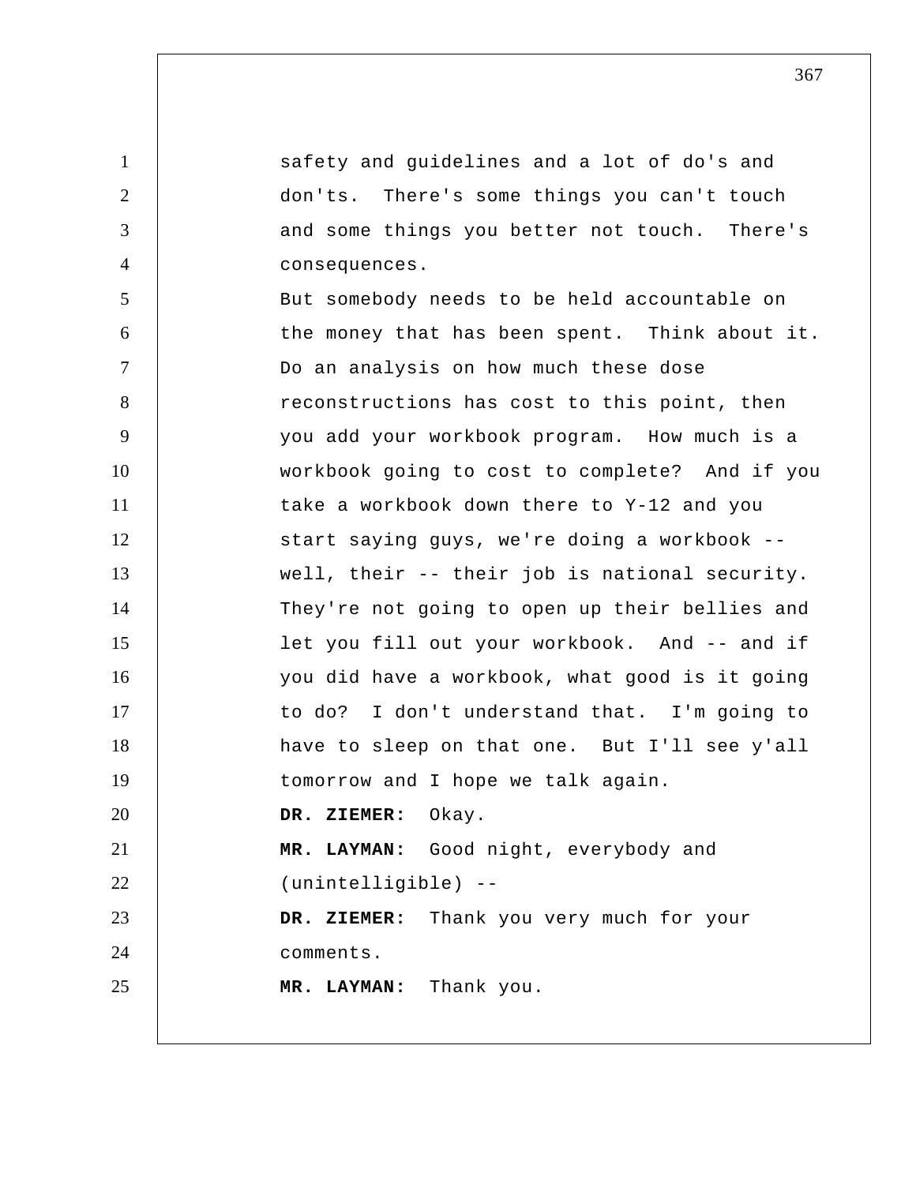safety and guidelines and a lot of do's and don'ts. There's some things you can't touch and some things you better not touch. There's consequences.

But somebody needs to be held accountable on the money that has been spent. Think about it. Do an analysis on how much these dose reconstructions has cost to this point, then you add your workbook program. How much is a workbook going to cost to complete? And if you take a workbook down there to Y-12 and you start saying guys, we're doing a workbook -- well, their -- their job is national security. They're not going to open up their bellies and let you fill out your workbook. And -- and if you did have a workbook, what good is it going to do? I don't understand that. I'm going to have to sleep on that one. But I'll see y'all tomorrow and I hope we talk again.

**DR. ZIEMER:** Okay.

**MR. LAYMAN:** Good night, everybody and (unintelligible) --

**DR. ZIEMER:** Thank you very much for your comments.

**MR. LAYMAN:** Thank you.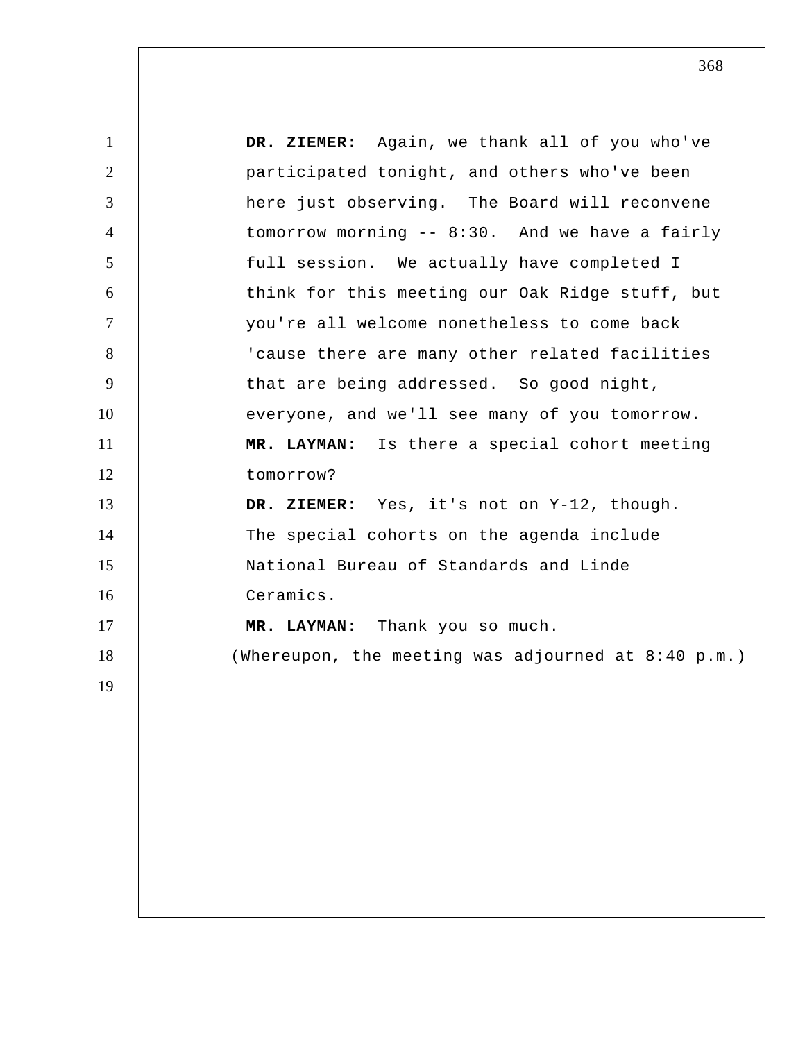**DR. ZIEMER:** Again, we thank all of you who've participated tonight, and others who've been here just observing. The Board will reconvene tomorrow morning -- 8:30. And we have a fairly full session. We actually have completed I think for this meeting our Oak Ridge stuff, but you're all welcome nonetheless to come back 'cause there are many other related facilities that are being addressed. So good night, everyone, and we'll see many of you tomorrow.

**MR. LAYMAN:** Is there a special cohort meeting tomorrow?

**DR. ZIEMER:** Yes, it's not on Y-12, though. The special cohorts on the agenda include National Bureau of Standards and Linde Ceramics.

**MR. LAYMAN:** Thank you so much.

(Whereupon, the meeting was adjourned at 8:40 p.m.)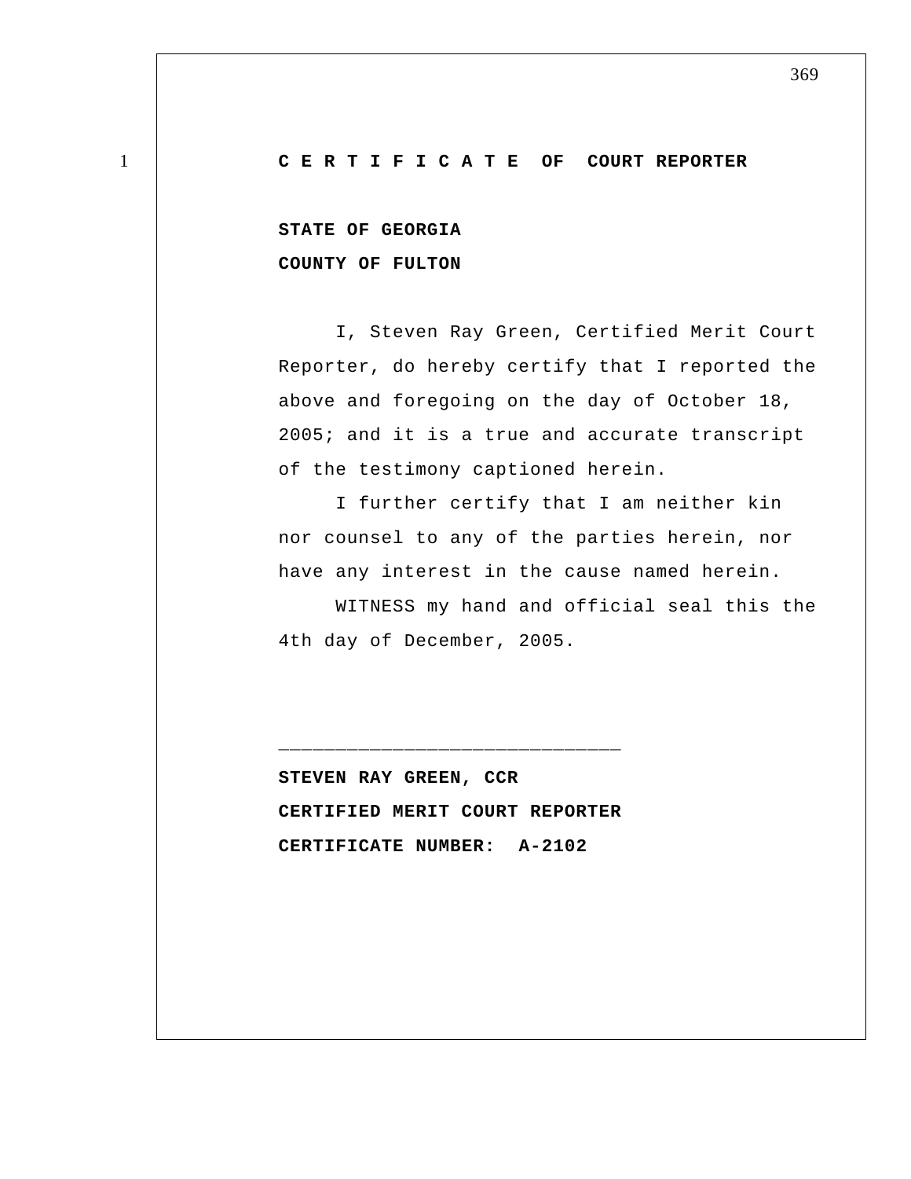**C E R T I F I C A T E OF COURT REPORTER**

**STATE OF GEORGIA**
**COUNTY OF FULTON**

I, Steven Ray Green, Certified Merit Court Reporter, do hereby certify that I reported the above and foregoing on the day of October 18, 2005; and it is a true and accurate transcript of the testimony captioned herein.

I further certify that I am neither kin nor counsel to any of the parties herein, nor have any interest in the cause named herein.

WITNESS my hand and official seal this the 4th day of December, 2005.

______________________________

**STEVEN RAY GREEN, CCR**
**CERTIFIED MERIT COURT REPORTER**
**CERTIFICATE NUMBER: A-2102**